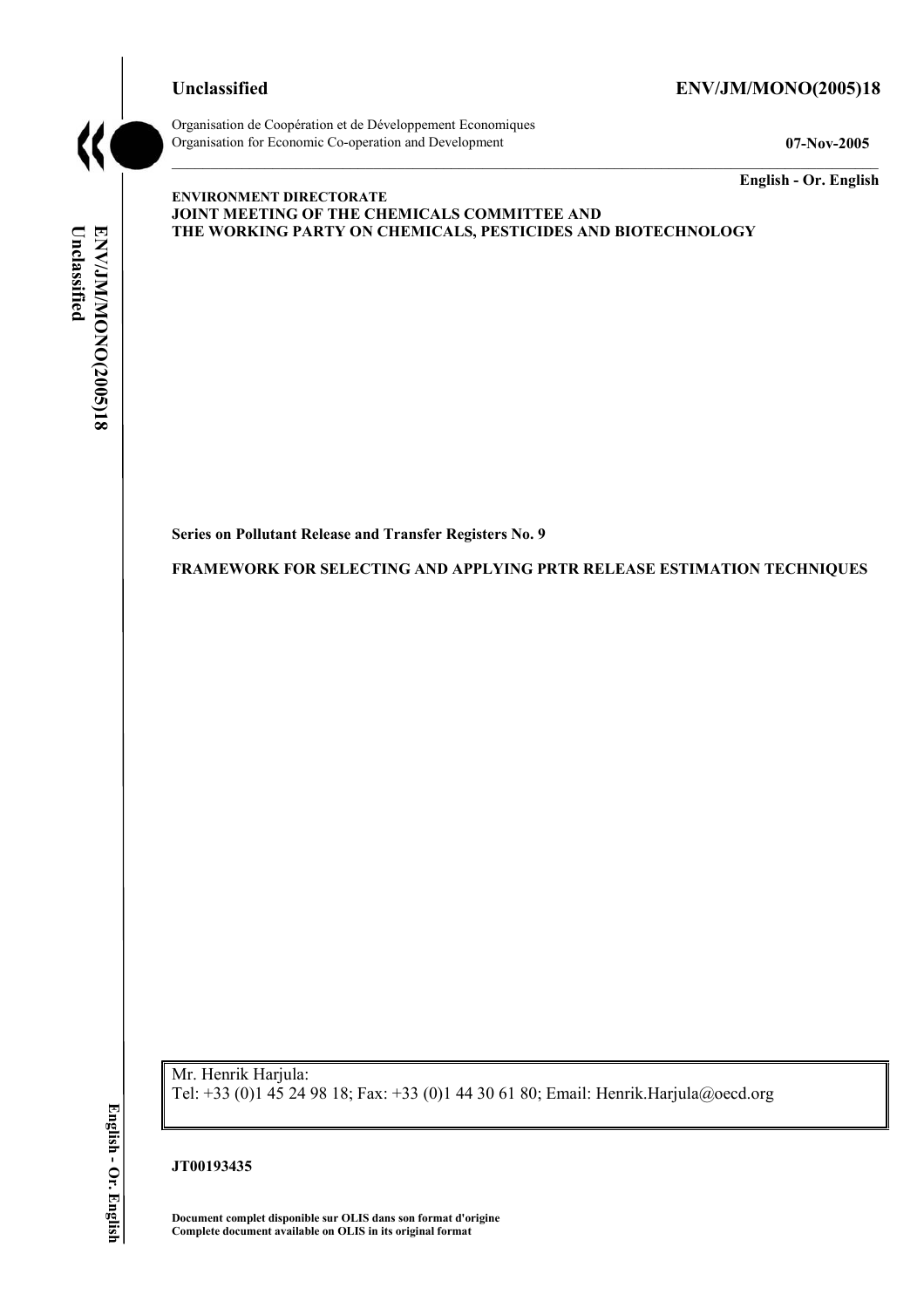**Unclassified** **ENV/JM/MONO(2005)18**

Organisation de Coopération et de Développement Economiques
Organisation for Economic Co-operation and Development **07-Nov-2005**

**English - Or. English**

**ENVIRONMENT DIRECTORATE**
**JOINT MEETING OF THE CHEMICALS COMMITTEE AND**
**THE WORKING PARTY ON CHEMICALS, PESTICIDES AND BIOTECHNOLOGY**

**Series on Pollutant Release and Transfer Registers No. 9**

**FRAMEWORK FOR SELECTING AND APPLYING PRTR RELEASE ESTIMATION TECHNIQUES**

Mr. Henrik Harjula:
Tel: +33 (0)1 45 24 98 18; Fax: +33 (0)1 44 30 61 80; Email: Henrik.Harjula@oecd.org

**JT00193435**

**Document complet disponible sur OLIS dans son format d'origine**
**Complete document available on OLIS in its original format**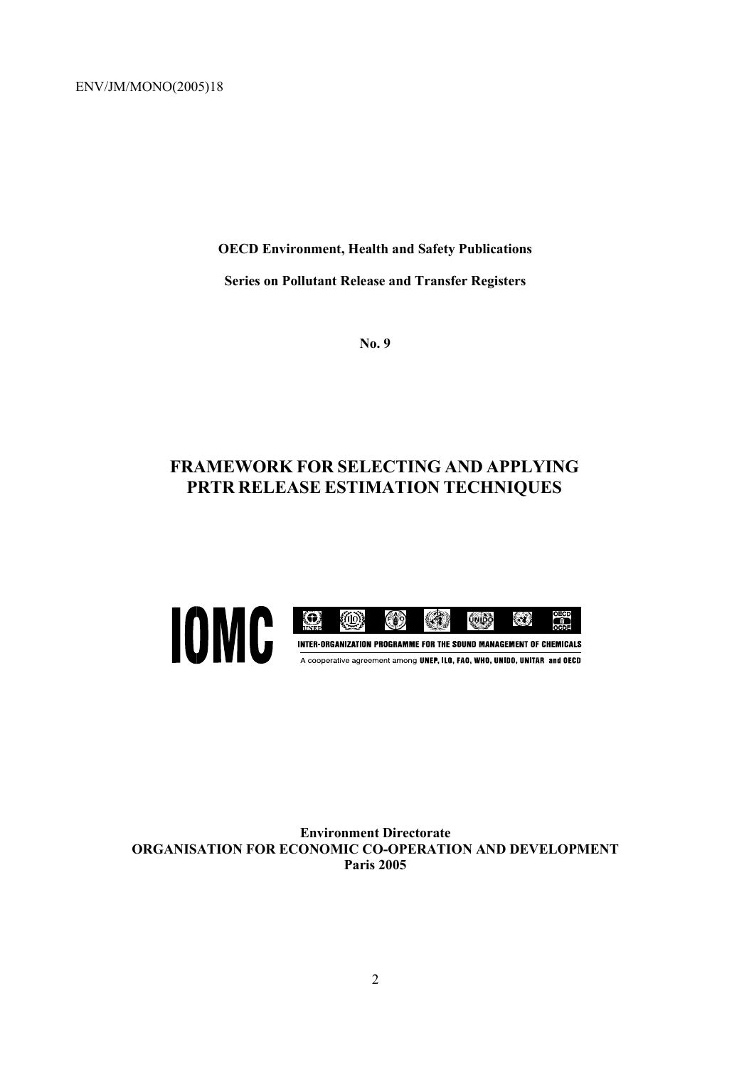ENV/JM/MONO(2005)18

**OECD Environment, Health and Safety Publications**

**Series on Pollutant Release and Transfer Registers**

**No. 9**

# FRAMEWORK FOR SELECTING AND APPLYING PRTR RELEASE ESTIMATION TECHNIQUES

IOMC

INTER-ORGANIZATION PROGRAMME FOR THE SOUND MANAGEMENT OF CHEMICALS

A cooperative agreement among UNEP, ILO, FAO, WHO, UNIDO, UNITAR and OECD

**Environment Directorate**
**ORGANISATION FOR ECONOMIC CO-OPERATION AND DEVELOPMENT**
**Paris 2005**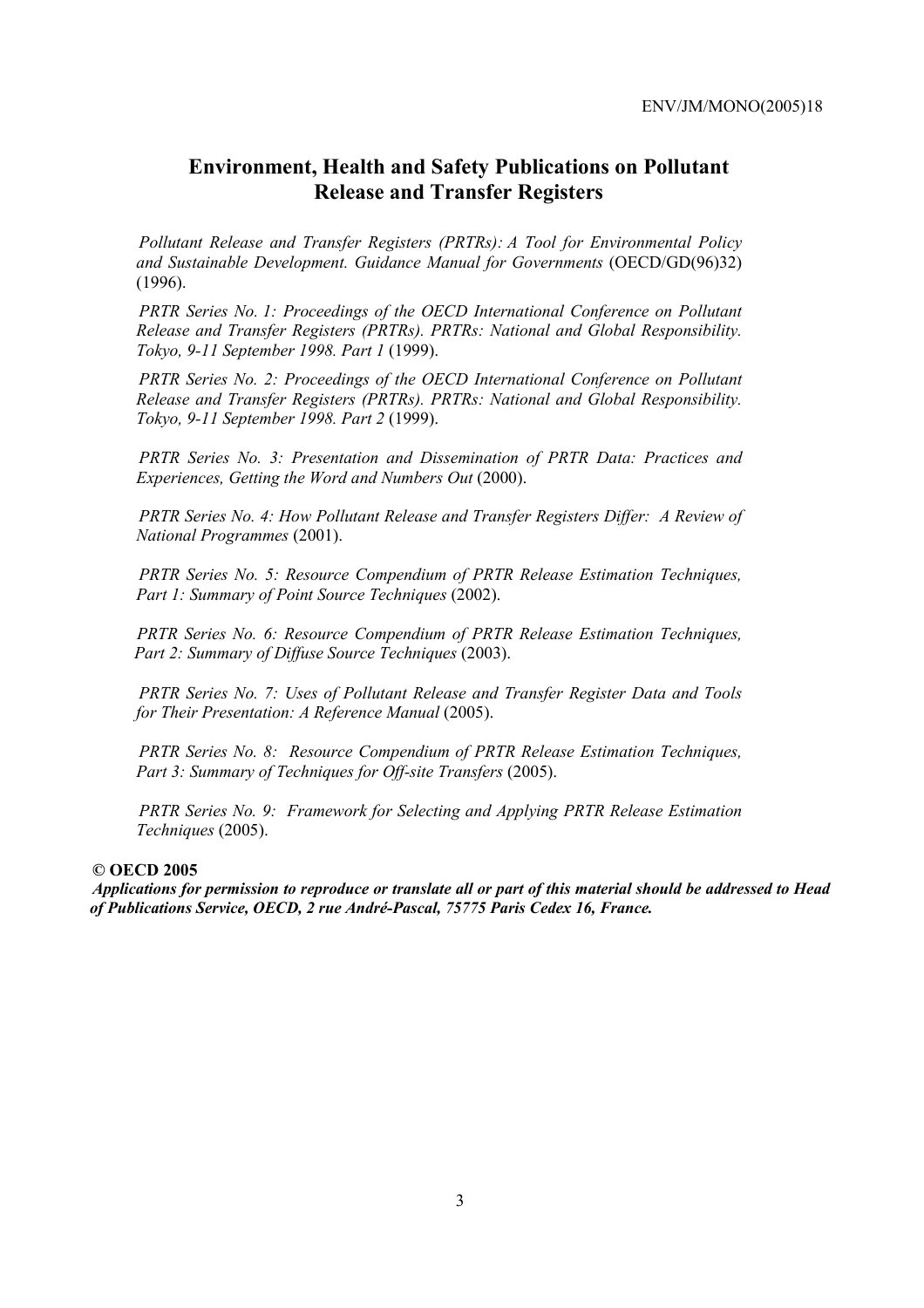# Environment, Health and Safety Publications on Pollutant Release and Transfer Registers

*Pollutant Release and Transfer Registers (PRTRs): A Tool for Environmental Policy and Sustainable Development. Guidance Manual for Governments* (OECD/GD(96)32) (1996).

*PRTR Series No. 1: Proceedings of the OECD International Conference on Pollutant Release and Transfer Registers (PRTRs). PRTRs: National and Global Responsibility. Tokyo, 9-11 September 1998. Part 1* (1999).

*PRTR Series No. 2: Proceedings of the OECD International Conference on Pollutant Release and Transfer Registers (PRTRs). PRTRs: National and Global Responsibility. Tokyo, 9-11 September 1998. Part 2* (1999).

*PRTR Series No. 3: Presentation and Dissemination of PRTR Data: Practices and Experiences, Getting the Word and Numbers Out* (2000).

*PRTR Series No. 4: How Pollutant Release and Transfer Registers Differ: A Review of National Programmes* (2001).

*PRTR Series No. 5: Resource Compendium of PRTR Release Estimation Techniques, Part 1: Summary of Point Source Techniques* (2002).

*PRTR Series No. 6: Resource Compendium of PRTR Release Estimation Techniques, Part 2: Summary of Diffuse Source Techniques* (2003).

*PRTR Series No. 7: Uses of Pollutant Release and Transfer Register Data and Tools for Their Presentation: A Reference Manual* (2005).

*PRTR Series No. 8: Resource Compendium of PRTR Release Estimation Techniques, Part 3: Summary of Techniques for Off-site Transfers* (2005).

*PRTR Series No. 9: Framework for Selecting and Applying PRTR Release Estimation Techniques* (2005).

**© OECD 2005**

***Applications for permission to reproduce or translate all or part of this material should be addressed to Head of Publications Service, OECD, 2 rue André-Pascal, 75775 Paris Cedex 16, France.***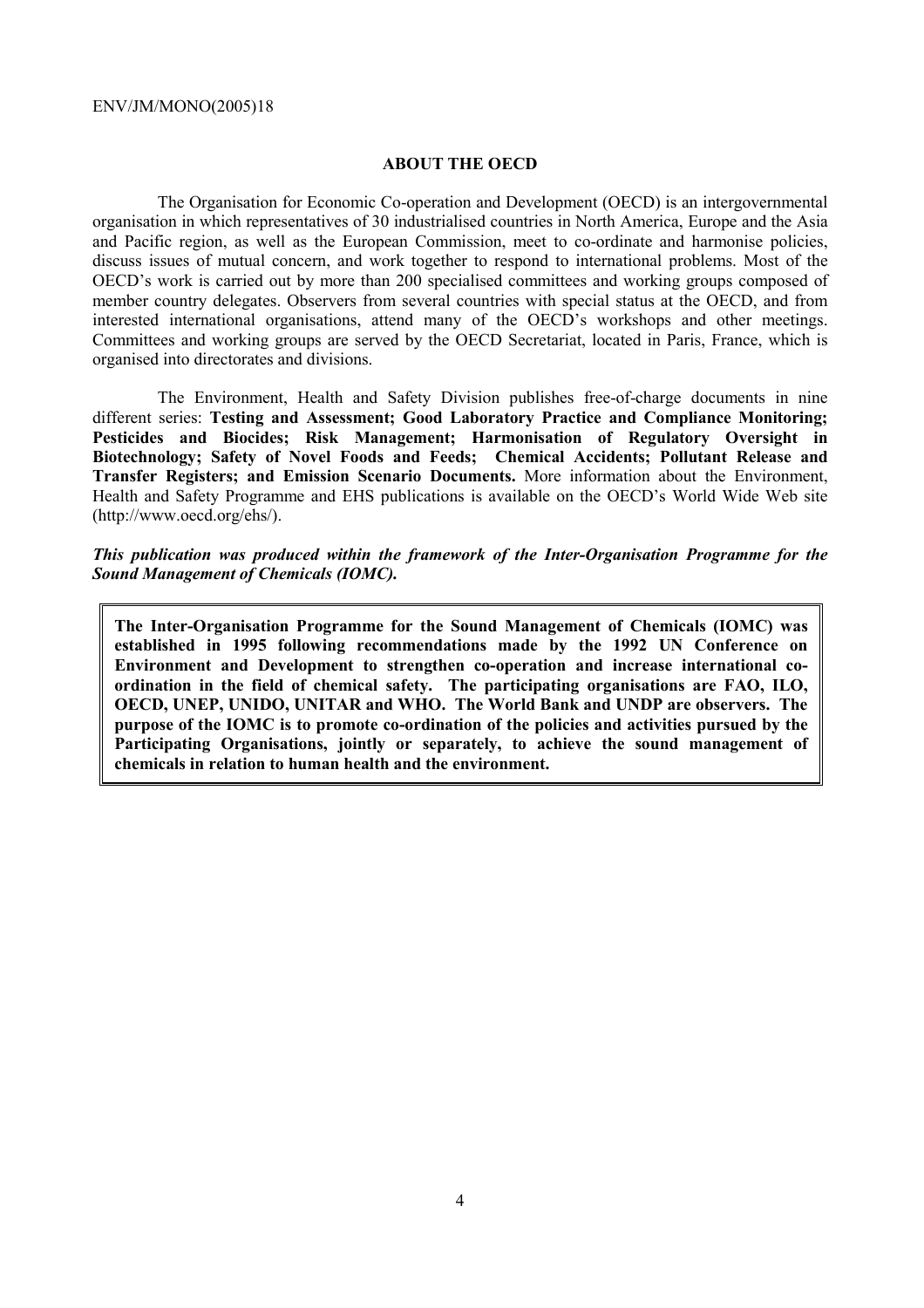## ABOUT THE OECD

The Organisation for Economic Co-operation and Development (OECD) is an intergovernmental organisation in which representatives of 30 industrialised countries in North America, Europe and the Asia and Pacific region, as well as the European Commission, meet to co-ordinate and harmonise policies, discuss issues of mutual concern, and work together to respond to international problems. Most of the OECD's work is carried out by more than 200 specialised committees and working groups composed of member country delegates. Observers from several countries with special status at the OECD, and from interested international organisations, attend many of the OECD's workshops and other meetings. Committees and working groups are served by the OECD Secretariat, located in Paris, France, which is organised into directorates and divisions.

The Environment, Health and Safety Division publishes free-of-charge documents in nine different series: **Testing and Assessment; Good Laboratory Practice and Compliance Monitoring; Pesticides and Biocides; Risk Management; Harmonisation of Regulatory Oversight in Biotechnology; Safety of Novel Foods and Feeds; Chemical Accidents; Pollutant Release and Transfer Registers; and Emission Scenario Documents.** More information about the Environment, Health and Safety Programme and EHS publications is available on the OECD's World Wide Web site (http://www.oecd.org/ehs/).

***This publication was produced within the framework of the Inter-Organisation Programme for the Sound Management of Chemicals (IOMC).***

**The Inter-Organisation Programme for the Sound Management of Chemicals (IOMC) was established in 1995 following recommendations made by the 1992 UN Conference on Environment and Development to strengthen co-operation and increase international co-ordination in the field of chemical safety. The participating organisations are FAO, ILO, OECD, UNEP, UNIDO, UNITAR and WHO. The World Bank and UNDP are observers. The purpose of the IOMC is to promote co-ordination of the policies and activities pursued by the Participating Organisations, jointly or separately, to achieve the sound management of chemicals in relation to human health and the environment.**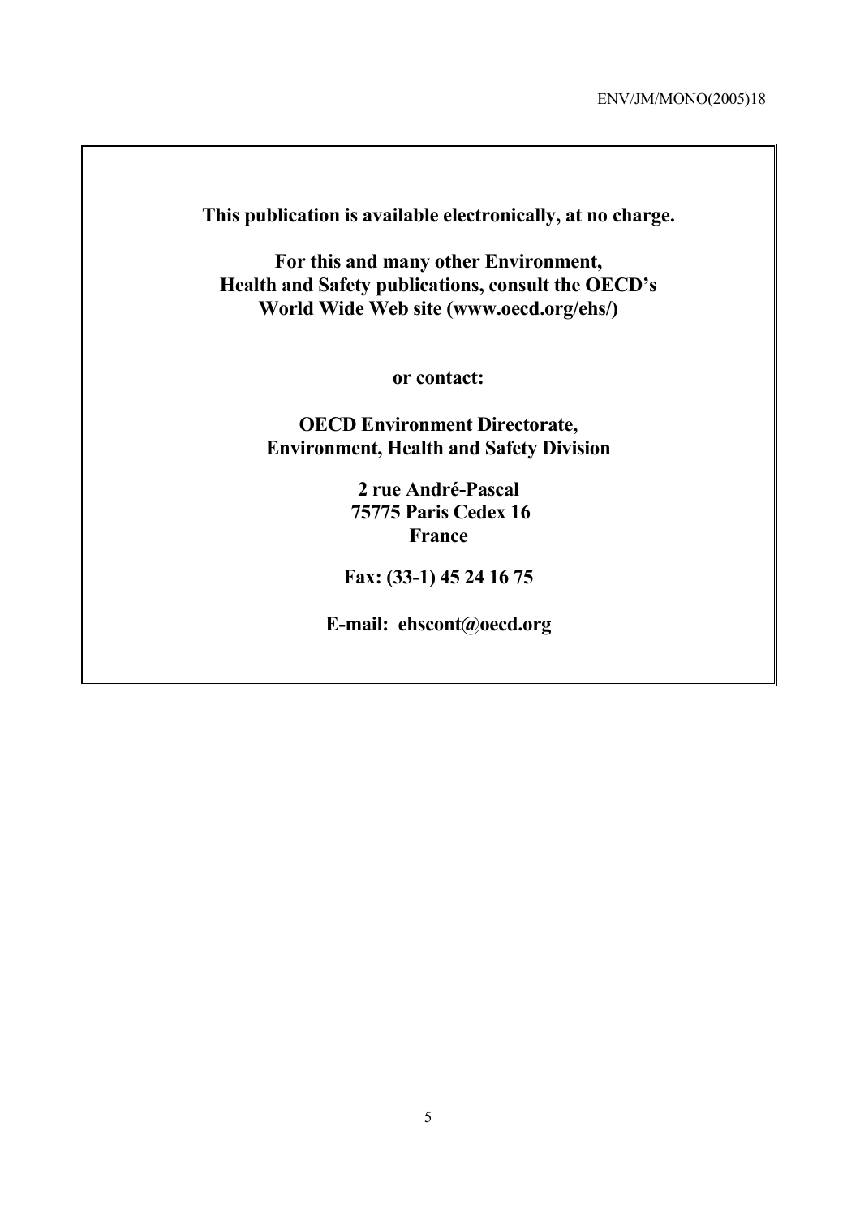**This publication is available electronically, at no charge.**

**For this and many other Environment, Health and Safety publications, consult the OECD's World Wide Web site (www.oecd.org/ehs/)**

**or contact:**

**OECD Environment Directorate, Environment, Health and Safety Division**

**2 rue André-Pascal**
**75775 Paris Cedex 16**
**France**

**Fax: (33-1) 45 24 16 75**

**E-mail: ehscont@oecd.org**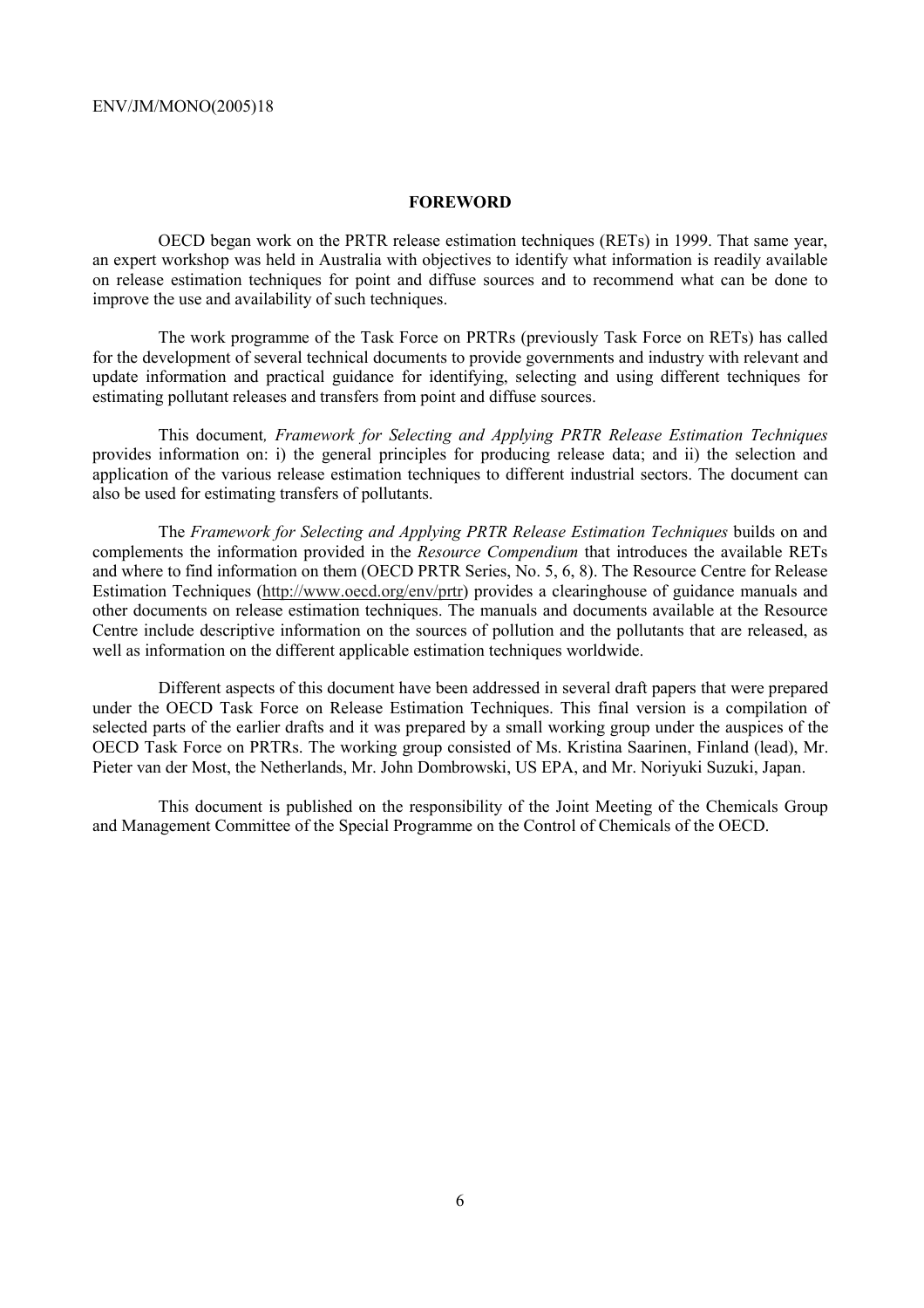## FOREWORD

OECD began work on the PRTR release estimation techniques (RETs) in 1999. That same year, an expert workshop was held in Australia with objectives to identify what information is readily available on release estimation techniques for point and diffuse sources and to recommend what can be done to improve the use and availability of such techniques.

The work programme of the Task Force on PRTRs (previously Task Force on RETs) has called for the development of several technical documents to provide governments and industry with relevant and update information and practical guidance for identifying, selecting and using different techniques for estimating pollutant releases and transfers from point and diffuse sources.

This document*, Framework for Selecting and Applying PRTR Release Estimation Techniques* provides information on: i) the general principles for producing release data; and ii) the selection and application of the various release estimation techniques to different industrial sectors. The document can also be used for estimating transfers of pollutants.

The *Framework for Selecting and Applying PRTR Release Estimation Techniques* builds on and complements the information provided in the *Resource Compendium* that introduces the available RETs and where to find information on them (OECD PRTR Series, No. 5, 6, 8). The Resource Centre for Release Estimation Techniques (http://www.oecd.org/env/prtr) provides a clearinghouse of guidance manuals and other documents on release estimation techniques. The manuals and documents available at the Resource Centre include descriptive information on the sources of pollution and the pollutants that are released, as well as information on the different applicable estimation techniques worldwide.

Different aspects of this document have been addressed in several draft papers that were prepared under the OECD Task Force on Release Estimation Techniques. This final version is a compilation of selected parts of the earlier drafts and it was prepared by a small working group under the auspices of the OECD Task Force on PRTRs. The working group consisted of Ms. Kristina Saarinen, Finland (lead), Mr. Pieter van der Most, the Netherlands, Mr. John Dombrowski, US EPA, and Mr. Noriyuki Suzuki, Japan.

This document is published on the responsibility of the Joint Meeting of the Chemicals Group and Management Committee of the Special Programme on the Control of Chemicals of the OECD.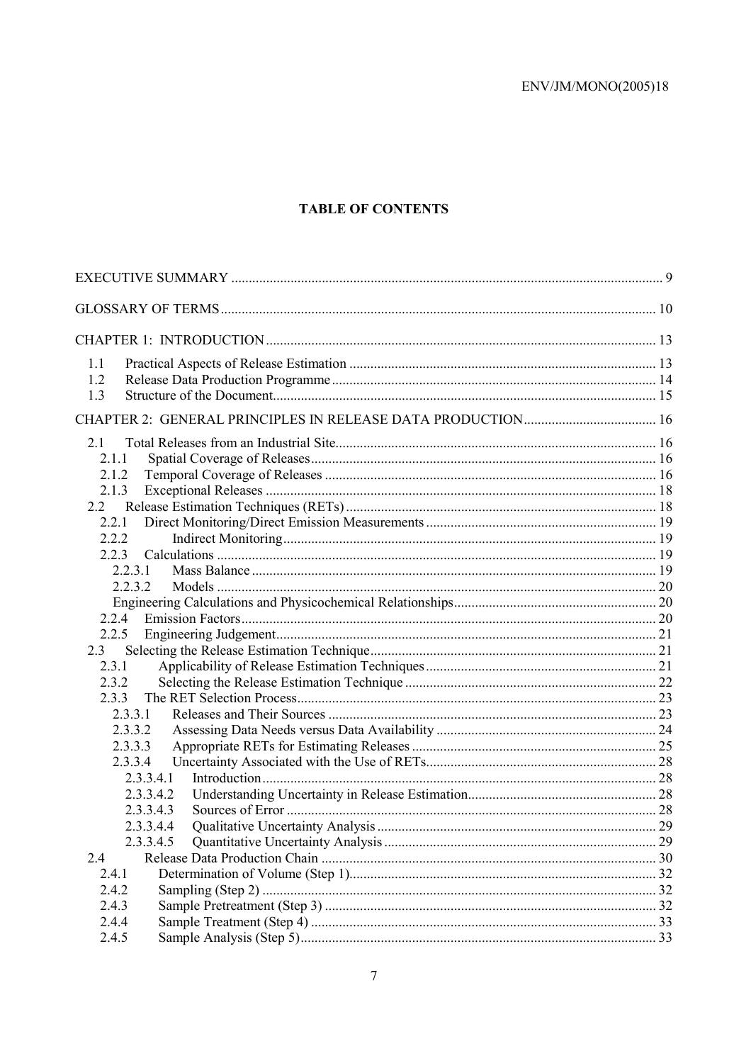# TABLE OF CONTENTS

EXECUTIVE SUMMARY ........................................................................................................................ 9

GLOSSARY OF TERMS ...................................................................................................................... 10

CHAPTER 1: INTRODUCTION ......................................................................................................... 13

- 1.1 Practical Aspects of Release Estimation ........................................................................................ 13
- 1.2 Release Data Production Programme ............................................................................................. 14
- 1.3 Structure of the Document .............................................................................................................. 15

CHAPTER 2: GENERAL PRINCIPLES IN RELEASE DATA PRODUCTION ...................................... 16

- 2.1 Total Releases from an Industrial Site ............................................................................................ 16
  - 2.1.1 Spatial Coverage of Releases ..................................................................................................... 16
  - 2.1.2 Temporal Coverage of Releases ................................................................................................. 16
  - 2.1.3 Exceptional Releases .................................................................................................................. 18
- 2.2 Release Estimation Techniques (RETs) ........................................................................................... 18
  - 2.2.1 Direct Monitoring/Direct Emission Measurements .................................................................... 19
  - 2.2.2 Indirect Monitoring ..................................................................................................................... 19
  - 2.2.3 Calculations ................................................................................................................................ 19
    - 2.2.3.1 Mass Balance ......................................................................................................................... 19
    - 2.2.3.2 Models ................................................................................................................................... 20
    - Engineering Calculations and Physicochemical Relationships ........................................................ 20
  - 2.2.4 Emission Factors ......................................................................................................................... 20
  - 2.2.5 Engineering Judgement ............................................................................................................... 21
- 2.3 Selecting the Release Estimation Technique .................................................................................... 21
  - 2.3.1 Applicability of Release Estimation Techniques ......................................................................... 21
  - 2.3.2 Selecting the Release Estimation Technique ............................................................................... 22
  - 2.3.3 The RET Selection Process ......................................................................................................... 23
    - 2.3.3.1 Releases and Their Sources ................................................................................................... 23
    - 2.3.3.2 Assessing Data Needs versus Data Availability ..................................................................... 24
    - 2.3.3.3 Appropriate RETs for Estimating Releases ............................................................................ 25
    - 2.3.3.4 Uncertainty Associated with the Use of RETs ........................................................................ 28
      - 2.3.3.4.1 Introduction ..................................................................................................................... 28
      - 2.3.3.4.2 Understanding Uncertainty in Release Estimation ........................................................... 28
      - 2.3.3.4.3 Sources of Error .............................................................................................................. 28
      - 2.3.3.4.4 Qualitative Uncertainty Analysis ..................................................................................... 29
      - 2.3.3.4.5 Quantitative Uncertainty Analysis ................................................................................... 29
- 2.4 Release Data Production Chain ....................................................................................................... 30
  - 2.4.1 Determination of Volume (Step 1) ............................................................................................... 32
  - 2.4.2 Sampling (Step 2) ........................................................................................................................ 32
  - 2.4.3 Sample Pretreatment (Step 3) ...................................................................................................... 32
  - 2.4.4 Sample Treatment (Step 4) .......................................................................................................... 33
  - 2.4.5 Sample Analysis (Step 5) ............................................................................................................. 33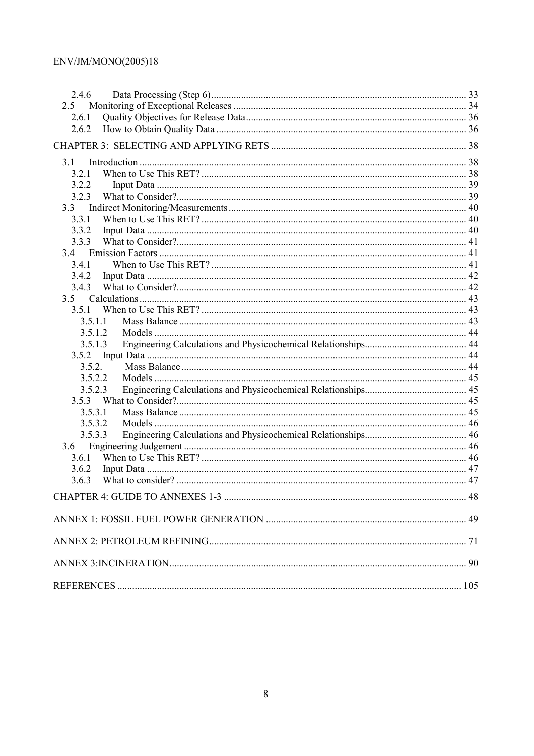- 2.4.6 Data Processing (Step 6) ..... 33
- 2.5 Monitoring of Exceptional Releases ..... 34
  - 2.6.1 Quality Objectives for Release Data ..... 36
  - 2.6.2 How to Obtain Quality Data ..... 36

CHAPTER 3: SELECTING AND APPLYING RETS ..... 38

- 3.1 Introduction ..... 38
  - 3.2.1 When to Use This RET? ..... 38
  - 3.2.2 Input Data ..... 39
  - 3.2.3 What to Consider? ..... 39
- 3.3 Indirect Monitoring/Measurements ..... 40
  - 3.3.1 When to Use This RET? ..... 40
  - 3.3.2 Input Data ..... 40
  - 3.3.3 What to Consider? ..... 41
- 3.4 Emission Factors ..... 41
  - 3.4.1 When to Use This RET? ..... 41
  - 3.4.2 Input Data ..... 42
  - 3.4.3 What to Consider? ..... 42
- 3.5 Calculations ..... 43
  - 3.5.1 When to Use This RET? ..... 43
    - 3.5.1.1 Mass Balance ..... 43
    - 3.5.1.2 Models ..... 44
    - 3.5.1.3 Engineering Calculations and Physicochemical Relationships ..... 44
  - 3.5.2 Input Data ..... 44
    - 3.5.2. Mass Balance ..... 44
    - 3.5.2.2 Models ..... 45
    - 3.5.2.3 Engineering Calculations and Physicochemical Relationships ..... 45
  - 3.5.3 What to Consider? ..... 45
    - 3.5.3.1 Mass Balance ..... 45
    - 3.5.3.2 Models ..... 46
    - 3.5.3.3 Engineering Calculations and Physicochemical Relationships ..... 46
- 3.6 Engineering Judgement ..... 46
  - 3.6.1 When to Use This RET? ..... 46
  - 3.6.2 Input Data ..... 47
  - 3.6.3 What to consider? ..... 47

CHAPTER 4: GUIDE TO ANNEXES 1-3 ..... 48

ANNEX 1: FOSSIL FUEL POWER GENERATION ..... 49

ANNEX 2: PETROLEUM REFINING ..... 71

ANNEX 3:INCINERATION ..... 90

REFERENCES ..... 105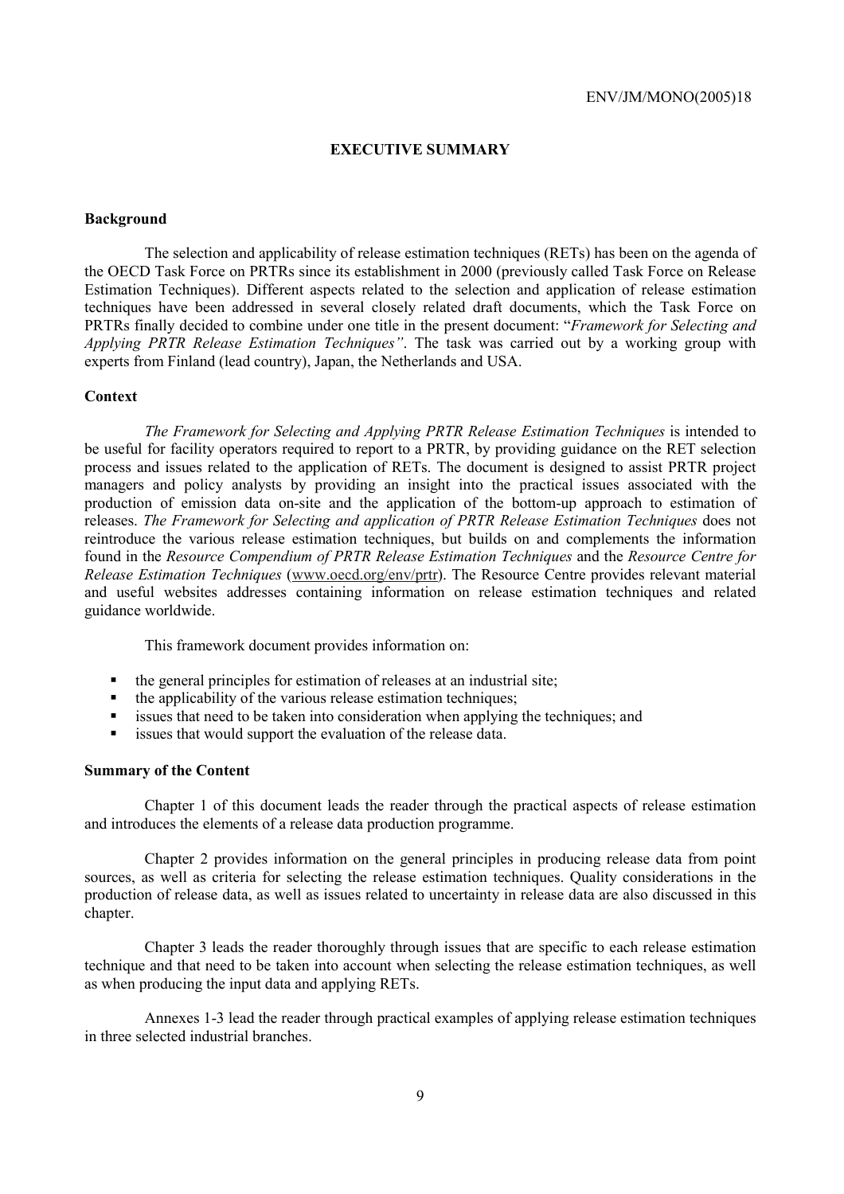# EXECUTIVE SUMMARY

## Background

The selection and applicability of release estimation techniques (RETs) has been on the agenda of the OECD Task Force on PRTRs since its establishment in 2000 (previously called Task Force on Release Estimation Techniques). Different aspects related to the selection and application of release estimation techniques have been addressed in several closely related draft documents, which the Task Force on PRTRs finally decided to combine under one title in the present document: "*Framework for Selecting and Applying PRTR Release Estimation Techniques*". The task was carried out by a working group with experts from Finland (lead country), Japan, the Netherlands and USA.

## Context

*The Framework for Selecting and Applying PRTR Release Estimation Techniques* is intended to be useful for facility operators required to report to a PRTR, by providing guidance on the RET selection process and issues related to the application of RETs. The document is designed to assist PRTR project managers and policy analysts by providing an insight into the practical issues associated with the production of emission data on-site and the application of the bottom-up approach to estimation of releases. *The Framework for Selecting and application of PRTR Release Estimation Techniques* does not reintroduce the various release estimation techniques, but builds on and complements the information found in the *Resource Compendium of PRTR Release Estimation Techniques* and the *Resource Centre for Release Estimation Techniques* (www.oecd.org/env/prtr). The Resource Centre provides relevant material and useful websites addresses containing information on release estimation techniques and related guidance worldwide.

This framework document provides information on:

- the general principles for estimation of releases at an industrial site;
- the applicability of the various release estimation techniques;
- issues that need to be taken into consideration when applying the techniques; and
- issues that would support the evaluation of the release data.

## Summary of the Content

Chapter 1 of this document leads the reader through the practical aspects of release estimation and introduces the elements of a release data production programme.

Chapter 2 provides information on the general principles in producing release data from point sources, as well as criteria for selecting the release estimation techniques. Quality considerations in the production of release data, as well as issues related to uncertainty in release data are also discussed in this chapter.

Chapter 3 leads the reader thoroughly through issues that are specific to each release estimation technique and that need to be taken into account when selecting the release estimation techniques, as well as when producing the input data and applying RETs.

Annexes 1-3 lead the reader through practical examples of applying release estimation techniques in three selected industrial branches.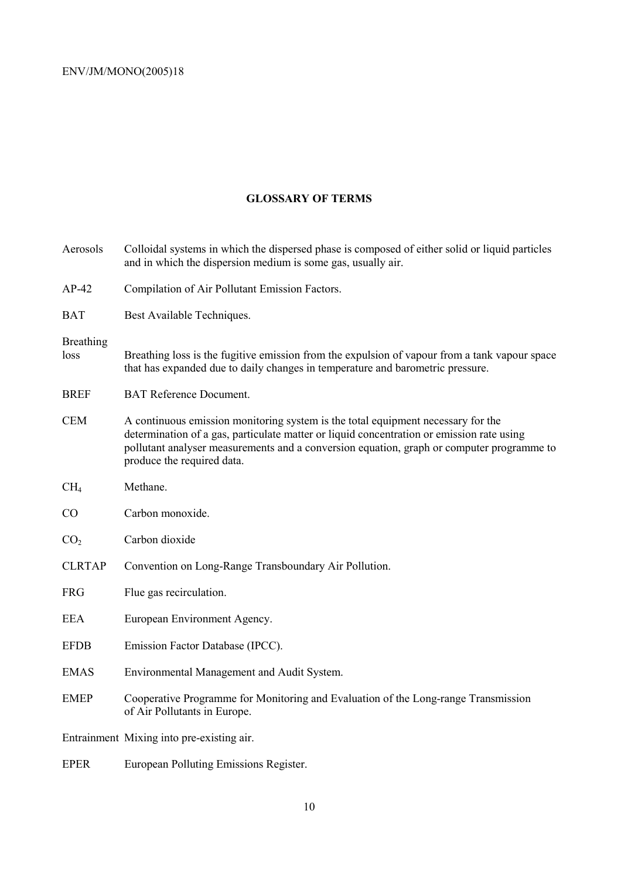## GLOSSARY OF TERMS

| | |
|---|---|
| Aerosols | Colloidal systems in which the dispersed phase is composed of either solid or liquid particles and in which the dispersion medium is some gas, usually air. |
| AP-42 | Compilation of Air Pollutant Emission Factors. |
| BAT | Best Available Techniques. |
| Breathing loss | Breathing loss is the fugitive emission from the expulsion of vapour from a tank vapour space that has expanded due to daily changes in temperature and barometric pressure. |
| BREF | BAT Reference Document. |
| CEM | A continuous emission monitoring system is the total equipment necessary for the determination of a gas, particulate matter or liquid concentration or emission rate using pollutant analyser measurements and a conversion equation, graph or computer programme to produce the required data. |
| $CH_4$ | Methane. |
| CO | Carbon monoxide. |
| $CO_2$ | Carbon dioxide |
| CLRTAP | Convention on Long-Range Transboundary Air Pollution. |
| FRG | Flue gas recirculation. |
| EEA | European Environment Agency. |
| EFDB | Emission Factor Database (IPCC). |
| EMAS | Environmental Management and Audit System. |
| EMEP | Cooperative Programme for Monitoring and Evaluation of the Long-range Transmission of Air Pollutants in Europe. |
| Entrainment | Mixing into pre-existing air. |
| EPER | European Polluting Emissions Register. |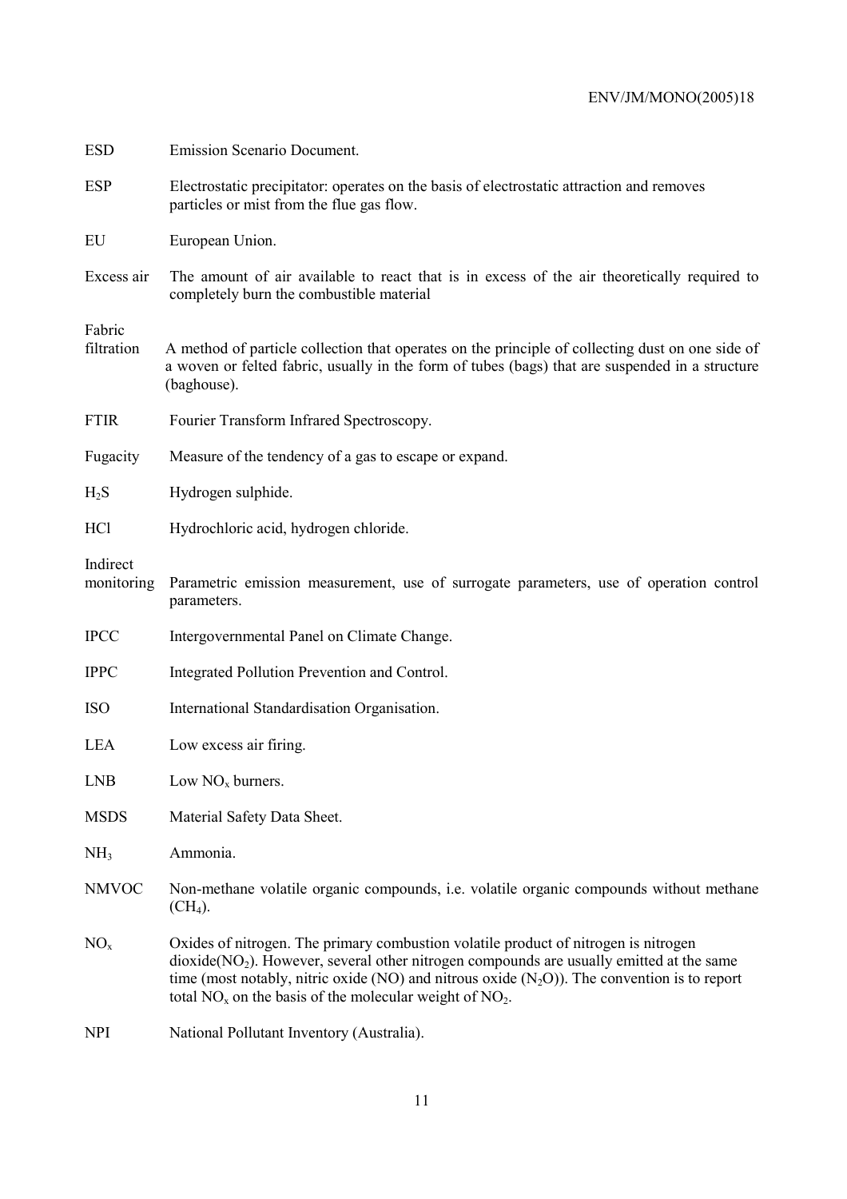| | |
|---|---|
| ESD | Emission Scenario Document. |
| ESP | Electrostatic precipitator: operates on the basis of electrostatic attraction and removes particles or mist from the flue gas flow. |
| EU | European Union. |
| Excess air | The amount of air available to react that is in excess of the air theoretically required to completely burn the combustible material |
| Fabric filtration | A method of particle collection that operates on the principle of collecting dust on one side of a woven or felted fabric, usually in the form of tubes (bags) that are suspended in a structure (baghouse). |
| FTIR | Fourier Transform Infrared Spectroscopy. |
| Fugacity | Measure of the tendency of a gas to escape or expand. |
| $H_2S$ | Hydrogen sulphide. |
| HCl | Hydrochloric acid, hydrogen chloride. |
| Indirect monitoring | Parametric emission measurement, use of surrogate parameters, use of operation control parameters. |
| IPCC | Intergovernmental Panel on Climate Change. |
| IPPC | Integrated Pollution Prevention and Control. |
| ISO | International Standardisation Organisation. |
| LEA | Low excess air firing. |
| LNB | Low $NO_x$ burners. |
| MSDS | Material Safety Data Sheet. |
| $NH_3$ | Ammonia. |
| NMVOC | Non-methane volatile organic compounds, i.e. volatile organic compounds without methane ($CH_4$). |
| $NO_x$ | Oxides of nitrogen. The primary combustion volatile product of nitrogen is nitrogen dioxide($NO_2$). However, several other nitrogen compounds are usually emitted at the same time (most notably, nitric oxide (NO) and nitrous oxide ($N_2O$)). The convention is to report total $NO_x$ on the basis of the molecular weight of $NO_2$. |
| NPI | National Pollutant Inventory (Australia). |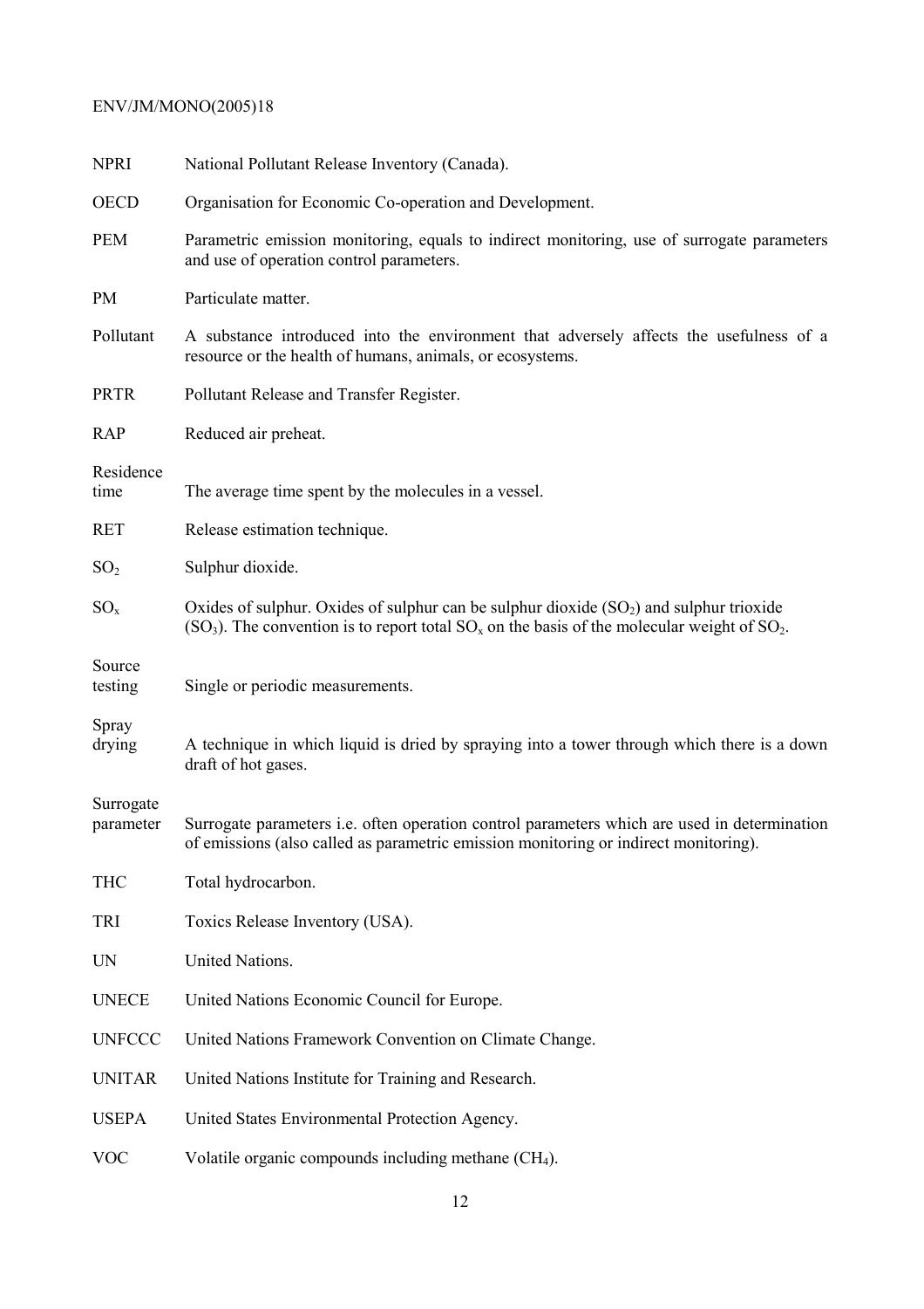| | |
|---|---|
| NPRI | National Pollutant Release Inventory (Canada). |
| OECD | Organisation for Economic Co-operation and Development. |
| PEM | Parametric emission monitoring, equals to indirect monitoring, use of surrogate parameters and use of operation control parameters. |
| PM | Particulate matter. |
| Pollutant | A substance introduced into the environment that adversely affects the usefulness of a resource or the health of humans, animals, or ecosystems. |
| PRTR | Pollutant Release and Transfer Register. |
| RAP | Reduced air preheat. |
| Residence time | The average time spent by the molecules in a vessel. |
| RET | Release estimation technique. |
| $SO_2$ | Sulphur dioxide. |
| $SO_x$ | Oxides of sulphur. Oxides of sulphur can be sulphur dioxide ($SO_2$) and sulphur trioxide ($SO_3$). The convention is to report total $SO_x$ on the basis of the molecular weight of $SO_2$. |
| Source testing | Single or periodic measurements. |
| Spray drying | A technique in which liquid is dried by spraying into a tower through which there is a down draft of hot gases. |
| Surrogate parameter | Surrogate parameters i.e. often operation control parameters which are used in determination of emissions (also called as parametric emission monitoring or indirect monitoring). |
| THC | Total hydrocarbon. |
| TRI | Toxics Release Inventory (USA). |
| UN | United Nations. |
| UNECE | United Nations Economic Council for Europe. |
| UNFCCC | United Nations Framework Convention on Climate Change. |
| UNITAR | United Nations Institute for Training and Research. |
| USEPA | United States Environmental Protection Agency. |
| VOC | Volatile organic compounds including methane ($CH_4$). |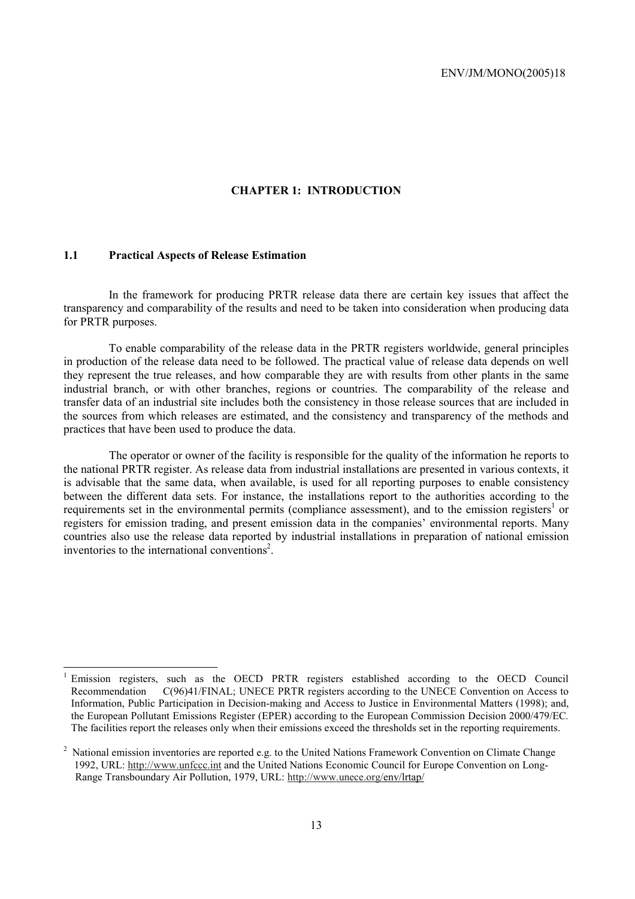# CHAPTER 1: INTRODUCTION

## 1.1 Practical Aspects of Release Estimation

In the framework for producing PRTR release data there are certain key issues that affect the transparency and comparability of the results and need to be taken into consideration when producing data for PRTR purposes.

To enable comparability of the release data in the PRTR registers worldwide, general principles in production of the release data need to be followed. The practical value of release data depends on well they represent the true releases, and how comparable they are with results from other plants in the same industrial branch, or with other branches, regions or countries. The comparability of the release and transfer data of an industrial site includes both the consistency in those release sources that are included in the sources from which releases are estimated, and the consistency and transparency of the methods and practices that have been used to produce the data.

The operator or owner of the facility is responsible for the quality of the information he reports to the national PRTR register. As release data from industrial installations are presented in various contexts, it is advisable that the same data, when available, is used for all reporting purposes to enable consistency between the different data sets. For instance, the installations report to the authorities according to the requirements set in the environmental permits (compliance assessment), and to the emission registers[1] or registers for emission trading, and present emission data in the companies' environmental reports. Many countries also use the release data reported by industrial installations in preparation of national emission inventories to the international conventions[2].

---

[1] Emission registers, such as the OECD PRTR registers established according to the OECD Council Recommendation C(96)41/FINAL; UNECE PRTR registers according to the UNECE Convention on Access to Information, Public Participation in Decision-making and Access to Justice in Environmental Matters (1998); and, the European Pollutant Emissions Register (EPER) according to the European Commission Decision 2000/479/EC. The facilities report the releases only when their emissions exceed the thresholds set in the reporting requirements.

[2] National emission inventories are reported e.g. to the United Nations Framework Convention on Climate Change 1992, URL: http://www.unfccc.int and the United Nations Economic Council for Europe Convention on Long-Range Transboundary Air Pollution, 1979, URL: http://www.unece.org/env/lrtap/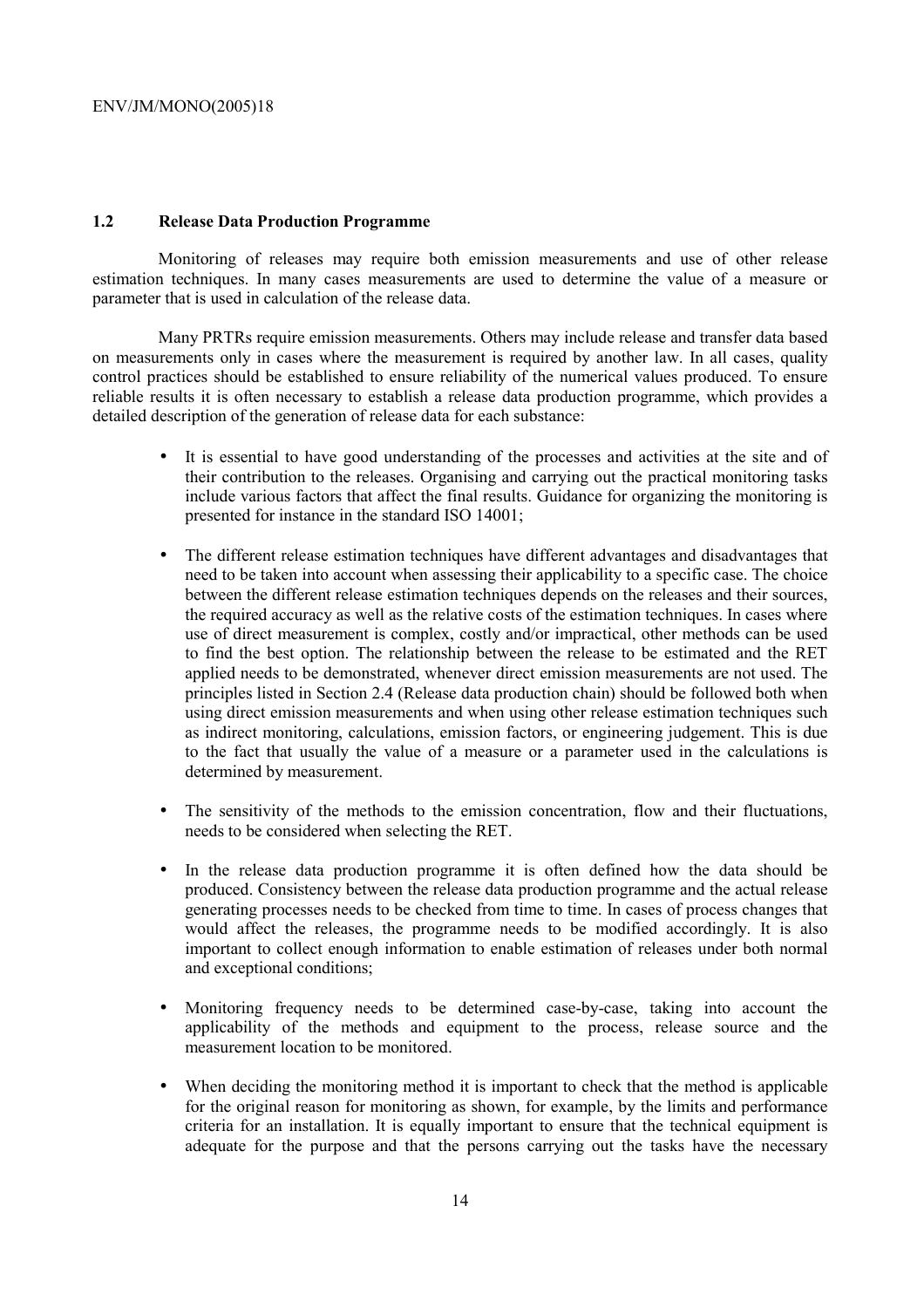## 1.2 Release Data Production Programme

Monitoring of releases may require both emission measurements and use of other release estimation techniques. In many cases measurements are used to determine the value of a measure or parameter that is used in calculation of the release data.

Many PRTRs require emission measurements. Others may include release and transfer data based on measurements only in cases where the measurement is required by another law. In all cases, quality control practices should be established to ensure reliability of the numerical values produced. To ensure reliable results it is often necessary to establish a release data production programme, which provides a detailed description of the generation of release data for each substance:

- It is essential to have good understanding of the processes and activities at the site and of their contribution to the releases. Organising and carrying out the practical monitoring tasks include various factors that affect the final results. Guidance for organizing the monitoring is presented for instance in the standard ISO 14001;

- The different release estimation techniques have different advantages and disadvantages that need to be taken into account when assessing their applicability to a specific case. The choice between the different release estimation techniques depends on the releases and their sources, the required accuracy as well as the relative costs of the estimation techniques. In cases where use of direct measurement is complex, costly and/or impractical, other methods can be used to find the best option. The relationship between the release to be estimated and the RET applied needs to be demonstrated, whenever direct emission measurements are not used. The principles listed in Section 2.4 (Release data production chain) should be followed both when using direct emission measurements and when using other release estimation techniques such as indirect monitoring, calculations, emission factors, or engineering judgement. This is due to the fact that usually the value of a measure or a parameter used in the calculations is determined by measurement.

- The sensitivity of the methods to the emission concentration, flow and their fluctuations, needs to be considered when selecting the RET.

- In the release data production programme it is often defined how the data should be produced. Consistency between the release data production programme and the actual release generating processes needs to be checked from time to time. In cases of process changes that would affect the releases, the programme needs to be modified accordingly. It is also important to collect enough information to enable estimation of releases under both normal and exceptional conditions;

- Monitoring frequency needs to be determined case-by-case, taking into account the applicability of the methods and equipment to the process, release source and the measurement location to be monitored.

- When deciding the monitoring method it is important to check that the method is applicable for the original reason for monitoring as shown, for example, by the limits and performance criteria for an installation. It is equally important to ensure that the technical equipment is adequate for the purpose and that the persons carrying out the tasks have the necessary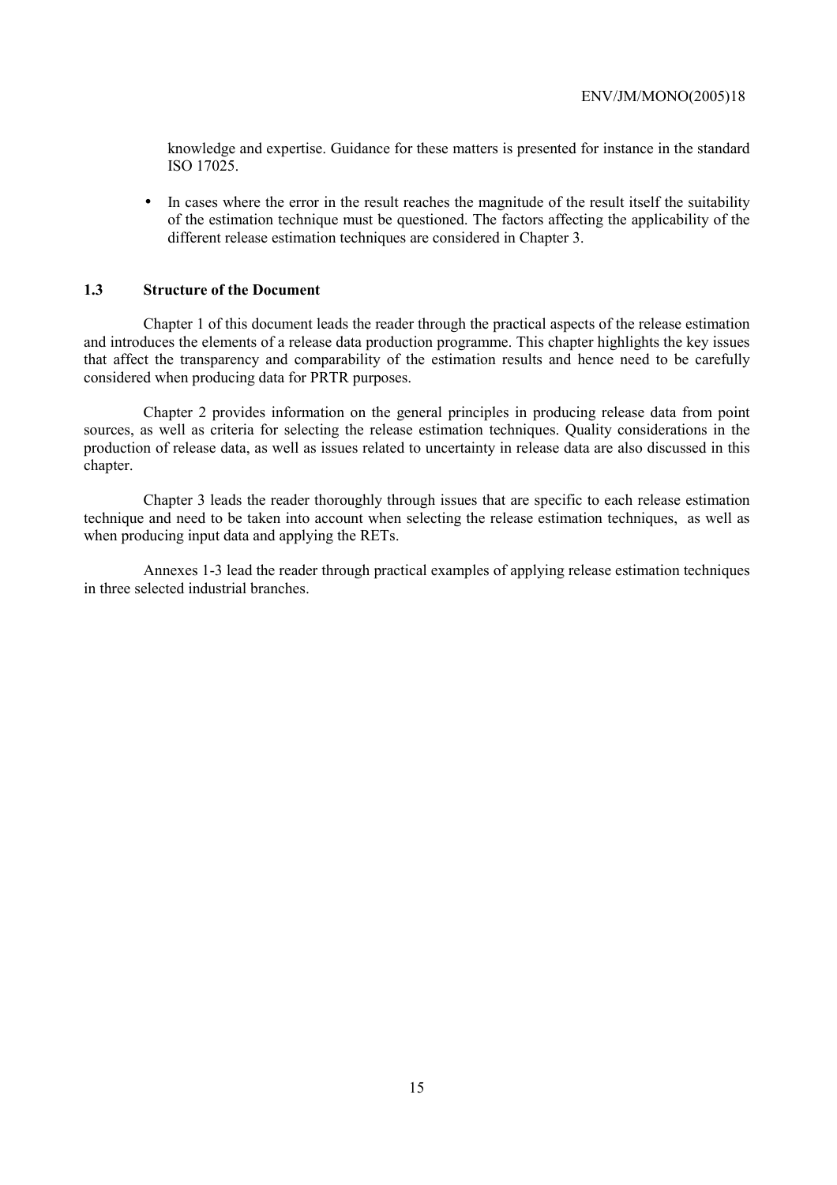knowledge and expertise. Guidance for these matters is presented for instance in the standard ISO 17025.

- In cases where the error in the result reaches the magnitude of the result itself the suitability of the estimation technique must be questioned. The factors affecting the applicability of the different release estimation techniques are considered in Chapter 3.

### 1.3 Structure of the Document

Chapter 1 of this document leads the reader through the practical aspects of the release estimation and introduces the elements of a release data production programme. This chapter highlights the key issues that affect the transparency and comparability of the estimation results and hence need to be carefully considered when producing data for PRTR purposes.

Chapter 2 provides information on the general principles in producing release data from point sources, as well as criteria for selecting the release estimation techniques. Quality considerations in the production of release data, as well as issues related to uncertainty in release data are also discussed in this chapter.

Chapter 3 leads the reader thoroughly through issues that are specific to each release estimation technique and need to be taken into account when selecting the release estimation techniques, as well as when producing input data and applying the RETs.

Annexes 1-3 lead the reader through practical examples of applying release estimation techniques in three selected industrial branches.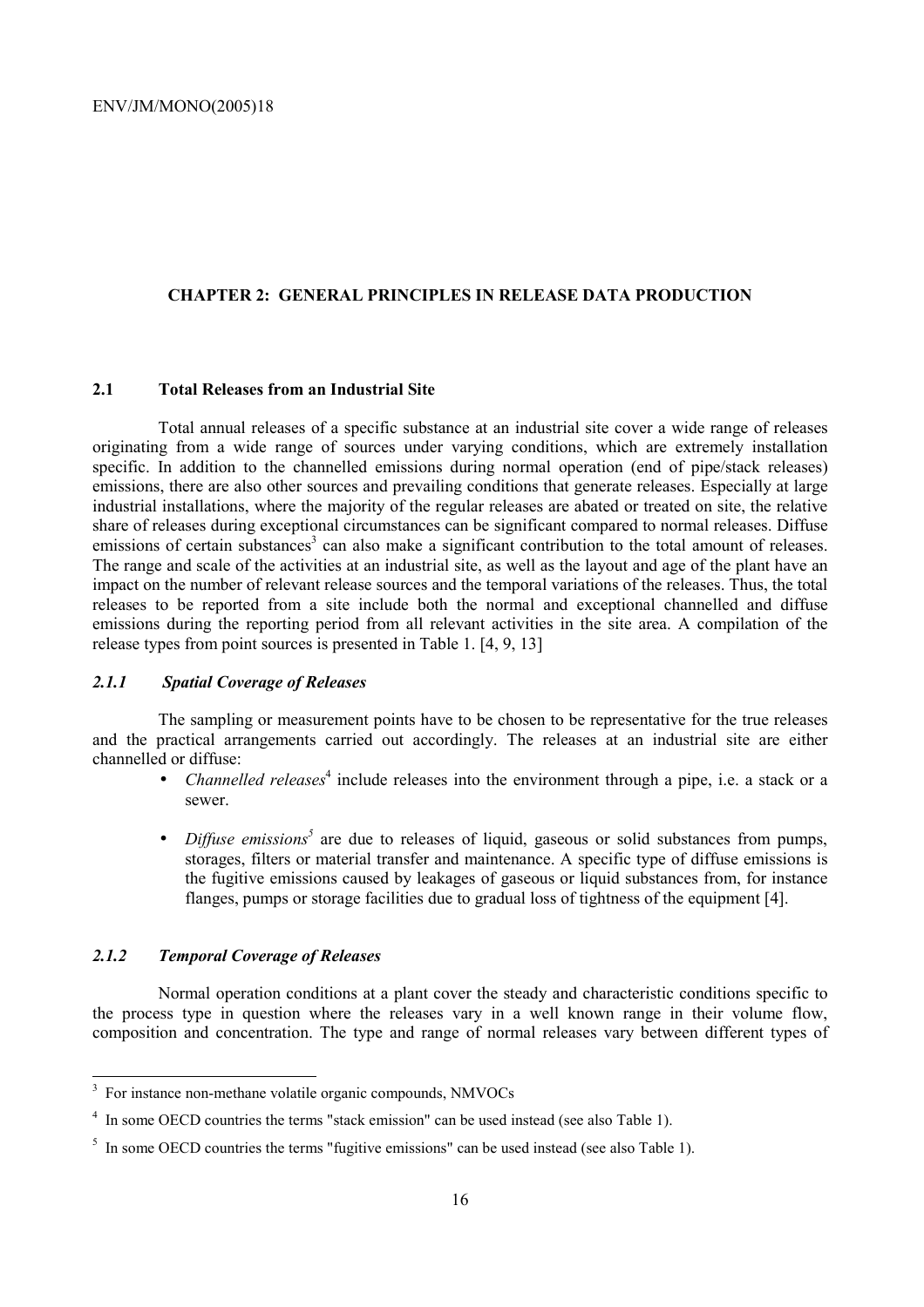## CHAPTER 2: GENERAL PRINCIPLES IN RELEASE DATA PRODUCTION

### 2.1 Total Releases from an Industrial Site

Total annual releases of a specific substance at an industrial site cover a wide range of releases originating from a wide range of sources under varying conditions, which are extremely installation specific. In addition to the channelled emissions during normal operation (end of pipe/stack releases) emissions, there are also other sources and prevailing conditions that generate releases. Especially at large industrial installations, where the majority of the regular releases are abated or treated on site, the relative share of releases during exceptional circumstances can be significant compared to normal releases. Diffuse emissions of certain substances[3] can also make a significant contribution to the total amount of releases. The range and scale of the activities at an industrial site, as well as the layout and age of the plant have an impact on the number of relevant release sources and the temporal variations of the releases. Thus, the total releases to be reported from a site include both the normal and exceptional channelled and diffuse emissions during the reporting period from all relevant activities in the site area. A compilation of the release types from point sources is presented in Table 1. [4, 9, 13]

#### *2.1.1 Spatial Coverage of Releases*

The sampling or measurement points have to be chosen to be representative for the true releases and the practical arrangements carried out accordingly. The releases at an industrial site are either channelled or diffuse:

- *Channelled releases*[4] include releases into the environment through a pipe, i.e. a stack or a sewer.
- *Diffuse emissions*[5] are due to releases of liquid, gaseous or solid substances from pumps, storages, filters or material transfer and maintenance. A specific type of diffuse emissions is the fugitive emissions caused by leakages of gaseous or liquid substances from, for instance flanges, pumps or storage facilities due to gradual loss of tightness of the equipment [4].

#### *2.1.2 Temporal Coverage of Releases*

Normal operation conditions at a plant cover the steady and characteristic conditions specific to the process type in question where the releases vary in a well known range in their volume flow, composition and concentration. The type and range of normal releases vary between different types of

---

[3] For instance non-methane volatile organic compounds, NMVOCs

[4] In some OECD countries the terms "stack emission" can be used instead (see also Table 1).

[5] In some OECD countries the terms "fugitive emissions" can be used instead (see also Table 1).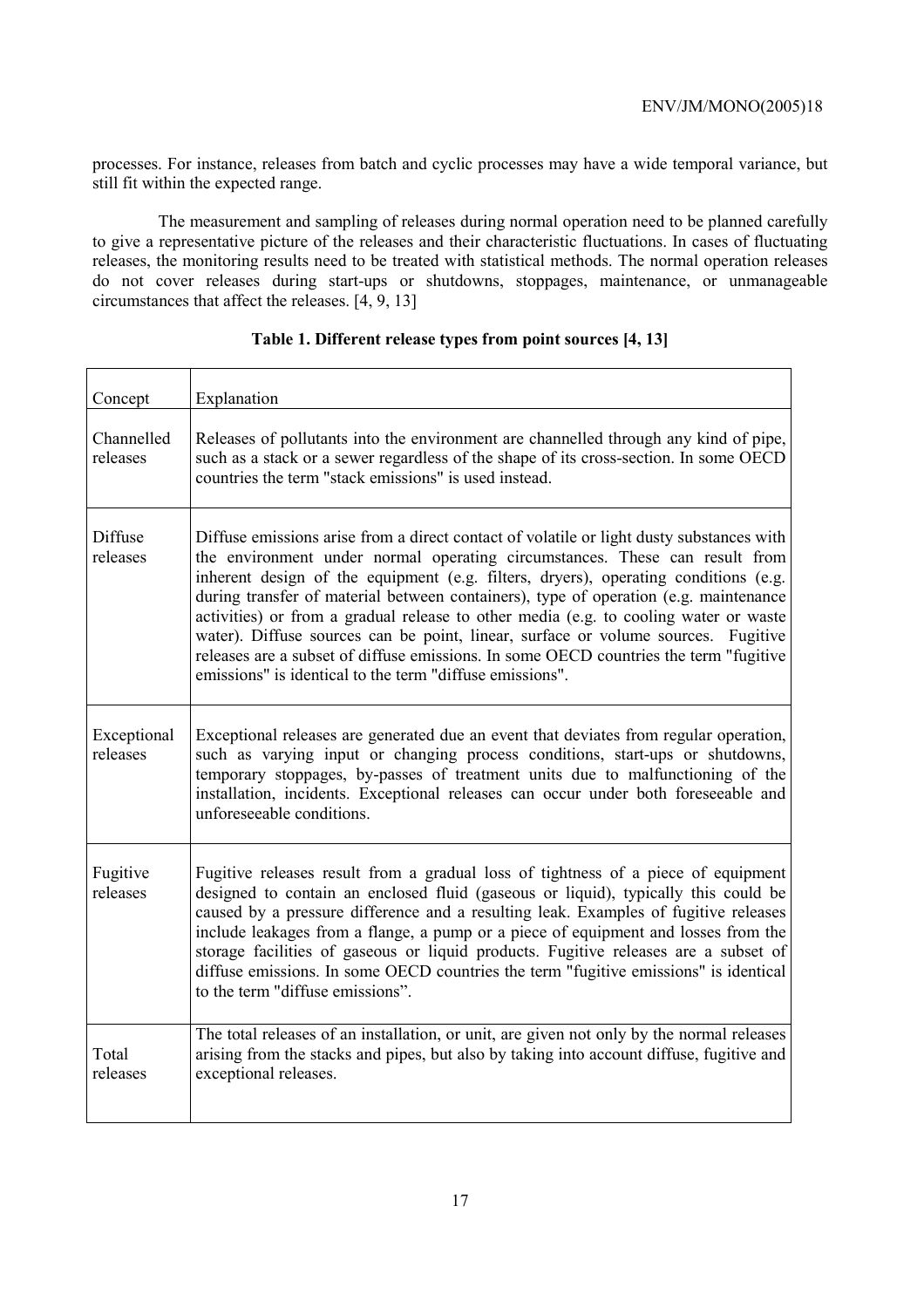processes. For instance, releases from batch and cyclic processes may have a wide temporal variance, but still fit within the expected range.

The measurement and sampling of releases during normal operation need to be planned carefully to give a representative picture of the releases and their characteristic fluctuations. In cases of fluctuating releases, the monitoring results need to be treated with statistical methods. The normal operation releases do not cover releases during start-ups or shutdowns, stoppages, maintenance, or unmanageable circumstances that affect the releases. [4, 9, 13]

**Table 1. Different release types from point sources [4, 13]**

| Concept | Explanation |
|---|---|
| Channelled releases | Releases of pollutants into the environment are channelled through any kind of pipe, such as a stack or a sewer regardless of the shape of its cross-section. In some OECD countries the term "stack emissions" is used instead. |
| Diffuse releases | Diffuse emissions arise from a direct contact of volatile or light dusty substances with the environment under normal operating circumstances. These can result from inherent design of the equipment (e.g. filters, dryers), operating conditions (e.g. during transfer of material between containers), type of operation (e.g. maintenance activities) or from a gradual release to other media (e.g. to cooling water or waste water). Diffuse sources can be point, linear, surface or volume sources. Fugitive releases are a subset of diffuse emissions. In some OECD countries the term "fugitive emissions" is identical to the term "diffuse emissions". |
| Exceptional releases | Exceptional releases are generated due an event that deviates from regular operation, such as varying input or changing process conditions, start-ups or shutdowns, temporary stoppages, by-passes of treatment units due to malfunctioning of the installation, incidents. Exceptional releases can occur under both foreseeable and unforeseeable conditions. |
| Fugitive releases | Fugitive releases result from a gradual loss of tightness of a piece of equipment designed to contain an enclosed fluid (gaseous or liquid), typically this could be caused by a pressure difference and a resulting leak. Examples of fugitive releases include leakages from a flange, a pump or a piece of equipment and losses from the storage facilities of gaseous or liquid products. Fugitive releases are a subset of diffuse emissions. In some OECD countries the term "fugitive emissions" is identical to the term "diffuse emissions". |
| Total releases | The total releases of an installation, or unit, are given not only by the normal releases arising from the stacks and pipes, but also by taking into account diffuse, fugitive and exceptional releases. |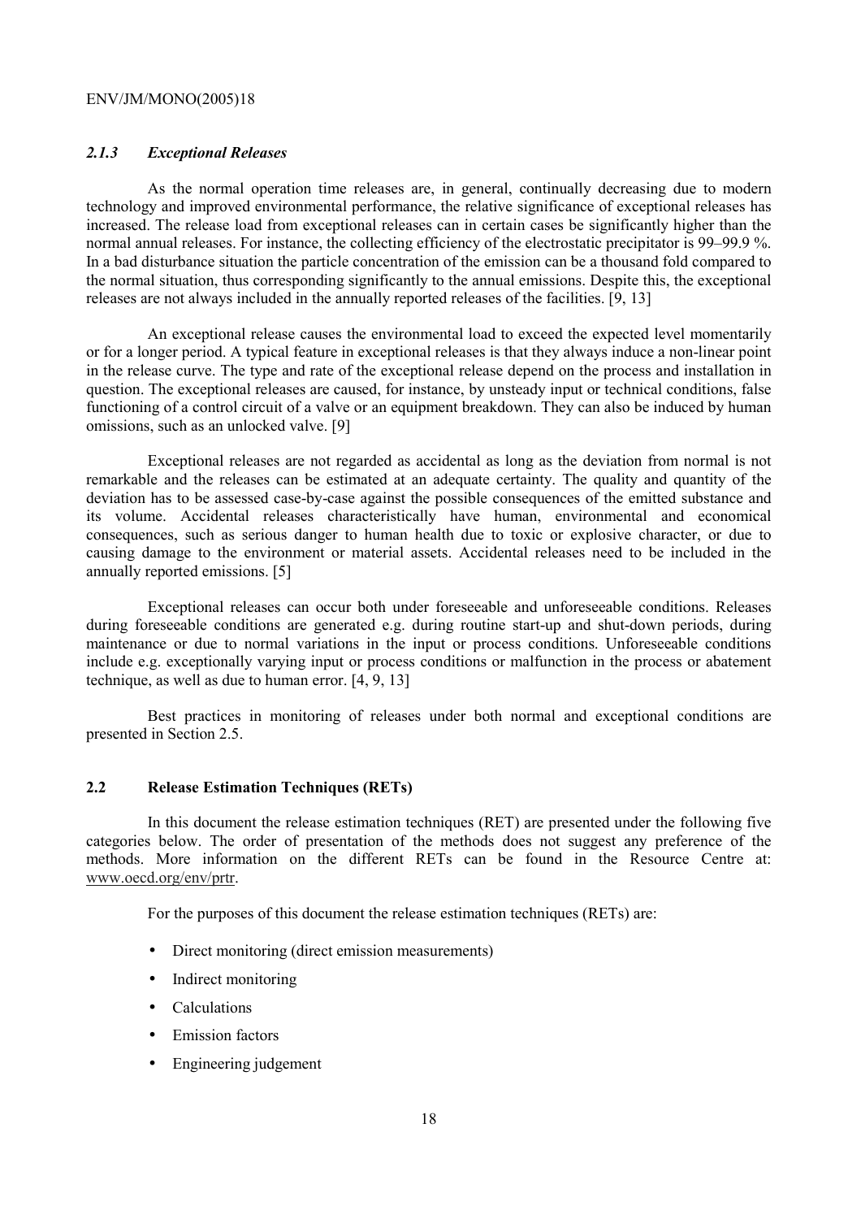### *2.1.3 Exceptional Releases*

As the normal operation time releases are, in general, continually decreasing due to modern technology and improved environmental performance, the relative significance of exceptional releases has increased. The release load from exceptional releases can in certain cases be significantly higher than the normal annual releases. For instance, the collecting efficiency of the electrostatic precipitator is 99–99.9 %. In a bad disturbance situation the particle concentration of the emission can be a thousand fold compared to the normal situation, thus corresponding significantly to the annual emissions. Despite this, the exceptional releases are not always included in the annually reported releases of the facilities. [9, 13]

An exceptional release causes the environmental load to exceed the expected level momentarily or for a longer period. A typical feature in exceptional releases is that they always induce a non-linear point in the release curve. The type and rate of the exceptional release depend on the process and installation in question. The exceptional releases are caused, for instance, by unsteady input or technical conditions, false functioning of a control circuit of a valve or an equipment breakdown. They can also be induced by human omissions, such as an unlocked valve. [9]

Exceptional releases are not regarded as accidental as long as the deviation from normal is not remarkable and the releases can be estimated at an adequate certainty. The quality and quantity of the deviation has to be assessed case-by-case against the possible consequences of the emitted substance and its volume. Accidental releases characteristically have human, environmental and economical consequences, such as serious danger to human health due to toxic or explosive character, or due to causing damage to the environment or material assets. Accidental releases need to be included in the annually reported emissions. [5]

Exceptional releases can occur both under foreseeable and unforeseeable conditions. Releases during foreseeable conditions are generated e.g. during routine start-up and shut-down periods, during maintenance or due to normal variations in the input or process conditions. Unforeseeable conditions include e.g. exceptionally varying input or process conditions or malfunction in the process or abatement technique, as well as due to human error. [4, 9, 13]

Best practices in monitoring of releases under both normal and exceptional conditions are presented in Section 2.5.

## 2.2 Release Estimation Techniques (RETs)

In this document the release estimation techniques (RET) are presented under the following five categories below. The order of presentation of the methods does not suggest any preference of the methods. More information on the different RETs can be found in the Resource Centre at: www.oecd.org/env/prtr.

For the purposes of this document the release estimation techniques (RETs) are:

- Direct monitoring (direct emission measurements)
- Indirect monitoring
- Calculations
- Emission factors
- Engineering judgement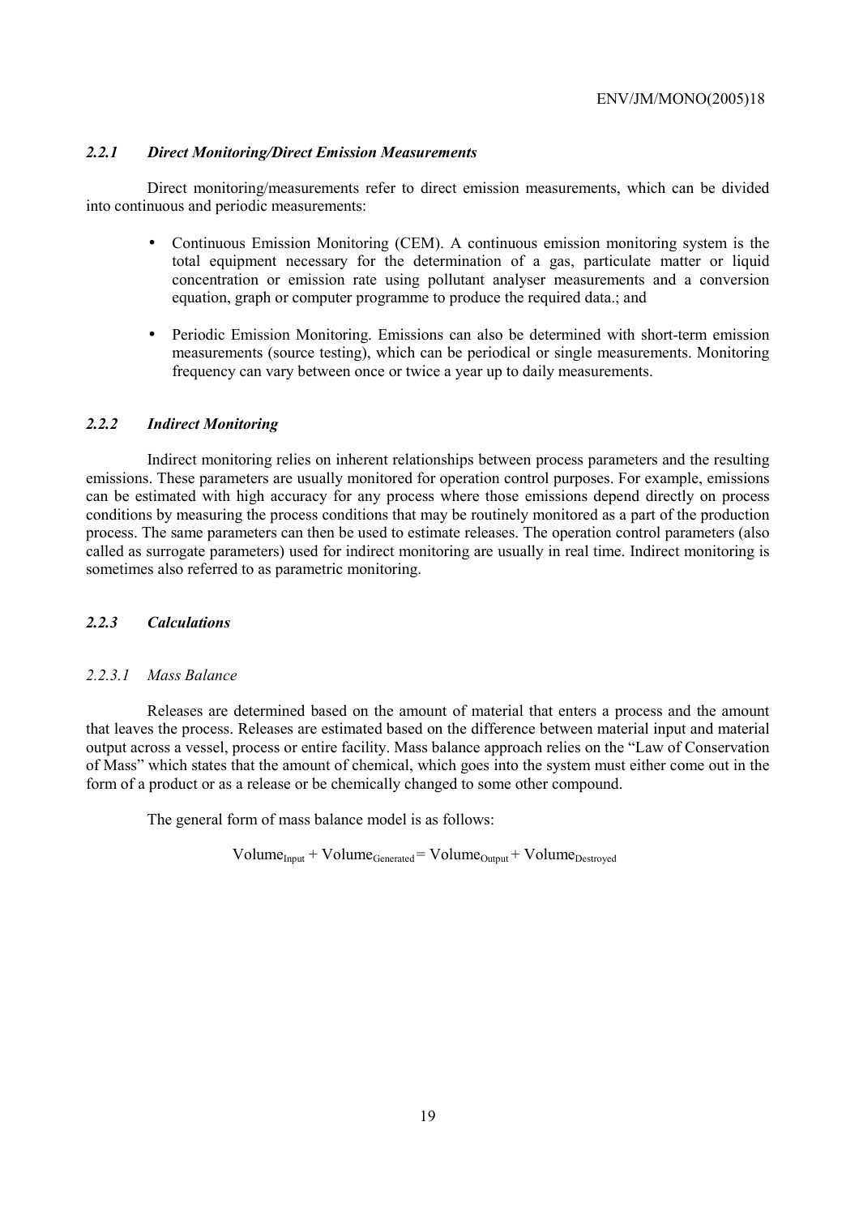### *2.2.1 Direct Monitoring/Direct Emission Measurements*

Direct monitoring/measurements refer to direct emission measurements, which can be divided into continuous and periodic measurements:

- Continuous Emission Monitoring (CEM). A continuous emission monitoring system is the total equipment necessary for the determination of a gas, particulate matter or liquid concentration or emission rate using pollutant analyser measurements and a conversion equation, graph or computer programme to produce the required data.; and

- Periodic Emission Monitoring. Emissions can also be determined with short-term emission measurements (source testing), which can be periodical or single measurements. Monitoring frequency can vary between once or twice a year up to daily measurements.

### *2.2.2 Indirect Monitoring*

Indirect monitoring relies on inherent relationships between process parameters and the resulting emissions. These parameters are usually monitored for operation control purposes. For example, emissions can be estimated with high accuracy for any process where those emissions depend directly on process conditions by measuring the process conditions that may be routinely monitored as a part of the production process. The same parameters can then be used to estimate releases. The operation control parameters (also called as surrogate parameters) used for indirect monitoring are usually in real time. Indirect monitoring is sometimes also referred to as parametric monitoring.

### *2.2.3 Calculations*

#### *2.2.3.1 Mass Balance*

Releases are determined based on the amount of material that enters a process and the amount that leaves the process. Releases are estimated based on the difference between material input and material output across a vessel, process or entire facility. Mass balance approach relies on the "Law of Conservation of Mass" which states that the amount of chemical, which goes into the system must either come out in the form of a product or as a release or be chemically changed to some other compound.

The general form of mass balance model is as follows:

$$\text{Volume}_{\text{Input}} + \text{Volume}_{\text{Generated}} = \text{Volume}_{\text{Output}} + \text{Volume}_{\text{Destroyed}}$$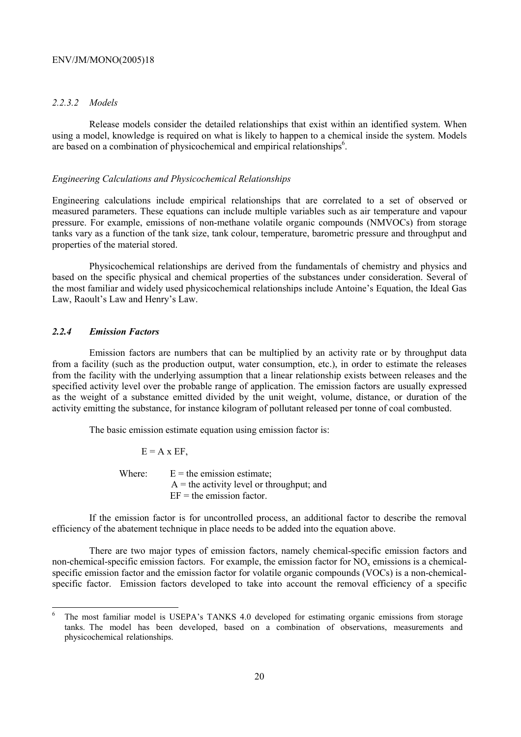#### *2.2.3.2 Models*

Release models consider the detailed relationships that exist within an identified system. When using a model, knowledge is required on what is likely to happen to a chemical inside the system. Models are based on a combination of physicochemical and empirical relationships[6].

*Engineering Calculations and Physicochemical Relationships*

Engineering calculations include empirical relationships that are correlated to a set of observed or measured parameters. These equations can include multiple variables such as air temperature and vapour pressure. For example, emissions of non-methane volatile organic compounds (NMVOCs) from storage tanks vary as a function of the tank size, tank colour, temperature, barometric pressure and throughput and properties of the material stored.

Physicochemical relationships are derived from the fundamentals of chemistry and physics and based on the specific physical and chemical properties of the substances under consideration. Several of the most familiar and widely used physicochemical relationships include Antoine's Equation, the Ideal Gas Law, Raoult's Law and Henry's Law.

### *2.2.4 Emission Factors*

Emission factors are numbers that can be multiplied by an activity rate or by throughput data from a facility (such as the production output, water consumption, etc.), in order to estimate the releases from the facility with the underlying assumption that a linear relationship exists between releases and the specified activity level over the probable range of application. The emission factors are usually expressed as the weight of a substance emitted divided by the unit weight, volume, distance, or duration of the activity emitting the substance, for instance kilogram of pollutant released per tonne of coal combusted.

The basic emission estimate equation using emission factor is:

$$E = A \times EF,$$

Where:
- $E$ = the emission estimate;
- $A$ = the activity level or throughput; and
- $EF$ = the emission factor.

If the emission factor is for uncontrolled process, an additional factor to describe the removal efficiency of the abatement technique in place needs to be added into the equation above.

There are two major types of emission factors, namely chemical-specific emission factors and non-chemical-specific emission factors. For example, the emission factor for $NO_x$ emissions is a chemical-specific emission factor and the emission factor for volatile organic compounds (VOCs) is a non-chemical-specific factor. Emission factors developed to take into account the removal efficiency of a specific

---

[6] The most familiar model is USEPA's TANKS 4.0 developed for estimating organic emissions from storage tanks. The model has been developed, based on a combination of observations, measurements and physicochemical relationships.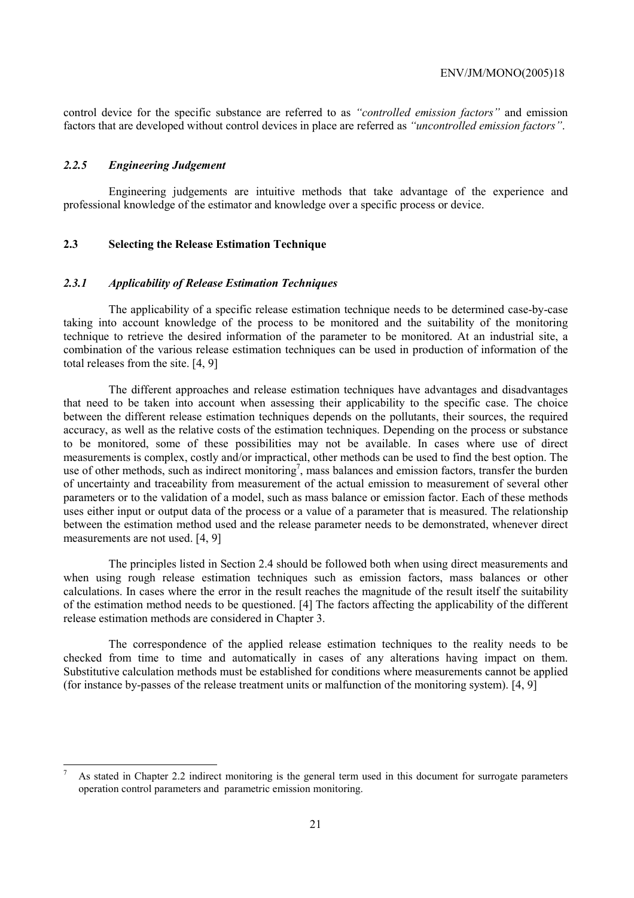control device for the specific substance are referred to as *"controlled emission factors"* and emission factors that are developed without control devices in place are referred as *"uncontrolled emission factors"*.

### *2.2.5 Engineering Judgement*

Engineering judgements are intuitive methods that take advantage of the experience and professional knowledge of the estimator and knowledge over a specific process or device.

## **2.3 Selecting the Release Estimation Technique**

### *2.3.1 Applicability of Release Estimation Techniques*

The applicability of a specific release estimation technique needs to be determined case-by-case taking into account knowledge of the process to be monitored and the suitability of the monitoring technique to retrieve the desired information of the parameter to be monitored. At an industrial site, a combination of the various release estimation techniques can be used in production of information of the total releases from the site. [4, 9]

The different approaches and release estimation techniques have advantages and disadvantages that need to be taken into account when assessing their applicability to the specific case. The choice between the different release estimation techniques depends on the pollutants, their sources, the required accuracy, as well as the relative costs of the estimation techniques. Depending on the process or substance to be monitored, some of these possibilities may not be available. In cases where use of direct measurements is complex, costly and/or impractical, other methods can be used to find the best option. The use of other methods, such as indirect monitoring[7], mass balances and emission factors, transfer the burden of uncertainty and traceability from measurement of the actual emission to measurement of several other parameters or to the validation of a model, such as mass balance or emission factor. Each of these methods uses either input or output data of the process or a value of a parameter that is measured. The relationship between the estimation method used and the release parameter needs to be demonstrated, whenever direct measurements are not used. [4, 9]

The principles listed in Section 2.4 should be followed both when using direct measurements and when using rough release estimation techniques such as emission factors, mass balances or other calculations. In cases where the error in the result reaches the magnitude of the result itself the suitability of the estimation method needs to be questioned. [4] The factors affecting the applicability of the different release estimation methods are considered in Chapter 3.

The correspondence of the applied release estimation techniques to the reality needs to be checked from time to time and automatically in cases of any alterations having impact on them. Substitutive calculation methods must be established for conditions where measurements cannot be applied (for instance by-passes of the release treatment units or malfunction of the monitoring system). [4, 9]

---

[7] As stated in Chapter 2.2 indirect monitoring is the general term used in this document for surrogate parameters operation control parameters and parametric emission monitoring.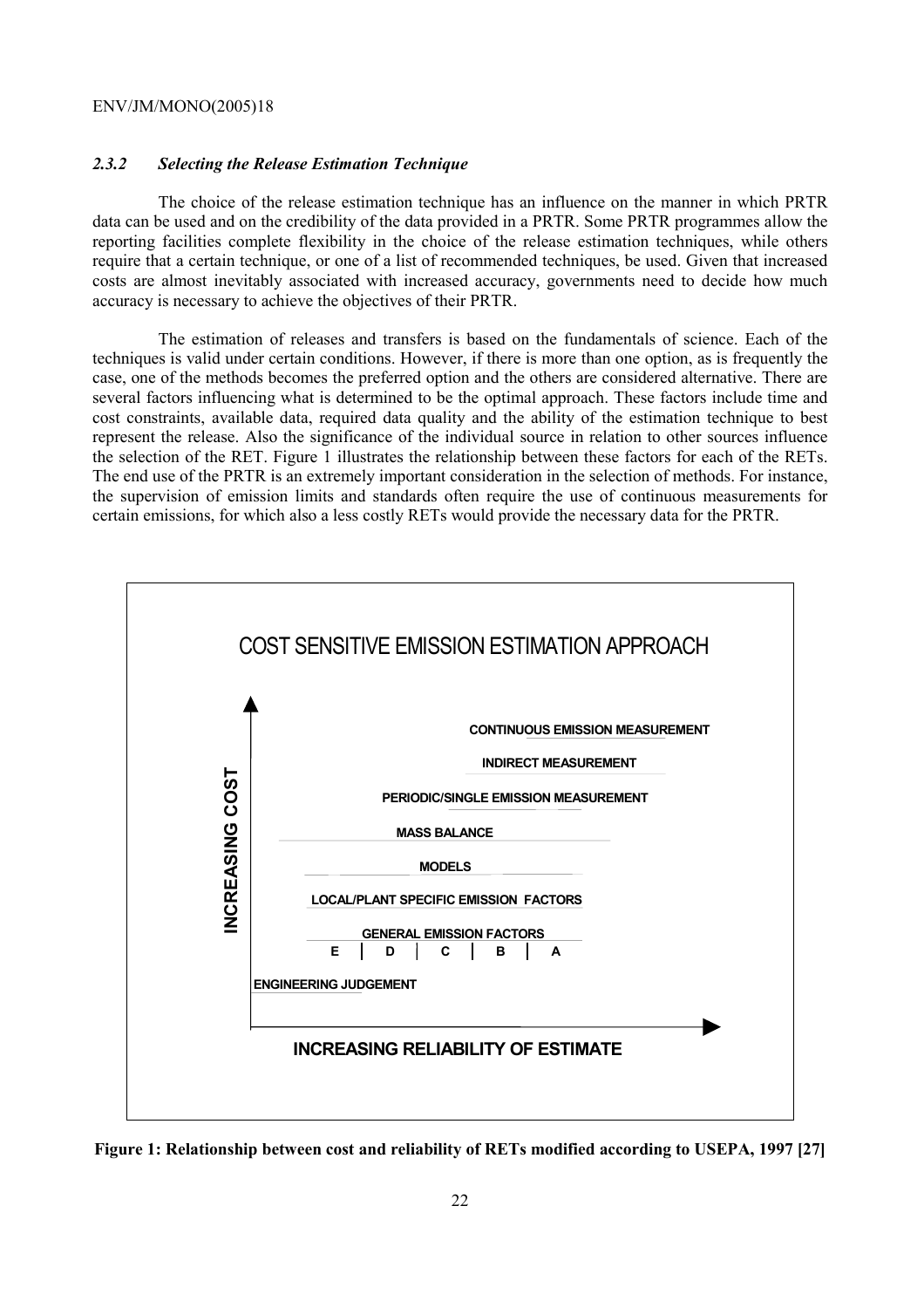### 2.3.2 *Selecting the Release Estimation Technique*

The choice of the release estimation technique has an influence on the manner in which PRTR data can be used and on the credibility of the data provided in a PRTR. Some PRTR programmes allow the reporting facilities complete flexibility in the choice of the release estimation techniques, while others require that a certain technique, or one of a list of recommended techniques, be used. Given that increased costs are almost inevitably associated with increased accuracy, governments need to decide how much accuracy is necessary to achieve the objectives of their PRTR.

The estimation of releases and transfers is based on the fundamentals of science. Each of the techniques is valid under certain conditions. However, if there is more than one option, as is frequently the case, one of the methods becomes the preferred option and the others are considered alternative. There are several factors influencing what is determined to be the optimal approach. These factors include time and cost constraints, available data, required data quality and the ability of the estimation technique to best represent the release. Also the significance of the individual source in relation to other sources influence the selection of the RET. Figure 1 illustrates the relationship between these factors for each of the RETs. The end use of the PRTR is an extremely important consideration in the selection of methods. For instance, the supervision of emission limits and standards often require the use of continuous measurements for certain emissions, for which also a less costly RETs would provide the necessary data for the PRTR.

COST SENSITIVE EMISSION ESTIMATION APPROACH

INCREASING COST

CONTINUOUS EMISSION MEASUREMENT

INDIRECT MEASUREMENT

PERIODIC/SINGLE EMISSION MEASUREMENT

MASS BALANCE

MODELS

LOCAL/PLANT SPECIFIC EMISSION FACTORS

GENERAL EMISSION FACTORS

E | D | C | B | A

ENGINEERING JUDGEMENT

INCREASING RELIABILITY OF ESTIMATE

**Figure 1: Relationship between cost and reliability of RETs modified according to USEPA, 1997 [27]**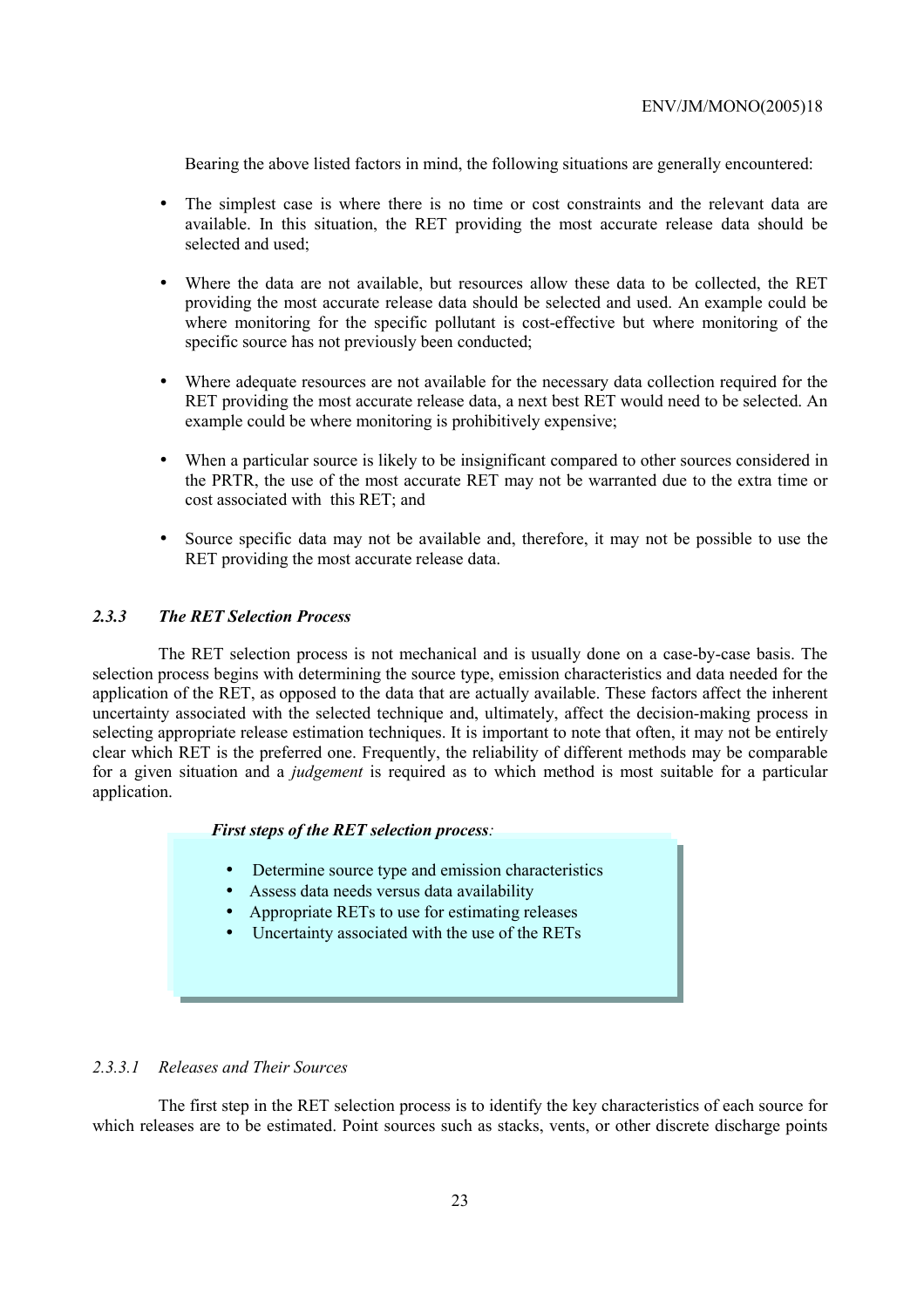Bearing the above listed factors in mind, the following situations are generally encountered:

- The simplest case is where there is no time or cost constraints and the relevant data are available. In this situation, the RET providing the most accurate release data should be selected and used;
- Where the data are not available, but resources allow these data to be collected, the RET providing the most accurate release data should be selected and used. An example could be where monitoring for the specific pollutant is cost-effective but where monitoring of the specific source has not previously been conducted;
- Where adequate resources are not available for the necessary data collection required for the RET providing the most accurate release data, a next best RET would need to be selected. An example could be where monitoring is prohibitively expensive;
- When a particular source is likely to be insignificant compared to other sources considered in the PRTR, the use of the most accurate RET may not be warranted due to the extra time or cost associated with this RET; and
- Source specific data may not be available and, therefore, it may not be possible to use the RET providing the most accurate release data.

### *2.3.3 The RET Selection Process*

The RET selection process is not mechanical and is usually done on a case-by-case basis. The selection process begins with determining the source type, emission characteristics and data needed for the application of the RET, as opposed to the data that are actually available. These factors affect the inherent uncertainty associated with the selected technique and, ultimately, affect the decision-making process in selecting appropriate release estimation techniques. It is important to note that often, it may not be entirely clear which RET is the preferred one. Frequently, the reliability of different methods may be comparable for a given situation and a *judgement* is required as to which method is most suitable for a particular application.

***First steps of the RET selection process:***

- Determine source type and emission characteristics
- Assess data needs versus data availability
- Appropriate RETs to use for estimating releases
- Uncertainty associated with the use of the RETs

#### *2.3.3.1 Releases and Their Sources*

The first step in the RET selection process is to identify the key characteristics of each source for which releases are to be estimated. Point sources such as stacks, vents, or other discrete discharge points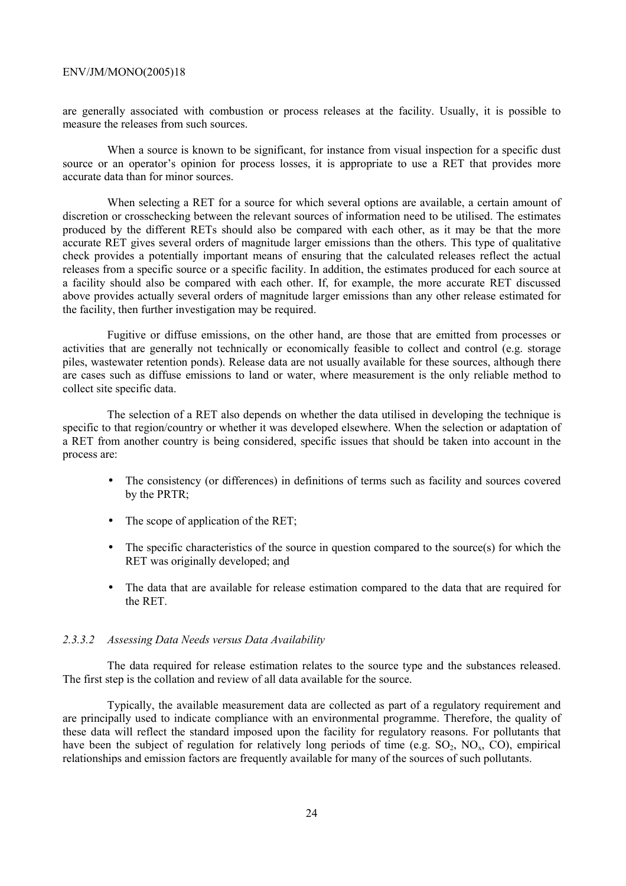are generally associated with combustion or process releases at the facility. Usually, it is possible to measure the releases from such sources.

When a source is known to be significant, for instance from visual inspection for a specific dust source or an operator's opinion for process losses, it is appropriate to use a RET that provides more accurate data than for minor sources.

When selecting a RET for a source for which several options are available, a certain amount of discretion or crosschecking between the relevant sources of information need to be utilised. The estimates produced by the different RETs should also be compared with each other, as it may be that the more accurate RET gives several orders of magnitude larger emissions than the others. This type of qualitative check provides a potentially important means of ensuring that the calculated releases reflect the actual releases from a specific source or a specific facility. In addition, the estimates produced for each source at a facility should also be compared with each other. If, for example, the more accurate RET discussed above provides actually several orders of magnitude larger emissions than any other release estimated for the facility, then further investigation may be required.

Fugitive or diffuse emissions, on the other hand, are those that are emitted from processes or activities that are generally not technically or economically feasible to collect and control (e.g. storage piles, wastewater retention ponds). Release data are not usually available for these sources, although there are cases such as diffuse emissions to land or water, where measurement is the only reliable method to collect site specific data.

The selection of a RET also depends on whether the data utilised in developing the technique is specific to that region/country or whether it was developed elsewhere. When the selection or adaptation of a RET from another country is being considered, specific issues that should be taken into account in the process are:

- The consistency (or differences) in definitions of terms such as facility and sources covered by the PRTR;
- The scope of application of the RET;
- The specific characteristics of the source in question compared to the source(s) for which the RET was originally developed; and
- The data that are available for release estimation compared to the data that are required for the RET.

#### *2.3.3.2 Assessing Data Needs versus Data Availability*

The data required for release estimation relates to the source type and the substances released. The first step is the collation and review of all data available for the source.

Typically, the available measurement data are collected as part of a regulatory requirement and are principally used to indicate compliance with an environmental programme. Therefore, the quality of these data will reflect the standard imposed upon the facility for regulatory reasons. For pollutants that have been the subject of regulation for relatively long periods of time (e.g. $SO_2$, $NO_x$, CO), empirical relationships and emission factors are frequently available for many of the sources of such pollutants.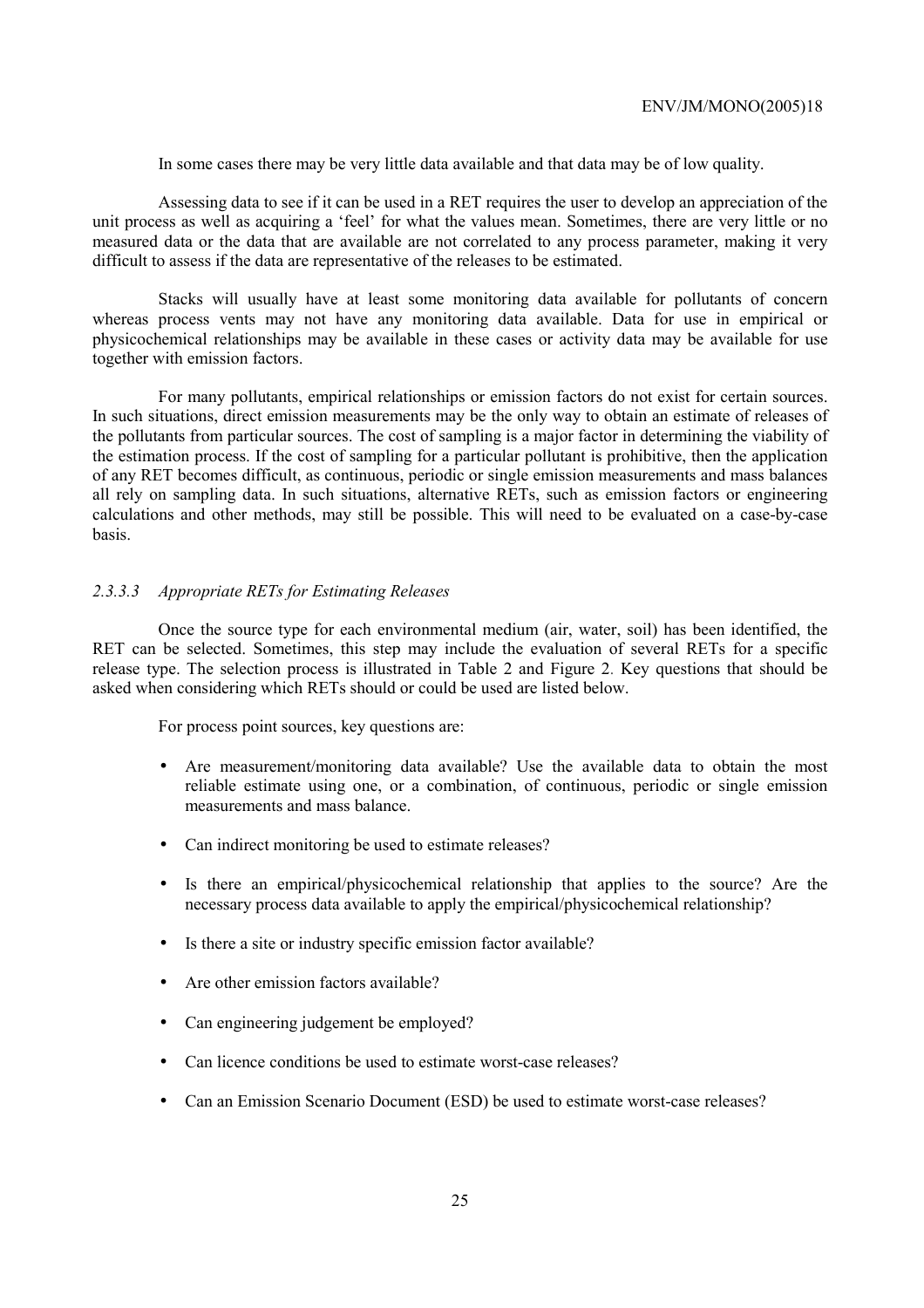In some cases there may be very little data available and that data may be of low quality.

Assessing data to see if it can be used in a RET requires the user to develop an appreciation of the unit process as well as acquiring a 'feel' for what the values mean. Sometimes, there are very little or no measured data or the data that are available are not correlated to any process parameter, making it very difficult to assess if the data are representative of the releases to be estimated.

Stacks will usually have at least some monitoring data available for pollutants of concern whereas process vents may not have any monitoring data available. Data for use in empirical or physicochemical relationships may be available in these cases or activity data may be available for use together with emission factors.

For many pollutants, empirical relationships or emission factors do not exist for certain sources. In such situations, direct emission measurements may be the only way to obtain an estimate of releases of the pollutants from particular sources. The cost of sampling is a major factor in determining the viability of the estimation process. If the cost of sampling for a particular pollutant is prohibitive, then the application of any RET becomes difficult, as continuous, periodic or single emission measurements and mass balances all rely on sampling data. In such situations, alternative RETs, such as emission factors or engineering calculations and other methods, may still be possible. This will need to be evaluated on a case-by-case basis.

#### *2.3.3.3 Appropriate RETs for Estimating Releases*

Once the source type for each environmental medium (air, water, soil) has been identified, the RET can be selected. Sometimes, this step may include the evaluation of several RETs for a specific release type. The selection process is illustrated in Table 2 and Figure 2. Key questions that should be asked when considering which RETs should or could be used are listed below.

For process point sources, key questions are:

- Are measurement/monitoring data available? Use the available data to obtain the most reliable estimate using one, or a combination, of continuous, periodic or single emission measurements and mass balance.
- Can indirect monitoring be used to estimate releases?
- Is there an empirical/physicochemical relationship that applies to the source? Are the necessary process data available to apply the empirical/physicochemical relationship?
- Is there a site or industry specific emission factor available?
- Are other emission factors available?
- Can engineering judgement be employed?
- Can licence conditions be used to estimate worst-case releases?
- Can an Emission Scenario Document (ESD) be used to estimate worst-case releases?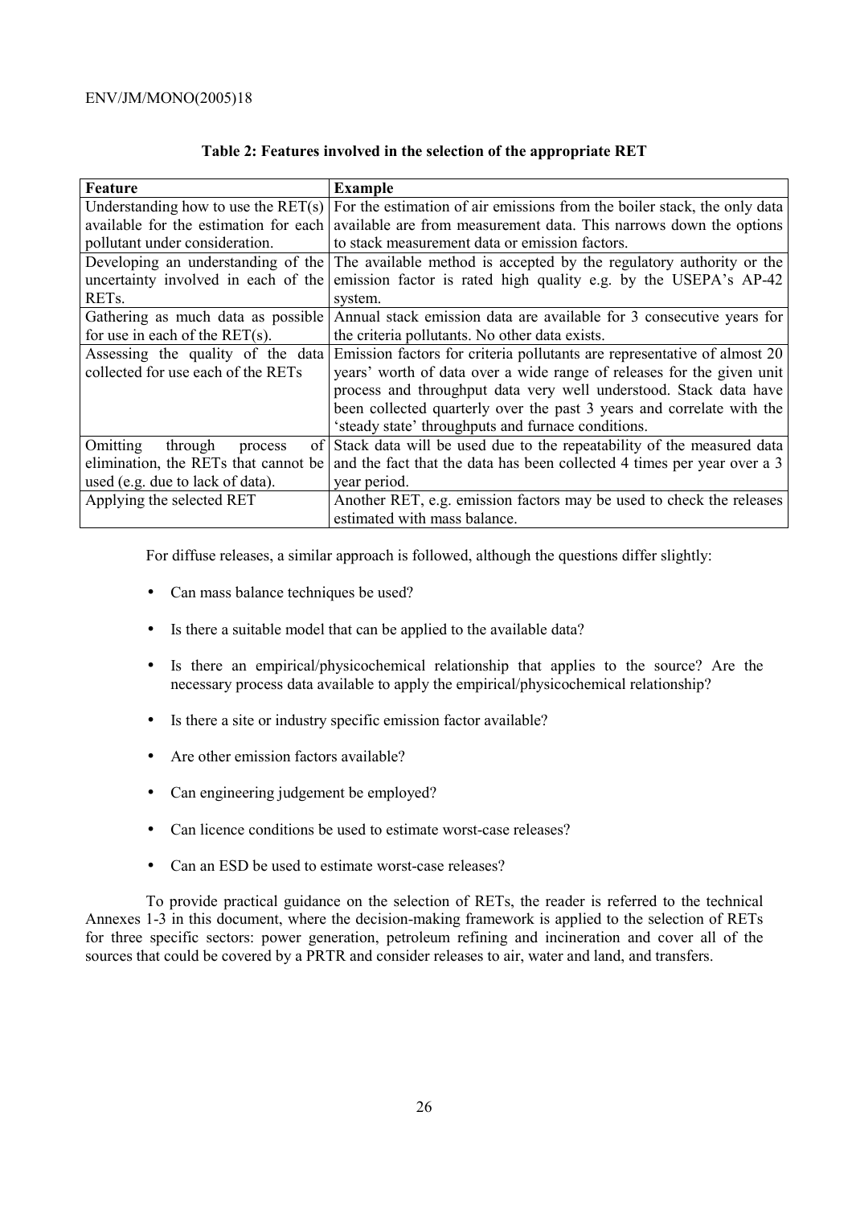**Table 2: Features involved in the selection of the appropriate RET**

| Feature | Example |
| --- | --- |
| Understanding how to use the RET(s) available for the estimation for each pollutant under consideration. | For the estimation of air emissions from the boiler stack, the only data available are from measurement data. This narrows down the options to stack measurement data or emission factors. |
| Developing an understanding of the uncertainty involved in each of the RETs. | The available method is accepted by the regulatory authority or the emission factor is rated high quality e.g. by the USEPA's AP-42 system. |
| Gathering as much data as possible for use in each of the RET(s). | Annual stack emission data are available for 3 consecutive years for the criteria pollutants. No other data exists. |
| Assessing the quality of the data collected for use each of the RETs | Emission factors for criteria pollutants are representative of almost 20 years' worth of data over a wide range of releases for the given unit process and throughput data very well understood. Stack data have been collected quarterly over the past 3 years and correlate with the 'steady state' throughputs and furnace conditions. |
| Omitting through process of elimination, the RETs that cannot be used (e.g. due to lack of data). | Stack data will be used due to the repeatability of the measured data and the fact that the data has been collected 4 times per year over a 3 year period. |
| Applying the selected RET | Another RET, e.g. emission factors may be used to check the releases estimated with mass balance. |

For diffuse releases, a similar approach is followed, although the questions differ slightly:

- Can mass balance techniques be used?
- Is there a suitable model that can be applied to the available data?
- Is there an empirical/physicochemical relationship that applies to the source? Are the necessary process data available to apply the empirical/physicochemical relationship?
- Is there a site or industry specific emission factor available?
- Are other emission factors available?
- Can engineering judgement be employed?
- Can licence conditions be used to estimate worst-case releases?
- Can an ESD be used to estimate worst-case releases?

To provide practical guidance on the selection of RETs, the reader is referred to the technical Annexes 1-3 in this document, where the decision-making framework is applied to the selection of RETs for three specific sectors: power generation, petroleum refining and incineration and cover all of the sources that could be covered by a PRTR and consider releases to air, water and land, and transfers.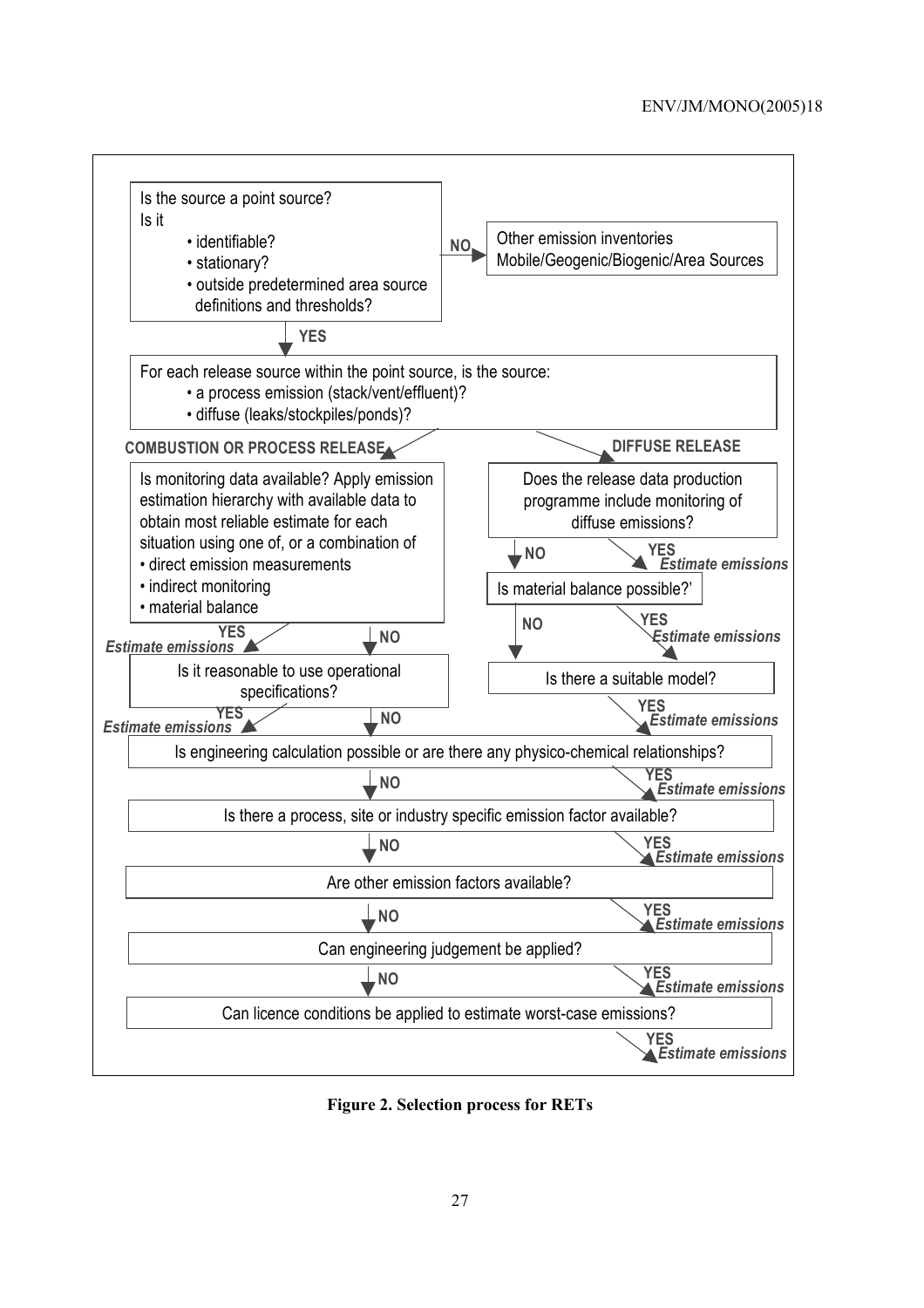Is the source a point source?
Is it

- identifiable?
- stationary?
- outside predetermined area source definitions and thresholds?

**NO** → Other emission inventories Mobile/Geogenic/Biogenic/Area Sources

**YES** ↓

For each release source within the point source, is the source:

- a process emission (stack/vent/effluent)?
- diffuse (leaks/stockpiles/ponds)?

**COMBUSTION OR PROCESS RELEASE**

Is monitoring data available? Apply emission estimation hierarchy with available data to obtain most reliable estimate for each situation using one of, or a combination of

- direct emission measurements
- indirect monitoring
- material balance

**YES** → *Estimate emissions*

**NO** ↓

Is it reasonable to use operational specifications?

**YES** → *Estimate emissions*

**NO** ↓

**DIFFUSE RELEASE**

Does the release data production programme include monitoring of diffuse emissions?

**YES** → *Estimate emissions*

**NO** ↓

Is material balance possible?'

**YES** → *Estimate emissions*

**NO** ↓

Is there a suitable model?

**YES** → *Estimate emissions*

Is engineering calculation possible or are there any physico-chemical relationships?

**YES** → *Estimate emissions*

**NO** ↓

Is there a process, site or industry specific emission factor available?

**YES** → *Estimate emissions*

**NO** ↓

Are other emission factors available?

**YES** → *Estimate emissions*

**NO** ↓

Can engineering judgement be applied?

**YES** → *Estimate emissions*

**NO** ↓

Can licence conditions be applied to estimate worst-case emissions?

**YES** → *Estimate emissions*

**Figure 2. Selection process for RETs**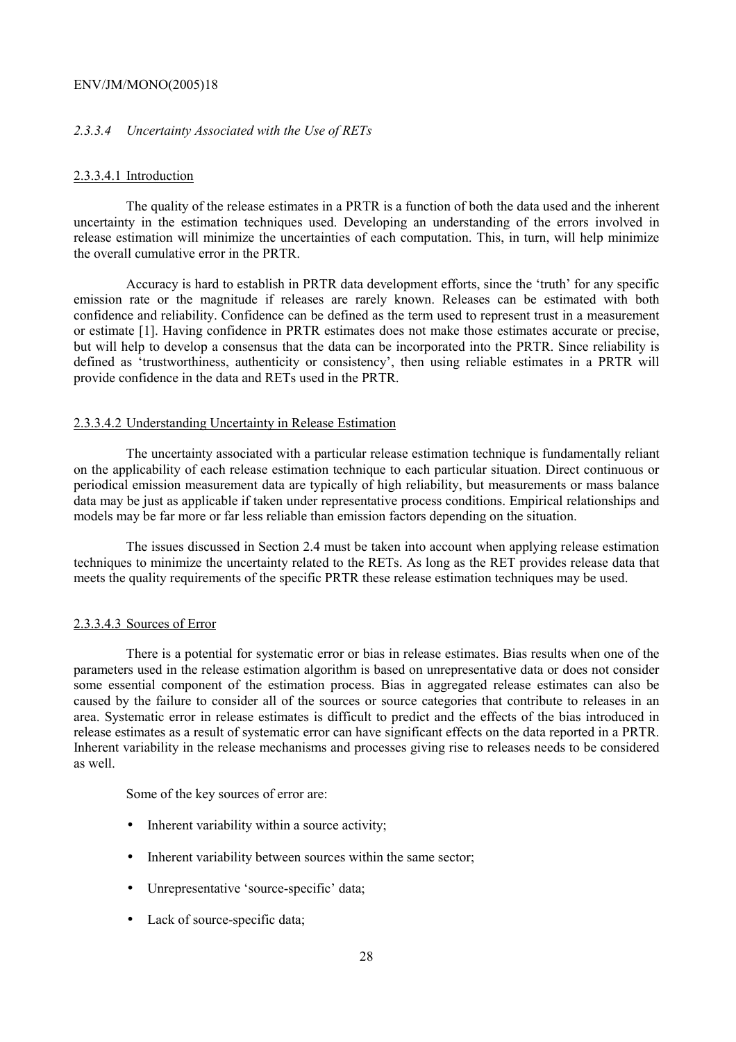### *2.3.3.4 Uncertainty Associated with the Use of RETs*

#### 2.3.3.4.1 Introduction

The quality of the release estimates in a PRTR is a function of both the data used and the inherent uncertainty in the estimation techniques used. Developing an understanding of the errors involved in release estimation will minimize the uncertainties of each computation. This, in turn, will help minimize the overall cumulative error in the PRTR.

Accuracy is hard to establish in PRTR data development efforts, since the 'truth' for any specific emission rate or the magnitude if releases are rarely known. Releases can be estimated with both confidence and reliability. Confidence can be defined as the term used to represent trust in a measurement or estimate [1]. Having confidence in PRTR estimates does not make those estimates accurate or precise, but will help to develop a consensus that the data can be incorporated into the PRTR. Since reliability is defined as 'trustworthiness, authenticity or consistency', then using reliable estimates in a PRTR will provide confidence in the data and RETs used in the PRTR.

#### 2.3.3.4.2 Understanding Uncertainty in Release Estimation

The uncertainty associated with a particular release estimation technique is fundamentally reliant on the applicability of each release estimation technique to each particular situation. Direct continuous or periodical emission measurement data are typically of high reliability, but measurements or mass balance data may be just as applicable if taken under representative process conditions. Empirical relationships and models may be far more or far less reliable than emission factors depending on the situation.

The issues discussed in Section 2.4 must be taken into account when applying release estimation techniques to minimize the uncertainty related to the RETs. As long as the RET provides release data that meets the quality requirements of the specific PRTR these release estimation techniques may be used.

#### 2.3.3.4.3 Sources of Error

There is a potential for systematic error or bias in release estimates. Bias results when one of the parameters used in the release estimation algorithm is based on unrepresentative data or does not consider some essential component of the estimation process. Bias in aggregated release estimates can also be caused by the failure to consider all of the sources or source categories that contribute to releases in an area. Systematic error in release estimates is difficult to predict and the effects of the bias introduced in release estimates as a result of systematic error can have significant effects on the data reported in a PRTR. Inherent variability in the release mechanisms and processes giving rise to releases needs to be considered as well.

Some of the key sources of error are:

- Inherent variability within a source activity;
- Inherent variability between sources within the same sector;
- Unrepresentative 'source-specific' data;
- Lack of source-specific data;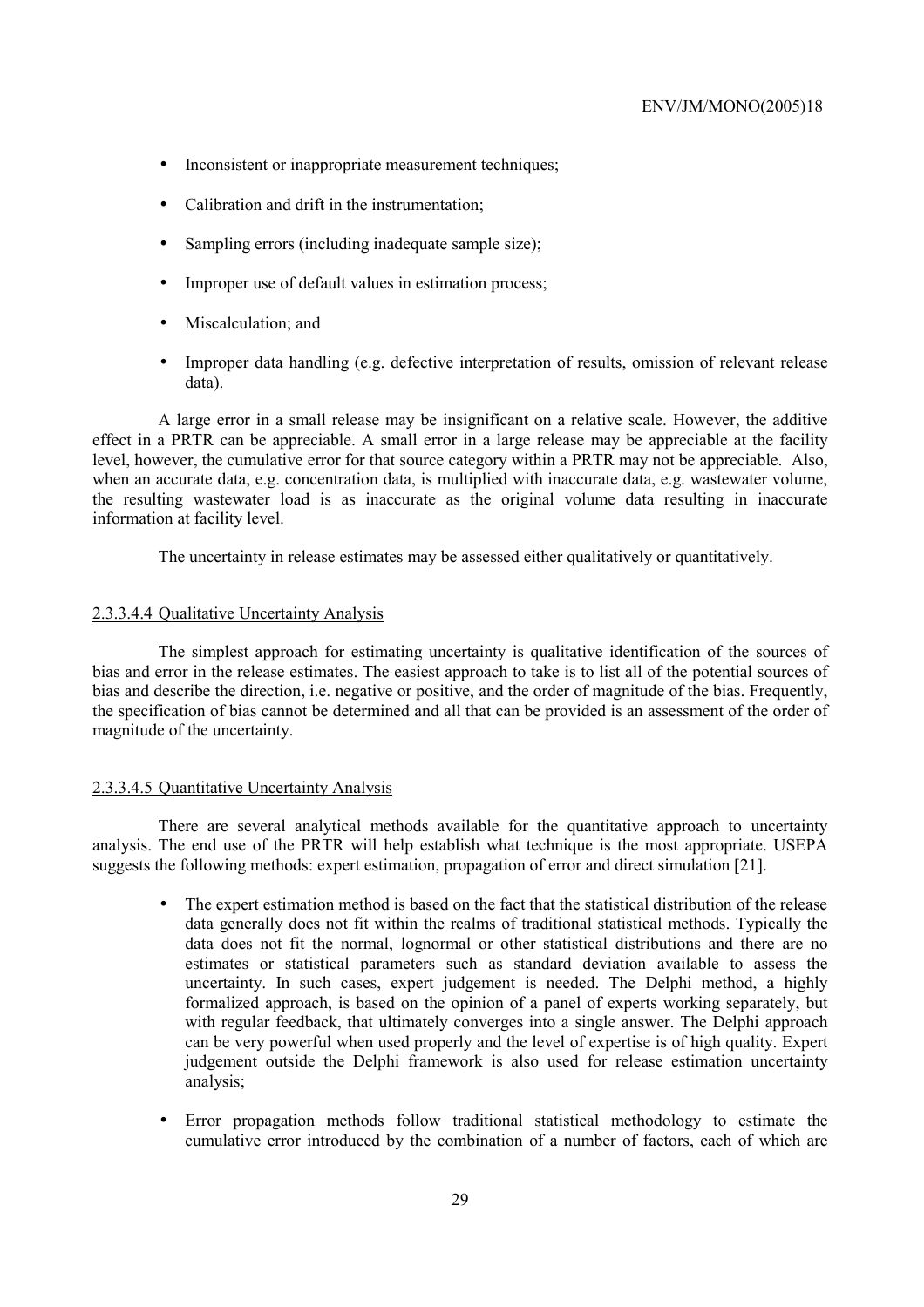- Inconsistent or inappropriate measurement techniques;
- Calibration and drift in the instrumentation;
- Sampling errors (including inadequate sample size);
- Improper use of default values in estimation process;
- Miscalculation; and
- Improper data handling (e.g. defective interpretation of results, omission of relevant release data).

A large error in a small release may be insignificant on a relative scale. However, the additive effect in a PRTR can be appreciable. A small error in a large release may be appreciable at the facility level, however, the cumulative error for that source category within a PRTR may not be appreciable. Also, when an accurate data, e.g. concentration data, is multiplied with inaccurate data, e.g. wastewater volume, the resulting wastewater load is as inaccurate as the original volume data resulting in inaccurate information at facility level.

The uncertainty in release estimates may be assessed either qualitatively or quantitatively.

#### 2.3.3.4.4 Qualitative Uncertainty Analysis

The simplest approach for estimating uncertainty is qualitative identification of the sources of bias and error in the release estimates. The easiest approach to take is to list all of the potential sources of bias and describe the direction, i.e. negative or positive, and the order of magnitude of the bias. Frequently, the specification of bias cannot be determined and all that can be provided is an assessment of the order of magnitude of the uncertainty.

#### 2.3.3.4.5 Quantitative Uncertainty Analysis

There are several analytical methods available for the quantitative approach to uncertainty analysis. The end use of the PRTR will help establish what technique is the most appropriate. USEPA suggests the following methods: expert estimation, propagation of error and direct simulation [21].

- The expert estimation method is based on the fact that the statistical distribution of the release data generally does not fit within the realms of traditional statistical methods. Typically the data does not fit the normal, lognormal or other statistical distributions and there are no estimates or statistical parameters such as standard deviation available to assess the uncertainty. In such cases, expert judgement is needed. The Delphi method, a highly formalized approach, is based on the opinion of a panel of experts working separately, but with regular feedback, that ultimately converges into a single answer. The Delphi approach can be very powerful when used properly and the level of expertise is of high quality. Expert judgement outside the Delphi framework is also used for release estimation uncertainty analysis;
- Error propagation methods follow traditional statistical methodology to estimate the cumulative error introduced by the combination of a number of factors, each of which are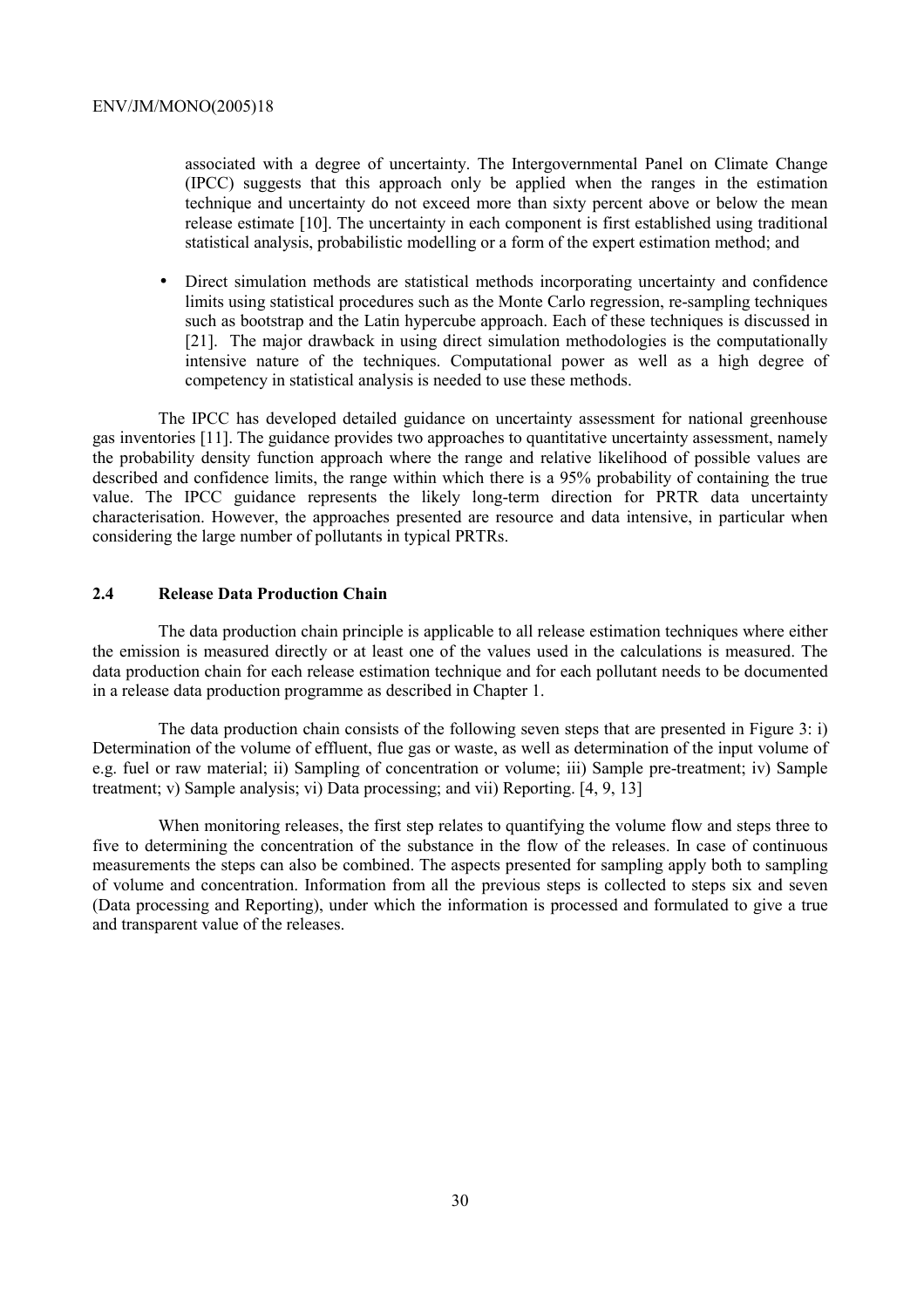associated with a degree of uncertainty. The Intergovernmental Panel on Climate Change (IPCC) suggests that this approach only be applied when the ranges in the estimation technique and uncertainty do not exceed more than sixty percent above or below the mean release estimate [10]. The uncertainty in each component is first established using traditional statistical analysis, probabilistic modelling or a form of the expert estimation method; and

- Direct simulation methods are statistical methods incorporating uncertainty and confidence limits using statistical procedures such as the Monte Carlo regression, re-sampling techniques such as bootstrap and the Latin hypercube approach. Each of these techniques is discussed in [21]. The major drawback in using direct simulation methodologies is the computationally intensive nature of the techniques. Computational power as well as a high degree of competency in statistical analysis is needed to use these methods.

The IPCC has developed detailed guidance on uncertainty assessment for national greenhouse gas inventories [11]. The guidance provides two approaches to quantitative uncertainty assessment, namely the probability density function approach where the range and relative likelihood of possible values are described and confidence limits, the range within which there is a 95% probability of containing the true value. The IPCC guidance represents the likely long-term direction for PRTR data uncertainty characterisation. However, the approaches presented are resource and data intensive, in particular when considering the large number of pollutants in typical PRTRs.

## 2.4 Release Data Production Chain

The data production chain principle is applicable to all release estimation techniques where either the emission is measured directly or at least one of the values used in the calculations is measured. The data production chain for each release estimation technique and for each pollutant needs to be documented in a release data production programme as described in Chapter 1.

The data production chain consists of the following seven steps that are presented in Figure 3: i) Determination of the volume of effluent, flue gas or waste, as well as determination of the input volume of e.g. fuel or raw material; ii) Sampling of concentration or volume; iii) Sample pre-treatment; iv) Sample treatment; v) Sample analysis; vi) Data processing; and vii) Reporting. [4, 9, 13]

When monitoring releases, the first step relates to quantifying the volume flow and steps three to five to determining the concentration of the substance in the flow of the releases. In case of continuous measurements the steps can also be combined. The aspects presented for sampling apply both to sampling of volume and concentration. Information from all the previous steps is collected to steps six and seven (Data processing and Reporting), under which the information is processed and formulated to give a true and transparent value of the releases.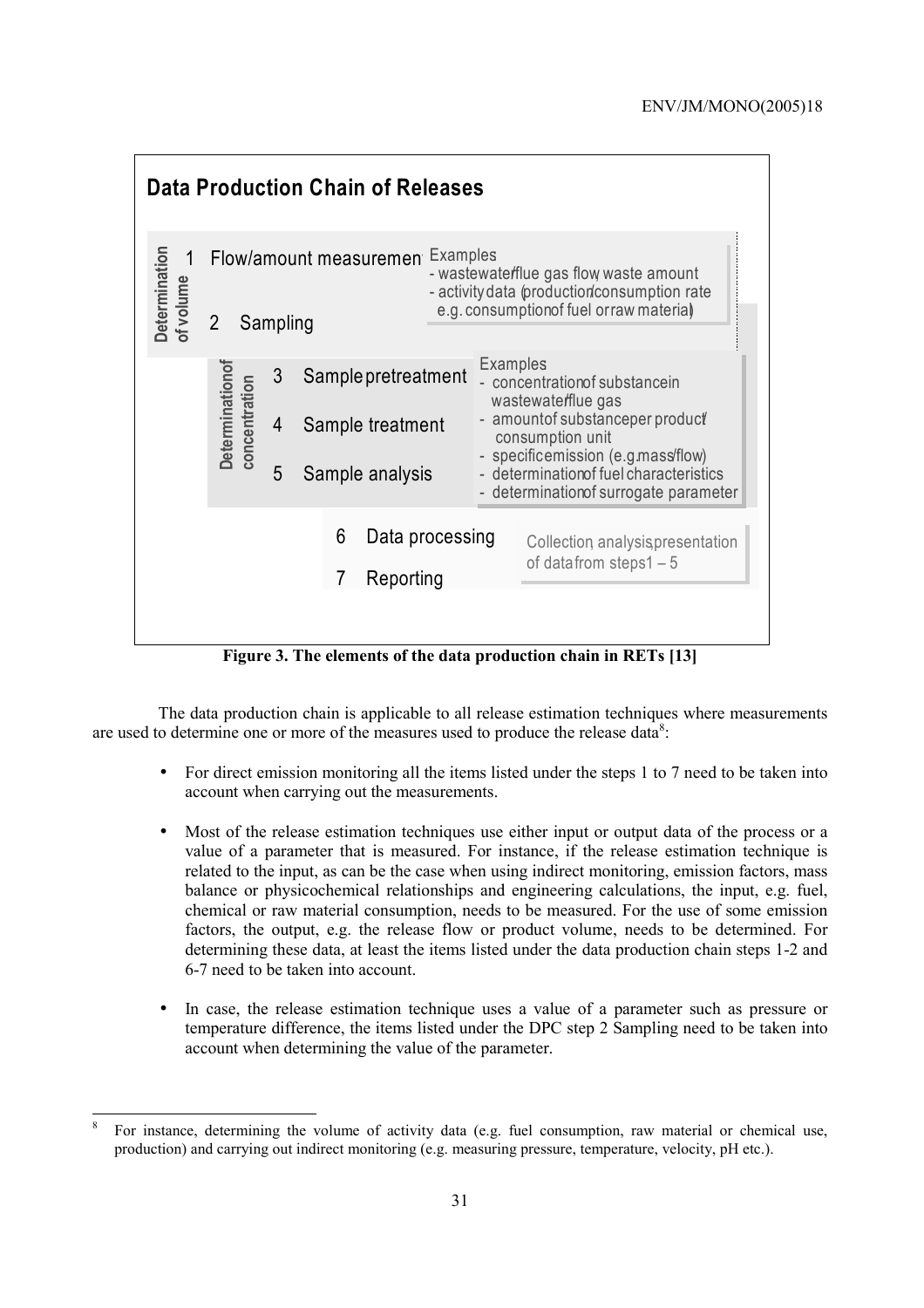**Data Production Chain of Releases**

| | Step | | Examples |
|---|---|---|---|
| Determination of volume | 1 | Flow/amount measurement | - wastewater/flue gas flow, waste amount<br>- activity data (production/consumption rate e.g. consumption of fuel or raw material) |
| | 2 | Sampling | |
| Determination of concentration | 3 | Sample pretreatment | - concentration of substance in wastewater/flue gas<br>- amount of substance per product/consumption unit<br>- specific emission (e.g. mass/flow)<br>- determination of fuel characteristics<br>- determination of surrogate parameter |
| | 4 | Sample treatment | |
| | 5 | Sample analysis | |
| | 6 | Data processing | Collection, analysis, presentation of data from steps 1 – 5 |
| | 7 | Reporting | |

**Figure 3. The elements of the data production chain in RETs [13]**

The data production chain is applicable to all release estimation techniques where measurements are used to determine one or more of the measures used to produce the release data[8]:

- For direct emission monitoring all the items listed under the steps 1 to 7 need to be taken into account when carrying out the measurements.
- Most of the release estimation techniques use either input or output data of the process or a value of a parameter that is measured. For instance, if the release estimation technique is related to the input, as can be the case when using indirect monitoring, emission factors, mass balance or physicochemical relationships and engineering calculations, the input, e.g. fuel, chemical or raw material consumption, needs to be measured. For the use of some emission factors, the output, e.g. the release flow or product volume, needs to be determined. For determining these data, at least the items listed under the data production chain steps 1-2 and 6-7 need to be taken into account.
- In case, the release estimation technique uses a value of a parameter such as pressure or temperature difference, the items listed under the DPC step 2 Sampling need to be taken into account when determining the value of the parameter.

---

[8] For instance, determining the volume of activity data (e.g. fuel consumption, raw material or chemical use, production) and carrying out indirect monitoring (e.g. measuring pressure, temperature, velocity, pH etc.).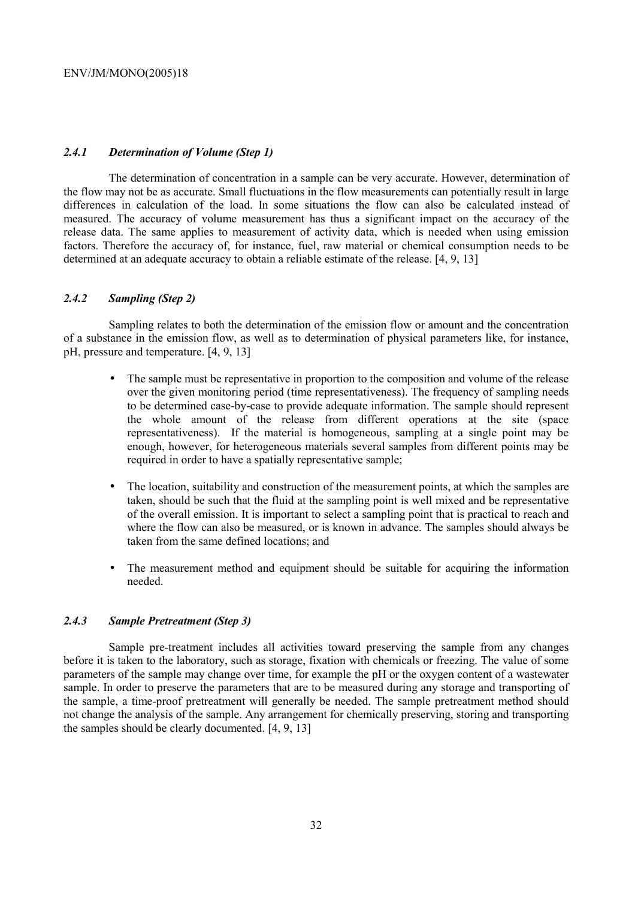### *2.4.1 Determination of Volume (Step 1)*

The determination of concentration in a sample can be very accurate. However, determination of the flow may not be as accurate. Small fluctuations in the flow measurements can potentially result in large differences in calculation of the load. In some situations the flow can also be calculated instead of measured. The accuracy of volume measurement has thus a significant impact on the accuracy of the release data. The same applies to measurement of activity data, which is needed when using emission factors. Therefore the accuracy of, for instance, fuel, raw material or chemical consumption needs to be determined at an adequate accuracy to obtain a reliable estimate of the release. [4, 9, 13]

### *2.4.2 Sampling (Step 2)*

Sampling relates to both the determination of the emission flow or amount and the concentration of a substance in the emission flow, as well as to determination of physical parameters like, for instance, pH, pressure and temperature. [4, 9, 13]

- The sample must be representative in proportion to the composition and volume of the release over the given monitoring period (time representativeness). The frequency of sampling needs to be determined case-by-case to provide adequate information. The sample should represent the whole amount of the release from different operations at the site (space representativeness). If the material is homogeneous, sampling at a single point may be enough, however, for heterogeneous materials several samples from different points may be required in order to have a spatially representative sample;

- The location, suitability and construction of the measurement points, at which the samples are taken, should be such that the fluid at the sampling point is well mixed and be representative of the overall emission. It is important to select a sampling point that is practical to reach and where the flow can also be measured, or is known in advance. The samples should always be taken from the same defined locations; and

- The measurement method and equipment should be suitable for acquiring the information needed.

### *2.4.3 Sample Pretreatment (Step 3)*

Sample pre-treatment includes all activities toward preserving the sample from any changes before it is taken to the laboratory, such as storage, fixation with chemicals or freezing. The value of some parameters of the sample may change over time, for example the pH or the oxygen content of a wastewater sample. In order to preserve the parameters that are to be measured during any storage and transporting of the sample, a time-proof pretreatment will generally be needed. The sample pretreatment method should not change the analysis of the sample. Any arrangement for chemically preserving, storing and transporting the samples should be clearly documented. [4, 9, 13]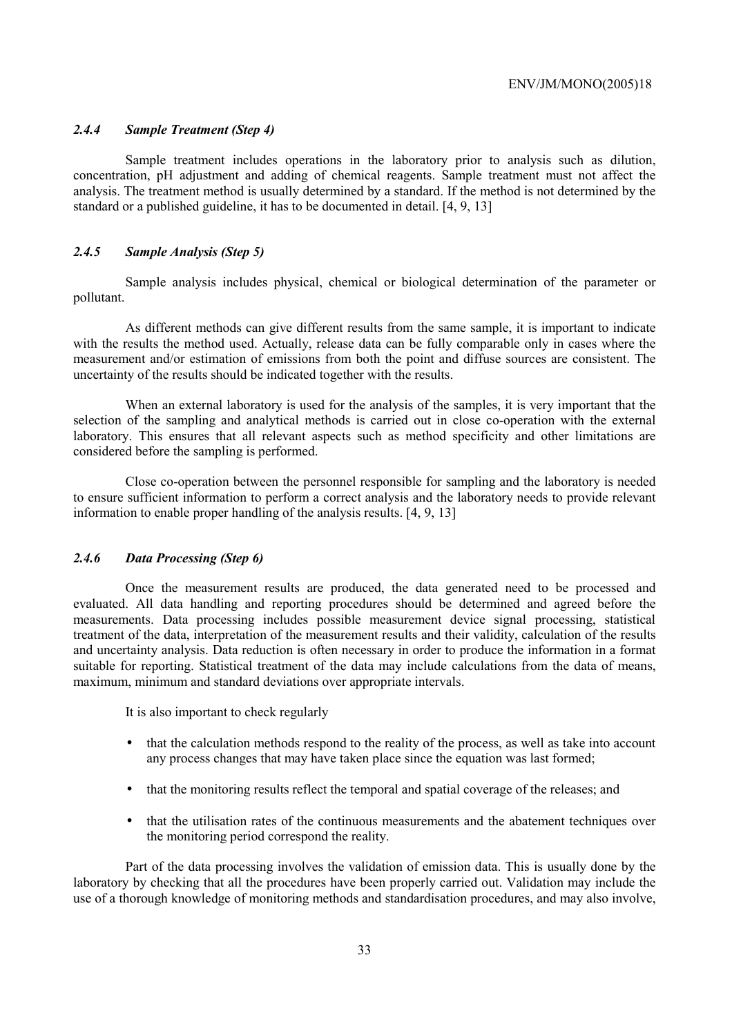### *2.4.4 Sample Treatment (Step 4)*

Sample treatment includes operations in the laboratory prior to analysis such as dilution, concentration, pH adjustment and adding of chemical reagents. Sample treatment must not affect the analysis. The treatment method is usually determined by a standard. If the method is not determined by the standard or a published guideline, it has to be documented in detail. [4, 9, 13]

### *2.4.5 Sample Analysis (Step 5)*

Sample analysis includes physical, chemical or biological determination of the parameter or pollutant.

As different methods can give different results from the same sample, it is important to indicate with the results the method used. Actually, release data can be fully comparable only in cases where the measurement and/or estimation of emissions from both the point and diffuse sources are consistent. The uncertainty of the results should be indicated together with the results.

When an external laboratory is used for the analysis of the samples, it is very important that the selection of the sampling and analytical methods is carried out in close co-operation with the external laboratory. This ensures that all relevant aspects such as method specificity and other limitations are considered before the sampling is performed.

Close co-operation between the personnel responsible for sampling and the laboratory is needed to ensure sufficient information to perform a correct analysis and the laboratory needs to provide relevant information to enable proper handling of the analysis results. [4, 9, 13]

### *2.4.6 Data Processing (Step 6)*

Once the measurement results are produced, the data generated need to be processed and evaluated. All data handling and reporting procedures should be determined and agreed before the measurements. Data processing includes possible measurement device signal processing, statistical treatment of the data, interpretation of the measurement results and their validity, calculation of the results and uncertainty analysis. Data reduction is often necessary in order to produce the information in a format suitable for reporting. Statistical treatment of the data may include calculations from the data of means, maximum, minimum and standard deviations over appropriate intervals.

It is also important to check regularly

- that the calculation methods respond to the reality of the process, as well as take into account any process changes that may have taken place since the equation was last formed;
- that the monitoring results reflect the temporal and spatial coverage of the releases; and
- that the utilisation rates of the continuous measurements and the abatement techniques over the monitoring period correspond the reality.

Part of the data processing involves the validation of emission data. This is usually done by the laboratory by checking that all the procedures have been properly carried out. Validation may include the use of a thorough knowledge of monitoring methods and standardisation procedures, and may also involve,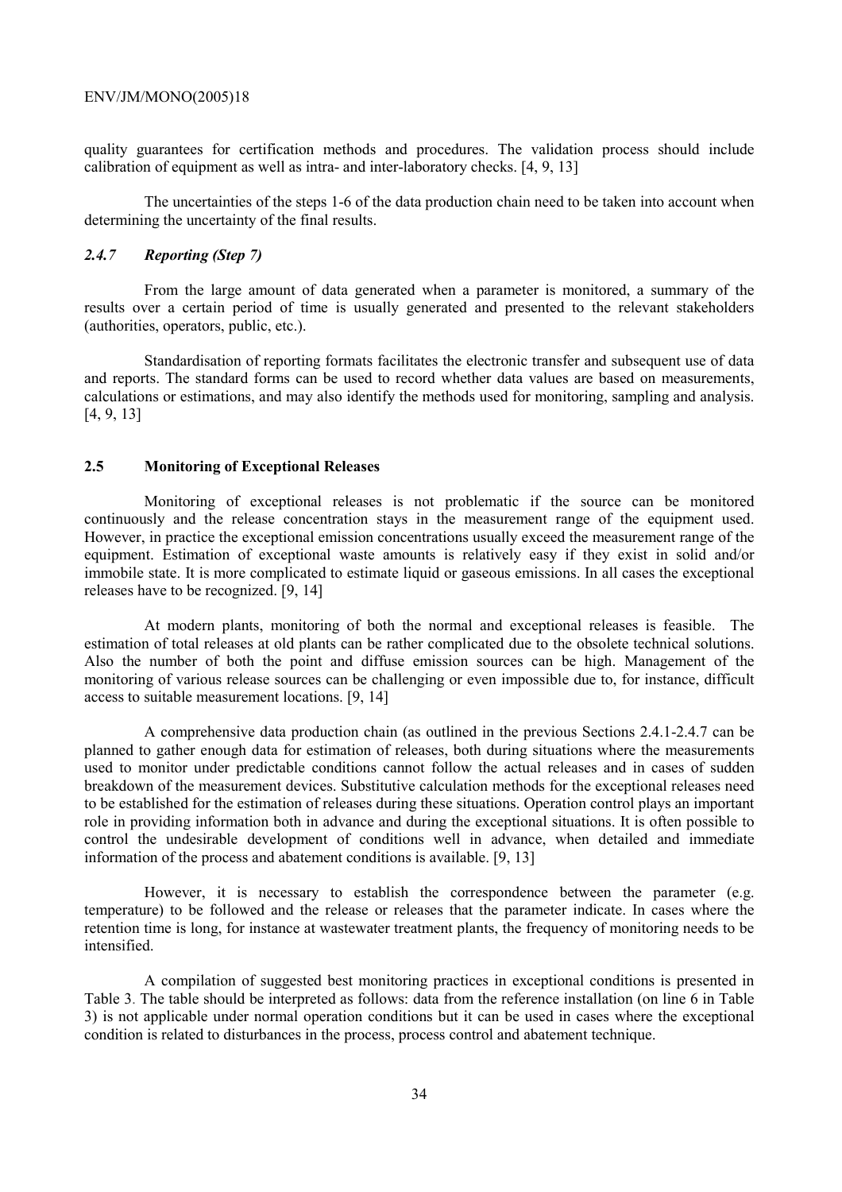quality guarantees for certification methods and procedures. The validation process should include calibration of equipment as well as intra- and inter-laboratory checks. [4, 9, 13]

The uncertainties of the steps 1-6 of the data production chain need to be taken into account when determining the uncertainty of the final results.

### *2.4.7 Reporting (Step 7)*

From the large amount of data generated when a parameter is monitored, a summary of the results over a certain period of time is usually generated and presented to the relevant stakeholders (authorities, operators, public, etc.).

Standardisation of reporting formats facilitates the electronic transfer and subsequent use of data and reports. The standard forms can be used to record whether data values are based on measurements, calculations or estimations, and may also identify the methods used for monitoring, sampling and analysis. [4, 9, 13]

## 2.5 Monitoring of Exceptional Releases

Monitoring of exceptional releases is not problematic if the source can be monitored continuously and the release concentration stays in the measurement range of the equipment used. However, in practice the exceptional emission concentrations usually exceed the measurement range of the equipment. Estimation of exceptional waste amounts is relatively easy if they exist in solid and/or immobile state. It is more complicated to estimate liquid or gaseous emissions. In all cases the exceptional releases have to be recognized. [9, 14]

At modern plants, monitoring of both the normal and exceptional releases is feasible. The estimation of total releases at old plants can be rather complicated due to the obsolete technical solutions. Also the number of both the point and diffuse emission sources can be high. Management of the monitoring of various release sources can be challenging or even impossible due to, for instance, difficult access to suitable measurement locations. [9, 14]

A comprehensive data production chain (as outlined in the previous Sections 2.4.1-2.4.7 can be planned to gather enough data for estimation of releases, both during situations where the measurements used to monitor under predictable conditions cannot follow the actual releases and in cases of sudden breakdown of the measurement devices. Substitutive calculation methods for the exceptional releases need to be established for the estimation of releases during these situations. Operation control plays an important role in providing information both in advance and during the exceptional situations. It is often possible to control the undesirable development of conditions well in advance, when detailed and immediate information of the process and abatement conditions is available. [9, 13]

However, it is necessary to establish the correspondence between the parameter (e.g. temperature) to be followed and the release or releases that the parameter indicate. In cases where the retention time is long, for instance at wastewater treatment plants, the frequency of monitoring needs to be intensified.

A compilation of suggested best monitoring practices in exceptional conditions is presented in Table 3. The table should be interpreted as follows: data from the reference installation (on line 6 in Table 3) is not applicable under normal operation conditions but it can be used in cases where the exceptional condition is related to disturbances in the process, process control and abatement technique.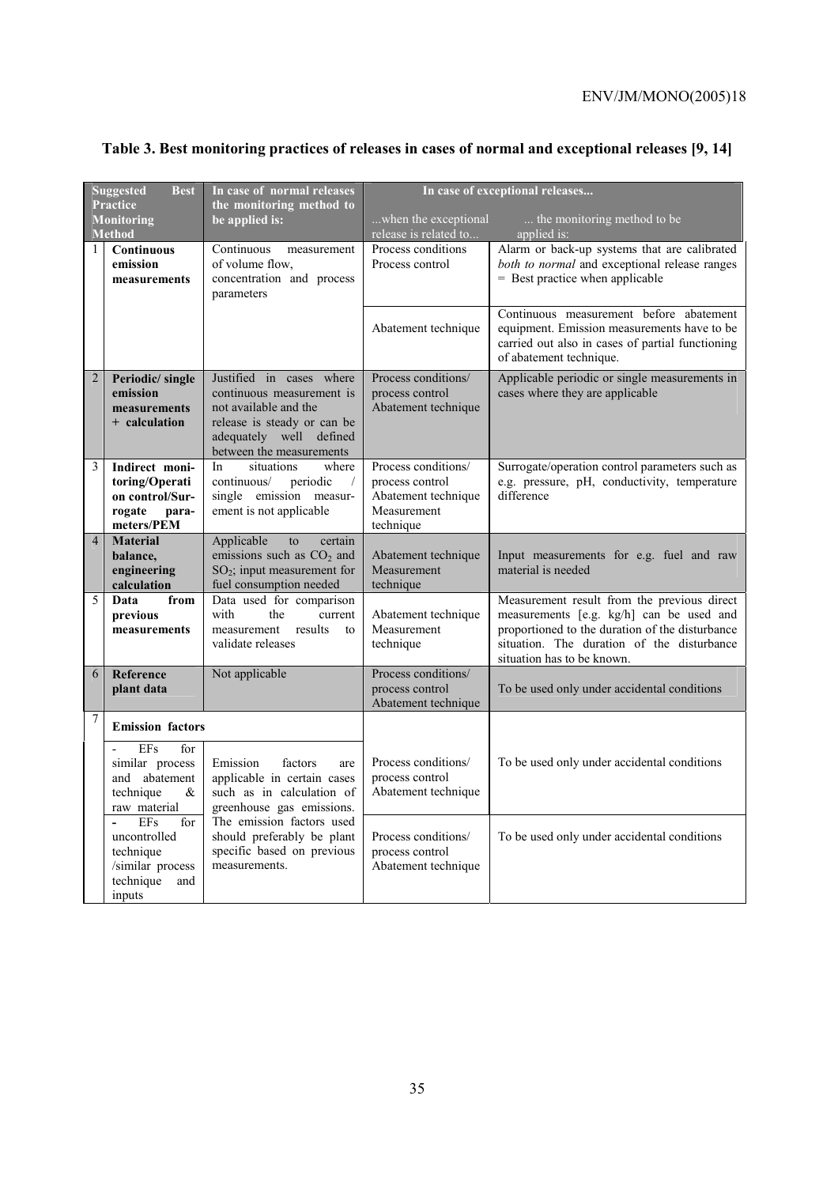**Table 3. Best monitoring practices of releases in cases of normal and exceptional releases [9, 14]**

| | Suggested Best Practice Monitoring Method | In case of normal releases the monitoring method to be applied is: | In case of exceptional releases... ...when the exceptional release is related to... | ... the monitoring method to be applied is: |
|---|---|---|---|---|
| 1 | **Continuous emission measurements** | Continuous measurement of volume flow, concentration and process parameters | Process conditions<br>Process control | Alarm or back-up systems that are calibrated *both to normal* and exceptional release ranges = Best practice when applicable |
| | | | Abatement technique | Continuous measurement before abatement equipment. Emission measurements have to be carried out also in cases of partial functioning of abatement technique. |
| 2 | **Periodic/ single emission measurements + calculation** | Justified in cases where continuous measurement is not available and the release is steady or can be adequately well defined between the measurements | Process conditions/ process control<br>Abatement technique | Applicable periodic or single measurements in cases where they are applicable |
| 3 | **Indirect monitoring/Operation control/Surrogate parameters/PEM** | In situations where continuous/ periodic / single emission measurement is not applicable | Process conditions/ process control<br>Abatement technique<br>Measurement technique | Surrogate/operation control parameters such as e.g. pressure, pH, conductivity, temperature difference |
| 4 | **Material balance, engineering calculation** | Applicable to certain emissions such as $CO_2$ and $SO_2$; input measurement for fuel consumption needed | Abatement technique<br>Measurement technique | Input measurements for e.g. fuel and raw material is needed |
| 5 | **Data from previous measurements** | Data used for comparison with the current measurement results to validate releases | Abatement technique<br>Measurement technique | Measurement result from the previous direct measurements [e.g. kg/h] can be used and proportioned to the duration of the disturbance situation. The duration of the disturbance situation has to be known. |
| 6 | **Reference plant data** | Not applicable | Process conditions/ process control<br>Abatement technique | To be used only under accidental conditions |
| 7 | **Emission factors** | | | |
| | - EFs for similar process and abatement technique & raw material | Emission factors are applicable in certain cases such as in calculation of greenhouse gas emissions. The emission factors used should preferably be plant specific based on previous measurements. | Process conditions/ process control<br>Abatement technique | To be used only under accidental conditions |
| | - EFs for uncontrolled technique /similar process technique and inputs | | Process conditions/ process control<br>Abatement technique | To be used only under accidental conditions |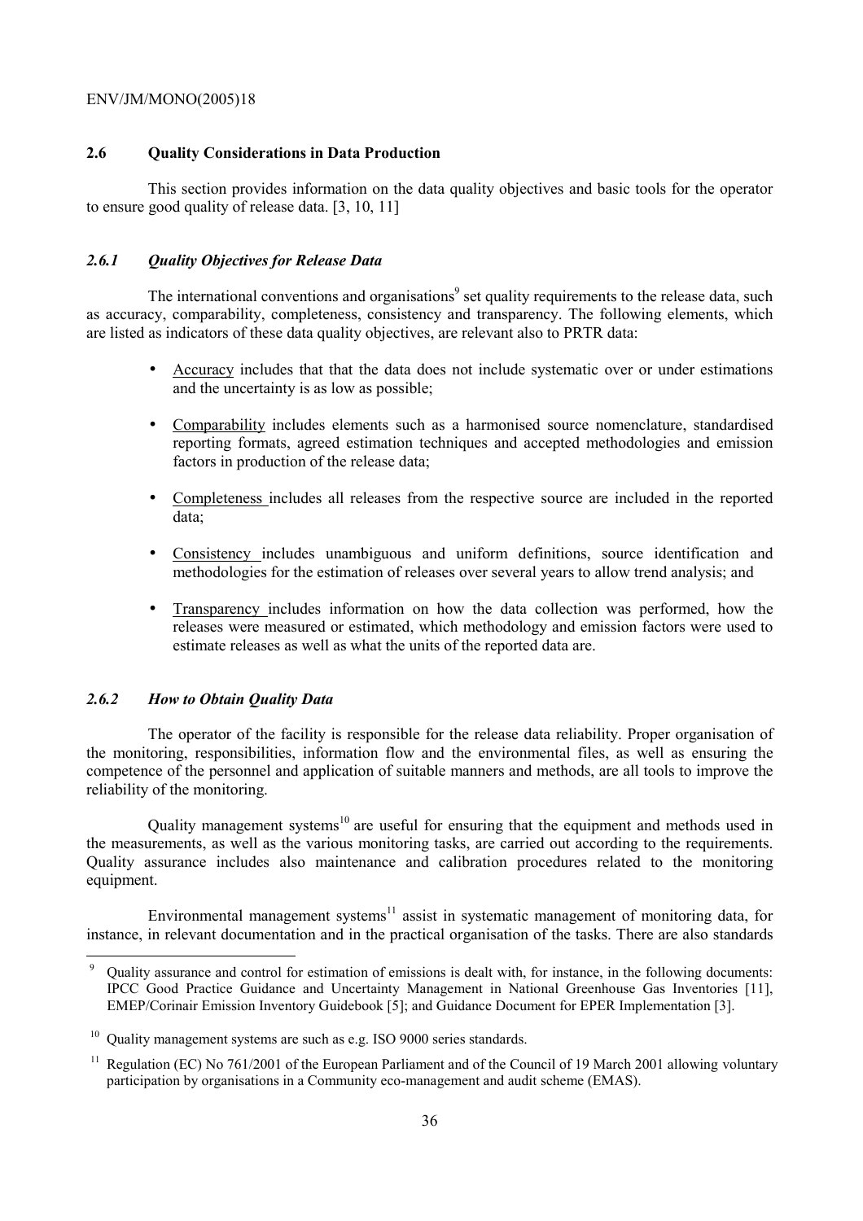## 2.6 Quality Considerations in Data Production

This section provides information on the data quality objectives and basic tools for the operator to ensure good quality of release data. [3, 10, 11]

### *2.6.1 Quality Objectives for Release Data*

The international conventions and organisations[9] set quality requirements to the release data, such as accuracy, comparability, completeness, consistency and transparency. The following elements, which are listed as indicators of these data quality objectives, are relevant also to PRTR data:

- Accuracy includes that that the data does not include systematic over or under estimations and the uncertainty is as low as possible;
- Comparability includes elements such as a harmonised source nomenclature, standardised reporting formats, agreed estimation techniques and accepted methodologies and emission factors in production of the release data;
- Completeness includes all releases from the respective source are included in the reported data;
- Consistency includes unambiguous and uniform definitions, source identification and methodologies for the estimation of releases over several years to allow trend analysis; and
- Transparency includes information on how the data collection was performed, how the releases were measured or estimated, which methodology and emission factors were used to estimate releases as well as what the units of the reported data are.

### *2.6.2 How to Obtain Quality Data*

The operator of the facility is responsible for the release data reliability. Proper organisation of the monitoring, responsibilities, information flow and the environmental files, as well as ensuring the competence of the personnel and application of suitable manners and methods, are all tools to improve the reliability of the monitoring.

Quality management systems[10] are useful for ensuring that the equipment and methods used in the measurements, as well as the various monitoring tasks, are carried out according to the requirements. Quality assurance includes also maintenance and calibration procedures related to the monitoring equipment.

Environmental management systems[11] assist in systematic management of monitoring data, for instance, in relevant documentation and in the practical organisation of the tasks. There are also standards

---

[9] Quality assurance and control for estimation of emissions is dealt with, for instance, in the following documents: IPCC Good Practice Guidance and Uncertainty Management in National Greenhouse Gas Inventories [11], EMEP/Corinair Emission Inventory Guidebook [5]; and Guidance Document for EPER Implementation [3].

[10] Quality management systems are such as e.g. ISO 9000 series standards.

[11] Regulation (EC) No 761/2001 of the European Parliament and of the Council of 19 March 2001 allowing voluntary participation by organisations in a Community eco-management and audit scheme (EMAS).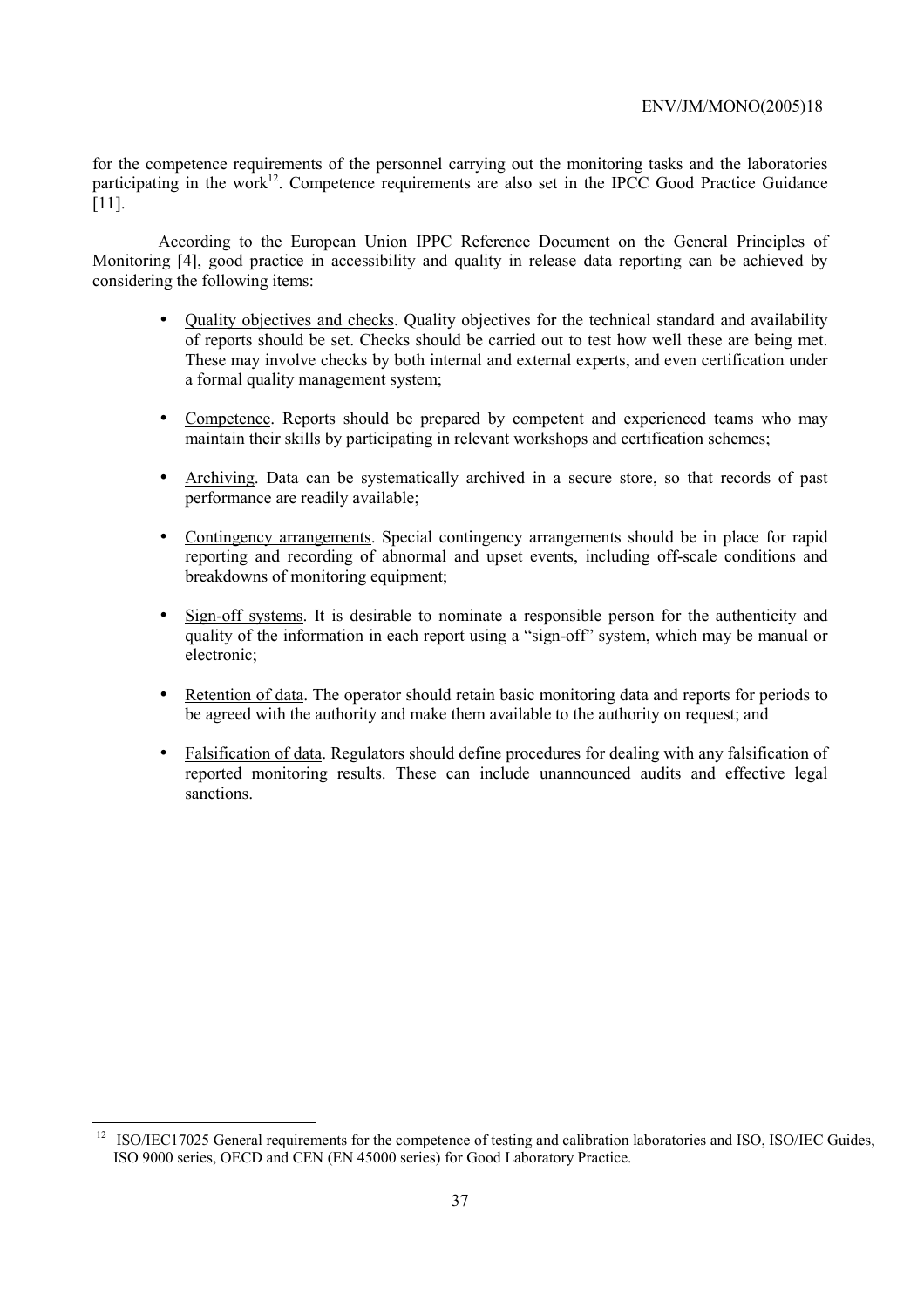for the competence requirements of the personnel carrying out the monitoring tasks and the laboratories participating in the work[12]. Competence requirements are also set in the IPCC Good Practice Guidance [11].

According to the European Union IPPC Reference Document on the General Principles of Monitoring [4], good practice in accessibility and quality in release data reporting can be achieved by considering the following items:

- Quality objectives and checks. Quality objectives for the technical standard and availability of reports should be set. Checks should be carried out to test how well these are being met. These may involve checks by both internal and external experts, and even certification under a formal quality management system;

- Competence. Reports should be prepared by competent and experienced teams who may maintain their skills by participating in relevant workshops and certification schemes;

- Archiving. Data can be systematically archived in a secure store, so that records of past performance are readily available;

- Contingency arrangements. Special contingency arrangements should be in place for rapid reporting and recording of abnormal and upset events, including off-scale conditions and breakdowns of monitoring equipment;

- Sign-off systems. It is desirable to nominate a responsible person for the authenticity and quality of the information in each report using a "sign-off" system, which may be manual or electronic;

- Retention of data. The operator should retain basic monitoring data and reports for periods to be agreed with the authority and make them available to the authority on request; and

- Falsification of data. Regulators should define procedures for dealing with any falsification of reported monitoring results. These can include unannounced audits and effective legal sanctions.

---

[12] ISO/IEC17025 General requirements for the competence of testing and calibration laboratories and ISO, ISO/IEC Guides, ISO 9000 series, OECD and CEN (EN 45000 series) for Good Laboratory Practice.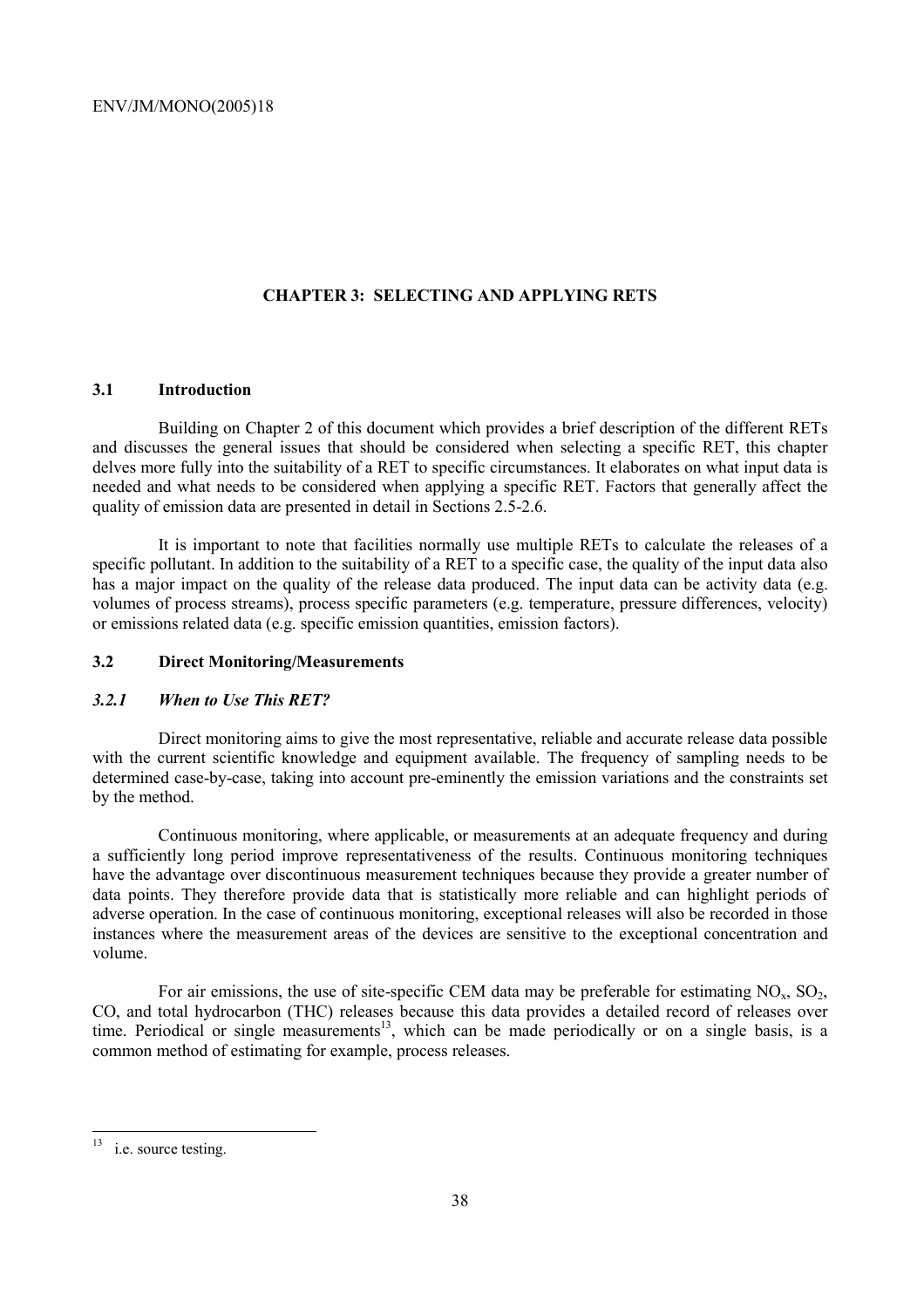## CHAPTER 3: SELECTING AND APPLYING RETS

### 3.1 Introduction

Building on Chapter 2 of this document which provides a brief description of the different RETs and discusses the general issues that should be considered when selecting a specific RET, this chapter delves more fully into the suitability of a RET to specific circumstances. It elaborates on what input data is needed and what needs to be considered when applying a specific RET. Factors that generally affect the quality of emission data are presented in detail in Sections 2.5-2.6.

It is important to note that facilities normally use multiple RETs to calculate the releases of a specific pollutant. In addition to the suitability of a RET to a specific case, the quality of the input data also has a major impact on the quality of the release data produced. The input data can be activity data (e.g. volumes of process streams), process specific parameters (e.g. temperature, pressure differences, velocity) or emissions related data (e.g. specific emission quantities, emission factors).

### 3.2 Direct Monitoring/Measurements

#### *3.2.1 When to Use This RET?*

Direct monitoring aims to give the most representative, reliable and accurate release data possible with the current scientific knowledge and equipment available. The frequency of sampling needs to be determined case-by-case, taking into account pre-eminently the emission variations and the constraints set by the method.

Continuous monitoring, where applicable, or measurements at an adequate frequency and during a sufficiently long period improve representativeness of the results. Continuous monitoring techniques have the advantage over discontinuous measurement techniques because they provide a greater number of data points. They therefore provide data that is statistically more reliable and can highlight periods of adverse operation. In the case of continuous monitoring, exceptional releases will also be recorded in those instances where the measurement areas of the devices are sensitive to the exceptional concentration and volume.

For air emissions, the use of site-specific CEM data may be preferable for estimating $NO_x$, $SO_2$, CO, and total hydrocarbon (THC) releases because this data provides a detailed record of releases over time. Periodical or single measurements[13], which can be made periodically or on a single basis, is a common method of estimating for example, process releases.

[13] i.e. source testing.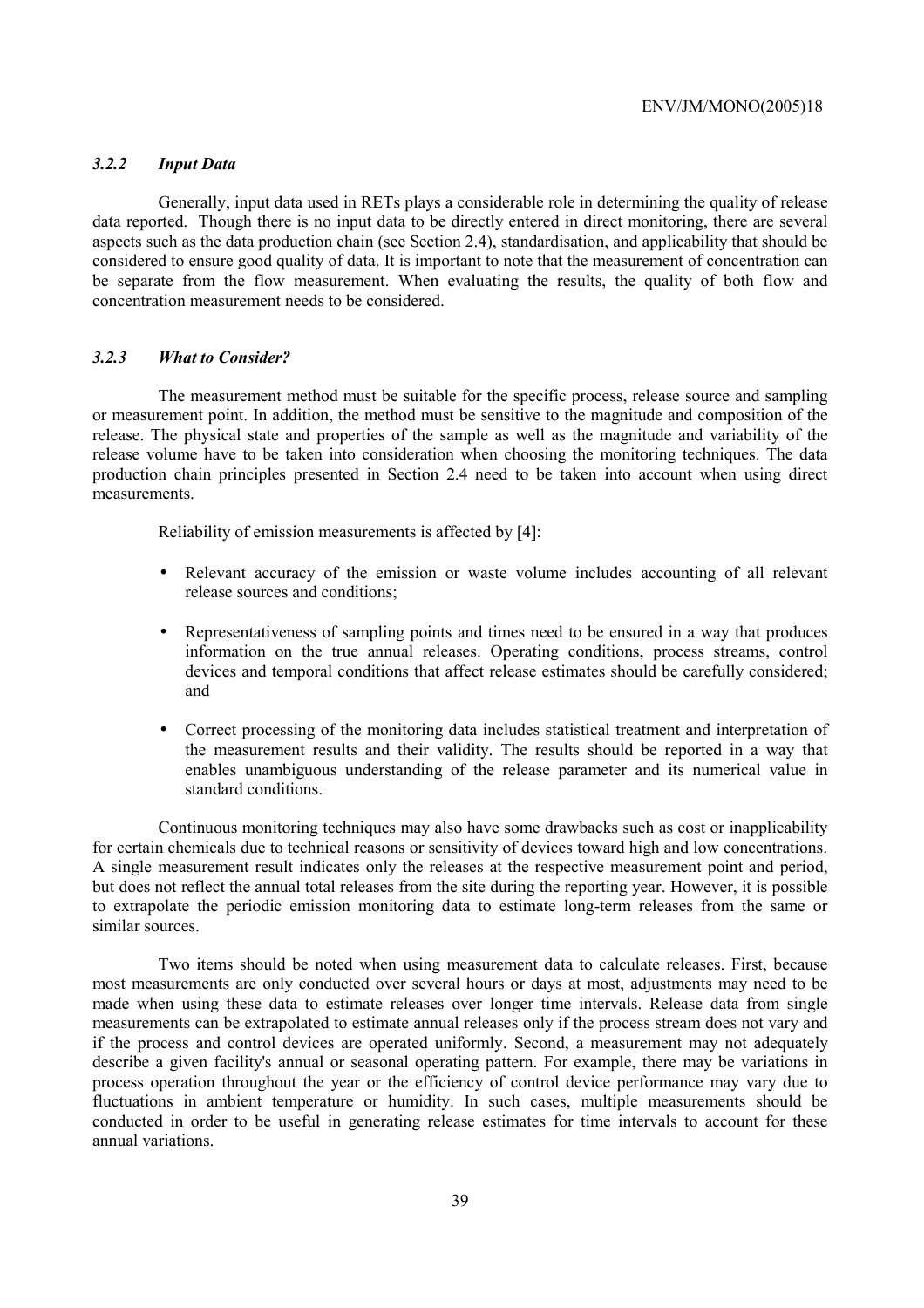### *3.2.2 Input Data*

Generally, input data used in RETs plays a considerable role in determining the quality of release data reported. Though there is no input data to be directly entered in direct monitoring, there are several aspects such as the data production chain (see Section 2.4), standardisation, and applicability that should be considered to ensure good quality of data. It is important to note that the measurement of concentration can be separate from the flow measurement. When evaluating the results, the quality of both flow and concentration measurement needs to be considered.

### *3.2.3 What to Consider?*

The measurement method must be suitable for the specific process, release source and sampling or measurement point. In addition, the method must be sensitive to the magnitude and composition of the release. The physical state and properties of the sample as well as the magnitude and variability of the release volume have to be taken into consideration when choosing the monitoring techniques. The data production chain principles presented in Section 2.4 need to be taken into account when using direct measurements.

Reliability of emission measurements is affected by [4]:

- Relevant accuracy of the emission or waste volume includes accounting of all relevant release sources and conditions;
- Representativeness of sampling points and times need to be ensured in a way that produces information on the true annual releases. Operating conditions, process streams, control devices and temporal conditions that affect release estimates should be carefully considered; and
- Correct processing of the monitoring data includes statistical treatment and interpretation of the measurement results and their validity. The results should be reported in a way that enables unambiguous understanding of the release parameter and its numerical value in standard conditions.

Continuous monitoring techniques may also have some drawbacks such as cost or inapplicability for certain chemicals due to technical reasons or sensitivity of devices toward high and low concentrations. A single measurement result indicates only the releases at the respective measurement point and period, but does not reflect the annual total releases from the site during the reporting year. However, it is possible to extrapolate the periodic emission monitoring data to estimate long-term releases from the same or similar sources.

Two items should be noted when using measurement data to calculate releases. First, because most measurements are only conducted over several hours or days at most, adjustments may need to be made when using these data to estimate releases over longer time intervals. Release data from single measurements can be extrapolated to estimate annual releases only if the process stream does not vary and if the process and control devices are operated uniformly. Second, a measurement may not adequately describe a given facility's annual or seasonal operating pattern. For example, there may be variations in process operation throughout the year or the efficiency of control device performance may vary due to fluctuations in ambient temperature or humidity. In such cases, multiple measurements should be conducted in order to be useful in generating release estimates for time intervals to account for these annual variations.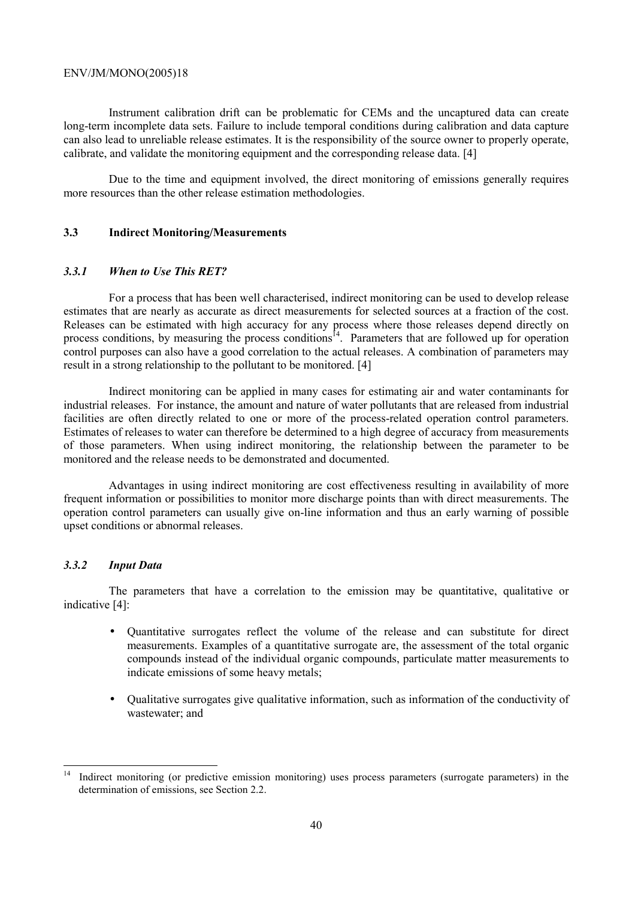Instrument calibration drift can be problematic for CEMs and the uncaptured data can create long-term incomplete data sets. Failure to include temporal conditions during calibration and data capture can also lead to unreliable release estimates. It is the responsibility of the source owner to properly operate, calibrate, and validate the monitoring equipment and the corresponding release data. [4]

Due to the time and equipment involved, the direct monitoring of emissions generally requires more resources than the other release estimation methodologies.

## 3.3 Indirect Monitoring/Measurements

### *3.3.1 When to Use This RET?*

For a process that has been well characterised, indirect monitoring can be used to develop release estimates that are nearly as accurate as direct measurements for selected sources at a fraction of the cost. Releases can be estimated with high accuracy for any process where those releases depend directly on process conditions, by measuring the process conditions[14]. Parameters that are followed up for operation control purposes can also have a good correlation to the actual releases. A combination of parameters may result in a strong relationship to the pollutant to be monitored. [4]

Indirect monitoring can be applied in many cases for estimating air and water contaminants for industrial releases. For instance, the amount and nature of water pollutants that are released from industrial facilities are often directly related to one or more of the process-related operation control parameters. Estimates of releases to water can therefore be determined to a high degree of accuracy from measurements of those parameters. When using indirect monitoring, the relationship between the parameter to be monitored and the release needs to be demonstrated and documented.

Advantages in using indirect monitoring are cost effectiveness resulting in availability of more frequent information or possibilities to monitor more discharge points than with direct measurements. The operation control parameters can usually give on-line information and thus an early warning of possible upset conditions or abnormal releases.

### *3.3.2 Input Data*

The parameters that have a correlation to the emission may be quantitative, qualitative or indicative [4]:

- Quantitative surrogates reflect the volume of the release and can substitute for direct measurements. Examples of a quantitative surrogate are, the assessment of the total organic compounds instead of the individual organic compounds, particulate matter measurements to indicate emissions of some heavy metals;

- Qualitative surrogates give qualitative information, such as information of the conductivity of wastewater; and

---

[14] Indirect monitoring (or predictive emission monitoring) uses process parameters (surrogate parameters) in the determination of emissions, see Section 2.2.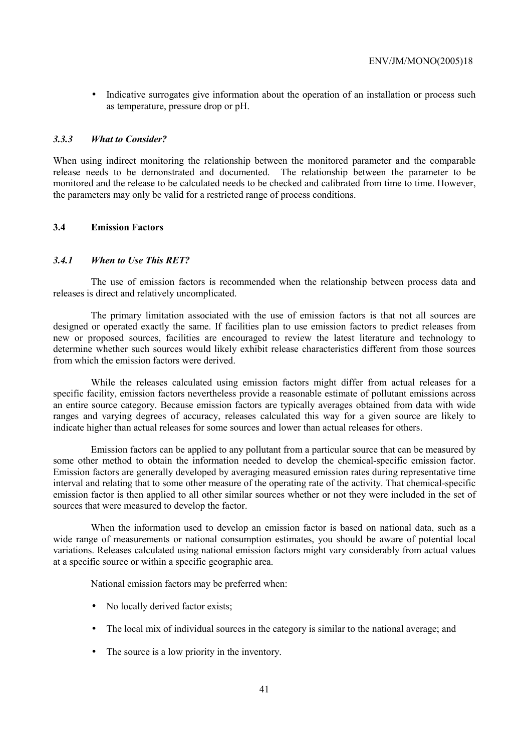- Indicative surrogates give information about the operation of an installation or process such as temperature, pressure drop or pH.

### *3.3.3 What to Consider?*

When using indirect monitoring the relationship between the monitored parameter and the comparable release needs to be demonstrated and documented. The relationship between the parameter to be monitored and the release to be calculated needs to be checked and calibrated from time to time. However, the parameters may only be valid for a restricted range of process conditions.

## 3.4 Emission Factors

### *3.4.1 When to Use This RET?*

The use of emission factors is recommended when the relationship between process data and releases is direct and relatively uncomplicated.

The primary limitation associated with the use of emission factors is that not all sources are designed or operated exactly the same. If facilities plan to use emission factors to predict releases from new or proposed sources, facilities are encouraged to review the latest literature and technology to determine whether such sources would likely exhibit release characteristics different from those sources from which the emission factors were derived.

While the releases calculated using emission factors might differ from actual releases for a specific facility, emission factors nevertheless provide a reasonable estimate of pollutant emissions across an entire source category. Because emission factors are typically averages obtained from data with wide ranges and varying degrees of accuracy, releases calculated this way for a given source are likely to indicate higher than actual releases for some sources and lower than actual releases for others.

Emission factors can be applied to any pollutant from a particular source that can be measured by some other method to obtain the information needed to develop the chemical-specific emission factor. Emission factors are generally developed by averaging measured emission rates during representative time interval and relating that to some other measure of the operating rate of the activity. That chemical-specific emission factor is then applied to all other similar sources whether or not they were included in the set of sources that were measured to develop the factor.

When the information used to develop an emission factor is based on national data, such as a wide range of measurements or national consumption estimates, you should be aware of potential local variations. Releases calculated using national emission factors might vary considerably from actual values at a specific source or within a specific geographic area.

National emission factors may be preferred when:

- No locally derived factor exists;
- The local mix of individual sources in the category is similar to the national average; and
- The source is a low priority in the inventory.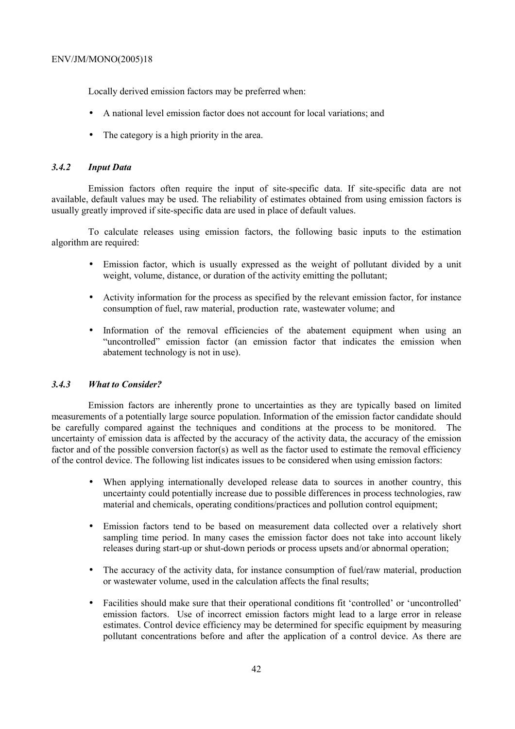Locally derived emission factors may be preferred when:

- A national level emission factor does not account for local variations; and
- The category is a high priority in the area.

### *3.4.2 Input Data*

Emission factors often require the input of site-specific data. If site-specific data are not available, default values may be used. The reliability of estimates obtained from using emission factors is usually greatly improved if site-specific data are used in place of default values.

To calculate releases using emission factors, the following basic inputs to the estimation algorithm are required:

- Emission factor, which is usually expressed as the weight of pollutant divided by a unit weight, volume, distance, or duration of the activity emitting the pollutant;
- Activity information for the process as specified by the relevant emission factor, for instance consumption of fuel, raw material, production rate, wastewater volume; and
- Information of the removal efficiencies of the abatement equipment when using an "uncontrolled" emission factor (an emission factor that indicates the emission when abatement technology is not in use).

### *3.4.3 What to Consider?*

Emission factors are inherently prone to uncertainties as they are typically based on limited measurements of a potentially large source population. Information of the emission factor candidate should be carefully compared against the techniques and conditions at the process to be monitored. The uncertainty of emission data is affected by the accuracy of the activity data, the accuracy of the emission factor and of the possible conversion factor(s) as well as the factor used to estimate the removal efficiency of the control device. The following list indicates issues to be considered when using emission factors:

- When applying internationally developed release data to sources in another country, this uncertainty could potentially increase due to possible differences in process technologies, raw material and chemicals, operating conditions/practices and pollution control equipment;
- Emission factors tend to be based on measurement data collected over a relatively short sampling time period. In many cases the emission factor does not take into account likely releases during start-up or shut-down periods or process upsets and/or abnormal operation;
- The accuracy of the activity data, for instance consumption of fuel/raw material, production or wastewater volume, used in the calculation affects the final results;
- Facilities should make sure that their operational conditions fit 'controlled' or 'uncontrolled' emission factors. Use of incorrect emission factors might lead to a large error in release estimates. Control device efficiency may be determined for specific equipment by measuring pollutant concentrations before and after the application of a control device. As there are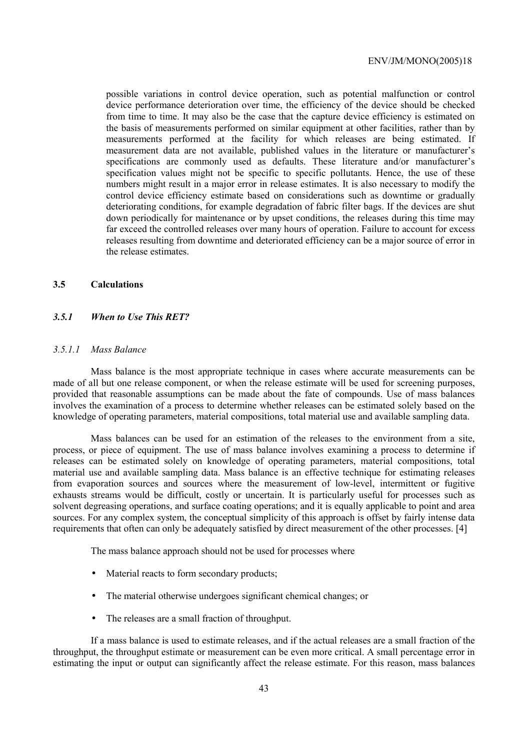possible variations in control device operation, such as potential malfunction or control device performance deterioration over time, the efficiency of the device should be checked from time to time. It may also be the case that the capture device efficiency is estimated on the basis of measurements performed on similar equipment at other facilities, rather than by measurements performed at the facility for which releases are being estimated. If measurement data are not available, published values in the literature or manufacturer's specifications are commonly used as defaults. These literature and/or manufacturer's specification values might not be specific to specific pollutants. Hence, the use of these numbers might result in a major error in release estimates. It is also necessary to modify the control device efficiency estimate based on considerations such as downtime or gradually deteriorating conditions, for example degradation of fabric filter bags. If the devices are shut down periodically for maintenance or by upset conditions, the releases during this time may far exceed the controlled releases over many hours of operation. Failure to account for excess releases resulting from downtime and deteriorated efficiency can be a major source of error in the release estimates.

## 3.5 Calculations

### *3.5.1 When to Use This RET?*

#### *3.5.1.1 Mass Balance*

Mass balance is the most appropriate technique in cases where accurate measurements can be made of all but one release component, or when the release estimate will be used for screening purposes, provided that reasonable assumptions can be made about the fate of compounds. Use of mass balances involves the examination of a process to determine whether releases can be estimated solely based on the knowledge of operating parameters, material compositions, total material use and available sampling data.

Mass balances can be used for an estimation of the releases to the environment from a site, process, or piece of equipment. The use of mass balance involves examining a process to determine if releases can be estimated solely on knowledge of operating parameters, material compositions, total material use and available sampling data. Mass balance is an effective technique for estimating releases from evaporation sources and sources where the measurement of low-level, intermittent or fugitive exhausts streams would be difficult, costly or uncertain. It is particularly useful for processes such as solvent degreasing operations, and surface coating operations; and it is equally applicable to point and area sources. For any complex system, the conceptual simplicity of this approach is offset by fairly intense data requirements that often can only be adequately satisfied by direct measurement of the other processes. [4]

The mass balance approach should not be used for processes where

- Material reacts to form secondary products;
- The material otherwise undergoes significant chemical changes; or
- The releases are a small fraction of throughput.

If a mass balance is used to estimate releases, and if the actual releases are a small fraction of the throughput, the throughput estimate or measurement can be even more critical. A small percentage error in estimating the input or output can significantly affect the release estimate. For this reason, mass balances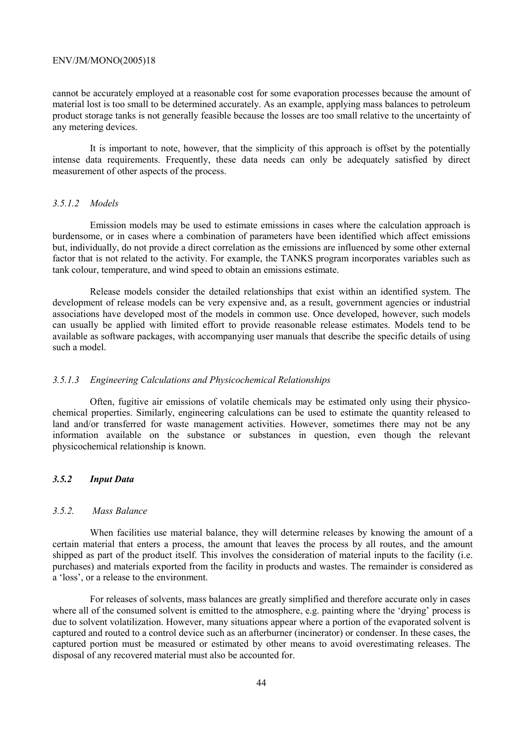cannot be accurately employed at a reasonable cost for some evaporation processes because the amount of material lost is too small to be determined accurately. As an example, applying mass balances to petroleum product storage tanks is not generally feasible because the losses are too small relative to the uncertainty of any metering devices.

It is important to note, however, that the simplicity of this approach is offset by the potentially intense data requirements. Frequently, these data needs can only be adequately satisfied by direct measurement of other aspects of the process.

#### *3.5.1.2 Models*

Emission models may be used to estimate emissions in cases where the calculation approach is burdensome, or in cases where a combination of parameters have been identified which affect emissions but, individually, do not provide a direct correlation as the emissions are influenced by some other external factor that is not related to the activity. For example, the TANKS program incorporates variables such as tank colour, temperature, and wind speed to obtain an emissions estimate.

Release models consider the detailed relationships that exist within an identified system. The development of release models can be very expensive and, as a result, government agencies or industrial associations have developed most of the models in common use. Once developed, however, such models can usually be applied with limited effort to provide reasonable release estimates. Models tend to be available as software packages, with accompanying user manuals that describe the specific details of using such a model.

#### *3.5.1.3 Engineering Calculations and Physicochemical Relationships*

Often, fugitive air emissions of volatile chemicals may be estimated only using their physico-chemical properties. Similarly, engineering calculations can be used to estimate the quantity released to land and/or transferred for waste management activities. However, sometimes there may not be any information available on the substance or substances in question, even though the relevant physicochemical relationship is known.

### *3.5.2 Input Data*

#### *3.5.2. Mass Balance*

When facilities use material balance, they will determine releases by knowing the amount of a certain material that enters a process, the amount that leaves the process by all routes, and the amount shipped as part of the product itself. This involves the consideration of material inputs to the facility (i.e. purchases) and materials exported from the facility in products and wastes. The remainder is considered as a 'loss', or a release to the environment.

For releases of solvents, mass balances are greatly simplified and therefore accurate only in cases where all of the consumed solvent is emitted to the atmosphere, e.g. painting where the 'drying' process is due to solvent volatilization. However, many situations appear where a portion of the evaporated solvent is captured and routed to a control device such as an afterburner (incinerator) or condenser. In these cases, the captured portion must be measured or estimated by other means to avoid overestimating releases. The disposal of any recovered material must also be accounted for.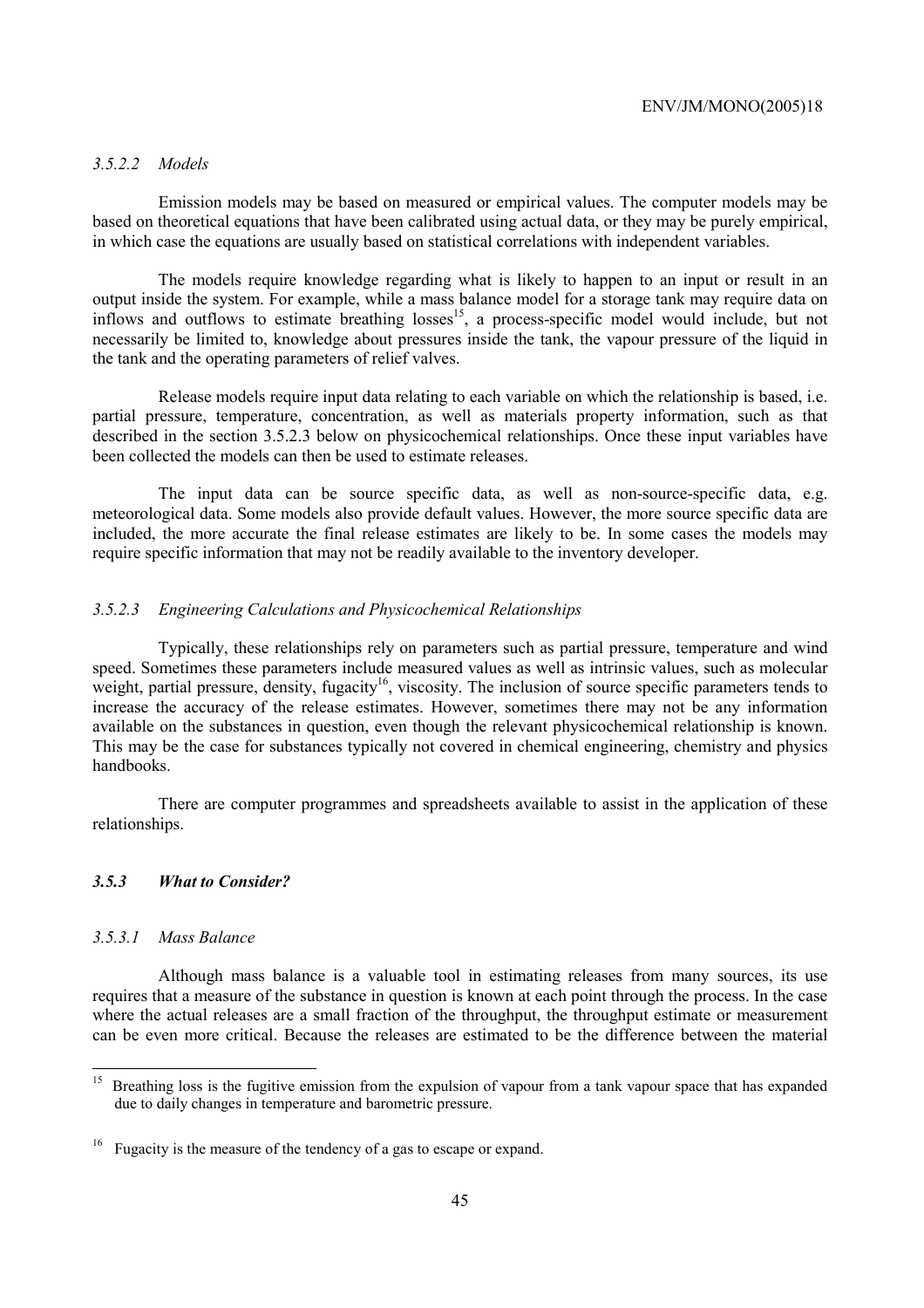#### *3.5.2.2 Models*

Emission models may be based on measured or empirical values. The computer models may be based on theoretical equations that have been calibrated using actual data, or they may be purely empirical, in which case the equations are usually based on statistical correlations with independent variables.

The models require knowledge regarding what is likely to happen to an input or result in an output inside the system. For example, while a mass balance model for a storage tank may require data on inflows and outflows to estimate breathing losses[15], a process-specific model would include, but not necessarily be limited to, knowledge about pressures inside the tank, the vapour pressure of the liquid in the tank and the operating parameters of relief valves.

Release models require input data relating to each variable on which the relationship is based, i.e. partial pressure, temperature, concentration, as well as materials property information, such as that described in the section 3.5.2.3 below on physicochemical relationships. Once these input variables have been collected the models can then be used to estimate releases.

The input data can be source specific data, as well as non-source-specific data, e.g. meteorological data. Some models also provide default values. However, the more source specific data are included, the more accurate the final release estimates are likely to be. In some cases the models may require specific information that may not be readily available to the inventory developer.

#### *3.5.2.3 Engineering Calculations and Physicochemical Relationships*

Typically, these relationships rely on parameters such as partial pressure, temperature and wind speed. Sometimes these parameters include measured values as well as intrinsic values, such as molecular weight, partial pressure, density, fugacity[16], viscosity. The inclusion of source specific parameters tends to increase the accuracy of the release estimates. However, sometimes there may not be any information available on the substances in question, even though the relevant physicochemical relationship is known. This may be the case for substances typically not covered in chemical engineering, chemistry and physics handbooks.

There are computer programmes and spreadsheets available to assist in the application of these relationships.

### ***3.5.3 What to Consider?***

#### *3.5.3.1 Mass Balance*

Although mass balance is a valuable tool in estimating releases from many sources, its use requires that a measure of the substance in question is known at each point through the process. In the case where the actual releases are a small fraction of the throughput, the throughput estimate or measurement can be even more critical. Because the releases are estimated to be the difference between the material

---

[15] Breathing loss is the fugitive emission from the expulsion of vapour from a tank vapour space that has expanded due to daily changes in temperature and barometric pressure.

[16] Fugacity is the measure of the tendency of a gas to escape or expand.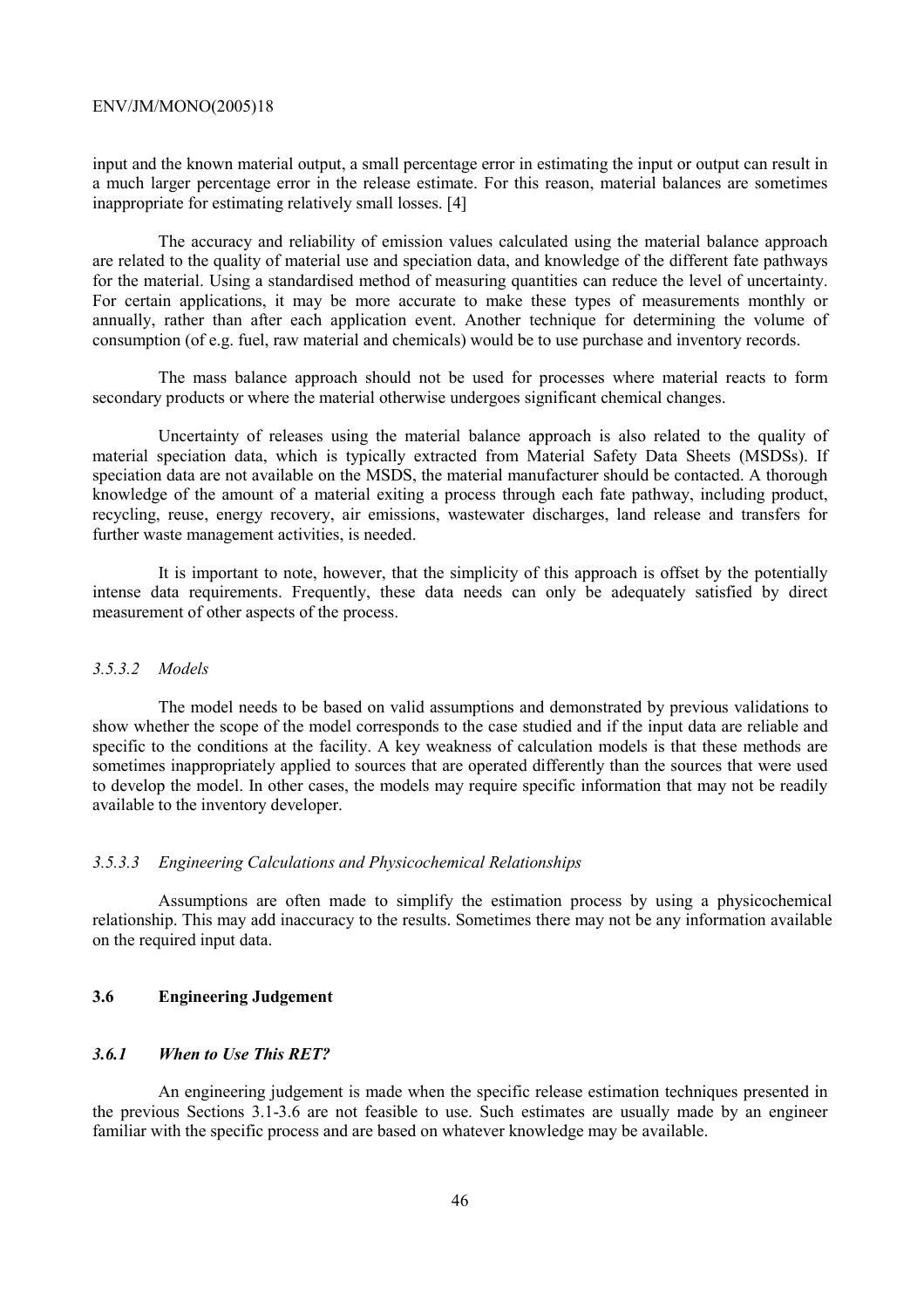input and the known material output, a small percentage error in estimating the input or output can result in a much larger percentage error in the release estimate. For this reason, material balances are sometimes inappropriate for estimating relatively small losses. [4]

The accuracy and reliability of emission values calculated using the material balance approach are related to the quality of material use and speciation data, and knowledge of the different fate pathways for the material. Using a standardised method of measuring quantities can reduce the level of uncertainty. For certain applications, it may be more accurate to make these types of measurements monthly or annually, rather than after each application event. Another technique for determining the volume of consumption (of e.g. fuel, raw material and chemicals) would be to use purchase and inventory records.

The mass balance approach should not be used for processes where material reacts to form secondary products or where the material otherwise undergoes significant chemical changes.

Uncertainty of releases using the material balance approach is also related to the quality of material speciation data, which is typically extracted from Material Safety Data Sheets (MSDSs). If speciation data are not available on the MSDS, the material manufacturer should be contacted. A thorough knowledge of the amount of a material exiting a process through each fate pathway, including product, recycling, reuse, energy recovery, air emissions, wastewater discharges, land release and transfers for further waste management activities, is needed.

It is important to note, however, that the simplicity of this approach is offset by the potentially intense data requirements. Frequently, these data needs can only be adequately satisfied by direct measurement of other aspects of the process.

#### *3.5.3.2 Models*

The model needs to be based on valid assumptions and demonstrated by previous validations to show whether the scope of the model corresponds to the case studied and if the input data are reliable and specific to the conditions at the facility. A key weakness of calculation models is that these methods are sometimes inappropriately applied to sources that are operated differently than the sources that were used to develop the model. In other cases, the models may require specific information that may not be readily available to the inventory developer.

#### *3.5.3.3 Engineering Calculations and Physicochemical Relationships*

Assumptions are often made to simplify the estimation process by using a physicochemical relationship. This may add inaccuracy to the results. Sometimes there may not be any information available on the required input data.

## **3.6 Engineering Judgement**

### ***3.6.1 When to Use This RET?***

An engineering judgement is made when the specific release estimation techniques presented in the previous Sections 3.1-3.6 are not feasible to use. Such estimates are usually made by an engineer familiar with the specific process and are based on whatever knowledge may be available.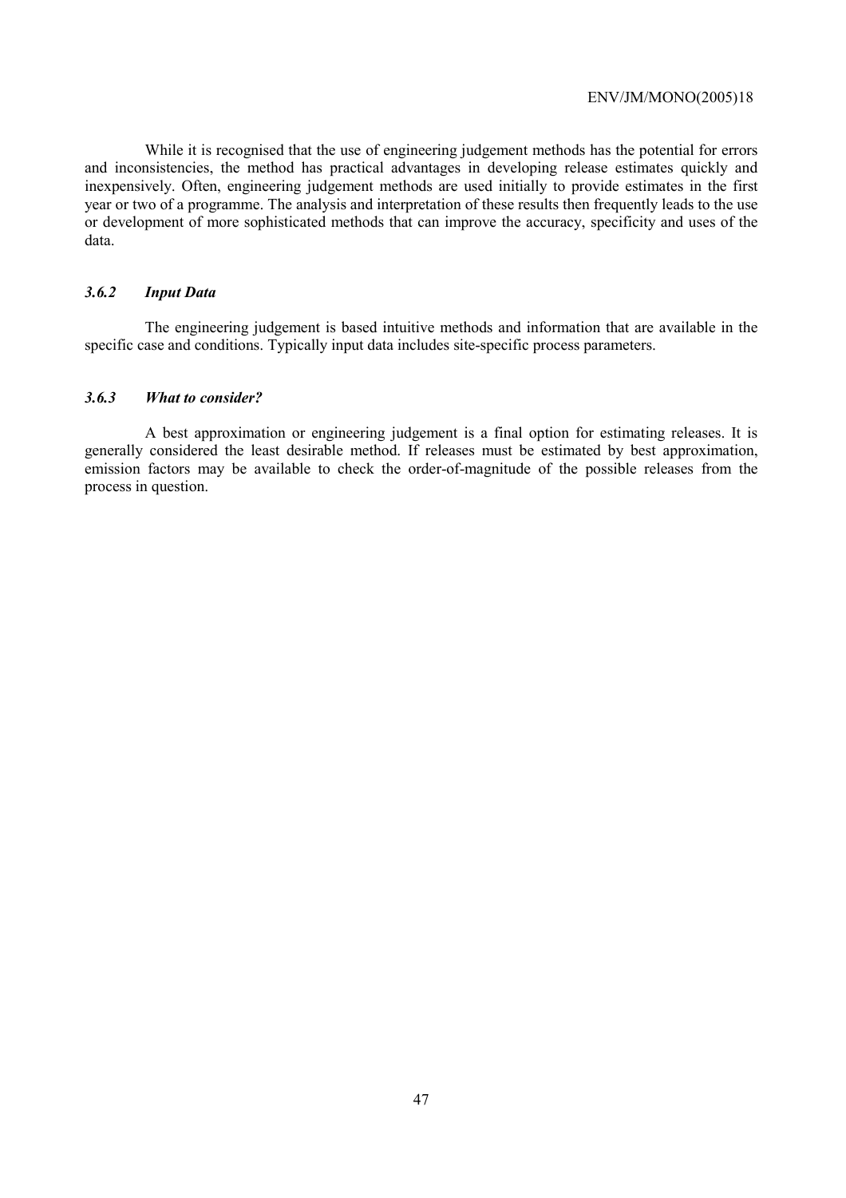While it is recognised that the use of engineering judgement methods has the potential for errors and inconsistencies, the method has practical advantages in developing release estimates quickly and inexpensively. Often, engineering judgement methods are used initially to provide estimates in the first year or two of a programme. The analysis and interpretation of these results then frequently leads to the use or development of more sophisticated methods that can improve the accuracy, specificity and uses of the data.

### *3.6.2 Input Data*

The engineering judgement is based intuitive methods and information that are available in the specific case and conditions. Typically input data includes site-specific process parameters.

### *3.6.3 What to consider?*

A best approximation or engineering judgement is a final option for estimating releases. It is generally considered the least desirable method. If releases must be estimated by best approximation, emission factors may be available to check the order-of-magnitude of the possible releases from the process in question.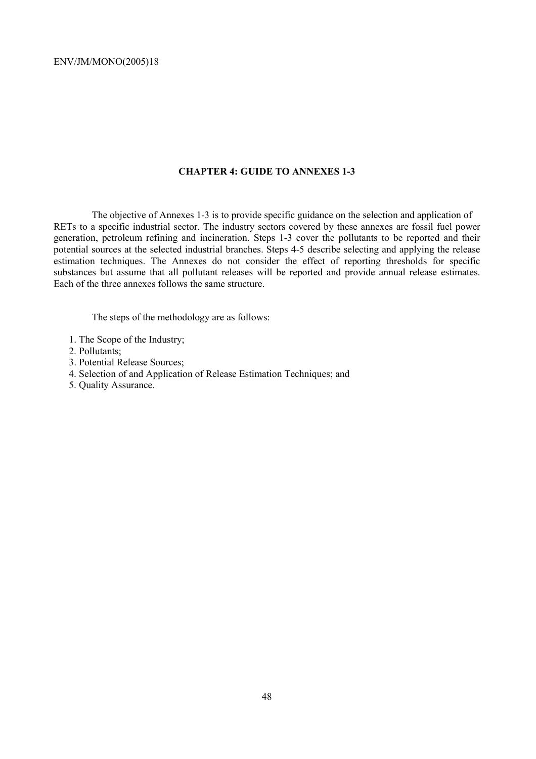## CHAPTER 4: GUIDE TO ANNEXES 1-3

The objective of Annexes 1-3 is to provide specific guidance on the selection and application of RETs to a specific industrial sector. The industry sectors covered by these annexes are fossil fuel power generation, petroleum refining and incineration. Steps 1-3 cover the pollutants to be reported and their potential sources at the selected industrial branches. Steps 4-5 describe selecting and applying the release estimation techniques. The Annexes do not consider the effect of reporting thresholds for specific substances but assume that all pollutant releases will be reported and provide annual release estimates. Each of the three annexes follows the same structure.

The steps of the methodology are as follows:

1. The Scope of the Industry;
2. Pollutants;
3. Potential Release Sources;
4. Selection of and Application of Release Estimation Techniques; and
5. Quality Assurance.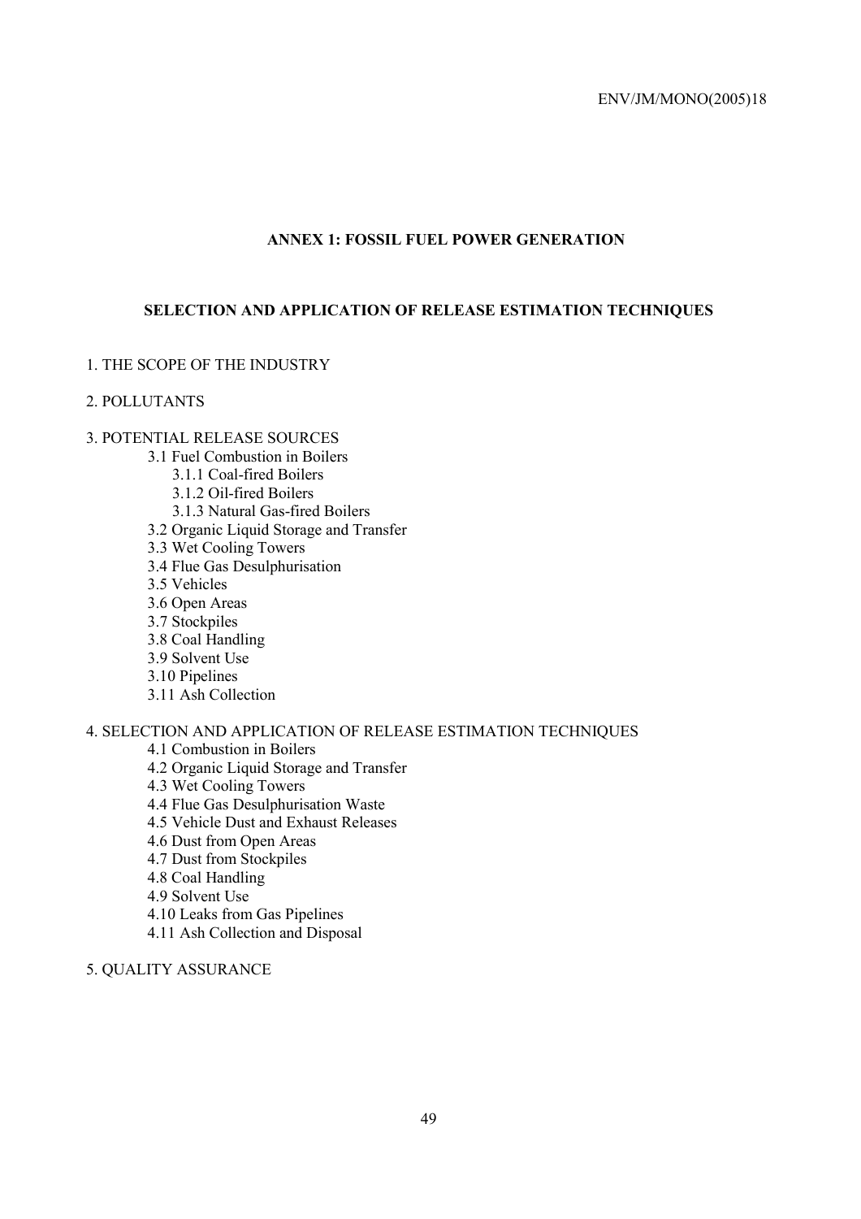## ANNEX 1: FOSSIL FUEL POWER GENERATION

### SELECTION AND APPLICATION OF RELEASE ESTIMATION TECHNIQUES

1. THE SCOPE OF THE INDUSTRY

2. POLLUTANTS

3. POTENTIAL RELEASE SOURCES
    - 3.1 Fuel Combustion in Boilers
        - 3.1.1 Coal-fired Boilers
        - 3.1.2 Oil-fired Boilers
        - 3.1.3 Natural Gas-fired Boilers
    - 3.2 Organic Liquid Storage and Transfer
    - 3.3 Wet Cooling Towers
    - 3.4 Flue Gas Desulphurisation
    - 3.5 Vehicles
    - 3.6 Open Areas
    - 3.7 Stockpiles
    - 3.8 Coal Handling
    - 3.9 Solvent Use
    - 3.10 Pipelines
    - 3.11 Ash Collection

4. SELECTION AND APPLICATION OF RELEASE ESTIMATION TECHNIQUES
    - 4.1 Combustion in Boilers
    - 4.2 Organic Liquid Storage and Transfer
    - 4.3 Wet Cooling Towers
    - 4.4 Flue Gas Desulphurisation Waste
    - 4.5 Vehicle Dust and Exhaust Releases
    - 4.6 Dust from Open Areas
    - 4.7 Dust from Stockpiles
    - 4.8 Coal Handling
    - 4.9 Solvent Use
    - 4.10 Leaks from Gas Pipelines
    - 4.11 Ash Collection and Disposal

5. QUALITY ASSURANCE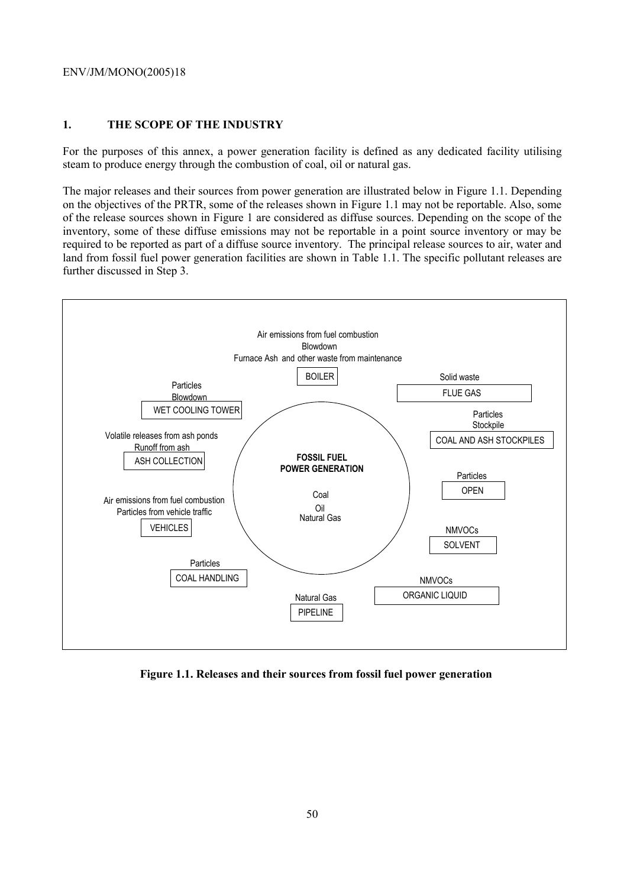## 1. THE SCOPE OF THE INDUSTRY

For the purposes of this annex, a power generation facility is defined as any dedicated facility utilising steam to produce energy through the combustion of coal, oil or natural gas.

The major releases and their sources from power generation are illustrated below in Figure 1.1. Depending on the objectives of the PRTR, some of the releases shown in Figure 1.1 may not be reportable. Also, some of the release sources shown in Figure 1 are considered as diffuse sources. Depending on the scope of the inventory, some of these diffuse emissions may not be reportable in a point source inventory or may be required to be reported as part of a diffuse source inventory. The principal release sources to air, water and land from fossil fuel power generation facilities are shown in Table 1.1. The specific pollutant releases are further discussed in Step 3.

FOSSIL FUEL POWER GENERATION: Coal, Oil, Natural Gas

- BOILER: Air emissions from fuel combustion; Blowdown; Furnace Ash and other waste from maintenance
- FLUE GAS: Solid waste
- COAL AND ASH STOCKPILES: Particles; Stockpile
- OPEN: Particles
- SOLVENT: NMVOCs
- ORGANIC LIQUID: NMVOCs
- PIPELINE: Natural Gas
- COAL HANDLING: Particles
- VEHICLES: Air emissions from fuel combustion; Particles from vehicle traffic
- ASH COLLECTION: Volatile releases from ash ponds; Runoff from ash
- WET COOLING TOWER: Particles; Blowdown

**Figure 1.1. Releases and their sources from fossil fuel power generation**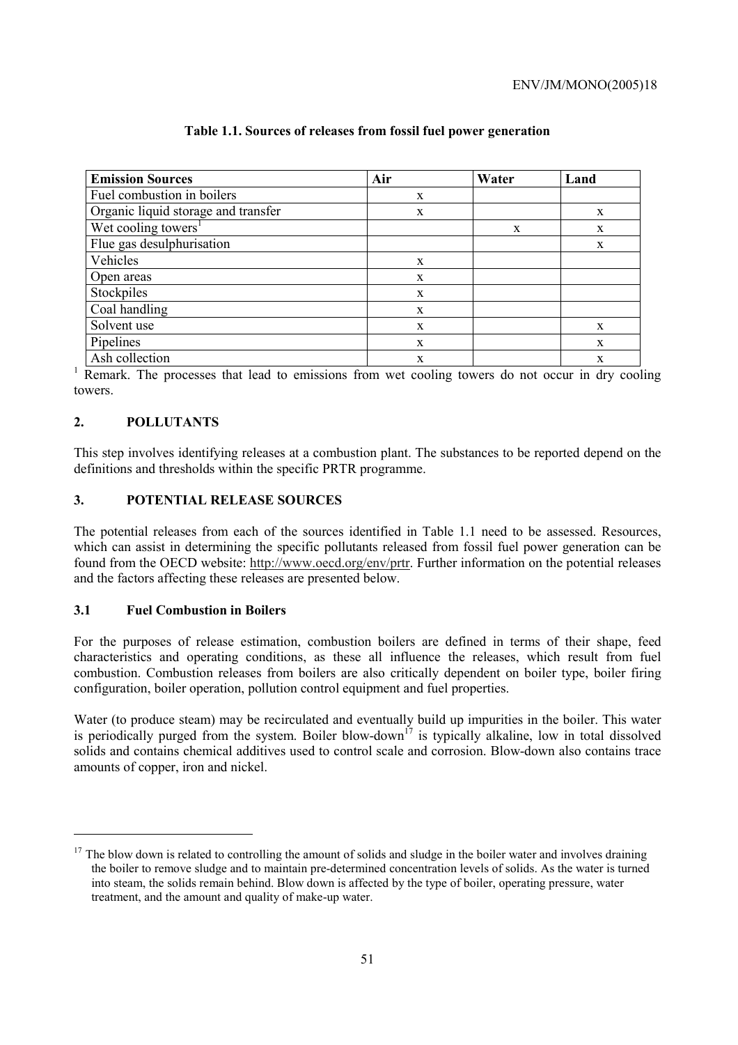**Table 1.1. Sources of releases from fossil fuel power generation**

| Emission Sources | Air | Water | Land |
|---|---|---|---|
| Fuel combustion in boilers | x | | |
| Organic liquid storage and transfer | x | | x |
| Wet cooling towers[1] | | x | x |
| Flue gas desulphurisation | | | x |
| Vehicles | x | | |
| Open areas | x | | |
| Stockpiles | x | | |
| Coal handling | x | | |
| Solvent use | x | | x |
| Pipelines | x | | x |
| Ash collection | x | | x |

[1] Remark. The processes that lead to emissions from wet cooling towers do not occur in dry cooling towers.

## 2. POLLUTANTS

This step involves identifying releases at a combustion plant. The substances to be reported depend on the definitions and thresholds within the specific PRTR programme.

## 3. POTENTIAL RELEASE SOURCES

The potential releases from each of the sources identified in Table 1.1 need to be assessed. Resources, which can assist in determining the specific pollutants released from fossil fuel power generation can be found from the OECD website: http://www.oecd.org/env/prtr. Further information on the potential releases and the factors affecting these releases are presented below.

### 3.1 Fuel Combustion in Boilers

For the purposes of release estimation, combustion boilers are defined in terms of their shape, feed characteristics and operating conditions, as these all influence the releases, which result from fuel combustion. Combustion releases from boilers are also critically dependent on boiler type, boiler firing configuration, boiler operation, pollution control equipment and fuel properties.

Water (to produce steam) may be recirculated and eventually build up impurities in the boiler. This water is periodically purged from the system. Boiler blow-down[17] is typically alkaline, low in total dissolved solids and contains chemical additives used to control scale and corrosion. Blow-down also contains trace amounts of copper, iron and nickel.

[17] The blow down is related to controlling the amount of solids and sludge in the boiler water and involves draining the boiler to remove sludge and to maintain pre-determined concentration levels of solids. As the water is turned into steam, the solids remain behind. Blow down is affected by the type of boiler, operating pressure, water treatment, and the amount and quality of make-up water.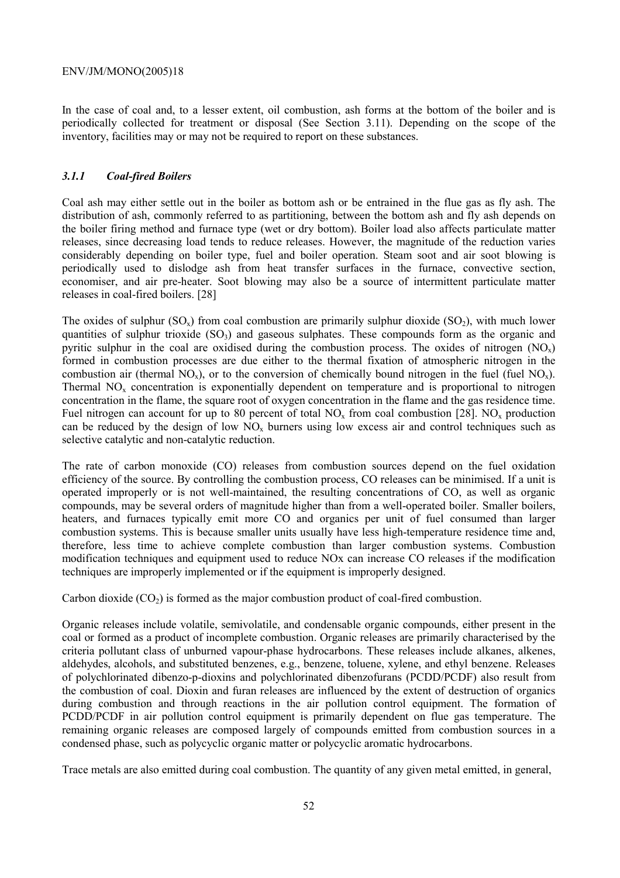In the case of coal and, to a lesser extent, oil combustion, ash forms at the bottom of the boiler and is periodically collected for treatment or disposal (See Section 3.11). Depending on the scope of the inventory, facilities may or may not be required to report on these substances.

### *3.1.1 Coal-fired Boilers*

Coal ash may either settle out in the boiler as bottom ash or be entrained in the flue gas as fly ash. The distribution of ash, commonly referred to as partitioning, between the bottom ash and fly ash depends on the boiler firing method and furnace type (wet or dry bottom). Boiler load also affects particulate matter releases, since decreasing load tends to reduce releases. However, the magnitude of the reduction varies considerably depending on boiler type, fuel and boiler operation. Steam soot and air soot blowing is periodically used to dislodge ash from heat transfer surfaces in the furnace, convective section, economiser, and air pre-heater. Soot blowing may also be a source of intermittent particulate matter releases in coal-fired boilers. [28]

The oxides of sulphur ($SO_x$) from coal combustion are primarily sulphur dioxide ($SO_2$), with much lower quantities of sulphur trioxide ($SO_3$) and gaseous sulphates. These compounds form as the organic and pyritic sulphur in the coal are oxidised during the combustion process. The oxides of nitrogen ($NO_x$) formed in combustion processes are due either to the thermal fixation of atmospheric nitrogen in the combustion air (thermal $NO_x$), or to the conversion of chemically bound nitrogen in the fuel (fuel $NO_x$). Thermal $NO_x$ concentration is exponentially dependent on temperature and is proportional to nitrogen concentration in the flame, the square root of oxygen concentration in the flame and the gas residence time. Fuel nitrogen can account for up to 80 percent of total $NO_x$ from coal combustion [28]. $NO_x$ production can be reduced by the design of low $NO_x$ burners using low excess air and control techniques such as selective catalytic and non-catalytic reduction.

The rate of carbon monoxide (CO) releases from combustion sources depend on the fuel oxidation efficiency of the source. By controlling the combustion process, CO releases can be minimised. If a unit is operated improperly or is not well-maintained, the resulting concentrations of CO, as well as organic compounds, may be several orders of magnitude higher than from a well-operated boiler. Smaller boilers, heaters, and furnaces typically emit more CO and organics per unit of fuel consumed than larger combustion systems. This is because smaller units usually have less high-temperature residence time and, therefore, less time to achieve complete combustion than larger combustion systems. Combustion modification techniques and equipment used to reduce NOx can increase CO releases if the modification techniques are improperly implemented or if the equipment is improperly designed.

Carbon dioxide ($CO_2$) is formed as the major combustion product of coal-fired combustion.

Organic releases include volatile, semivolatile, and condensable organic compounds, either present in the coal or formed as a product of incomplete combustion. Organic releases are primarily characterised by the criteria pollutant class of unburned vapour-phase hydrocarbons. These releases include alkanes, alkenes, aldehydes, alcohols, and substituted benzenes, e.g., benzene, toluene, xylene, and ethyl benzene. Releases of polychlorinated dibenzo-p-dioxins and polychlorinated dibenzofurans (PCDD/PCDF) also result from the combustion of coal. Dioxin and furan releases are influenced by the extent of destruction of organics during combustion and through reactions in the air pollution control equipment. The formation of PCDD/PCDF in air pollution control equipment is primarily dependent on flue gas temperature. The remaining organic releases are composed largely of compounds emitted from combustion sources in a condensed phase, such as polycyclic organic matter or polycyclic aromatic hydrocarbons.

Trace metals are also emitted during coal combustion. The quantity of any given metal emitted, in general,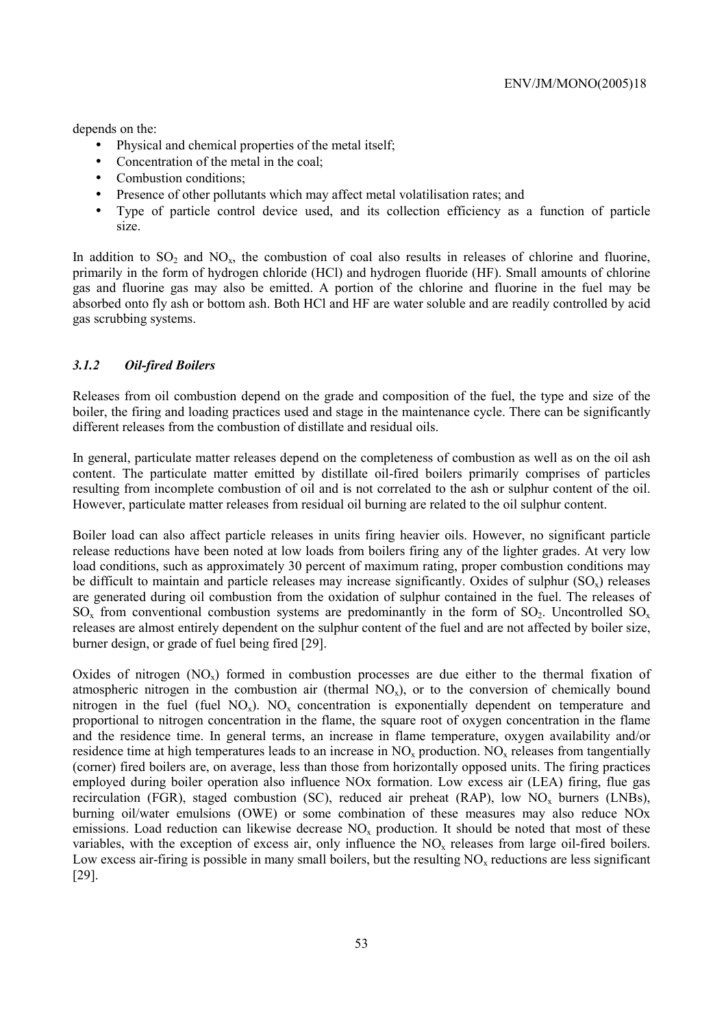depends on the:

- Physical and chemical properties of the metal itself;
- Concentration of the metal in the coal;
- Combustion conditions;
- Presence of other pollutants which may affect metal volatilisation rates; and
- Type of particle control device used, and its collection efficiency as a function of particle size.

In addition to $SO_2$ and $NO_x$, the combustion of coal also results in releases of chlorine and fluorine, primarily in the form of hydrogen chloride (HCl) and hydrogen fluoride (HF). Small amounts of chlorine gas and fluorine gas may also be emitted. A portion of the chlorine and fluorine in the fuel may be absorbed onto fly ash or bottom ash. Both HCl and HF are water soluble and are readily controlled by acid gas scrubbing systems.

### *3.1.2 Oil-fired Boilers*

Releases from oil combustion depend on the grade and composition of the fuel, the type and size of the boiler, the firing and loading practices used and stage in the maintenance cycle. There can be significantly different releases from the combustion of distillate and residual oils.

In general, particulate matter releases depend on the completeness of combustion as well as on the oil ash content. The particulate matter emitted by distillate oil-fired boilers primarily comprises of particles resulting from incomplete combustion of oil and is not correlated to the ash or sulphur content of the oil. However, particulate matter releases from residual oil burning are related to the oil sulphur content.

Boiler load can also affect particle releases in units firing heavier oils. However, no significant particle release reductions have been noted at low loads from boilers firing any of the lighter grades. At very low load conditions, such as approximately 30 percent of maximum rating, proper combustion conditions may be difficult to maintain and particle releases may increase significantly. Oxides of sulphur ($SO_x$) releases are generated during oil combustion from the oxidation of sulphur contained in the fuel. The releases of $SO_x$ from conventional combustion systems are predominantly in the form of $SO_2$. Uncontrolled $SO_x$ releases are almost entirely dependent on the sulphur content of the fuel and are not affected by boiler size, burner design, or grade of fuel being fired [29].

Oxides of nitrogen ($NO_x$) formed in combustion processes are due either to the thermal fixation of atmospheric nitrogen in the combustion air (thermal $NO_x$), or to the conversion of chemically bound nitrogen in the fuel (fuel $NO_x$). $NO_x$ concentration is exponentially dependent on temperature and proportional to nitrogen concentration in the flame, the square root of oxygen concentration in the flame and the residence time. In general terms, an increase in flame temperature, oxygen availability and/or residence time at high temperatures leads to an increase in $NO_x$ production. $NO_x$ releases from tangentially (corner) fired boilers are, on average, less than those from horizontally opposed units. The firing practices employed during boiler operation also influence NOx formation. Low excess air (LEA) firing, flue gas recirculation (FGR), staged combustion (SC), reduced air preheat (RAP), low $NO_x$ burners (LNBs), burning oil/water emulsions (OWE) or some combination of these measures may also reduce NOx emissions. Load reduction can likewise decrease $NO_x$ production. It should be noted that most of these variables, with the exception of excess air, only influence the $NO_x$ releases from large oil-fired boilers. Low excess air-firing is possible in many small boilers, but the resulting $NO_x$ reductions are less significant [29].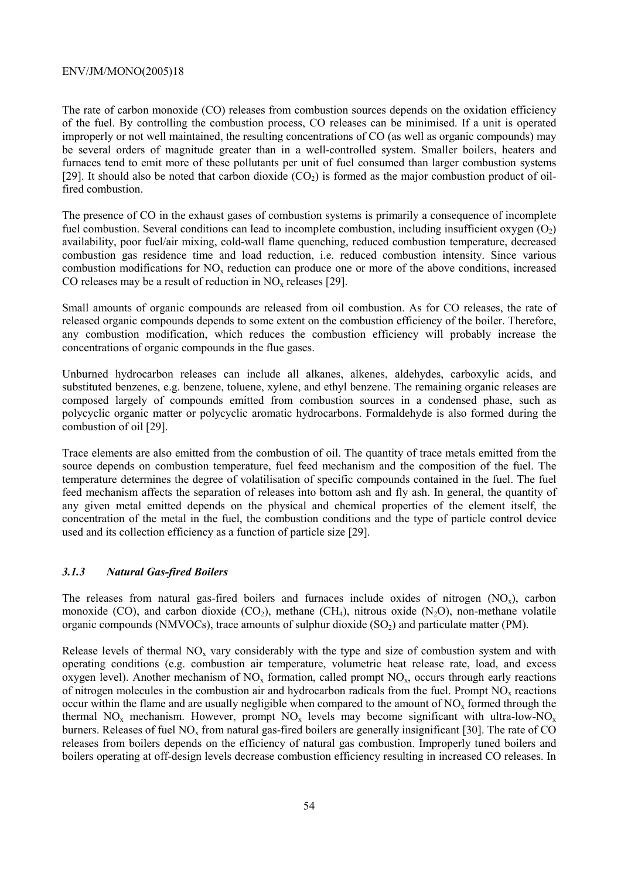The rate of carbon monoxide (CO) releases from combustion sources depends on the oxidation efficiency of the fuel. By controlling the combustion process, CO releases can be minimised. If a unit is operated improperly or not well maintained, the resulting concentrations of CO (as well as organic compounds) may be several orders of magnitude greater than in a well-controlled system. Smaller boilers, heaters and furnaces tend to emit more of these pollutants per unit of fuel consumed than larger combustion systems [29]. It should also be noted that carbon dioxide ($CO_2$) is formed as the major combustion product of oil-fired combustion.

The presence of CO in the exhaust gases of combustion systems is primarily a consequence of incomplete fuel combustion. Several conditions can lead to incomplete combustion, including insufficient oxygen ($O_2$) availability, poor fuel/air mixing, cold-wall flame quenching, reduced combustion temperature, decreased combustion gas residence time and load reduction, i.e. reduced combustion intensity. Since various combustion modifications for $NO_x$ reduction can produce one or more of the above conditions, increased CO releases may be a result of reduction in $NO_x$ releases [29].

Small amounts of organic compounds are released from oil combustion. As for CO releases, the rate of released organic compounds depends to some extent on the combustion efficiency of the boiler. Therefore, any combustion modification, which reduces the combustion efficiency will probably increase the concentrations of organic compounds in the flue gases.

Unburned hydrocarbon releases can include all alkanes, alkenes, aldehydes, carboxylic acids, and substituted benzenes, e.g. benzene, toluene, xylene, and ethyl benzene. The remaining organic releases are composed largely of compounds emitted from combustion sources in a condensed phase, such as polycyclic organic matter or polycyclic aromatic hydrocarbons. Formaldehyde is also formed during the combustion of oil [29].

Trace elements are also emitted from the combustion of oil. The quantity of trace metals emitted from the source depends on combustion temperature, fuel feed mechanism and the composition of the fuel. The temperature determines the degree of volatilisation of specific compounds contained in the fuel. The fuel feed mechanism affects the separation of releases into bottom ash and fly ash. In general, the quantity of any given metal emitted depends on the physical and chemical properties of the element itself, the concentration of the metal in the fuel, the combustion conditions and the type of particle control device used and its collection efficiency as a function of particle size [29].

### *3.1.3 Natural Gas-fired Boilers*

The releases from natural gas-fired boilers and furnaces include oxides of nitrogen ($NO_x$), carbon monoxide (CO), and carbon dioxide ($CO_2$), methane ($CH_4$), nitrous oxide ($N_2O$), non-methane volatile organic compounds (NMVOCs), trace amounts of sulphur dioxide ($SO_2$) and particulate matter (PM).

Release levels of thermal $NO_x$ vary considerably with the type and size of combustion system and with operating conditions (e.g. combustion air temperature, volumetric heat release rate, load, and excess oxygen level). Another mechanism of $NO_x$ formation, called prompt $NO_x$, occurs through early reactions of nitrogen molecules in the combustion air and hydrocarbon radicals from the fuel. Prompt $NO_x$ reactions occur within the flame and are usually negligible when compared to the amount of $NO_x$ formed through the thermal $NO_x$ mechanism. However, prompt $NO_x$ levels may become significant with ultra-low-$NO_x$ burners. Releases of fuel $NO_x$ from natural gas-fired boilers are generally insignificant [30]. The rate of CO releases from boilers depends on the efficiency of natural gas combustion. Improperly tuned boilers and boilers operating at off-design levels decrease combustion efficiency resulting in increased CO releases. In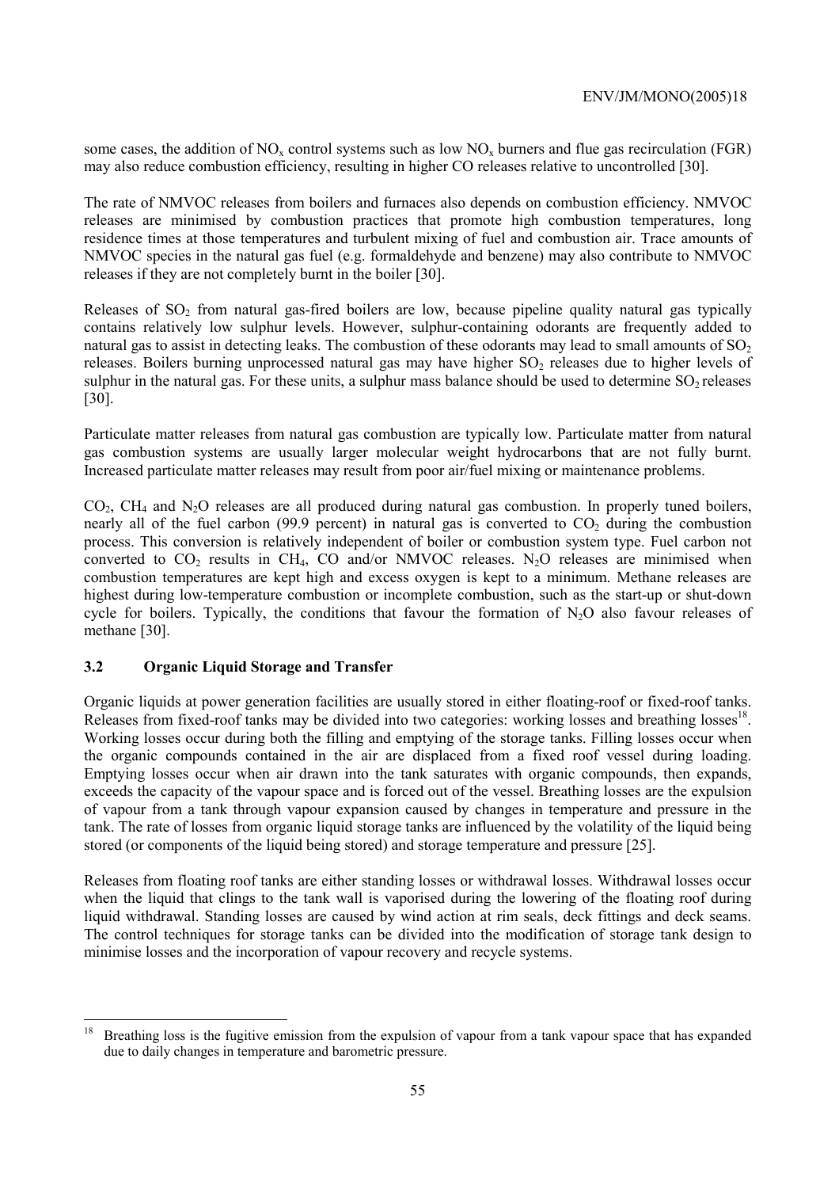some cases, the addition of $NO_x$ control systems such as low $NO_x$ burners and flue gas recirculation (FGR) may also reduce combustion efficiency, resulting in higher CO releases relative to uncontrolled [30].

The rate of NMVOC releases from boilers and furnaces also depends on combustion efficiency. NMVOC releases are minimised by combustion practices that promote high combustion temperatures, long residence times at those temperatures and turbulent mixing of fuel and combustion air. Trace amounts of NMVOC species in the natural gas fuel (e.g. formaldehyde and benzene) may also contribute to NMVOC releases if they are not completely burnt in the boiler [30].

Releases of $SO_2$ from natural gas-fired boilers are low, because pipeline quality natural gas typically contains relatively low sulphur levels. However, sulphur-containing odorants are frequently added to natural gas to assist in detecting leaks. The combustion of these odorants may lead to small amounts of $SO_2$ releases. Boilers burning unprocessed natural gas may have higher $SO_2$ releases due to higher levels of sulphur in the natural gas. For these units, a sulphur mass balance should be used to determine $SO_2$ releases [30].

Particulate matter releases from natural gas combustion are typically low. Particulate matter from natural gas combustion systems are usually larger molecular weight hydrocarbons that are not fully burnt. Increased particulate matter releases may result from poor air/fuel mixing or maintenance problems.

$CO_2$, $CH_4$ and $N_2O$ releases are all produced during natural gas combustion. In properly tuned boilers, nearly all of the fuel carbon (99.9 percent) in natural gas is converted to $CO_2$ during the combustion process. This conversion is relatively independent of boiler or combustion system type. Fuel carbon not converted to $CO_2$ results in $CH_4$, CO and/or NMVOC releases. $N_2O$ releases are minimised when combustion temperatures are kept high and excess oxygen is kept to a minimum. Methane releases are highest during low-temperature combustion or incomplete combustion, such as the start-up or shut-down cycle for boilers. Typically, the conditions that favour the formation of $N_2O$ also favour releases of methane [30].

### 3.2 Organic Liquid Storage and Transfer

Organic liquids at power generation facilities are usually stored in either floating-roof or fixed-roof tanks. Releases from fixed-roof tanks may be divided into two categories: working losses and breathing losses[18]. Working losses occur during both the filling and emptying of the storage tanks. Filling losses occur when the organic compounds contained in the air are displaced from a fixed roof vessel during loading. Emptying losses occur when air drawn into the tank saturates with organic compounds, then expands, exceeds the capacity of the vapour space and is forced out of the vessel. Breathing losses are the expulsion of vapour from a tank through vapour expansion caused by changes in temperature and pressure in the tank. The rate of losses from organic liquid storage tanks are influenced by the volatility of the liquid being stored (or components of the liquid being stored) and storage temperature and pressure [25].

Releases from floating roof tanks are either standing losses or withdrawal losses. Withdrawal losses occur when the liquid that clings to the tank wall is vaporised during the lowering of the floating roof during liquid withdrawal. Standing losses are caused by wind action at rim seals, deck fittings and deck seams. The control techniques for storage tanks can be divided into the modification of storage tank design to minimise losses and the incorporation of vapour recovery and recycle systems.

---

[18] Breathing loss is the fugitive emission from the expulsion of vapour from a tank vapour space that has expanded due to daily changes in temperature and barometric pressure.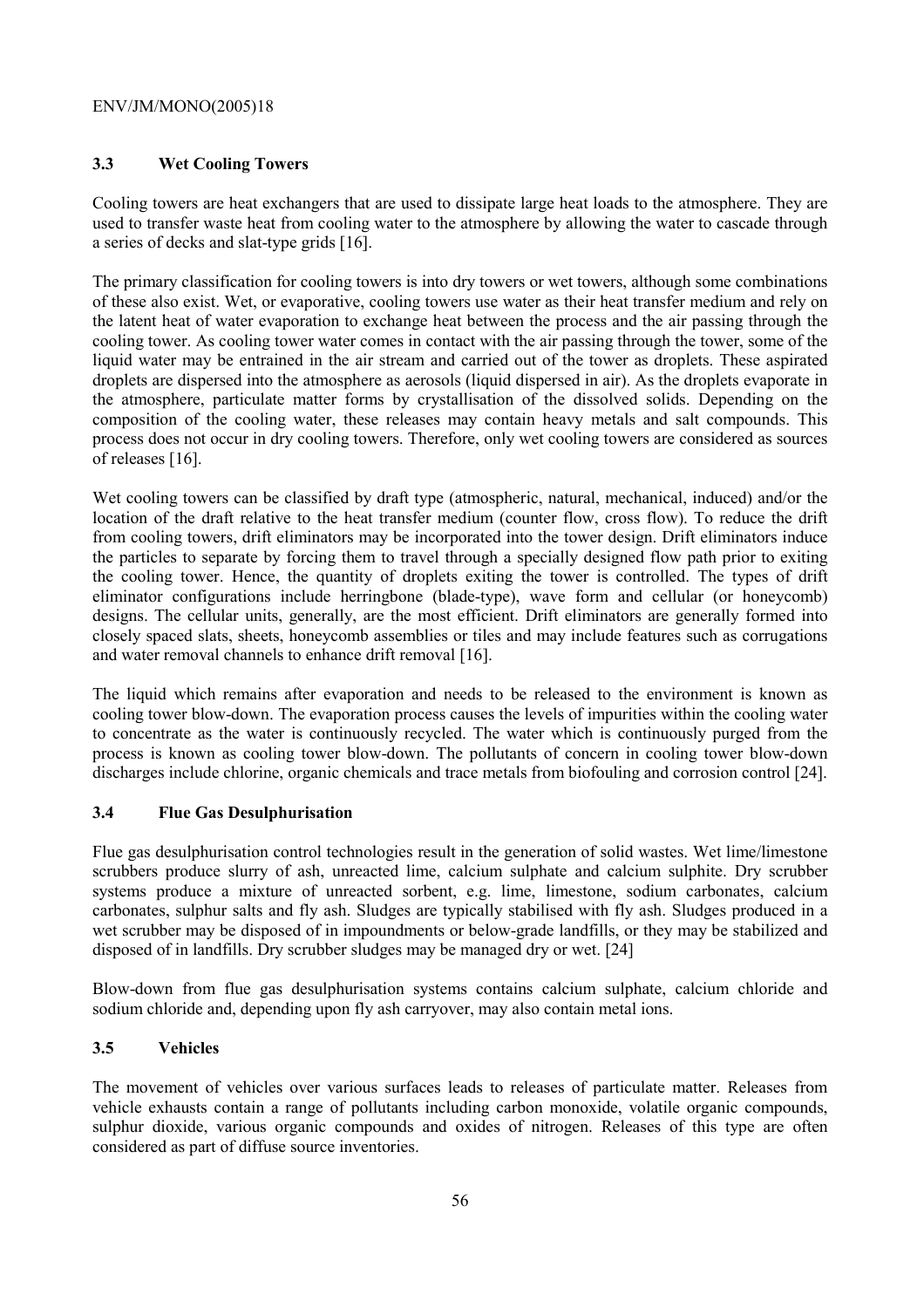### 3.3 Wet Cooling Towers

Cooling towers are heat exchangers that are used to dissipate large heat loads to the atmosphere. They are used to transfer waste heat from cooling water to the atmosphere by allowing the water to cascade through a series of decks and slat-type grids [16].

The primary classification for cooling towers is into dry towers or wet towers, although some combinations of these also exist. Wet, or evaporative, cooling towers use water as their heat transfer medium and rely on the latent heat of water evaporation to exchange heat between the process and the air passing through the cooling tower. As cooling tower water comes in contact with the air passing through the tower, some of the liquid water may be entrained in the air stream and carried out of the tower as droplets. These aspirated droplets are dispersed into the atmosphere as aerosols (liquid dispersed in air). As the droplets evaporate in the atmosphere, particulate matter forms by crystallisation of the dissolved solids. Depending on the composition of the cooling water, these releases may contain heavy metals and salt compounds. This process does not occur in dry cooling towers. Therefore, only wet cooling towers are considered as sources of releases [16].

Wet cooling towers can be classified by draft type (atmospheric, natural, mechanical, induced) and/or the location of the draft relative to the heat transfer medium (counter flow, cross flow). To reduce the drift from cooling towers, drift eliminators may be incorporated into the tower design. Drift eliminators induce the particles to separate by forcing them to travel through a specially designed flow path prior to exiting the cooling tower. Hence, the quantity of droplets exiting the tower is controlled. The types of drift eliminator configurations include herringbone (blade-type), wave form and cellular (or honeycomb) designs. The cellular units, generally, are the most efficient. Drift eliminators are generally formed into closely spaced slats, sheets, honeycomb assemblies or tiles and may include features such as corrugations and water removal channels to enhance drift removal [16].

The liquid which remains after evaporation and needs to be released to the environment is known as cooling tower blow-down. The evaporation process causes the levels of impurities within the cooling water to concentrate as the water is continuously recycled. The water which is continuously purged from the process is known as cooling tower blow-down. The pollutants of concern in cooling tower blow-down discharges include chlorine, organic chemicals and trace metals from biofouling and corrosion control [24].

### 3.4 Flue Gas Desulphurisation

Flue gas desulphurisation control technologies result in the generation of solid wastes. Wet lime/limestone scrubbers produce slurry of ash, unreacted lime, calcium sulphate and calcium sulphite. Dry scrubber systems produce a mixture of unreacted sorbent, e.g. lime, limestone, sodium carbonates, calcium carbonates, sulphur salts and fly ash. Sludges are typically stabilised with fly ash. Sludges produced in a wet scrubber may be disposed of in impoundments or below-grade landfills, or they may be stabilized and disposed of in landfills. Dry scrubber sludges may be managed dry or wet. [24]

Blow-down from flue gas desulphurisation systems contains calcium sulphate, calcium chloride and sodium chloride and, depending upon fly ash carryover, may also contain metal ions.

### 3.5 Vehicles

The movement of vehicles over various surfaces leads to releases of particulate matter. Releases from vehicle exhausts contain a range of pollutants including carbon monoxide, volatile organic compounds, sulphur dioxide, various organic compounds and oxides of nitrogen. Releases of this type are often considered as part of diffuse source inventories.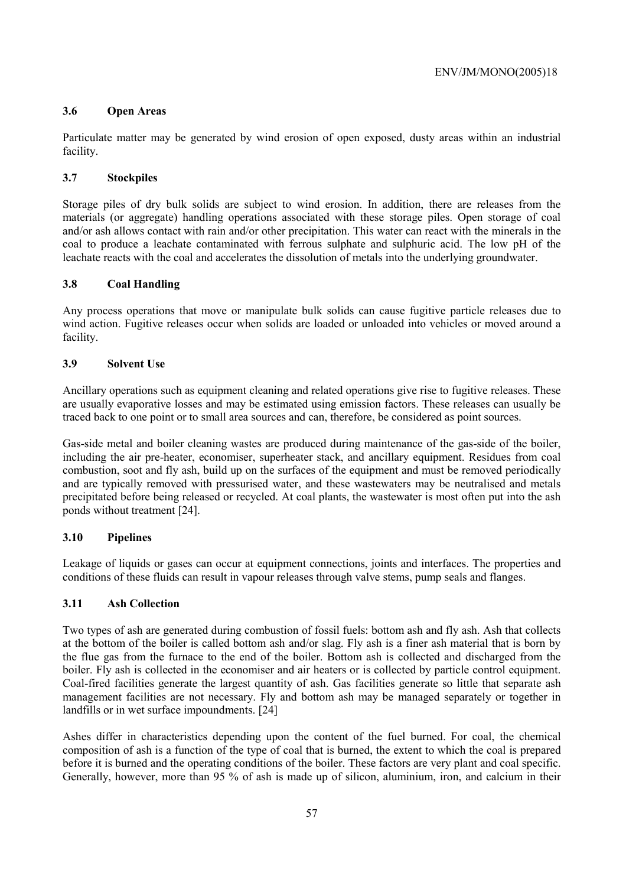### 3.6 Open Areas

Particulate matter may be generated by wind erosion of open exposed, dusty areas within an industrial facility.

### 3.7 Stockpiles

Storage piles of dry bulk solids are subject to wind erosion. In addition, there are releases from the materials (or aggregate) handling operations associated with these storage piles. Open storage of coal and/or ash allows contact with rain and/or other precipitation. This water can react with the minerals in the coal to produce a leachate contaminated with ferrous sulphate and sulphuric acid. The low pH of the leachate reacts with the coal and accelerates the dissolution of metals into the underlying groundwater.

### 3.8 Coal Handling

Any process operations that move or manipulate bulk solids can cause fugitive particle releases due to wind action. Fugitive releases occur when solids are loaded or unloaded into vehicles or moved around a facility.

### 3.9 Solvent Use

Ancillary operations such as equipment cleaning and related operations give rise to fugitive releases. These are usually evaporative losses and may be estimated using emission factors. These releases can usually be traced back to one point or to small area sources and can, therefore, be considered as point sources.

Gas-side metal and boiler cleaning wastes are produced during maintenance of the gas-side of the boiler, including the air pre-heater, economiser, superheater stack, and ancillary equipment. Residues from coal combustion, soot and fly ash, build up on the surfaces of the equipment and must be removed periodically and are typically removed with pressurised water, and these wastewaters may be neutralised and metals precipitated before being released or recycled. At coal plants, the wastewater is most often put into the ash ponds without treatment [24].

### 3.10 Pipelines

Leakage of liquids or gases can occur at equipment connections, joints and interfaces. The properties and conditions of these fluids can result in vapour releases through valve stems, pump seals and flanges.

### 3.11 Ash Collection

Two types of ash are generated during combustion of fossil fuels: bottom ash and fly ash. Ash that collects at the bottom of the boiler is called bottom ash and/or slag. Fly ash is a finer ash material that is born by the flue gas from the furnace to the end of the boiler. Bottom ash is collected and discharged from the boiler. Fly ash is collected in the economiser and air heaters or is collected by particle control equipment. Coal-fired facilities generate the largest quantity of ash. Gas facilities generate so little that separate ash management facilities are not necessary. Fly and bottom ash may be managed separately or together in landfills or in wet surface impoundments. [24]

Ashes differ in characteristics depending upon the content of the fuel burned. For coal, the chemical composition of ash is a function of the type of coal that is burned, the extent to which the coal is prepared before it is burned and the operating conditions of the boiler. These factors are very plant and coal specific. Generally, however, more than 95 % of ash is made up of silicon, aluminium, iron, and calcium in their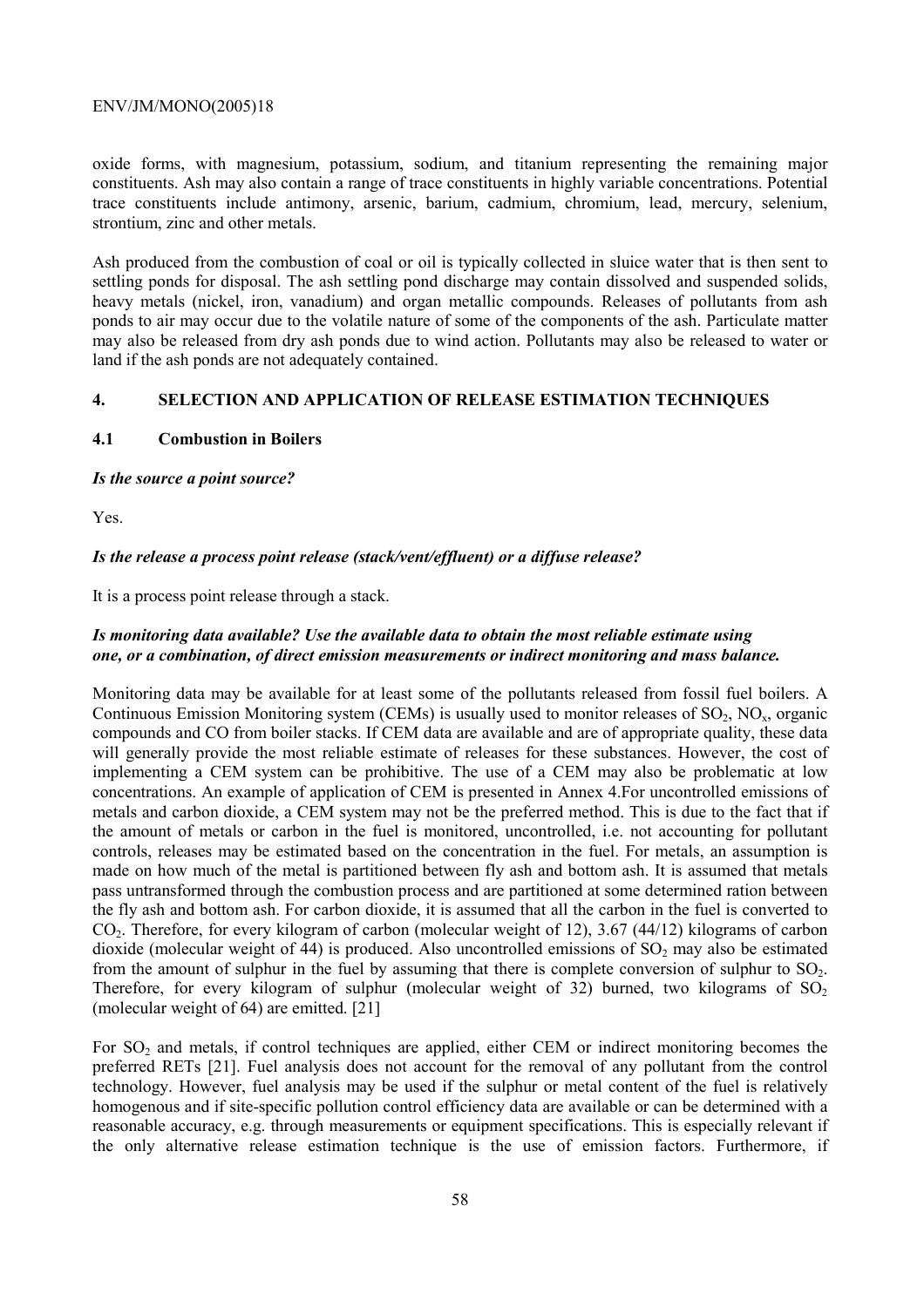oxide forms, with magnesium, potassium, sodium, and titanium representing the remaining major constituents. Ash may also contain a range of trace constituents in highly variable concentrations. Potential trace constituents include antimony, arsenic, barium, cadmium, chromium, lead, mercury, selenium, strontium, zinc and other metals.

Ash produced from the combustion of coal or oil is typically collected in sluice water that is then sent to settling ponds for disposal. The ash settling pond discharge may contain dissolved and suspended solids, heavy metals (nickel, iron, vanadium) and organ metallic compounds. Releases of pollutants from ash ponds to air may occur due to the volatile nature of some of the components of the ash. Particulate matter may also be released from dry ash ponds due to wind action. Pollutants may also be released to water or land if the ash ponds are not adequately contained.

## 4. SELECTION AND APPLICATION OF RELEASE ESTIMATION TECHNIQUES

### 4.1 Combustion in Boilers

***Is the source a point source?***

Yes.

***Is the release a process point release (stack/vent/effluent) or a diffuse release?***

It is a process point release through a stack.

***Is monitoring data available? Use the available data to obtain the most reliable estimate using one, or a combination, of direct emission measurements or indirect monitoring and mass balance.***

Monitoring data may be available for at least some of the pollutants released from fossil fuel boilers. A Continuous Emission Monitoring system (CEMs) is usually used to monitor releases of $SO_2$, $NO_x$, organic compounds and CO from boiler stacks. If CEM data are available and are of appropriate quality, these data will generally provide the most reliable estimate of releases for these substances. However, the cost of implementing a CEM system can be prohibitive. The use of a CEM may also be problematic at low concentrations. An example of application of CEM is presented in Annex 4.For uncontrolled emissions of metals and carbon dioxide, a CEM system may not be the preferred method. This is due to the fact that if the amount of metals or carbon in the fuel is monitored, uncontrolled, i.e. not accounting for pollutant controls, releases may be estimated based on the concentration in the fuel. For metals, an assumption is made on how much of the metal is partitioned between fly ash and bottom ash. It is assumed that metals pass untransformed through the combustion process and are partitioned at some determined ration between the fly ash and bottom ash. For carbon dioxide, it is assumed that all the carbon in the fuel is converted to $CO_2$. Therefore, for every kilogram of carbon (molecular weight of 12), 3.67 (44/12) kilograms of carbon dioxide (molecular weight of 44) is produced. Also uncontrolled emissions of $SO_2$ may also be estimated from the amount of sulphur in the fuel by assuming that there is complete conversion of sulphur to $SO_2$. Therefore, for every kilogram of sulphur (molecular weight of 32) burned, two kilograms of $SO_2$ (molecular weight of 64) are emitted. [21]

For $SO_2$ and metals, if control techniques are applied, either CEM or indirect monitoring becomes the preferred RETs [21]. Fuel analysis does not account for the removal of any pollutant from the control technology. However, fuel analysis may be used if the sulphur or metal content of the fuel is relatively homogenous and if site-specific pollution control efficiency data are available or can be determined with a reasonable accuracy, e.g. through measurements or equipment specifications. This is especially relevant if the only alternative release estimation technique is the use of emission factors. Furthermore, if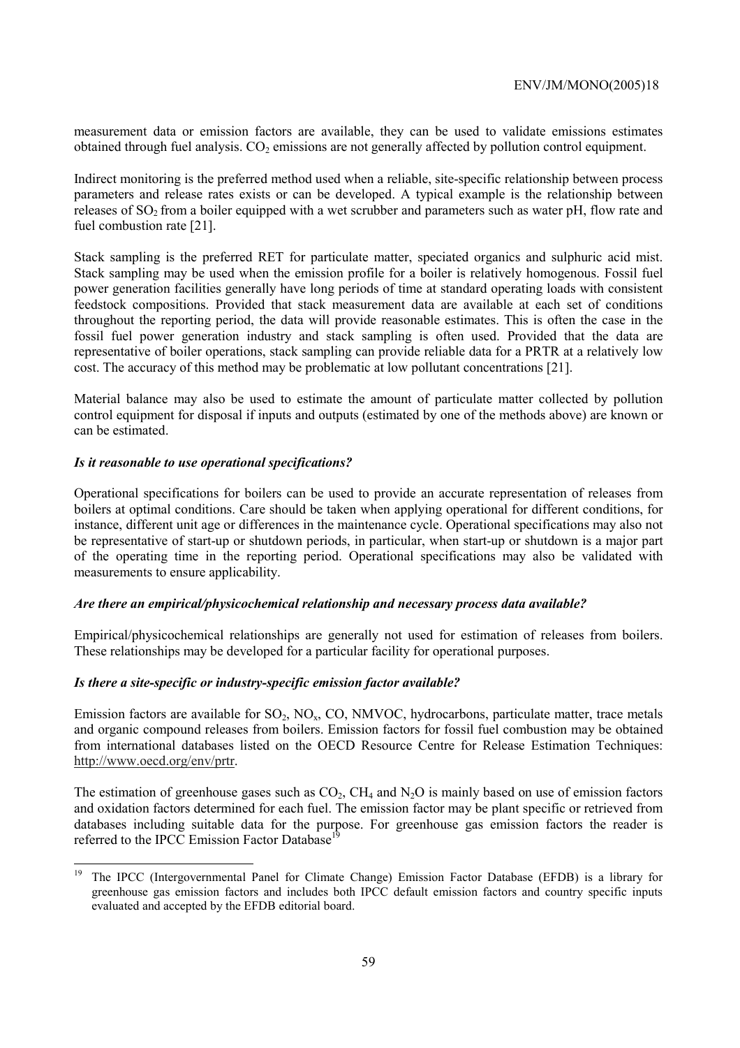measurement data or emission factors are available, they can be used to validate emissions estimates obtained through fuel analysis. $CO_2$ emissions are not generally affected by pollution control equipment.

Indirect monitoring is the preferred method used when a reliable, site-specific relationship between process parameters and release rates exists or can be developed. A typical example is the relationship between releases of $SO_2$ from a boiler equipped with a wet scrubber and parameters such as water pH, flow rate and fuel combustion rate [21].

Stack sampling is the preferred RET for particulate matter, speciated organics and sulphuric acid mist. Stack sampling may be used when the emission profile for a boiler is relatively homogenous. Fossil fuel power generation facilities generally have long periods of time at standard operating loads with consistent feedstock compositions. Provided that stack measurement data are available at each set of conditions throughout the reporting period, the data will provide reasonable estimates. This is often the case in the fossil fuel power generation industry and stack sampling is often used. Provided that the data are representative of boiler operations, stack sampling can provide reliable data for a PRTR at a relatively low cost. The accuracy of this method may be problematic at low pollutant concentrations [21].

Material balance may also be used to estimate the amount of particulate matter collected by pollution control equipment for disposal if inputs and outputs (estimated by one of the methods above) are known or can be estimated.

***Is it reasonable to use operational specifications?***

Operational specifications for boilers can be used to provide an accurate representation of releases from boilers at optimal conditions. Care should be taken when applying operational for different conditions, for instance, different unit age or differences in the maintenance cycle. Operational specifications may also not be representative of start-up or shutdown periods, in particular, when start-up or shutdown is a major part of the operating time in the reporting period. Operational specifications may also be validated with measurements to ensure applicability.

***Are there an empirical/physicochemical relationship and necessary process data available?***

Empirical/physicochemical relationships are generally not used for estimation of releases from boilers. These relationships may be developed for a particular facility for operational purposes.

***Is there a site-specific or industry-specific emission factor available?***

Emission factors are available for $SO_2$, $NO_x$, CO, NMVOC, hydrocarbons, particulate matter, trace metals and organic compound releases from boilers. Emission factors for fossil fuel combustion may be obtained from international databases listed on the OECD Resource Centre for Release Estimation Techniques: http://www.oecd.org/env/prtr.

The estimation of greenhouse gases such as $CO_2$, $CH_4$ and $N_2O$ is mainly based on use of emission factors and oxidation factors determined for each fuel. The emission factor may be plant specific or retrieved from databases including suitable data for the purpose. For greenhouse gas emission factors the reader is referred to the IPCC Emission Factor Database[19]

[19] The IPCC (Intergovernmental Panel for Climate Change) Emission Factor Database (EFDB) is a library for greenhouse gas emission factors and includes both IPCC default emission factors and country specific inputs evaluated and accepted by the EFDB editorial board.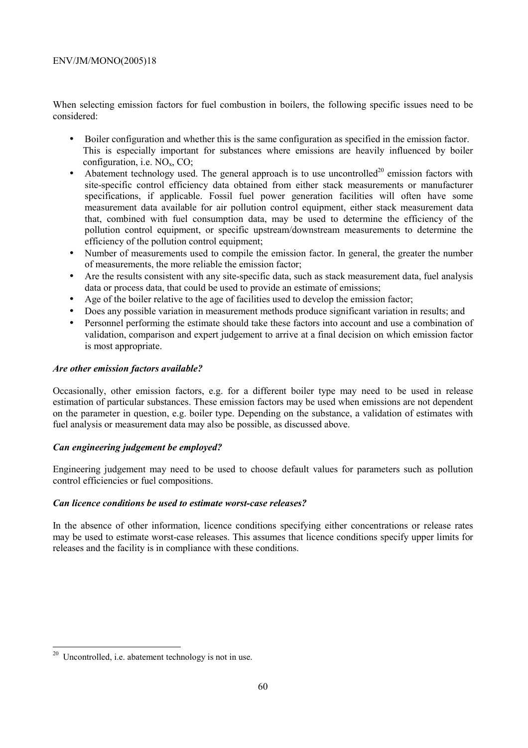When selecting emission factors for fuel combustion in boilers, the following specific issues need to be considered:

- Boiler configuration and whether this is the same configuration as specified in the emission factor. This is especially important for substances where emissions are heavily influenced by boiler configuration, i.e. $NO_x$, CO;
- Abatement technology used. The general approach is to use uncontrolled[20] emission factors with site-specific control efficiency data obtained from either stack measurements or manufacturer specifications, if applicable. Fossil fuel power generation facilities will often have some measurement data available for air pollution control equipment, either stack measurement data that, combined with fuel consumption data, may be used to determine the efficiency of the pollution control equipment, or specific upstream/downstream measurements to determine the efficiency of the pollution control equipment;
- Number of measurements used to compile the emission factor. In general, the greater the number of measurements, the more reliable the emission factor;
- Are the results consistent with any site-specific data, such as stack measurement data, fuel analysis data or process data, that could be used to provide an estimate of emissions;
- Age of the boiler relative to the age of facilities used to develop the emission factor;
- Does any possible variation in measurement methods produce significant variation in results; and
- Personnel performing the estimate should take these factors into account and use a combination of validation, comparison and expert judgement to arrive at a final decision on which emission factor is most appropriate.

***Are other emission factors available?***

Occasionally, other emission factors, e.g. for a different boiler type may need to be used in release estimation of particular substances. These emission factors may be used when emissions are not dependent on the parameter in question, e.g. boiler type. Depending on the substance, a validation of estimates with fuel analysis or measurement data may also be possible, as discussed above.

***Can engineering judgement be employed?***

Engineering judgement may need to be used to choose default values for parameters such as pollution control efficiencies or fuel compositions.

***Can licence conditions be used to estimate worst-case releases?***

In the absence of other information, licence conditions specifying either concentrations or release rates may be used to estimate worst-case releases. This assumes that licence conditions specify upper limits for releases and the facility is in compliance with these conditions.

---

[20] Uncontrolled, i.e. abatement technology is not in use.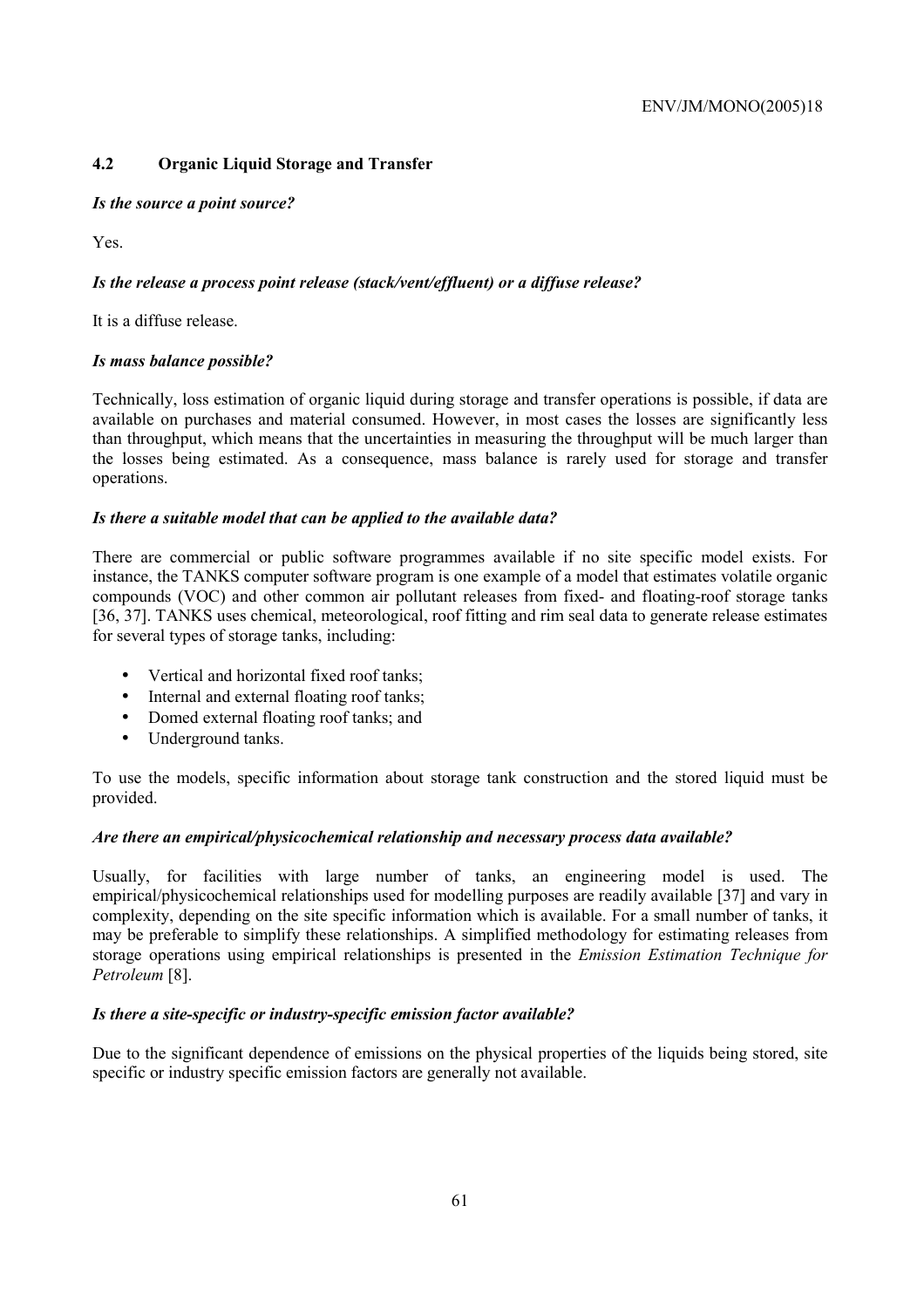### 4.2 Organic Liquid Storage and Transfer

***Is the source a point source?***

Yes.

***Is the release a process point release (stack/vent/effluent) or a diffuse release?***

It is a diffuse release.

***Is mass balance possible?***

Technically, loss estimation of organic liquid during storage and transfer operations is possible, if data are available on purchases and material consumed. However, in most cases the losses are significantly less than throughput, which means that the uncertainties in measuring the throughput will be much larger than the losses being estimated. As a consequence, mass balance is rarely used for storage and transfer operations.

***Is there a suitable model that can be applied to the available data?***

There are commercial or public software programmes available if no site specific model exists. For instance, the TANKS computer software program is one example of a model that estimates volatile organic compounds (VOC) and other common air pollutant releases from fixed- and floating-roof storage tanks [36, 37]. TANKS uses chemical, meteorological, roof fitting and rim seal data to generate release estimates for several types of storage tanks, including:

- Vertical and horizontal fixed roof tanks;
- Internal and external floating roof tanks;
- Domed external floating roof tanks; and
- Underground tanks.

To use the models, specific information about storage tank construction and the stored liquid must be provided.

***Are there an empirical/physicochemical relationship and necessary process data available?***

Usually, for facilities with large number of tanks, an engineering model is used. The empirical/physicochemical relationships used for modelling purposes are readily available [37] and vary in complexity, depending on the site specific information which is available. For a small number of tanks, it may be preferable to simplify these relationships. A simplified methodology for estimating releases from storage operations using empirical relationships is presented in the *Emission Estimation Technique for Petroleum* [8].

***Is there a site-specific or industry-specific emission factor available?***

Due to the significant dependence of emissions on the physical properties of the liquids being stored, site specific or industry specific emission factors are generally not available.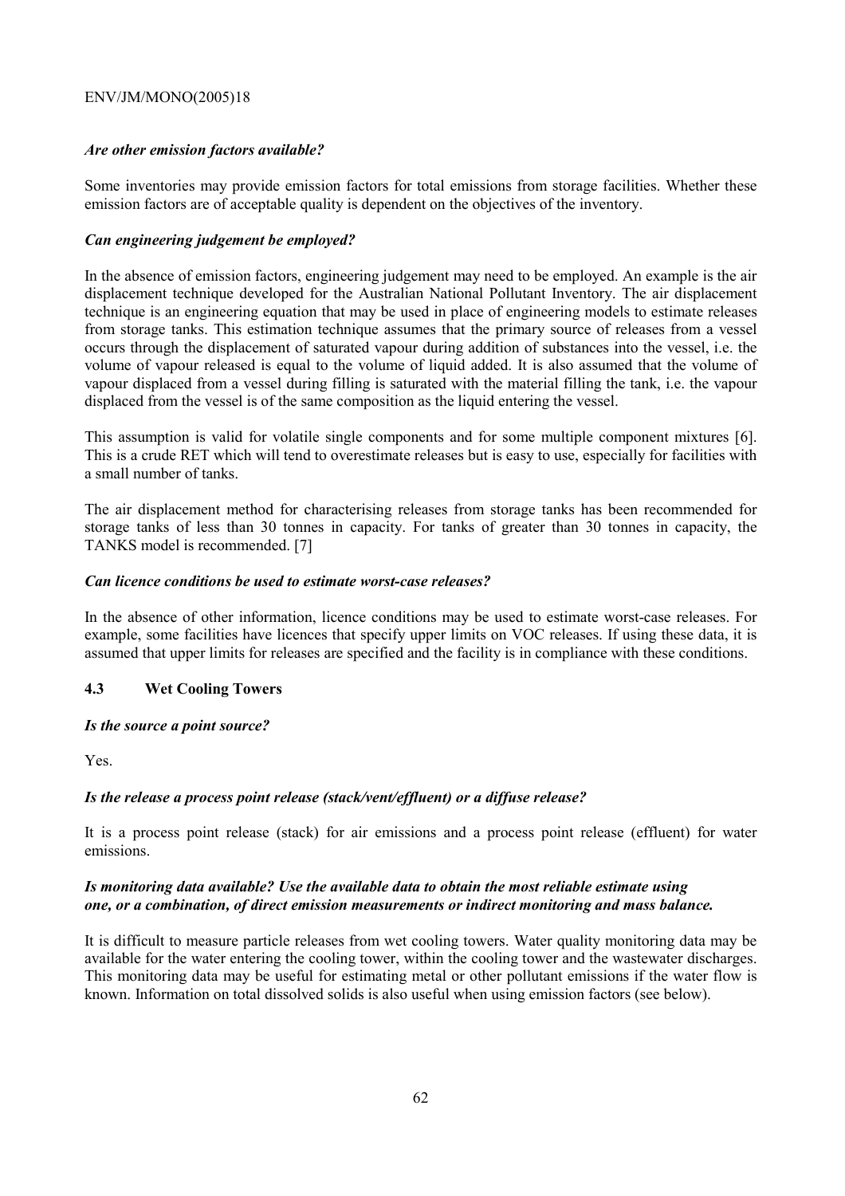***Are other emission factors available?***

Some inventories may provide emission factors for total emissions from storage facilities. Whether these emission factors are of acceptable quality is dependent on the objectives of the inventory.

***Can engineering judgement be employed?***

In the absence of emission factors, engineering judgement may need to be employed. An example is the air displacement technique developed for the Australian National Pollutant Inventory. The air displacement technique is an engineering equation that may be used in place of engineering models to estimate releases from storage tanks. This estimation technique assumes that the primary source of releases from a vessel occurs through the displacement of saturated vapour during addition of substances into the vessel, i.e. the volume of vapour released is equal to the volume of liquid added. It is also assumed that the volume of vapour displaced from a vessel during filling is saturated with the material filling the tank, i.e. the vapour displaced from the vessel is of the same composition as the liquid entering the vessel.

This assumption is valid for volatile single components and for some multiple component mixtures [6]. This is a crude RET which will tend to overestimate releases but is easy to use, especially for facilities with a small number of tanks.

The air displacement method for characterising releases from storage tanks has been recommended for storage tanks of less than 30 tonnes in capacity. For tanks of greater than 30 tonnes in capacity, the TANKS model is recommended. [7]

***Can licence conditions be used to estimate worst-case releases?***

In the absence of other information, licence conditions may be used to estimate worst-case releases. For example, some facilities have licences that specify upper limits on VOC releases. If using these data, it is assumed that upper limits for releases are specified and the facility is in compliance with these conditions.

## 4.3 Wet Cooling Towers

***Is the source a point source?***

Yes.

***Is the release a process point release (stack/vent/effluent) or a diffuse release?***

It is a process point release (stack) for air emissions and a process point release (effluent) for water emissions.

***Is monitoring data available? Use the available data to obtain the most reliable estimate using one, or a combination, of direct emission measurements or indirect monitoring and mass balance.***

It is difficult to measure particle releases from wet cooling towers. Water quality monitoring data may be available for the water entering the cooling tower, within the cooling tower and the wastewater discharges. This monitoring data may be useful for estimating metal or other pollutant emissions if the water flow is known. Information on total dissolved solids is also useful when using emission factors (see below).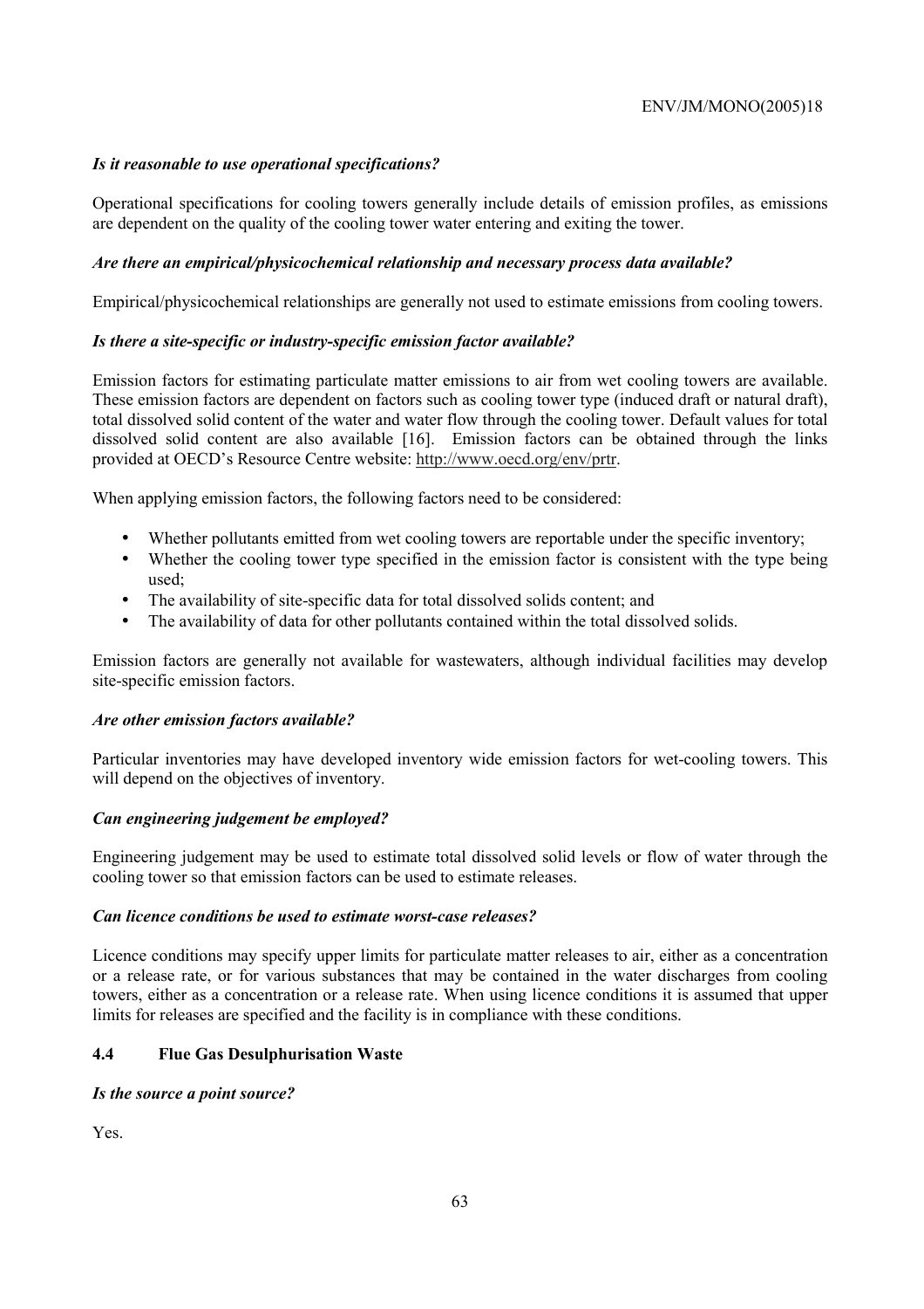***Is it reasonable to use operational specifications?***

Operational specifications for cooling towers generally include details of emission profiles, as emissions are dependent on the quality of the cooling tower water entering and exiting the tower.

***Are there an empirical/physicochemical relationship and necessary process data available?***

Empirical/physicochemical relationships are generally not used to estimate emissions from cooling towers.

***Is there a site-specific or industry-specific emission factor available?***

Emission factors for estimating particulate matter emissions to air from wet cooling towers are available. These emission factors are dependent on factors such as cooling tower type (induced draft or natural draft), total dissolved solid content of the water and water flow through the cooling tower. Default values for total dissolved solid content are also available [16]. Emission factors can be obtained through the links provided at OECD's Resource Centre website: http://www.oecd.org/env/prtr.

When applying emission factors, the following factors need to be considered:

- Whether pollutants emitted from wet cooling towers are reportable under the specific inventory;
- Whether the cooling tower type specified in the emission factor is consistent with the type being used;
- The availability of site-specific data for total dissolved solids content; and
- The availability of data for other pollutants contained within the total dissolved solids.

Emission factors are generally not available for wastewaters, although individual facilities may develop site-specific emission factors.

***Are other emission factors available?***

Particular inventories may have developed inventory wide emission factors for wet-cooling towers. This will depend on the objectives of inventory.

***Can engineering judgement be employed?***

Engineering judgement may be used to estimate total dissolved solid levels or flow of water through the cooling tower so that emission factors can be used to estimate releases.

***Can licence conditions be used to estimate worst-case releases?***

Licence conditions may specify upper limits for particulate matter releases to air, either as a concentration or a release rate, or for various substances that may be contained in the water discharges from cooling towers, either as a concentration or a release rate. When using licence conditions it is assumed that upper limits for releases are specified and the facility is in compliance with these conditions.

### 4.4 Flue Gas Desulphurisation Waste

***Is the source a point source?***

Yes.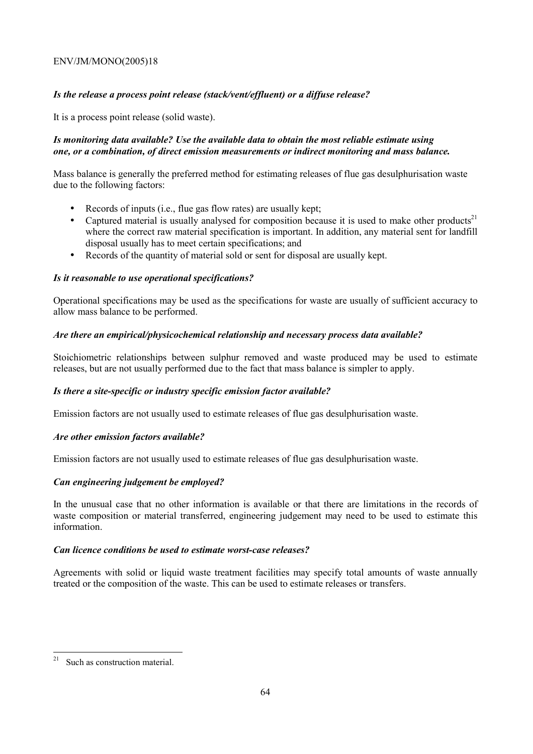***Is the release a process point release (stack/vent/effluent) or a diffuse release?***

It is a process point release (solid waste).

***Is monitoring data available? Use the available data to obtain the most reliable estimate using one, or a combination, of direct emission measurements or indirect monitoring and mass balance.***

Mass balance is generally the preferred method for estimating releases of flue gas desulphurisation waste due to the following factors:

- Records of inputs (i.e., flue gas flow rates) are usually kept;
- Captured material is usually analysed for composition because it is used to make other products[21] where the correct raw material specification is important. In addition, any material sent for landfill disposal usually has to meet certain specifications; and
- Records of the quantity of material sold or sent for disposal are usually kept.

***Is it reasonable to use operational specifications?***

Operational specifications may be used as the specifications for waste are usually of sufficient accuracy to allow mass balance to be performed.

***Are there an empirical/physicochemical relationship and necessary process data available?***

Stoichiometric relationships between sulphur removed and waste produced may be used to estimate releases, but are not usually performed due to the fact that mass balance is simpler to apply.

***Is there a site-specific or industry specific emission factor available?***

Emission factors are not usually used to estimate releases of flue gas desulphurisation waste.

***Are other emission factors available?***

Emission factors are not usually used to estimate releases of flue gas desulphurisation waste.

***Can engineering judgement be employed?***

In the unusual case that no other information is available or that there are limitations in the records of waste composition or material transferred, engineering judgement may need to be used to estimate this information.

***Can licence conditions be used to estimate worst-case releases?***

Agreements with solid or liquid waste treatment facilities may specify total amounts of waste annually treated or the composition of the waste. This can be used to estimate releases or transfers.

---

[21] Such as construction material.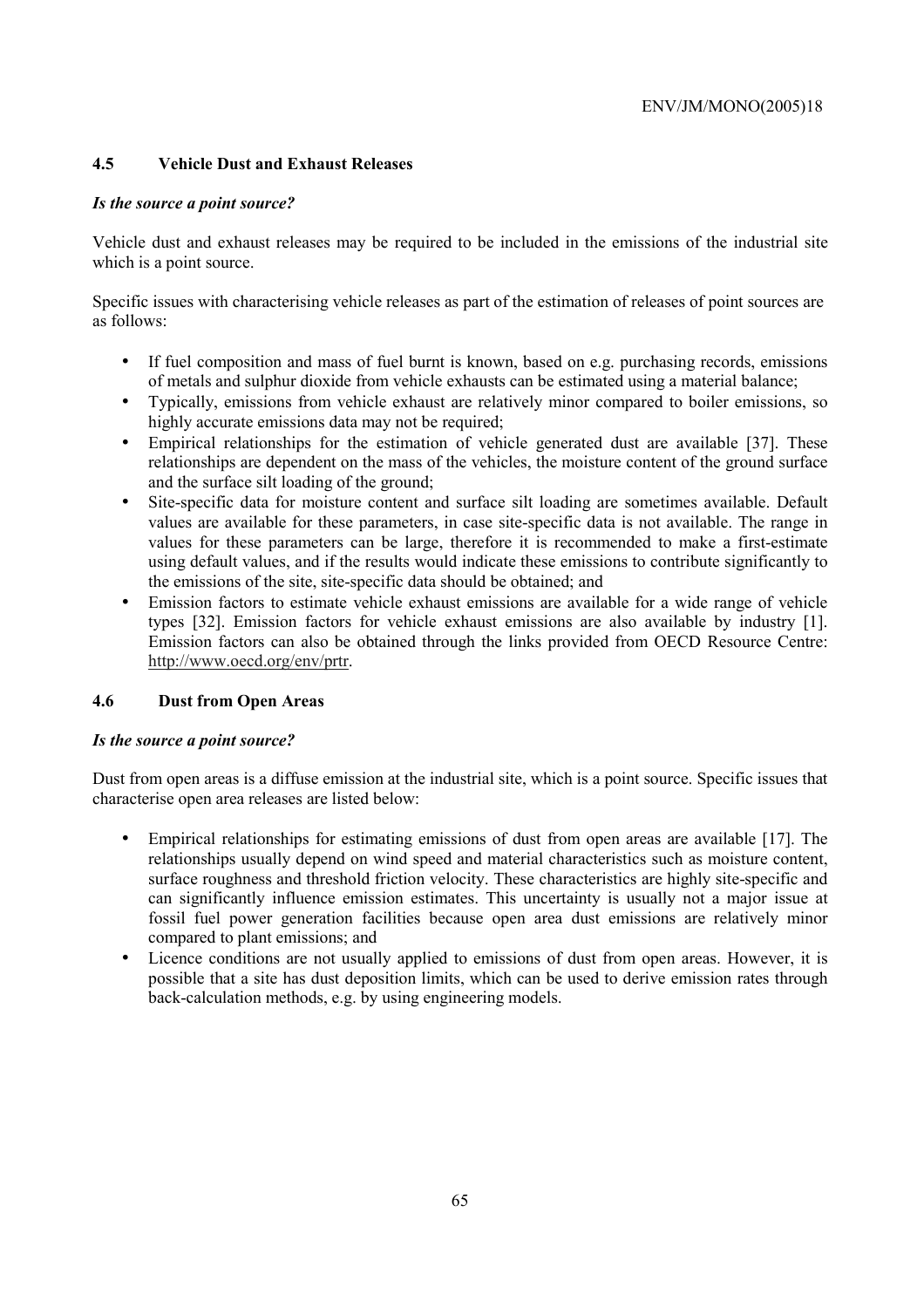## 4.5 Vehicle Dust and Exhaust Releases

***Is the source a point source?***

Vehicle dust and exhaust releases may be required to be included in the emissions of the industrial site which is a point source.

Specific issues with characterising vehicle releases as part of the estimation of releases of point sources are as follows:

- If fuel composition and mass of fuel burnt is known, based on e.g. purchasing records, emissions of metals and sulphur dioxide from vehicle exhausts can be estimated using a material balance;
- Typically, emissions from vehicle exhaust are relatively minor compared to boiler emissions, so highly accurate emissions data may not be required;
- Empirical relationships for the estimation of vehicle generated dust are available [37]. These relationships are dependent on the mass of the vehicles, the moisture content of the ground surface and the surface silt loading of the ground;
- Site-specific data for moisture content and surface silt loading are sometimes available. Default values are available for these parameters, in case site-specific data is not available. The range in values for these parameters can be large, therefore it is recommended to make a first-estimate using default values, and if the results would indicate these emissions to contribute significantly to the emissions of the site, site-specific data should be obtained; and
- Emission factors to estimate vehicle exhaust emissions are available for a wide range of vehicle types [32]. Emission factors for vehicle exhaust emissions are also available by industry [1]. Emission factors can also be obtained through the links provided from OECD Resource Centre: http://www.oecd.org/env/prtr.

## 4.6 Dust from Open Areas

***Is the source a point source?***

Dust from open areas is a diffuse emission at the industrial site, which is a point source. Specific issues that characterise open area releases are listed below:

- Empirical relationships for estimating emissions of dust from open areas are available [17]. The relationships usually depend on wind speed and material characteristics such as moisture content, surface roughness and threshold friction velocity. These characteristics are highly site-specific and can significantly influence emission estimates. This uncertainty is usually not a major issue at fossil fuel power generation facilities because open area dust emissions are relatively minor compared to plant emissions; and
- Licence conditions are not usually applied to emissions of dust from open areas. However, it is possible that a site has dust deposition limits, which can be used to derive emission rates through back-calculation methods, e.g. by using engineering models.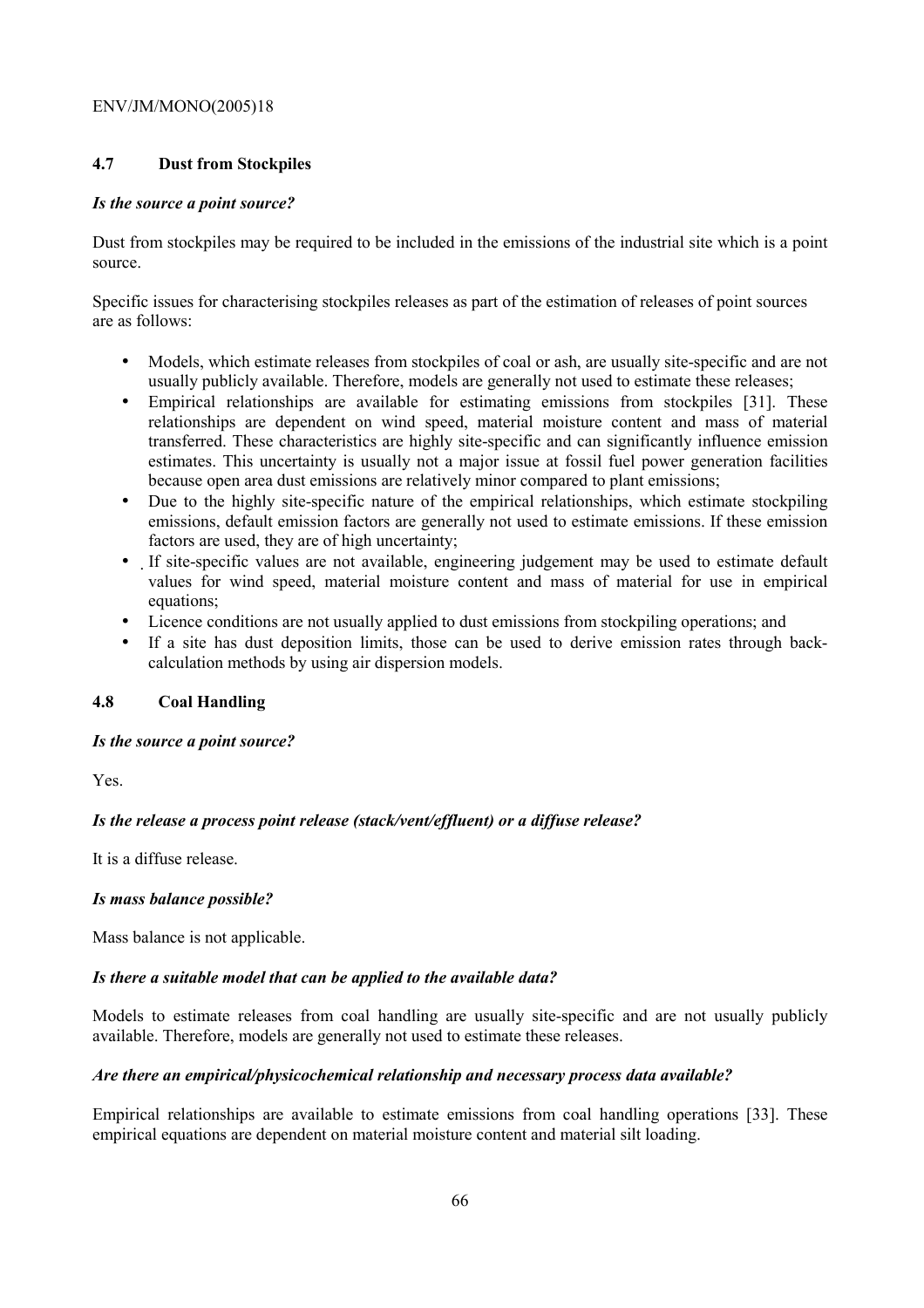## 4.7 Dust from Stockpiles

***Is the source a point source?***

Dust from stockpiles may be required to be included in the emissions of the industrial site which is a point source.

Specific issues for characterising stockpiles releases as part of the estimation of releases of point sources are as follows:

- Models, which estimate releases from stockpiles of coal or ash, are usually site-specific and are not usually publicly available. Therefore, models are generally not used to estimate these releases;
- Empirical relationships are available for estimating emissions from stockpiles [31]. These relationships are dependent on wind speed, material moisture content and mass of material transferred. These characteristics are highly site-specific and can significantly influence emission estimates. This uncertainty is usually not a major issue at fossil fuel power generation facilities because open area dust emissions are relatively minor compared to plant emissions;
- Due to the highly site-specific nature of the empirical relationships, which estimate stockpiling emissions, default emission factors are generally not used to estimate emissions. If these emission factors are used, they are of high uncertainty;
- If site-specific values are not available, engineering judgement may be used to estimate default values for wind speed, material moisture content and mass of material for use in empirical equations;
- Licence conditions are not usually applied to dust emissions from stockpiling operations; and
- If a site has dust deposition limits, those can be used to derive emission rates through back-calculation methods by using air dispersion models.

## 4.8 Coal Handling

***Is the source a point source?***

Yes.

***Is the release a process point release (stack/vent/effluent) or a diffuse release?***

It is a diffuse release.

***Is mass balance possible?***

Mass balance is not applicable.

***Is there a suitable model that can be applied to the available data?***

Models to estimate releases from coal handling are usually site-specific and are not usually publicly available. Therefore, models are generally not used to estimate these releases.

***Are there an empirical/physicochemical relationship and necessary process data available?***

Empirical relationships are available to estimate emissions from coal handling operations [33]. These empirical equations are dependent on material moisture content and material silt loading.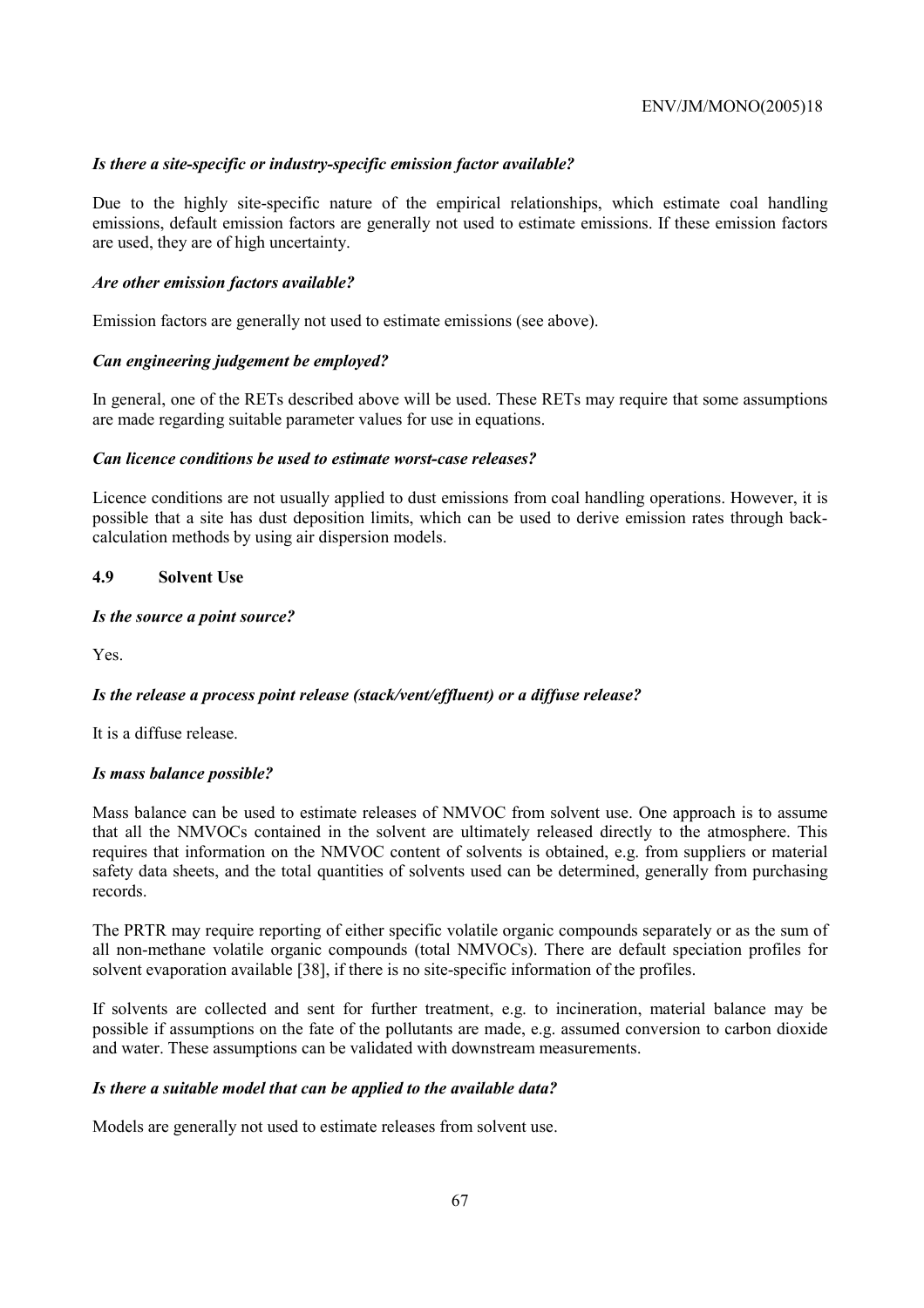***Is there a site-specific or industry-specific emission factor available?***

Due to the highly site-specific nature of the empirical relationships, which estimate coal handling emissions, default emission factors are generally not used to estimate emissions. If these emission factors are used, they are of high uncertainty.

***Are other emission factors available?***

Emission factors are generally not used to estimate emissions (see above).

***Can engineering judgement be employed?***

In general, one of the RETs described above will be used. These RETs may require that some assumptions are made regarding suitable parameter values for use in equations.

***Can licence conditions be used to estimate worst-case releases?***

Licence conditions are not usually applied to dust emissions from coal handling operations. However, it is possible that a site has dust deposition limits, which can be used to derive emission rates through back-calculation methods by using air dispersion models.

## 4.9 Solvent Use

***Is the source a point source?***

Yes.

***Is the release a process point release (stack/vent/effluent) or a diffuse release?***

It is a diffuse release.

***Is mass balance possible?***

Mass balance can be used to estimate releases of NMVOC from solvent use. One approach is to assume that all the NMVOCs contained in the solvent are ultimately released directly to the atmosphere. This requires that information on the NMVOC content of solvents is obtained, e.g. from suppliers or material safety data sheets, and the total quantities of solvents used can be determined, generally from purchasing records.

The PRTR may require reporting of either specific volatile organic compounds separately or as the sum of all non-methane volatile organic compounds (total NMVOCs). There are default speciation profiles for solvent evaporation available [38], if there is no site-specific information of the profiles.

If solvents are collected and sent for further treatment, e.g. to incineration, material balance may be possible if assumptions on the fate of the pollutants are made, e.g. assumed conversion to carbon dioxide and water. These assumptions can be validated with downstream measurements.

***Is there a suitable model that can be applied to the available data?***

Models are generally not used to estimate releases from solvent use.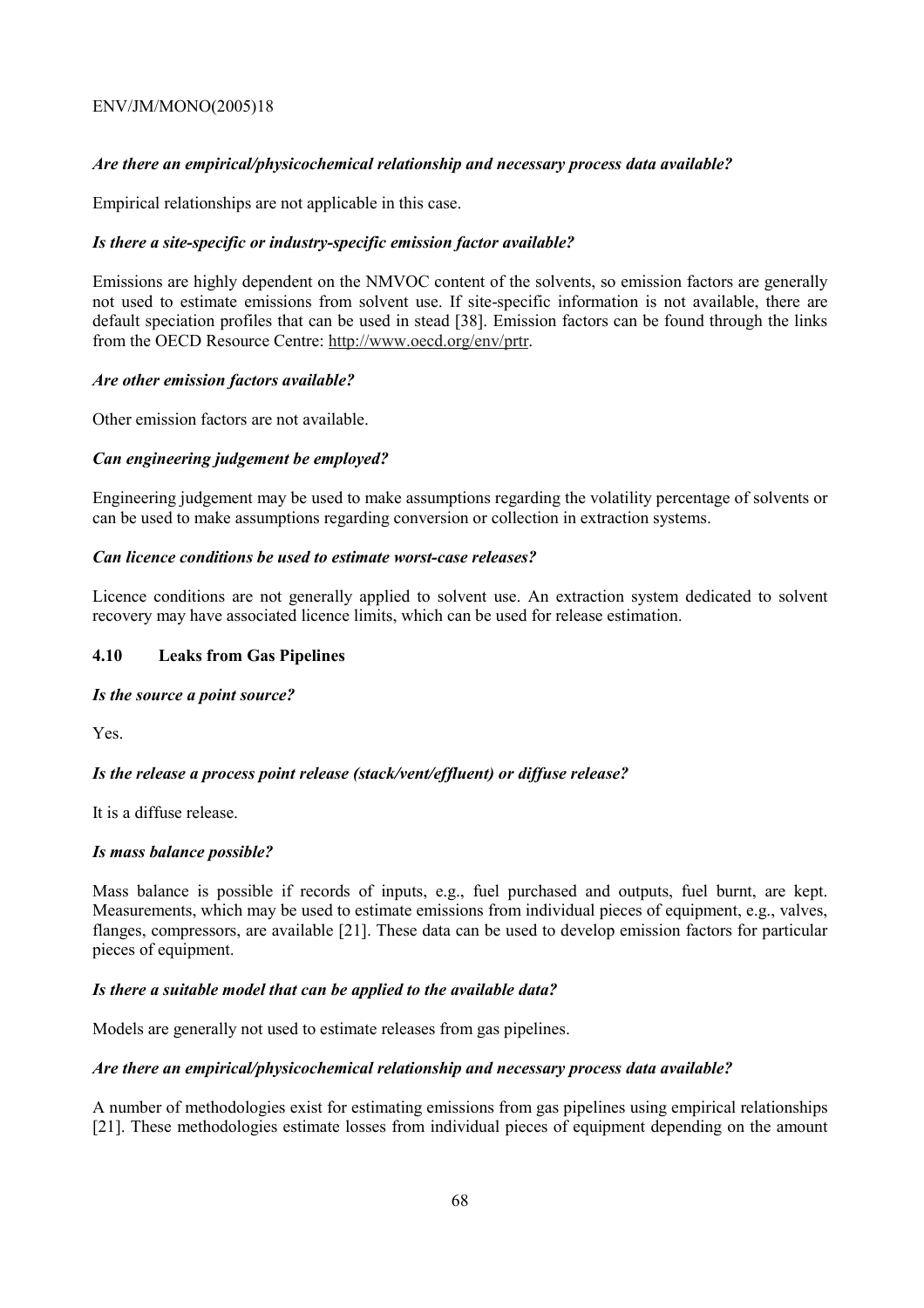*Are there an empirical/physicochemical relationship and necessary process data available?*

Empirical relationships are not applicable in this case.

*Is there a site-specific or industry-specific emission factor available?*

Emissions are highly dependent on the NMVOC content of the solvents, so emission factors are generally not used to estimate emissions from solvent use. If site-specific information is not available, there are default speciation profiles that can be used in stead [38]. Emission factors can be found through the links from the OECD Resource Centre: http://www.oecd.org/env/prtr.

*Are other emission factors available?*

Other emission factors are not available.

*Can engineering judgement be employed?*

Engineering judgement may be used to make assumptions regarding the volatility percentage of solvents or can be used to make assumptions regarding conversion or collection in extraction systems.

*Can licence conditions be used to estimate worst-case releases?*

Licence conditions are not generally applied to solvent use. An extraction system dedicated to solvent recovery may have associated licence limits, which can be used for release estimation.

### 4.10 Leaks from Gas Pipelines

*Is the source a point source?*

Yes.

*Is the release a process point release (stack/vent/effluent) or diffuse release?*

It is a diffuse release.

*Is mass balance possible?*

Mass balance is possible if records of inputs, e.g., fuel purchased and outputs, fuel burnt, are kept. Measurements, which may be used to estimate emissions from individual pieces of equipment, e.g., valves, flanges, compressors, are available [21]. These data can be used to develop emission factors for particular pieces of equipment.

*Is there a suitable model that can be applied to the available data?*

Models are generally not used to estimate releases from gas pipelines.

*Are there an empirical/physicochemical relationship and necessary process data available?*

A number of methodologies exist for estimating emissions from gas pipelines using empirical relationships [21]. These methodologies estimate losses from individual pieces of equipment depending on the amount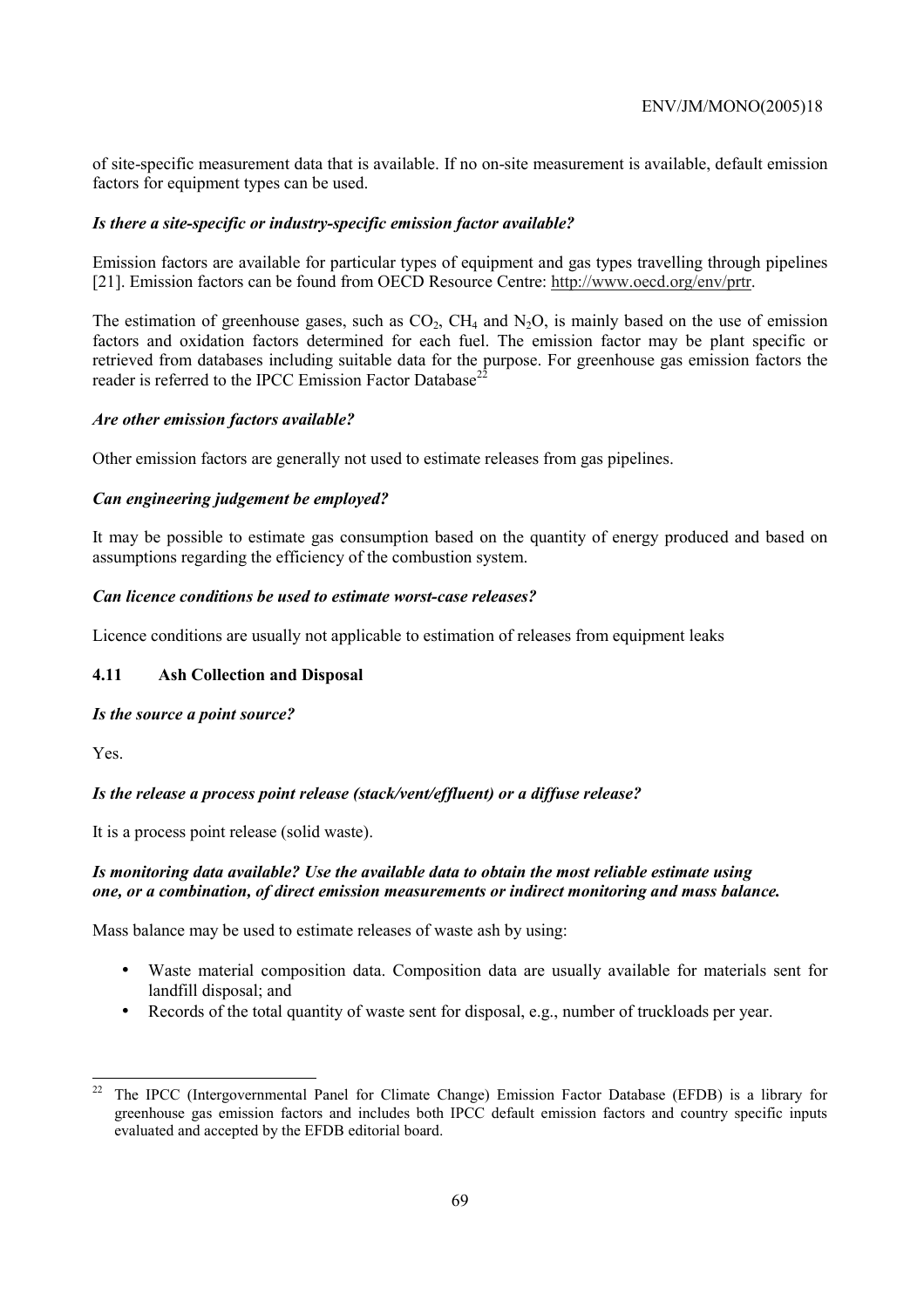of site-specific measurement data that is available. If no on-site measurement is available, default emission factors for equipment types can be used.

***Is there a site-specific or industry-specific emission factor available?***

Emission factors are available for particular types of equipment and gas types travelling through pipelines [21]. Emission factors can be found from OECD Resource Centre: http://www.oecd.org/env/prtr.

The estimation of greenhouse gases, such as $CO_2$, $CH_4$ and $N_2O$, is mainly based on the use of emission factors and oxidation factors determined for each fuel. The emission factor may be plant specific or retrieved from databases including suitable data for the purpose. For greenhouse gas emission factors the reader is referred to the IPCC Emission Factor Database[22]

***Are other emission factors available?***

Other emission factors are generally not used to estimate releases from gas pipelines.

***Can engineering judgement be employed?***

It may be possible to estimate gas consumption based on the quantity of energy produced and based on assumptions regarding the efficiency of the combustion system.

***Can licence conditions be used to estimate worst-case releases?***

Licence conditions are usually not applicable to estimation of releases from equipment leaks

### 4.11 Ash Collection and Disposal

***Is the source a point source?***

Yes.

***Is the release a process point release (stack/vent/effluent) or a diffuse release?***

It is a process point release (solid waste).

***Is monitoring data available? Use the available data to obtain the most reliable estimate using one, or a combination, of direct emission measurements or indirect monitoring and mass balance.***

Mass balance may be used to estimate releases of waste ash by using:

- Waste material composition data. Composition data are usually available for materials sent for landfill disposal; and
- Records of the total quantity of waste sent for disposal, e.g., number of truckloads per year.

---

[22] The IPCC (Intergovernmental Panel for Climate Change) Emission Factor Database (EFDB) is a library for greenhouse gas emission factors and includes both IPCC default emission factors and country specific inputs evaluated and accepted by the EFDB editorial board.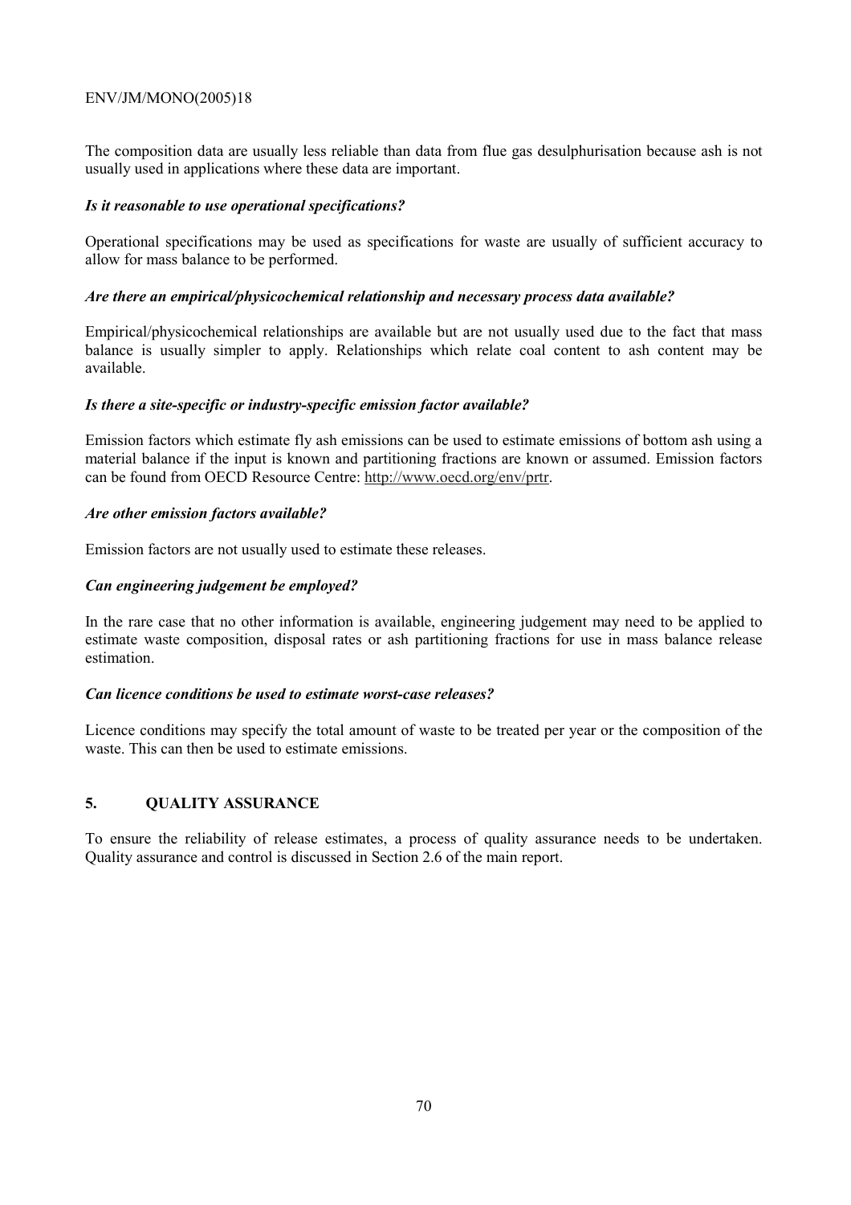The composition data are usually less reliable than data from flue gas desulphurisation because ash is not usually used in applications where these data are important.

***Is it reasonable to use operational specifications?***

Operational specifications may be used as specifications for waste are usually of sufficient accuracy to allow for mass balance to be performed.

***Are there an empirical/physicochemical relationship and necessary process data available?***

Empirical/physicochemical relationships are available but are not usually used due to the fact that mass balance is usually simpler to apply. Relationships which relate coal content to ash content may be available.

***Is there a site-specific or industry-specific emission factor available?***

Emission factors which estimate fly ash emissions can be used to estimate emissions of bottom ash using a material balance if the input is known and partitioning fractions are known or assumed. Emission factors can be found from OECD Resource Centre: http://www.oecd.org/env/prtr.

***Are other emission factors available?***

Emission factors are not usually used to estimate these releases.

***Can engineering judgement be employed?***

In the rare case that no other information is available, engineering judgement may need to be applied to estimate waste composition, disposal rates or ash partitioning fractions for use in mass balance release estimation.

***Can licence conditions be used to estimate worst-case releases?***

Licence conditions may specify the total amount of waste to be treated per year or the composition of the waste. This can then be used to estimate emissions.

## 5. QUALITY ASSURANCE

To ensure the reliability of release estimates, a process of quality assurance needs to be undertaken. Quality assurance and control is discussed in Section 2.6 of the main report.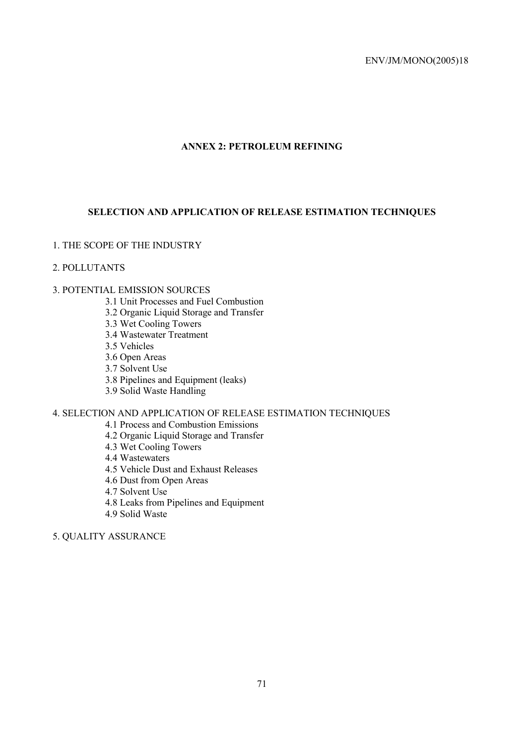## ANNEX 2: PETROLEUM REFINING

### SELECTION AND APPLICATION OF RELEASE ESTIMATION TECHNIQUES

1. THE SCOPE OF THE INDUSTRY

2. POLLUTANTS

3. POTENTIAL EMISSION SOURCES
   - 3.1 Unit Processes and Fuel Combustion
   - 3.2 Organic Liquid Storage and Transfer
   - 3.3 Wet Cooling Towers
   - 3.4 Wastewater Treatment
   - 3.5 Vehicles
   - 3.6 Open Areas
   - 3.7 Solvent Use
   - 3.8 Pipelines and Equipment (leaks)
   - 3.9 Solid Waste Handling

4. SELECTION AND APPLICATION OF RELEASE ESTIMATION TECHNIQUES
   - 4.1 Process and Combustion Emissions
   - 4.2 Organic Liquid Storage and Transfer
   - 4.3 Wet Cooling Towers
   - 4.4 Wastewaters
   - 4.5 Vehicle Dust and Exhaust Releases
   - 4.6 Dust from Open Areas
   - 4.7 Solvent Use
   - 4.8 Leaks from Pipelines and Equipment
   - 4.9 Solid Waste

5. QUALITY ASSURANCE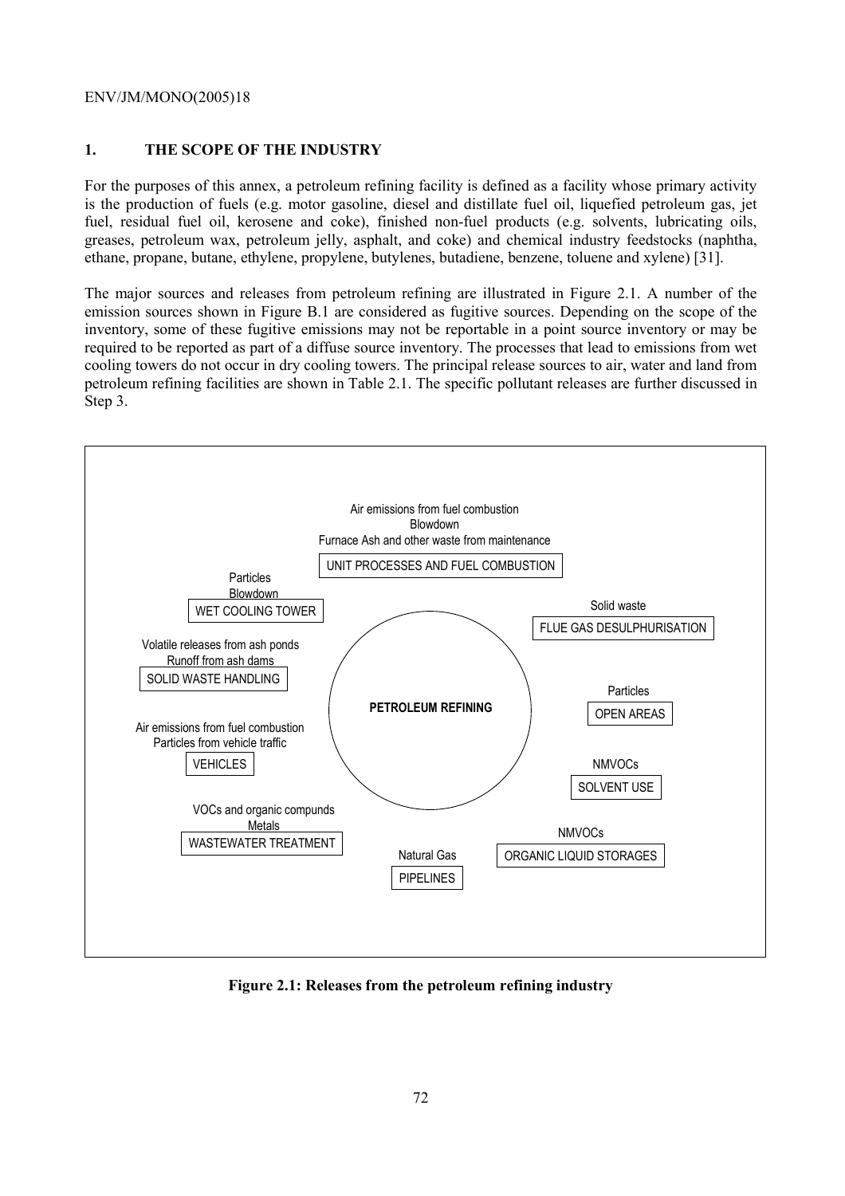## 1. THE SCOPE OF THE INDUSTRY

For the purposes of this annex, a petroleum refining facility is defined as a facility whose primary activity is the production of fuels (e.g. motor gasoline, diesel and distillate fuel oil, liquefied petroleum gas, jet fuel, residual fuel oil, kerosene and coke), finished non-fuel products (e.g. solvents, lubricating oils, greases, petroleum wax, petroleum jelly, asphalt, and coke) and chemical industry feedstocks (naphtha, ethane, propane, butane, ethylene, propylene, butylenes, butadiene, benzene, toluene and xylene) [31].

The major sources and releases from petroleum refining are illustrated in Figure 2.1. A number of the emission sources shown in Figure B.1 are considered as fugitive sources. Depending on the scope of the inventory, some of these fugitive emissions may not be reportable in a point source inventory or may be required to be reported as part of a diffuse source inventory. The processes that lead to emissions from wet cooling towers do not occur in dry cooling towers. The principal release sources to air, water and land from petroleum refining facilities are shown in Table 2.1. The specific pollutant releases are further discussed in Step 3.

PETROLEUM REFINING

- UNIT PROCESSES AND FUEL COMBUSTION: Air emissions from fuel combustion; Blowdown; Furnace Ash and other waste from maintenance
- WET COOLING TOWER: Particles; Blowdown
- FLUE GAS DESULPHURISATION: Solid waste
- SOLID WASTE HANDLING: Volatile releases from ash ponds; Runoff from ash dams
- OPEN AREAS: Particles
- VEHICLES: Air emissions from fuel combustion; Particles from vehicle traffic
- SOLVENT USE: NMVOCs
- WASTEWATER TREATMENT: VOCs and organic compunds; Metals
- ORGANIC LIQUID STORAGES: NMVOCs
- PIPELINES: Natural Gas

**Figure 2.1: Releases from the petroleum refining industry**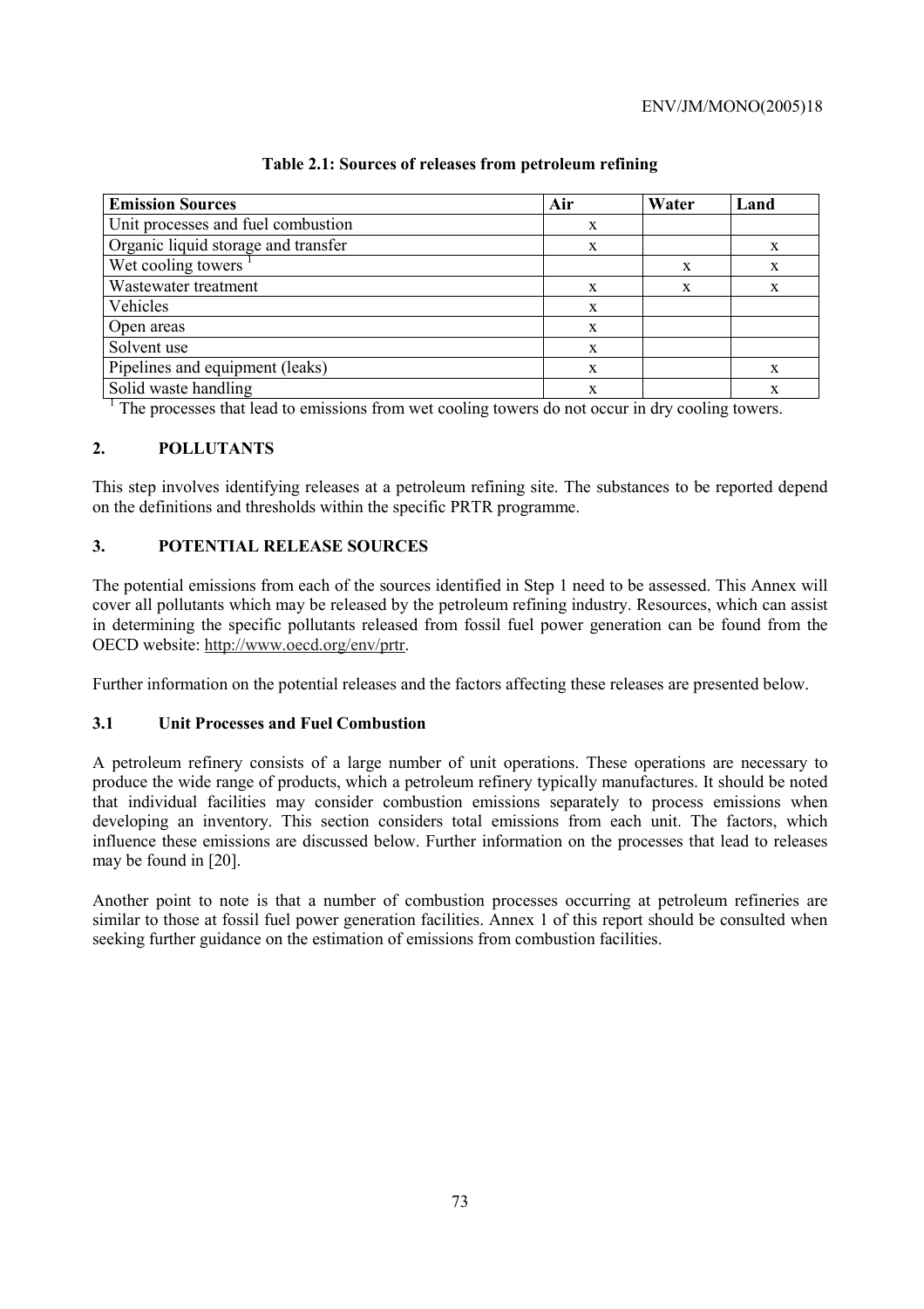**Table 2.1: Sources of releases from petroleum refining**

| Emission Sources | Air | Water | Land |
|---|---|---|---|
| Unit processes and fuel combustion | x | | |
| Organic liquid storage and transfer | x | | x |
| Wet cooling towers [1] | | x | x |
| Wastewater treatment | x | x | x |
| Vehicles | x | | |
| Open areas | x | | |
| Solvent use | x | | |
| Pipelines and equipment (leaks) | x | | x |
| Solid waste handling | x | | x |

[1] The processes that lead to emissions from wet cooling towers do not occur in dry cooling towers.

## 2. POLLUTANTS

This step involves identifying releases at a petroleum refining site. The substances to be reported depend on the definitions and thresholds within the specific PRTR programme.

## 3. POTENTIAL RELEASE SOURCES

The potential emissions from each of the sources identified in Step 1 need to be assessed. This Annex will cover all pollutants which may be released by the petroleum refining industry. Resources, which can assist in determining the specific pollutants released from fossil fuel power generation can be found from the OECD website: http://www.oecd.org/env/prtr.

Further information on the potential releases and the factors affecting these releases are presented below.

### 3.1 Unit Processes and Fuel Combustion

A petroleum refinery consists of a large number of unit operations. These operations are necessary to produce the wide range of products, which a petroleum refinery typically manufactures. It should be noted that individual facilities may consider combustion emissions separately to process emissions when developing an inventory. This section considers total emissions from each unit. The factors, which influence these emissions are discussed below. Further information on the processes that lead to releases may be found in [20].

Another point to note is that a number of combustion processes occurring at petroleum refineries are similar to those at fossil fuel power generation facilities. Annex 1 of this report should be consulted when seeking further guidance on the estimation of emissions from combustion facilities.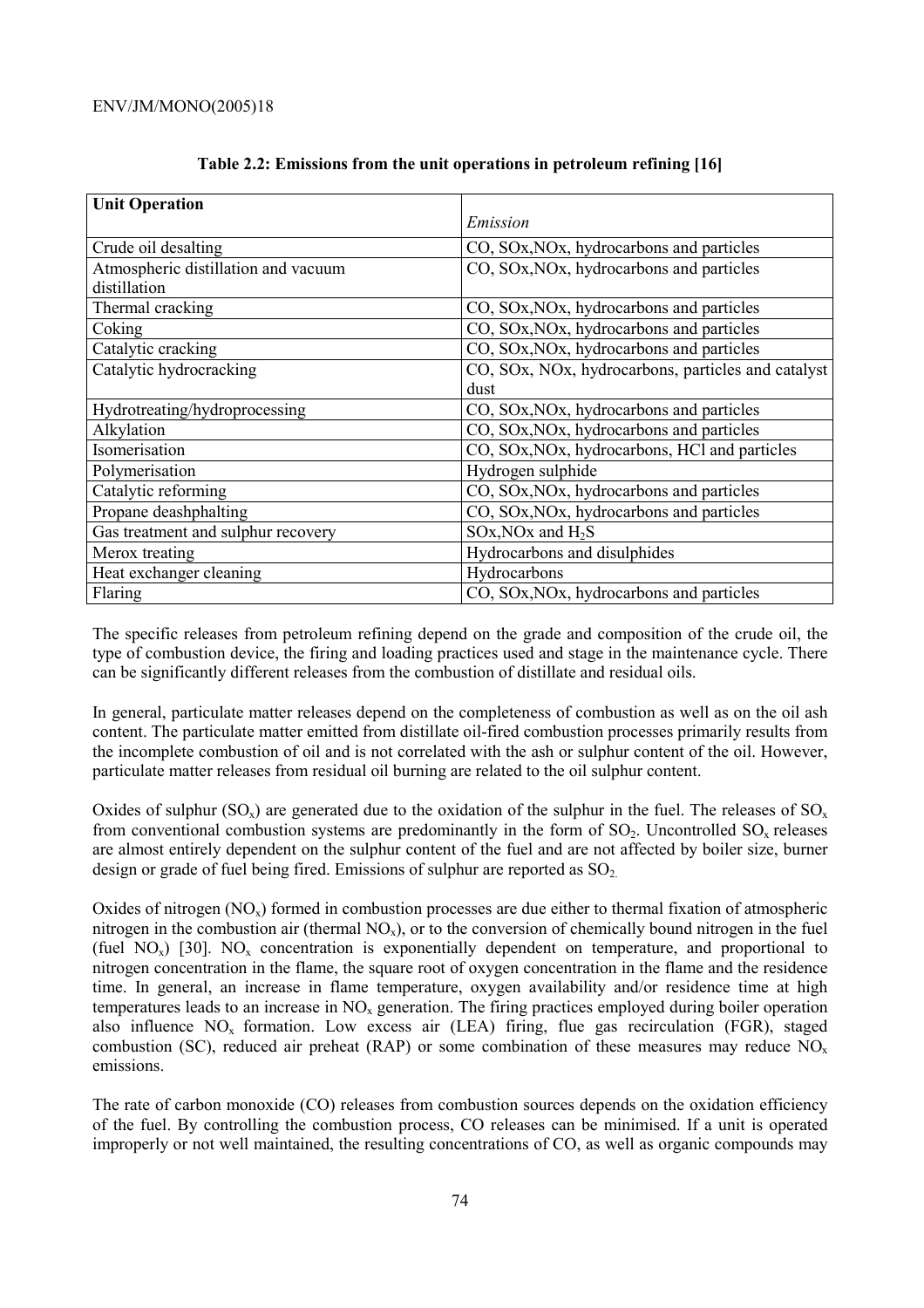**Table 2.2: Emissions from the unit operations in petroleum refining [16]**

| Unit Operation | *Emission* |
|---|---|
| Crude oil desalting | CO, SOx,NOx, hydrocarbons and particles |
| Atmospheric distillation and vacuum distillation | CO, SOx,NOx, hydrocarbons and particles |
| Thermal cracking | CO, SOx,NOx, hydrocarbons and particles |
| Coking | CO, SOx,NOx, hydrocarbons and particles |
| Catalytic cracking | CO, SOx,NOx, hydrocarbons and particles |
| Catalytic hydrocracking | CO, SOx, NOx, hydrocarbons, particles and catalyst dust |
| Hydrotreating/hydroprocessing | CO, SOx,NOx, hydrocarbons and particles |
| Alkylation | CO, SOx,NOx, hydrocarbons and particles |
| Isomerisation | CO, SOx,NOx, hydrocarbons, HCl and particles |
| Polymerisation | Hydrogen sulphide |
| Catalytic reforming | CO, SOx,NOx, hydrocarbons and particles |
| Propane deashphalting | CO, SOx,NOx, hydrocarbons and particles |
| Gas treatment and sulphur recovery | SOx,NOx and $H_2S$ |
| Merox treating | Hydrocarbons and disulphides |
| Heat exchanger cleaning | Hydrocarbons |
| Flaring | CO, SOx,NOx, hydrocarbons and particles |

The specific releases from petroleum refining depend on the grade and composition of the crude oil, the type of combustion device, the firing and loading practices used and stage in the maintenance cycle. There can be significantly different releases from the combustion of distillate and residual oils.

In general, particulate matter releases depend on the completeness of combustion as well as on the oil ash content. The particulate matter emitted from distillate oil-fired combustion processes primarily results from the incomplete combustion of oil and is not correlated with the ash or sulphur content of the oil. However, particulate matter releases from residual oil burning are related to the oil sulphur content.

Oxides of sulphur ($SO_x$) are generated due to the oxidation of the sulphur in the fuel. The releases of $SO_x$ from conventional combustion systems are predominantly in the form of $SO_2$. Uncontrolled $SO_x$ releases are almost entirely dependent on the sulphur content of the fuel and are not affected by boiler size, burner design or grade of fuel being fired. Emissions of sulphur are reported as $SO_2$.

Oxides of nitrogen ($NO_x$) formed in combustion processes are due either to thermal fixation of atmospheric nitrogen in the combustion air (thermal $NO_x$), or to the conversion of chemically bound nitrogen in the fuel (fuel $NO_x$) [30]. $NO_x$ concentration is exponentially dependent on temperature, and proportional to nitrogen concentration in the flame, the square root of oxygen concentration in the flame and the residence time. In general, an increase in flame temperature, oxygen availability and/or residence time at high temperatures leads to an increase in $NO_x$ generation. The firing practices employed during boiler operation also influence $NO_x$ formation. Low excess air (LEA) firing, flue gas recirculation (FGR), staged combustion (SC), reduced air preheat (RAP) or some combination of these measures may reduce $NO_x$ emissions.

The rate of carbon monoxide (CO) releases from combustion sources depends on the oxidation efficiency of the fuel. By controlling the combustion process, CO releases can be minimised. If a unit is operated improperly or not well maintained, the resulting concentrations of CO, as well as organic compounds may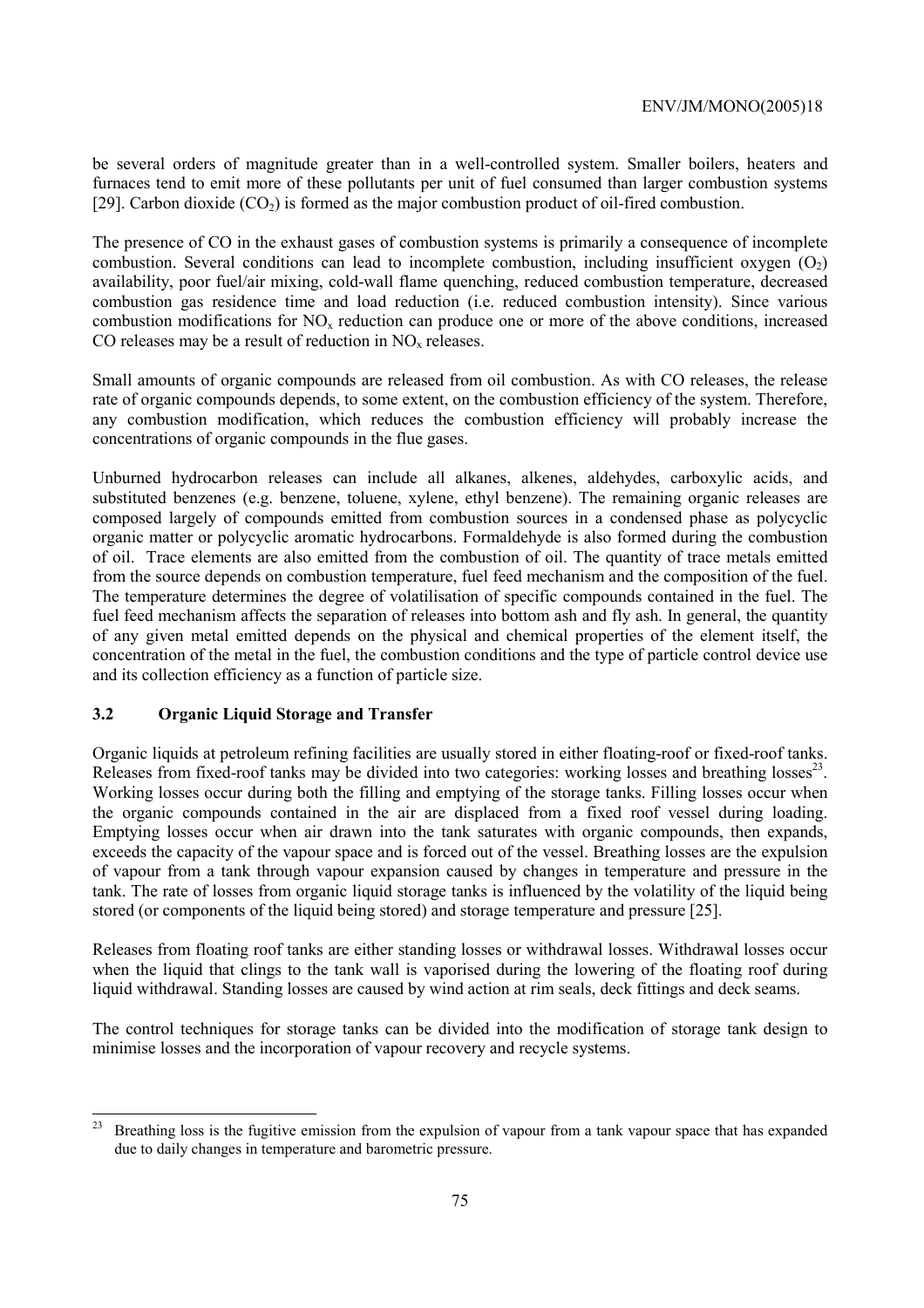be several orders of magnitude greater than in a well-controlled system. Smaller boilers, heaters and furnaces tend to emit more of these pollutants per unit of fuel consumed than larger combustion systems [29]. Carbon dioxide ($CO_2$) is formed as the major combustion product of oil-fired combustion.

The presence of CO in the exhaust gases of combustion systems is primarily a consequence of incomplete combustion. Several conditions can lead to incomplete combustion, including insufficient oxygen ($O_2$) availability, poor fuel/air mixing, cold-wall flame quenching, reduced combustion temperature, decreased combustion gas residence time and load reduction (i.e. reduced combustion intensity). Since various combustion modifications for $NO_x$ reduction can produce one or more of the above conditions, increased CO releases may be a result of reduction in $NO_x$ releases.

Small amounts of organic compounds are released from oil combustion. As with CO releases, the release rate of organic compounds depends, to some extent, on the combustion efficiency of the system. Therefore, any combustion modification, which reduces the combustion efficiency will probably increase the concentrations of organic compounds in the flue gases.

Unburned hydrocarbon releases can include all alkanes, alkenes, aldehydes, carboxylic acids, and substituted benzenes (e.g. benzene, toluene, xylene, ethyl benzene). The remaining organic releases are composed largely of compounds emitted from combustion sources in a condensed phase as polycyclic organic matter or polycyclic aromatic hydrocarbons. Formaldehyde is also formed during the combustion of oil. Trace elements are also emitted from the combustion of oil. The quantity of trace metals emitted from the source depends on combustion temperature, fuel feed mechanism and the composition of the fuel. The temperature determines the degree of volatilisation of specific compounds contained in the fuel. The fuel feed mechanism affects the separation of releases into bottom ash and fly ash. In general, the quantity of any given metal emitted depends on the physical and chemical properties of the element itself, the concentration of the metal in the fuel, the combustion conditions and the type of particle control device use and its collection efficiency as a function of particle size.

### 3.2 Organic Liquid Storage and Transfer

Organic liquids at petroleum refining facilities are usually stored in either floating-roof or fixed-roof tanks. Releases from fixed-roof tanks may be divided into two categories: working losses and breathing losses[23]. Working losses occur during both the filling and emptying of the storage tanks. Filling losses occur when the organic compounds contained in the air are displaced from a fixed roof vessel during loading. Emptying losses occur when air drawn into the tank saturates with organic compounds, then expands, exceeds the capacity of the vapour space and is forced out of the vessel. Breathing losses are the expulsion of vapour from a tank through vapour expansion caused by changes in temperature and pressure in the tank. The rate of losses from organic liquid storage tanks is influenced by the volatility of the liquid being stored (or components of the liquid being stored) and storage temperature and pressure [25].

Releases from floating roof tanks are either standing losses or withdrawal losses. Withdrawal losses occur when the liquid that clings to the tank wall is vaporised during the lowering of the floating roof during liquid withdrawal. Standing losses are caused by wind action at rim seals, deck fittings and deck seams.

The control techniques for storage tanks can be divided into the modification of storage tank design to minimise losses and the incorporation of vapour recovery and recycle systems.

---

[23] Breathing loss is the fugitive emission from the expulsion of vapour from a tank vapour space that has expanded due to daily changes in temperature and barometric pressure.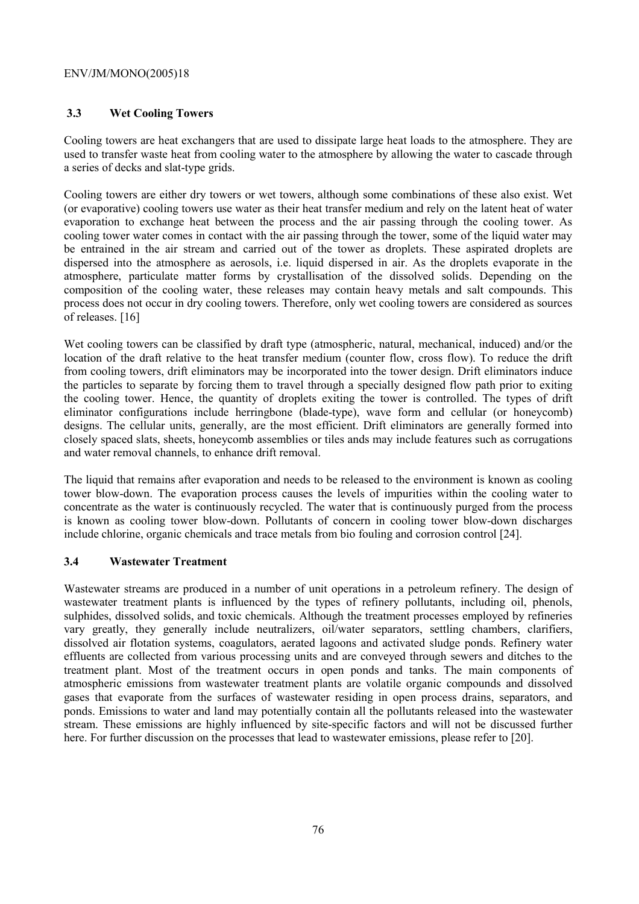### 3.3 Wet Cooling Towers

Cooling towers are heat exchangers that are used to dissipate large heat loads to the atmosphere. They are used to transfer waste heat from cooling water to the atmosphere by allowing the water to cascade through a series of decks and slat-type grids.

Cooling towers are either dry towers or wet towers, although some combinations of these also exist. Wet (or evaporative) cooling towers use water as their heat transfer medium and rely on the latent heat of water evaporation to exchange heat between the process and the air passing through the cooling tower. As cooling tower water comes in contact with the air passing through the tower, some of the liquid water may be entrained in the air stream and carried out of the tower as droplets. These aspirated droplets are dispersed into the atmosphere as aerosols, i.e. liquid dispersed in air. As the droplets evaporate in the atmosphere, particulate matter forms by crystallisation of the dissolved solids. Depending on the composition of the cooling water, these releases may contain heavy metals and salt compounds. This process does not occur in dry cooling towers. Therefore, only wet cooling towers are considered as sources of releases. [16]

Wet cooling towers can be classified by draft type (atmospheric, natural, mechanical, induced) and/or the location of the draft relative to the heat transfer medium (counter flow, cross flow). To reduce the drift from cooling towers, drift eliminators may be incorporated into the tower design. Drift eliminators induce the particles to separate by forcing them to travel through a specially designed flow path prior to exiting the cooling tower. Hence, the quantity of droplets exiting the tower is controlled. The types of drift eliminator configurations include herringbone (blade-type), wave form and cellular (or honeycomb) designs. The cellular units, generally, are the most efficient. Drift eliminators are generally formed into closely spaced slats, sheets, honeycomb assemblies or tiles ands may include features such as corrugations and water removal channels, to enhance drift removal.

The liquid that remains after evaporation and needs to be released to the environment is known as cooling tower blow-down. The evaporation process causes the levels of impurities within the cooling water to concentrate as the water is continuously recycled. The water that is continuously purged from the process is known as cooling tower blow-down. Pollutants of concern in cooling tower blow-down discharges include chlorine, organic chemicals and trace metals from bio fouling and corrosion control [24].

### 3.4 Wastewater Treatment

Wastewater streams are produced in a number of unit operations in a petroleum refinery. The design of wastewater treatment plants is influenced by the types of refinery pollutants, including oil, phenols, sulphides, dissolved solids, and toxic chemicals. Although the treatment processes employed by refineries vary greatly, they generally include neutralizers, oil/water separators, settling chambers, clarifiers, dissolved air flotation systems, coagulators, aerated lagoons and activated sludge ponds. Refinery water effluents are collected from various processing units and are conveyed through sewers and ditches to the treatment plant. Most of the treatment occurs in open ponds and tanks. The main components of atmospheric emissions from wastewater treatment plants are volatile organic compounds and dissolved gases that evaporate from the surfaces of wastewater residing in open process drains, separators, and ponds. Emissions to water and land may potentially contain all the pollutants released into the wastewater stream. These emissions are highly influenced by site-specific factors and will not be discussed further here. For further discussion on the processes that lead to wastewater emissions, please refer to [20].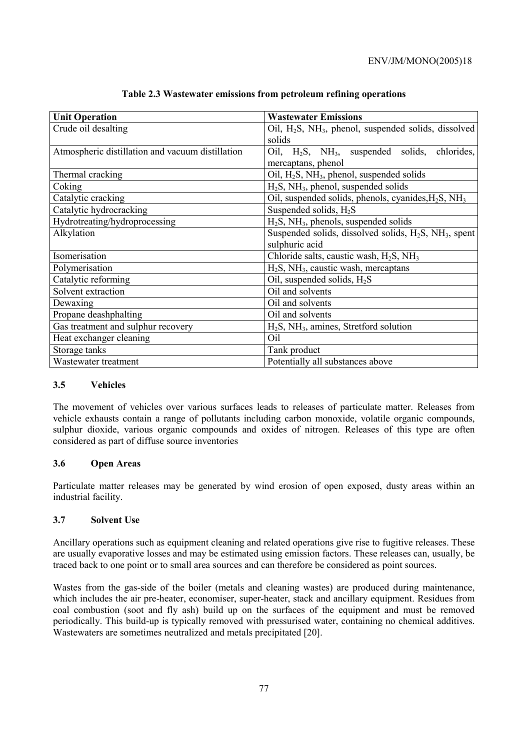**Table 2.3 Wastewater emissions from petroleum refining operations**

| Unit Operation | Wastewater Emissions |
|---|---|
| Crude oil desalting | Oil, $H_2S$, $NH_3$, phenol, suspended solids, dissolved solids |
| Atmospheric distillation and vacuum distillation | Oil, $H_2S$, $NH_3$, suspended solids, chlorides, mercaptans, phenol |
| Thermal cracking | Oil, $H_2S$, $NH_3$, phenol, suspended solids |
| Coking | $H_2S$, $NH_3$, phenol, suspended solids |
| Catalytic cracking | Oil, suspended solids, phenols, cyanides, $H_2S$, $NH_3$ |
| Catalytic hydrocracking | Suspended solids, $H_2S$ |
| Hydrotreating/hydroprocessing | $H_2S$, $NH_3$, phenols, suspended solids |
| Alkylation | Suspended solids, dissolved solids, $H_2S$, $NH_3$, spent sulphuric acid |
| Isomerisation | Chloride salts, caustic wash, $H_2S$, $NH_3$ |
| Polymerisation | $H_2S$, $NH_3$, caustic wash, mercaptans |
| Catalytic reforming | Oil, suspended solids, $H_2S$ |
| Solvent extraction | Oil and solvents |
| Dewaxing | Oil and solvents |
| Propane deashphalting | Oil and solvents |
| Gas treatment and sulphur recovery | $H_2S$, $NH_3$, amines, Stretford solution |
| Heat exchanger cleaning | Oil |
| Storage tanks | Tank product |
| Wastewater treatment | Potentially all substances above |

### 3.5 Vehicles

The movement of vehicles over various surfaces leads to releases of particulate matter. Releases from vehicle exhausts contain a range of pollutants including carbon monoxide, volatile organic compounds, sulphur dioxide, various organic compounds and oxides of nitrogen. Releases of this type are often considered as part of diffuse source inventories

### 3.6 Open Areas

Particulate matter releases may be generated by wind erosion of open exposed, dusty areas within an industrial facility.

### 3.7 Solvent Use

Ancillary operations such as equipment cleaning and related operations give rise to fugitive releases. These are usually evaporative losses and may be estimated using emission factors. These releases can, usually, be traced back to one point or to small area sources and can therefore be considered as point sources.

Wastes from the gas-side of the boiler (metals and cleaning wastes) are produced during maintenance, which includes the air pre-heater, economiser, super-heater, stack and ancillary equipment. Residues from coal combustion (soot and fly ash) build up on the surfaces of the equipment and must be removed periodically. This build-up is typically removed with pressurised water, containing no chemical additives. Wastewaters are sometimes neutralized and metals precipitated [20].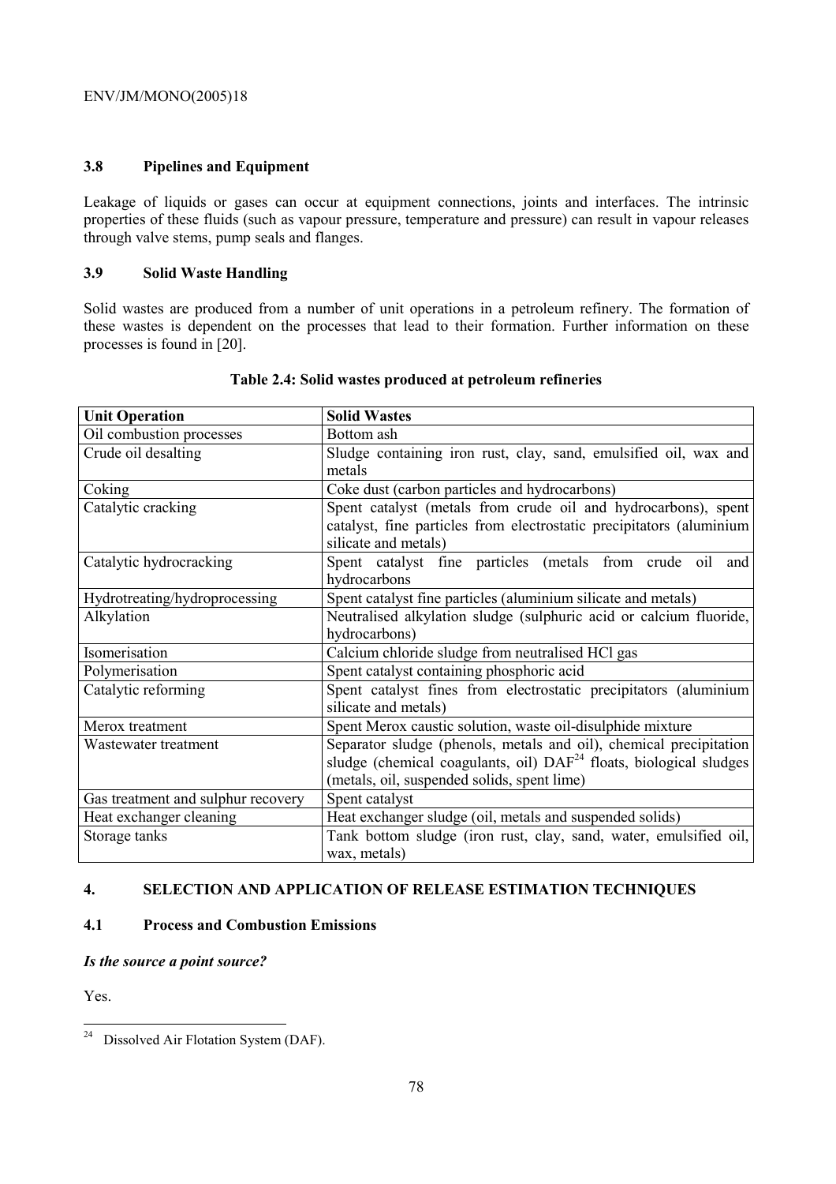### 3.8 Pipelines and Equipment

Leakage of liquids or gases can occur at equipment connections, joints and interfaces. The intrinsic properties of these fluids (such as vapour pressure, temperature and pressure) can result in vapour releases through valve stems, pump seals and flanges.

### 3.9 Solid Waste Handling

Solid wastes are produced from a number of unit operations in a petroleum refinery. The formation of these wastes is dependent on the processes that lead to their formation. Further information on these processes is found in [20].

**Table 2.4: Solid wastes produced at petroleum refineries**

| Unit Operation | Solid Wastes |
|---|---|
| Oil combustion processes | Bottom ash |
| Crude oil desalting | Sludge containing iron rust, clay, sand, emulsified oil, wax and metals |
| Coking | Coke dust (carbon particles and hydrocarbons) |
| Catalytic cracking | Spent catalyst (metals from crude oil and hydrocarbons), spent catalyst, fine particles from electrostatic precipitators (aluminium silicate and metals) |
| Catalytic hydrocracking | Spent catalyst fine particles (metals from crude oil and hydrocarbons |
| Hydrotreating/hydroprocessing | Spent catalyst fine particles (aluminium silicate and metals) |
| Alkylation | Neutralised alkylation sludge (sulphuric acid or calcium fluoride, hydrocarbons) |
| Isomerisation | Calcium chloride sludge from neutralised HCl gas |
| Polymerisation | Spent catalyst containing phosphoric acid |
| Catalytic reforming | Spent catalyst fines from electrostatic precipitators (aluminium silicate and metals) |
| Merox treatment | Spent Merox caustic solution, waste oil-disulphide mixture |
| Wastewater treatment | Separator sludge (phenols, metals and oil), chemical precipitation sludge (chemical coagulants, oil) DAF[24] floats, biological sludges (metals, oil, suspended solids, spent lime) |
| Gas treatment and sulphur recovery | Spent catalyst |
| Heat exchanger cleaning | Heat exchanger sludge (oil, metals and suspended solids) |
| Storage tanks | Tank bottom sludge (iron rust, clay, sand, water, emulsified oil, wax, metals) |

## 4. SELECTION AND APPLICATION OF RELEASE ESTIMATION TECHNIQUES

### 4.1 Process and Combustion Emissions

***Is the source a point source?***

Yes.

[24] Dissolved Air Flotation System (DAF).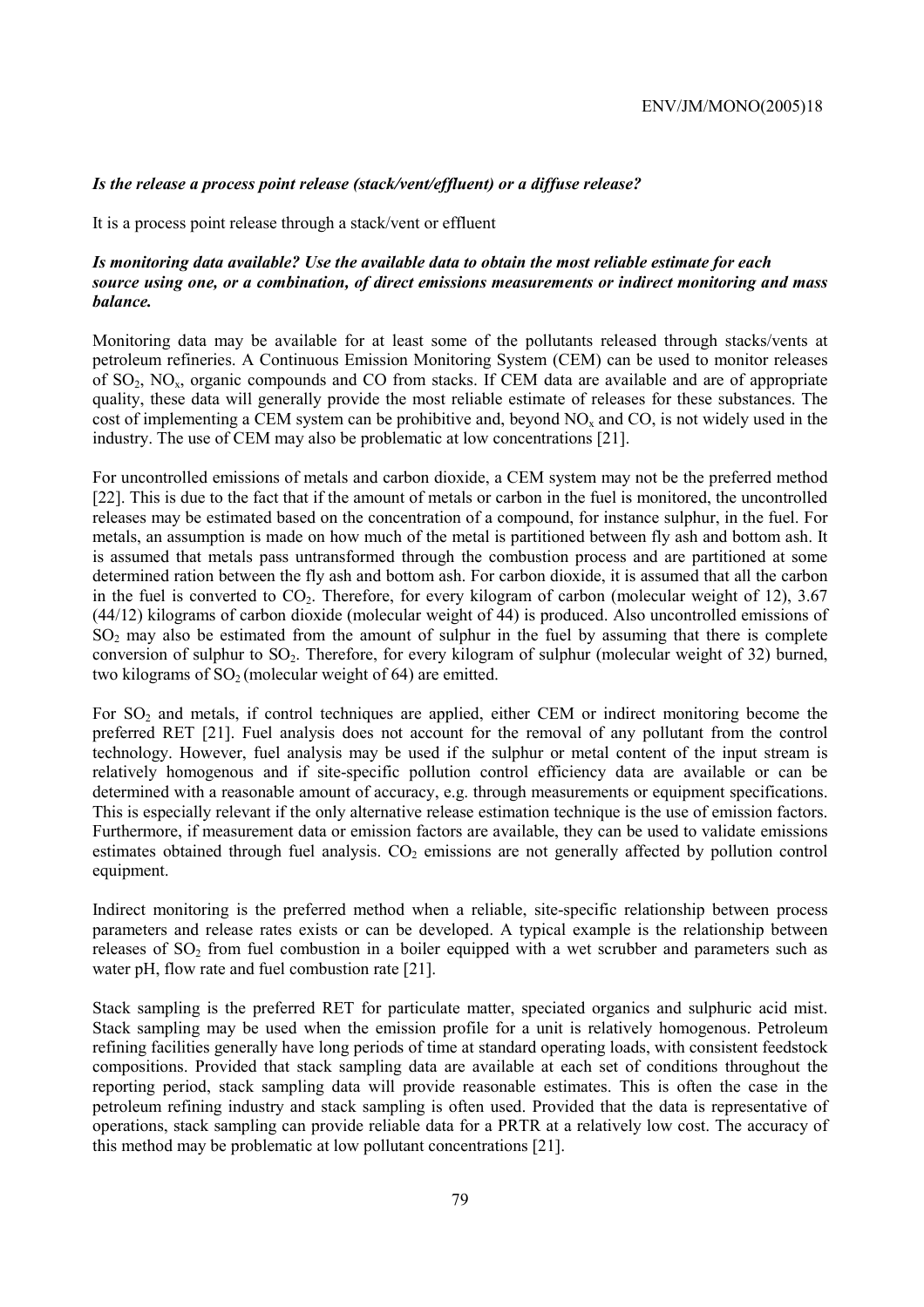***Is the release a process point release (stack/vent/effluent) or a diffuse release?***

It is a process point release through a stack/vent or effluent

***Is monitoring data available? Use the available data to obtain the most reliable estimate for each source using one, or a combination, of direct emissions measurements or indirect monitoring and mass balance.***

Monitoring data may be available for at least some of the pollutants released through stacks/vents at petroleum refineries. A Continuous Emission Monitoring System (CEM) can be used to monitor releases of $SO_2$, $NO_x$, organic compounds and CO from stacks. If CEM data are available and are of appropriate quality, these data will generally provide the most reliable estimate of releases for these substances. The cost of implementing a CEM system can be prohibitive and, beyond $NO_x$ and CO, is not widely used in the industry. The use of CEM may also be problematic at low concentrations [21].

For uncontrolled emissions of metals and carbon dioxide, a CEM system may not be the preferred method [22]. This is due to the fact that if the amount of metals or carbon in the fuel is monitored, the uncontrolled releases may be estimated based on the concentration of a compound, for instance sulphur, in the fuel. For metals, an assumption is made on how much of the metal is partitioned between fly ash and bottom ash. It is assumed that metals pass untransformed through the combustion process and are partitioned at some determined ration between the fly ash and bottom ash. For carbon dioxide, it is assumed that all the carbon in the fuel is converted to $CO_2$. Therefore, for every kilogram of carbon (molecular weight of 12), 3.67 (44/12) kilograms of carbon dioxide (molecular weight of 44) is produced. Also uncontrolled emissions of $SO_2$ may also be estimated from the amount of sulphur in the fuel by assuming that there is complete conversion of sulphur to $SO_2$. Therefore, for every kilogram of sulphur (molecular weight of 32) burned, two kilograms of $SO_2$ (molecular weight of 64) are emitted.

For $SO_2$ and metals, if control techniques are applied, either CEM or indirect monitoring become the preferred RET [21]. Fuel analysis does not account for the removal of any pollutant from the control technology. However, fuel analysis may be used if the sulphur or metal content of the input stream is relatively homogenous and if site-specific pollution control efficiency data are available or can be determined with a reasonable amount of accuracy, e.g. through measurements or equipment specifications. This is especially relevant if the only alternative release estimation technique is the use of emission factors. Furthermore, if measurement data or emission factors are available, they can be used to validate emissions estimates obtained through fuel analysis. $CO_2$ emissions are not generally affected by pollution control equipment.

Indirect monitoring is the preferred method when a reliable, site-specific relationship between process parameters and release rates exists or can be developed. A typical example is the relationship between releases of $SO_2$ from fuel combustion in a boiler equipped with a wet scrubber and parameters such as water pH, flow rate and fuel combustion rate [21].

Stack sampling is the preferred RET for particulate matter, speciated organics and sulphuric acid mist. Stack sampling may be used when the emission profile for a unit is relatively homogenous. Petroleum refining facilities generally have long periods of time at standard operating loads, with consistent feedstock compositions. Provided that stack sampling data are available at each set of conditions throughout the reporting period, stack sampling data will provide reasonable estimates. This is often the case in the petroleum refining industry and stack sampling is often used. Provided that the data is representative of operations, stack sampling can provide reliable data for a PRTR at a relatively low cost. The accuracy of this method may be problematic at low pollutant concentrations [21].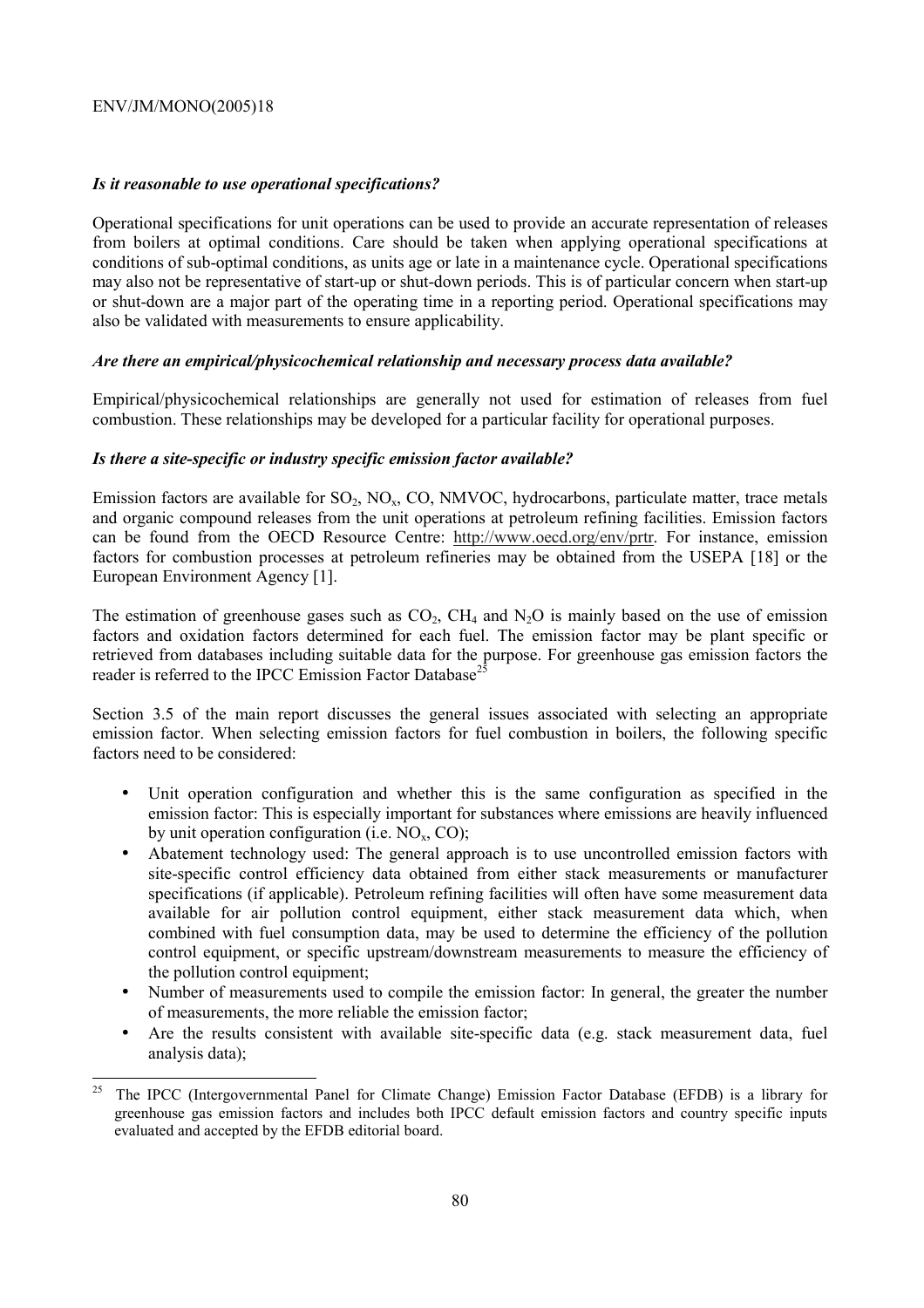*Is it reasonable to use operational specifications?*

Operational specifications for unit operations can be used to provide an accurate representation of releases from boilers at optimal conditions. Care should be taken when applying operational specifications at conditions of sub-optimal conditions, as units age or late in a maintenance cycle. Operational specifications may also not be representative of start-up or shut-down periods. This is of particular concern when start-up or shut-down are a major part of the operating time in a reporting period. Operational specifications may also be validated with measurements to ensure applicability.

*Are there an empirical/physicochemical relationship and necessary process data available?*

Empirical/physicochemical relationships are generally not used for estimation of releases from fuel combustion. These relationships may be developed for a particular facility for operational purposes.

*Is there a site-specific or industry specific emission factor available?*

Emission factors are available for $SO_2$, $NO_x$, CO, NMVOC, hydrocarbons, particulate matter, trace metals and organic compound releases from the unit operations at petroleum refining facilities. Emission factors can be found from the OECD Resource Centre: http://www.oecd.org/env/prtr. For instance, emission factors for combustion processes at petroleum refineries may be obtained from the USEPA [18] or the European Environment Agency [1].

The estimation of greenhouse gases such as $CO_2$, $CH_4$ and $N_2O$ is mainly based on the use of emission factors and oxidation factors determined for each fuel. The emission factor may be plant specific or retrieved from databases including suitable data for the purpose. For greenhouse gas emission factors the reader is referred to the IPCC Emission Factor Database[25]

Section 3.5 of the main report discusses the general issues associated with selecting an appropriate emission factor. When selecting emission factors for fuel combustion in boilers, the following specific factors need to be considered:

- Unit operation configuration and whether this is the same configuration as specified in the emission factor: This is especially important for substances where emissions are heavily influenced by unit operation configuration (i.e. $NO_x$, CO);
- Abatement technology used: The general approach is to use uncontrolled emission factors with site-specific control efficiency data obtained from either stack measurements or manufacturer specifications (if applicable). Petroleum refining facilities will often have some measurement data available for air pollution control equipment, either stack measurement data which, when combined with fuel consumption data, may be used to determine the efficiency of the pollution control equipment, or specific upstream/downstream measurements to measure the efficiency of the pollution control equipment;
- Number of measurements used to compile the emission factor: In general, the greater the number of measurements, the more reliable the emission factor;
- Are the results consistent with available site-specific data (e.g. stack measurement data, fuel analysis data);

[25] The IPCC (Intergovernmental Panel for Climate Change) Emission Factor Database (EFDB) is a library for greenhouse gas emission factors and includes both IPCC default emission factors and country specific inputs evaluated and accepted by the EFDB editorial board.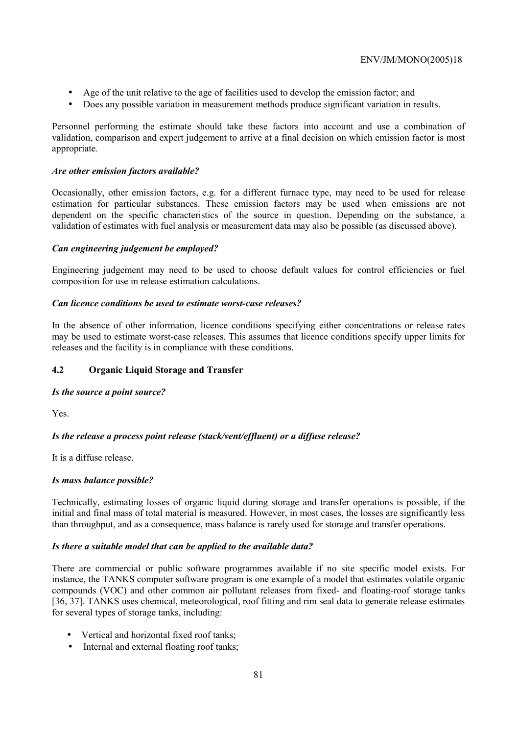- Age of the unit relative to the age of facilities used to develop the emission factor; and
- Does any possible variation in measurement methods produce significant variation in results.

Personnel performing the estimate should take these factors into account and use a combination of validation, comparison and expert judgement to arrive at a final decision on which emission factor is most appropriate.

***Are other emission factors available?***

Occasionally, other emission factors, e.g. for a different furnace type, may need to be used for release estimation for particular substances. These emission factors may be used when emissions are not dependent on the specific characteristics of the source in question. Depending on the substance, a validation of estimates with fuel analysis or measurement data may also be possible (as discussed above).

***Can engineering judgement be employed?***

Engineering judgement may need to be used to choose default values for control efficiencies or fuel composition for use in release estimation calculations.

***Can licence conditions be used to estimate worst-case releases?***

In the absence of other information, licence conditions specifying either concentrations or release rates may be used to estimate worst-case releases. This assumes that licence conditions specify upper limits for releases and the facility is in compliance with these conditions.

## 4.2 Organic Liquid Storage and Transfer

***Is the source a point source?***

Yes.

***Is the release a process point release (stack/vent/effluent) or a diffuse release?***

It is a diffuse release.

***Is mass balance possible?***

Technically, estimating losses of organic liquid during storage and transfer operations is possible, if the initial and final mass of total material is measured. However, in most cases, the losses are significantly less than throughput, and as a consequence, mass balance is rarely used for storage and transfer operations.

***Is there a suitable model that can be applied to the available data?***

There are commercial or public software programmes available if no site specific model exists. For instance, the TANKS computer software program is one example of a model that estimates volatile organic compounds (VOC) and other common air pollutant releases from fixed- and floating-roof storage tanks [36, 37]. TANKS uses chemical, meteorological, roof fitting and rim seal data to generate release estimates for several types of storage tanks, including:

- Vertical and horizontal fixed roof tanks;
- Internal and external floating roof tanks;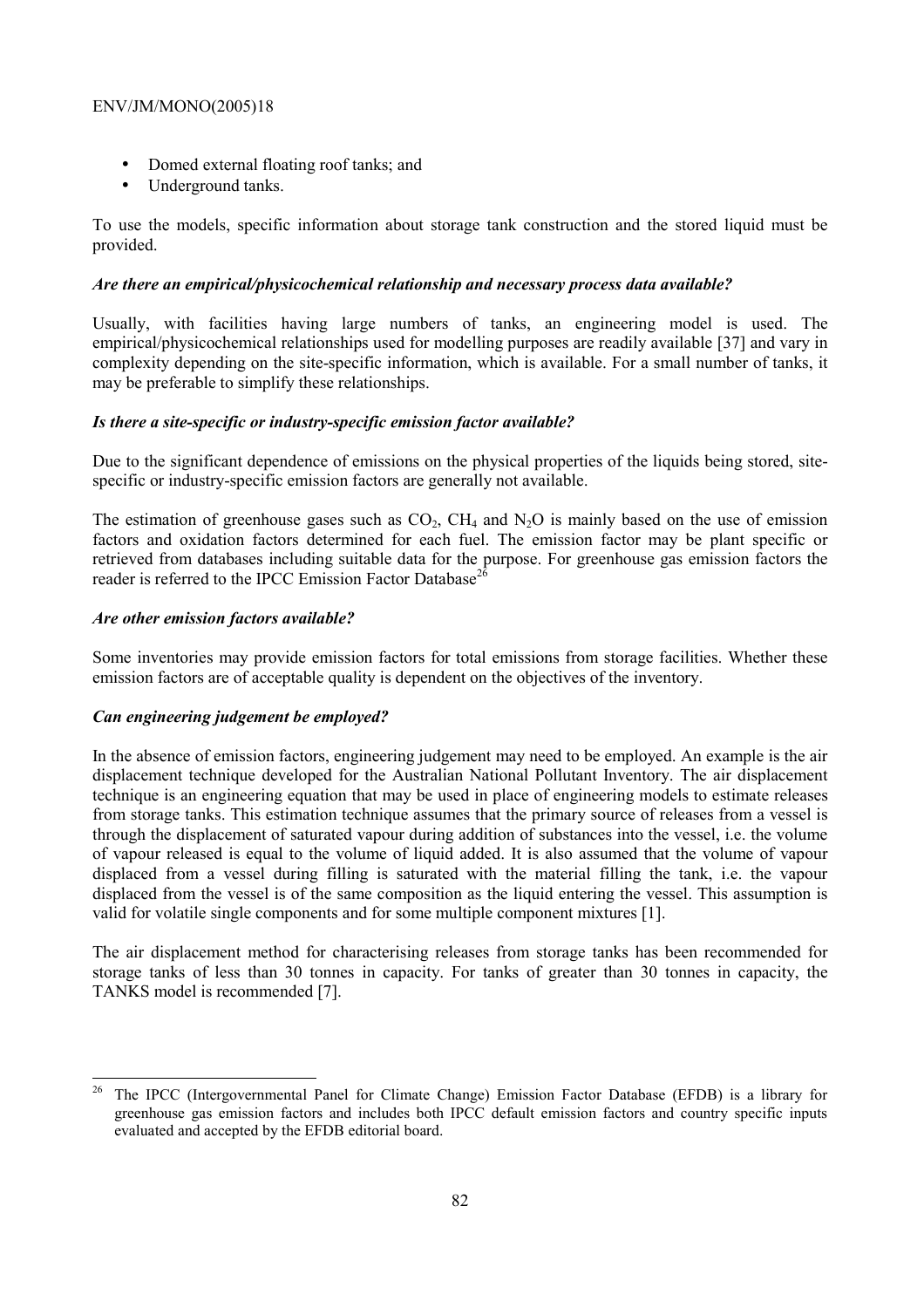- Domed external floating roof tanks; and
- Underground tanks.

To use the models, specific information about storage tank construction and the stored liquid must be provided.

***Are there an empirical/physicochemical relationship and necessary process data available?***

Usually, with facilities having large numbers of tanks, an engineering model is used. The empirical/physicochemical relationships used for modelling purposes are readily available [37] and vary in complexity depending on the site-specific information, which is available. For a small number of tanks, it may be preferable to simplify these relationships.

***Is there a site-specific or industry-specific emission factor available?***

Due to the significant dependence of emissions on the physical properties of the liquids being stored, site-specific or industry-specific emission factors are generally not available.

The estimation of greenhouse gases such as $CO_2$, $CH_4$ and $N_2O$ is mainly based on the use of emission factors and oxidation factors determined for each fuel. The emission factor may be plant specific or retrieved from databases including suitable data for the purpose. For greenhouse gas emission factors the reader is referred to the IPCC Emission Factor Database[26]

***Are other emission factors available?***

Some inventories may provide emission factors for total emissions from storage facilities. Whether these emission factors are of acceptable quality is dependent on the objectives of the inventory.

***Can engineering judgement be employed?***

In the absence of emission factors, engineering judgement may need to be employed. An example is the air displacement technique developed for the Australian National Pollutant Inventory. The air displacement technique is an engineering equation that may be used in place of engineering models to estimate releases from storage tanks. This estimation technique assumes that the primary source of releases from a vessel is through the displacement of saturated vapour during addition of substances into the vessel, i.e. the volume of vapour released is equal to the volume of liquid added. It is also assumed that the volume of vapour displaced from a vessel during filling is saturated with the material filling the tank, i.e. the vapour displaced from the vessel is of the same composition as the liquid entering the vessel. This assumption is valid for volatile single components and for some multiple component mixtures [1].

The air displacement method for characterising releases from storage tanks has been recommended for storage tanks of less than 30 tonnes in capacity. For tanks of greater than 30 tonnes in capacity, the TANKS model is recommended [7].

---

[26] The IPCC (Intergovernmental Panel for Climate Change) Emission Factor Database (EFDB) is a library for greenhouse gas emission factors and includes both IPCC default emission factors and country specific inputs evaluated and accepted by the EFDB editorial board.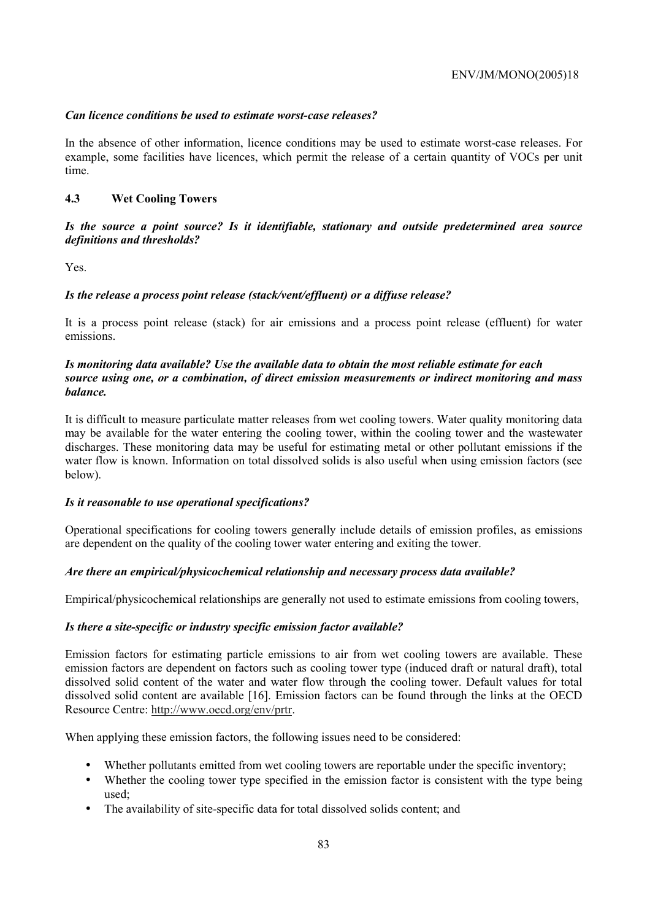***Can licence conditions be used to estimate worst-case releases?***

In the absence of other information, licence conditions may be used to estimate worst-case releases. For example, some facilities have licences, which permit the release of a certain quantity of VOCs per unit time.

### 4.3 Wet Cooling Towers

***Is the source a point source? Is it identifiable, stationary and outside predetermined area source definitions and thresholds?***

Yes.

***Is the release a process point release (stack/vent/effluent) or a diffuse release?***

It is a process point release (stack) for air emissions and a process point release (effluent) for water emissions.

***Is monitoring data available? Use the available data to obtain the most reliable estimate for each source using one, or a combination, of direct emission measurements or indirect monitoring and mass balance.***

It is difficult to measure particulate matter releases from wet cooling towers. Water quality monitoring data may be available for the water entering the cooling tower, within the cooling tower and the wastewater discharges. These monitoring data may be useful for estimating metal or other pollutant emissions if the water flow is known. Information on total dissolved solids is also useful when using emission factors (see below).

***Is it reasonable to use operational specifications?***

Operational specifications for cooling towers generally include details of emission profiles, as emissions are dependent on the quality of the cooling tower water entering and exiting the tower.

***Are there an empirical/physicochemical relationship and necessary process data available?***

Empirical/physicochemical relationships are generally not used to estimate emissions from cooling towers,

***Is there a site-specific or industry specific emission factor available?***

Emission factors for estimating particle emissions to air from wet cooling towers are available. These emission factors are dependent on factors such as cooling tower type (induced draft or natural draft), total dissolved solid content of the water and water flow through the cooling tower. Default values for total dissolved solid content are available [16]. Emission factors can be found through the links at the OECD Resource Centre: http://www.oecd.org/env/prtr.

When applying these emission factors, the following issues need to be considered:

- Whether pollutants emitted from wet cooling towers are reportable under the specific inventory;
- Whether the cooling tower type specified in the emission factor is consistent with the type being used;
- The availability of site-specific data for total dissolved solids content; and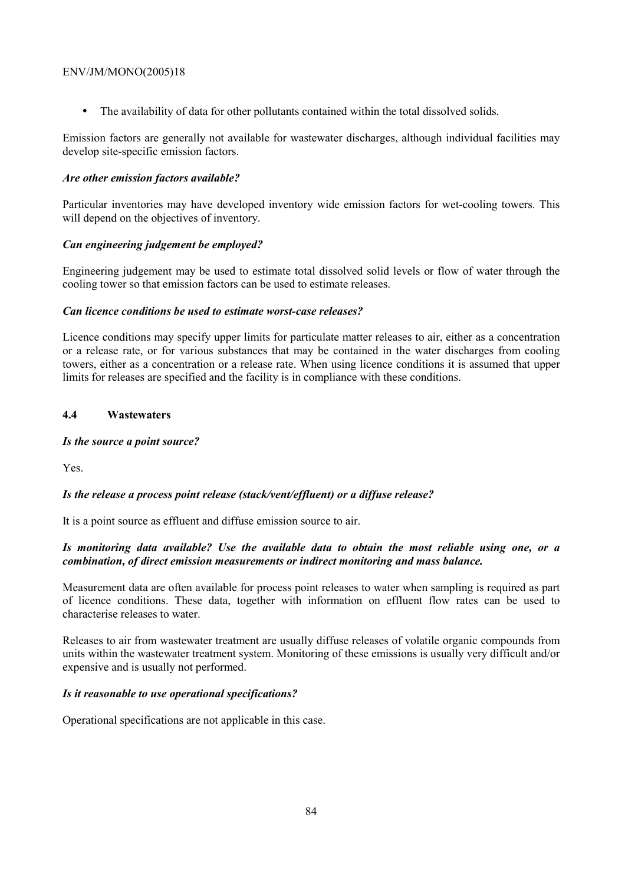- The availability of data for other pollutants contained within the total dissolved solids.

Emission factors are generally not available for wastewater discharges, although individual facilities may develop site-specific emission factors.

***Are other emission factors available?***

Particular inventories may have developed inventory wide emission factors for wet-cooling towers. This will depend on the objectives of inventory.

***Can engineering judgement be employed?***

Engineering judgement may be used to estimate total dissolved solid levels or flow of water through the cooling tower so that emission factors can be used to estimate releases.

***Can licence conditions be used to estimate worst-case releases?***

Licence conditions may specify upper limits for particulate matter releases to air, either as a concentration or a release rate, or for various substances that may be contained in the water discharges from cooling towers, either as a concentration or a release rate. When using licence conditions it is assumed that upper limits for releases are specified and the facility is in compliance with these conditions.

## 4.4 Wastewaters

***Is the source a point source?***

Yes.

***Is the release a process point release (stack/vent/effluent) or a diffuse release?***

It is a point source as effluent and diffuse emission source to air.

***Is monitoring data available? Use the available data to obtain the most reliable using one, or a combination, of direct emission measurements or indirect monitoring and mass balance.***

Measurement data are often available for process point releases to water when sampling is required as part of licence conditions. These data, together with information on effluent flow rates can be used to characterise releases to water.

Releases to air from wastewater treatment are usually diffuse releases of volatile organic compounds from units within the wastewater treatment system. Monitoring of these emissions is usually very difficult and/or expensive and is usually not performed.

***Is it reasonable to use operational specifications?***

Operational specifications are not applicable in this case.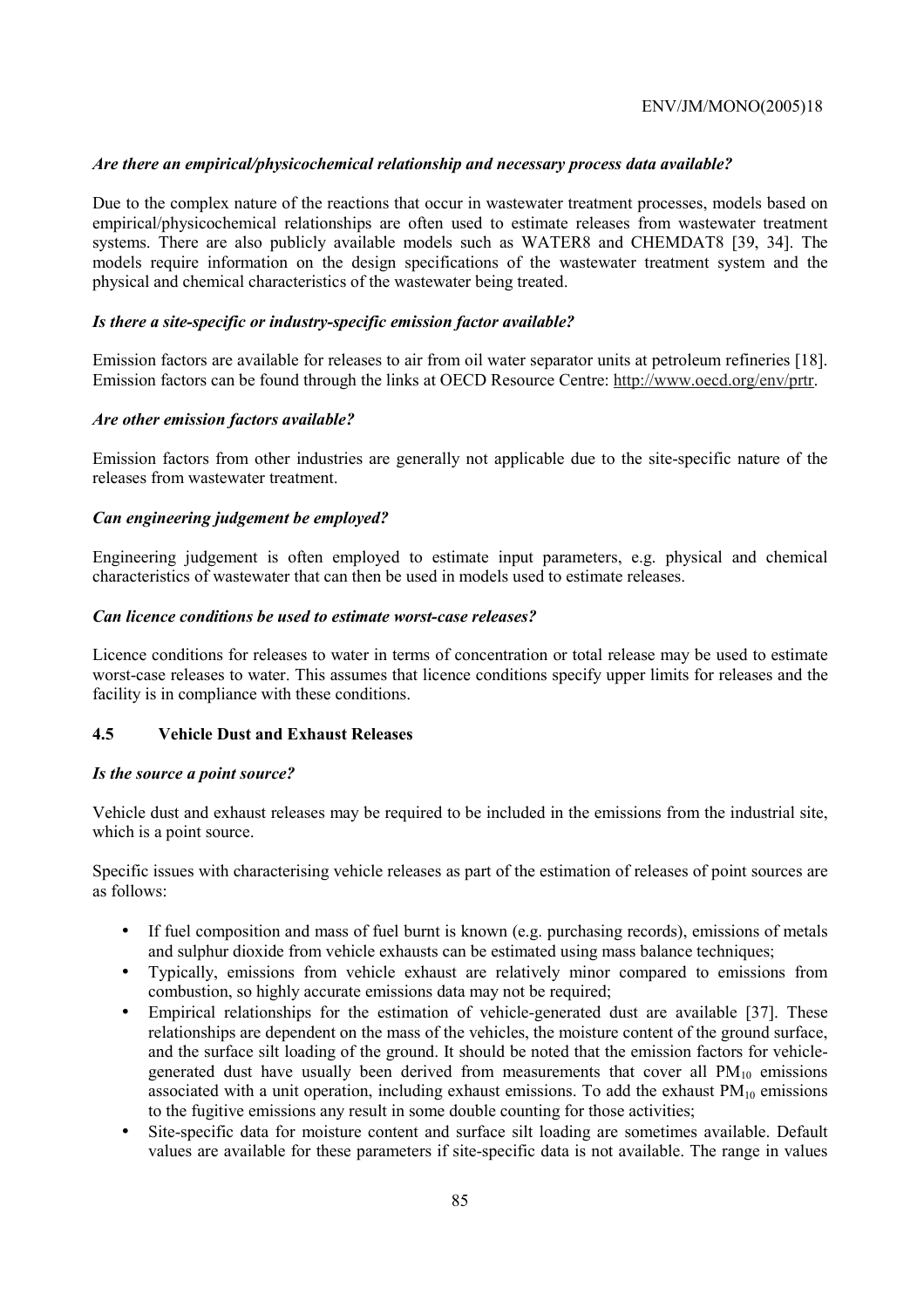### *Are there an empirical/physicochemical relationship and necessary process data available?*

Due to the complex nature of the reactions that occur in wastewater treatment processes, models based on empirical/physicochemical relationships are often used to estimate releases from wastewater treatment systems. There are also publicly available models such as WATER8 and CHEMDAT8 [39, 34]. The models require information on the design specifications of the wastewater treatment system and the physical and chemical characteristics of the wastewater being treated.

### *Is there a site-specific or industry-specific emission factor available?*

Emission factors are available for releases to air from oil water separator units at petroleum refineries [18]. Emission factors can be found through the links at OECD Resource Centre: http://www.oecd.org/env/prtr.

### *Are other emission factors available?*

Emission factors from other industries are generally not applicable due to the site-specific nature of the releases from wastewater treatment.

### *Can engineering judgement be employed?*

Engineering judgement is often employed to estimate input parameters, e.g. physical and chemical characteristics of wastewater that can then be used in models used to estimate releases.

### *Can licence conditions be used to estimate worst-case releases?*

Licence conditions for releases to water in terms of concentration or total release may be used to estimate worst-case releases to water. This assumes that licence conditions specify upper limits for releases and the facility is in compliance with these conditions.

## 4.5 Vehicle Dust and Exhaust Releases

### *Is the source a point source?*

Vehicle dust and exhaust releases may be required to be included in the emissions from the industrial site, which is a point source.

Specific issues with characterising vehicle releases as part of the estimation of releases of point sources are as follows:

- If fuel composition and mass of fuel burnt is known (e.g. purchasing records), emissions of metals and sulphur dioxide from vehicle exhausts can be estimated using mass balance techniques;
- Typically, emissions from vehicle exhaust are relatively minor compared to emissions from combustion, so highly accurate emissions data may not be required;
- Empirical relationships for the estimation of vehicle-generated dust are available [37]. These relationships are dependent on the mass of the vehicles, the moisture content of the ground surface, and the surface silt loading of the ground. It should be noted that the emission factors for vehicle-generated dust have usually been derived from measurements that cover all $PM_{10}$ emissions associated with a unit operation, including exhaust emissions. To add the exhaust $PM_{10}$ emissions to the fugitive emissions any result in some double counting for those activities;
- Site-specific data for moisture content and surface silt loading are sometimes available. Default values are available for these parameters if site-specific data is not available. The range in values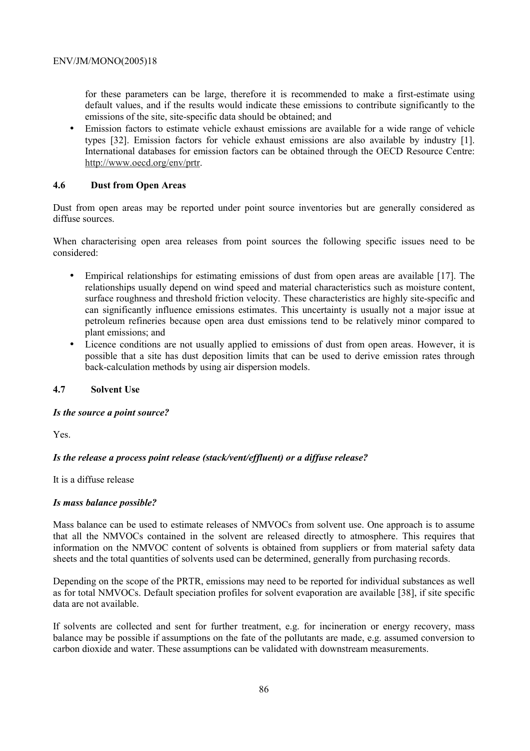for these parameters can be large, therefore it is recommended to make a first-estimate using default values, and if the results would indicate these emissions to contribute significantly to the emissions of the site, site-specific data should be obtained; and

- Emission factors to estimate vehicle exhaust emissions are available for a wide range of vehicle types [32]. Emission factors for vehicle exhaust emissions are also available by industry [1]. International databases for emission factors can be obtained through the OECD Resource Centre: http://www.oecd.org/env/prtr.

### 4.6 Dust from Open Areas

Dust from open areas may be reported under point source inventories but are generally considered as diffuse sources.

When characterising open area releases from point sources the following specific issues need to be considered:

- Empirical relationships for estimating emissions of dust from open areas are available [17]. The relationships usually depend on wind speed and material characteristics such as moisture content, surface roughness and threshold friction velocity. These characteristics are highly site-specific and can significantly influence emissions estimates. This uncertainty is usually not a major issue at petroleum refineries because open area dust emissions tend to be relatively minor compared to plant emissions; and
- Licence conditions are not usually applied to emissions of dust from open areas. However, it is possible that a site has dust deposition limits that can be used to derive emission rates through back-calculation methods by using air dispersion models.

### 4.7 Solvent Use

***Is the source a point source?***

Yes.

***Is the release a process point release (stack/vent/effluent) or a diffuse release?***

It is a diffuse release

***Is mass balance possible?***

Mass balance can be used to estimate releases of NMVOCs from solvent use. One approach is to assume that all the NMVOCs contained in the solvent are released directly to atmosphere. This requires that information on the NMVOC content of solvents is obtained from suppliers or from material safety data sheets and the total quantities of solvents used can be determined, generally from purchasing records.

Depending on the scope of the PRTR, emissions may need to be reported for individual substances as well as for total NMVOCs. Default speciation profiles for solvent evaporation are available [38], if site specific data are not available.

If solvents are collected and sent for further treatment, e.g. for incineration or energy recovery, mass balance may be possible if assumptions on the fate of the pollutants are made, e.g. assumed conversion to carbon dioxide and water. These assumptions can be validated with downstream measurements.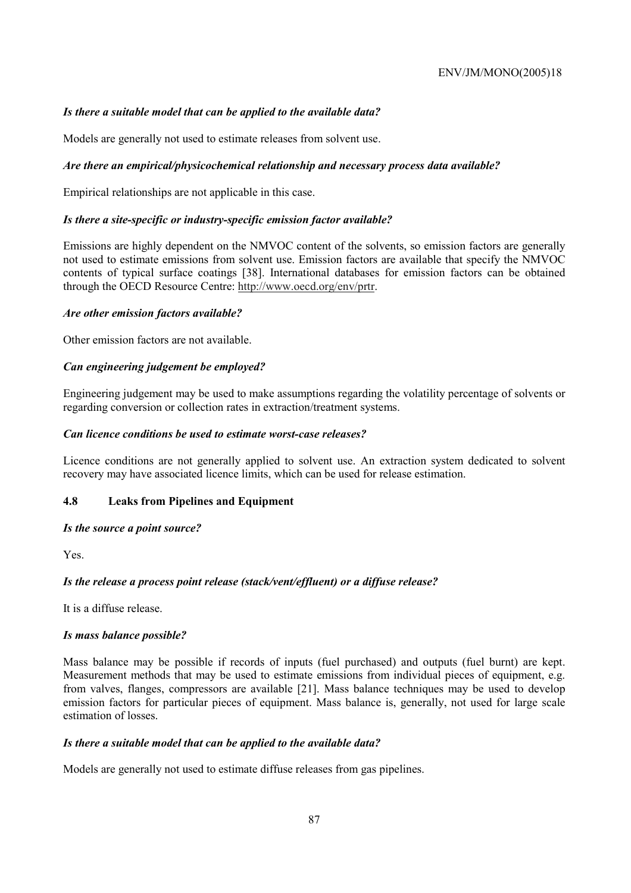***Is there a suitable model that can be applied to the available data?***

Models are generally not used to estimate releases from solvent use.

***Are there an empirical/physicochemical relationship and necessary process data available?***

Empirical relationships are not applicable in this case.

***Is there a site-specific or industry-specific emission factor available?***

Emissions are highly dependent on the NMVOC content of the solvents, so emission factors are generally not used to estimate emissions from solvent use. Emission factors are available that specify the NMVOC contents of typical surface coatings [38]. International databases for emission factors can be obtained through the OECD Resource Centre: http://www.oecd.org/env/prtr.

***Are other emission factors available?***

Other emission factors are not available.

***Can engineering judgement be employed?***

Engineering judgement may be used to make assumptions regarding the volatility percentage of solvents or regarding conversion or collection rates in extraction/treatment systems.

***Can licence conditions be used to estimate worst-case releases?***

Licence conditions are not generally applied to solvent use. An extraction system dedicated to solvent recovery may have associated licence limits, which can be used for release estimation.

### 4.8 Leaks from Pipelines and Equipment

***Is the source a point source?***

Yes.

***Is the release a process point release (stack/vent/effluent) or a diffuse release?***

It is a diffuse release.

***Is mass balance possible?***

Mass balance may be possible if records of inputs (fuel purchased) and outputs (fuel burnt) are kept. Measurement methods that may be used to estimate emissions from individual pieces of equipment, e.g. from valves, flanges, compressors are available [21]. Mass balance techniques may be used to develop emission factors for particular pieces of equipment. Mass balance is, generally, not used for large scale estimation of losses.

***Is there a suitable model that can be applied to the available data?***

Models are generally not used to estimate diffuse releases from gas pipelines.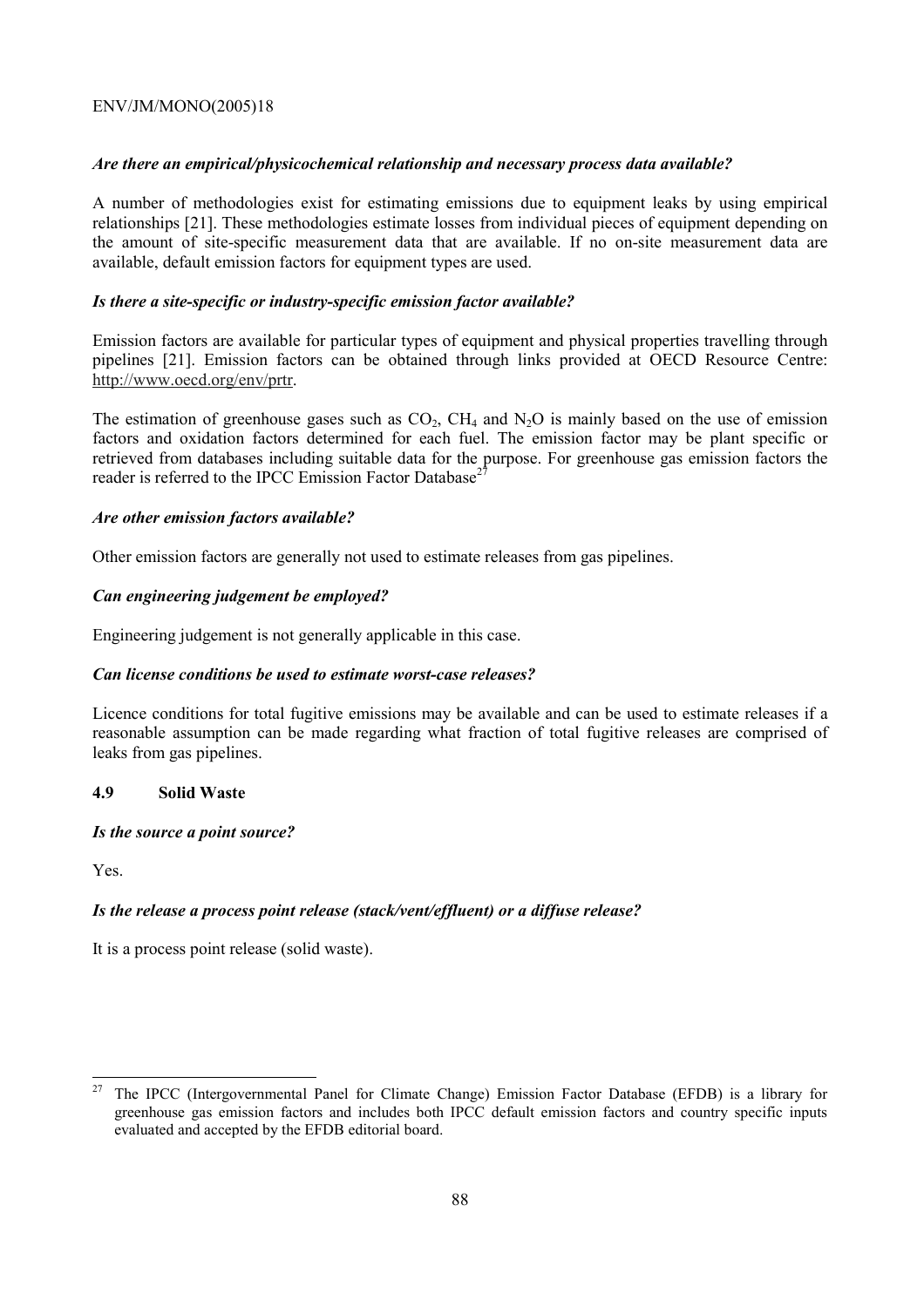***Are there an empirical/physicochemical relationship and necessary process data available?***

A number of methodologies exist for estimating emissions due to equipment leaks by using empirical relationships [21]. These methodologies estimate losses from individual pieces of equipment depending on the amount of site-specific measurement data that are available. If no on-site measurement data are available, default emission factors for equipment types are used.

***Is there a site-specific or industry-specific emission factor available?***

Emission factors are available for particular types of equipment and physical properties travelling through pipelines [21]. Emission factors can be obtained through links provided at OECD Resource Centre: http://www.oecd.org/env/prtr.

The estimation of greenhouse gases such as $CO_2$, $CH_4$ and $N_2O$ is mainly based on the use of emission factors and oxidation factors determined for each fuel. The emission factor may be plant specific or retrieved from databases including suitable data for the purpose. For greenhouse gas emission factors the reader is referred to the IPCC Emission Factor Database[27]

***Are other emission factors available?***

Other emission factors are generally not used to estimate releases from gas pipelines.

***Can engineering judgement be employed?***

Engineering judgement is not generally applicable in this case.

***Can license conditions be used to estimate worst-case releases?***

Licence conditions for total fugitive emissions may be available and can be used to estimate releases if a reasonable assumption can be made regarding what fraction of total fugitive releases are comprised of leaks from gas pipelines.

### 4.9 Solid Waste

***Is the source a point source?***

Yes.

***Is the release a process point release (stack/vent/effluent) or a diffuse release?***

It is a process point release (solid waste).

---

[27] The IPCC (Intergovernmental Panel for Climate Change) Emission Factor Database (EFDB) is a library for greenhouse gas emission factors and includes both IPCC default emission factors and country specific inputs evaluated and accepted by the EFDB editorial board.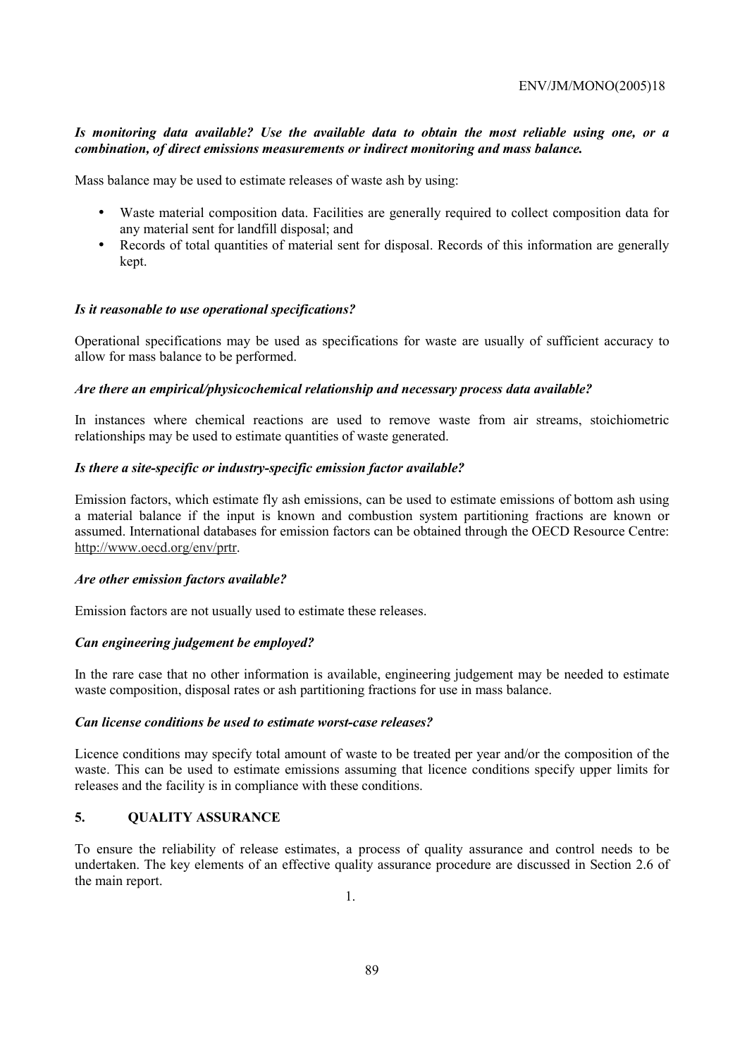***Is monitoring data available? Use the available data to obtain the most reliable using one, or a combination, of direct emissions measurements or indirect monitoring and mass balance.***

Mass balance may be used to estimate releases of waste ash by using:

- Waste material composition data. Facilities are generally required to collect composition data for any material sent for landfill disposal; and
- Records of total quantities of material sent for disposal. Records of this information are generally kept.

***Is it reasonable to use operational specifications?***

Operational specifications may be used as specifications for waste are usually of sufficient accuracy to allow for mass balance to be performed.

***Are there an empirical/physicochemical relationship and necessary process data available?***

In instances where chemical reactions are used to remove waste from air streams, stoichiometric relationships may be used to estimate quantities of waste generated.

***Is there a site-specific or industry-specific emission factor available?***

Emission factors, which estimate fly ash emissions, can be used to estimate emissions of bottom ash using a material balance if the input is known and combustion system partitioning fractions are known or assumed. International databases for emission factors can be obtained through the OECD Resource Centre: http://www.oecd.org/env/prtr.

***Are other emission factors available?***

Emission factors are not usually used to estimate these releases.

***Can engineering judgement be employed?***

In the rare case that no other information is available, engineering judgement may be needed to estimate waste composition, disposal rates or ash partitioning fractions for use in mass balance.

***Can license conditions be used to estimate worst-case releases?***

Licence conditions may specify total amount of waste to be treated per year and/or the composition of the waste. This can be used to estimate emissions assuming that licence conditions specify upper limits for releases and the facility is in compliance with these conditions.

## 5. QUALITY ASSURANCE

To ensure the reliability of release estimates, a process of quality assurance and control needs to be undertaken. The key elements of an effective quality assurance procedure are discussed in Section 2.6 of the main report.

1.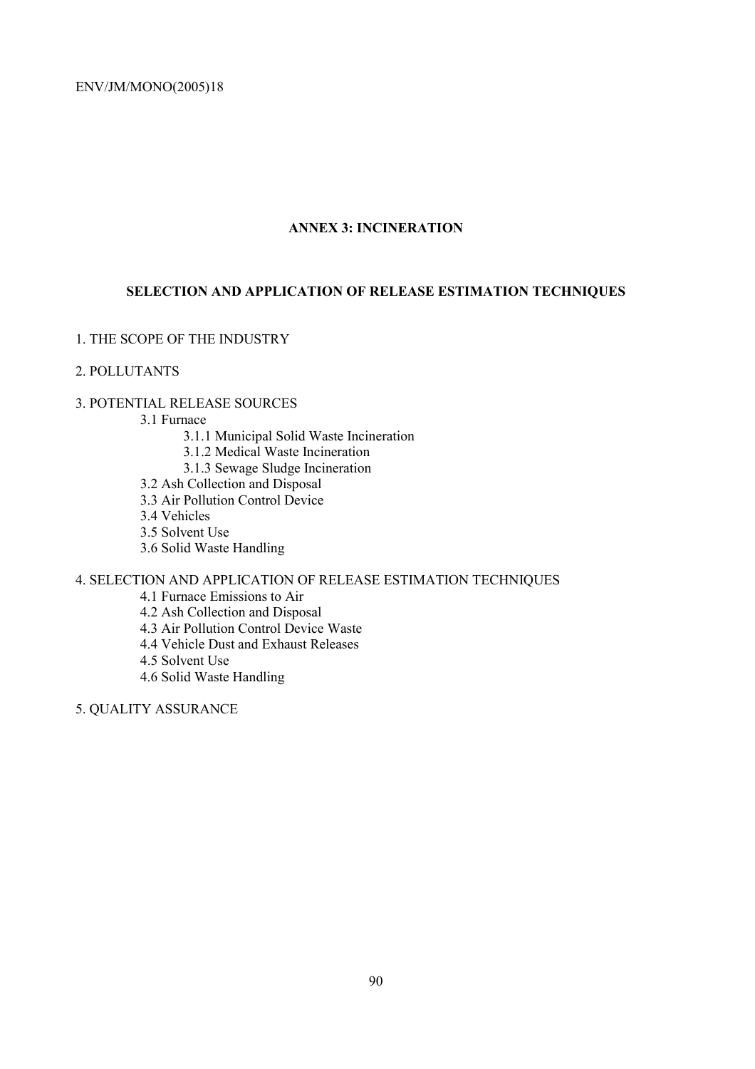## ANNEX 3: INCINERATION

## SELECTION AND APPLICATION OF RELEASE ESTIMATION TECHNIQUES

1. THE SCOPE OF THE INDUSTRY

2. POLLUTANTS

3. POTENTIAL RELEASE SOURCES
    - 3.1 Furnace
        - 3.1.1 Municipal Solid Waste Incineration
        - 3.1.2 Medical Waste Incineration
        - 3.1.3 Sewage Sludge Incineration
    - 3.2 Ash Collection and Disposal
    - 3.3 Air Pollution Control Device
    - 3.4 Vehicles
    - 3.5 Solvent Use
    - 3.6 Solid Waste Handling

4. SELECTION AND APPLICATION OF RELEASE ESTIMATION TECHNIQUES
    - 4.1 Furnace Emissions to Air
    - 4.2 Ash Collection and Disposal
    - 4.3 Air Pollution Control Device Waste
    - 4.4 Vehicle Dust and Exhaust Releases
    - 4.5 Solvent Use
    - 4.6 Solid Waste Handling

5. QUALITY ASSURANCE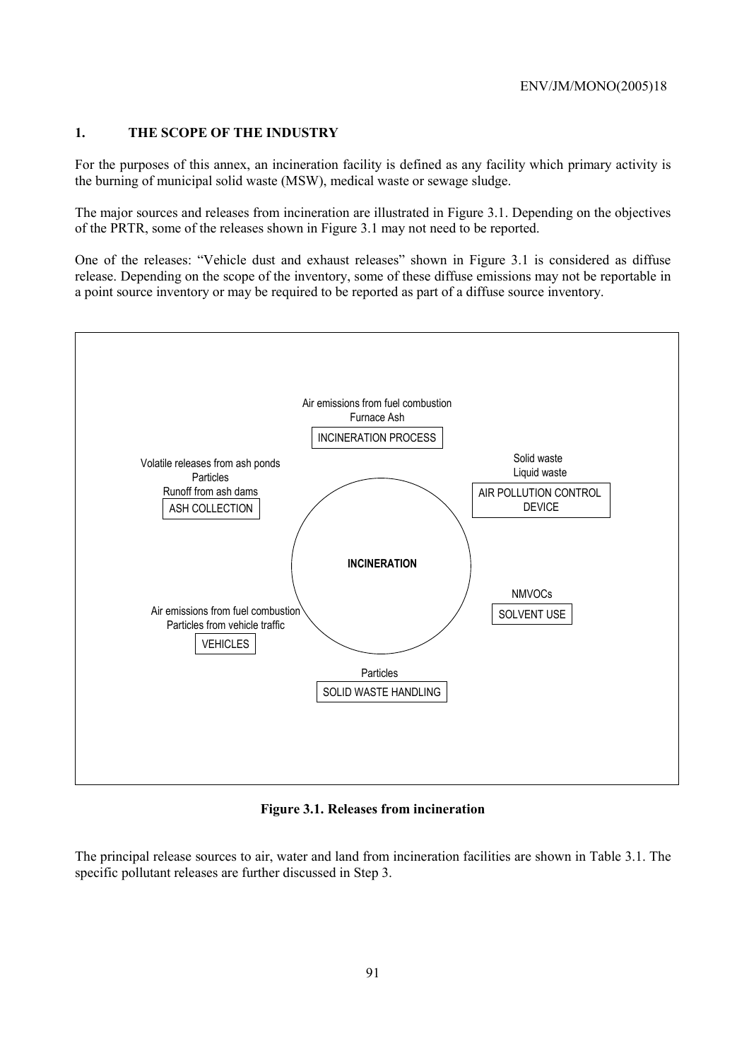## 1. THE SCOPE OF THE INDUSTRY

For the purposes of this annex, an incineration facility is defined as any facility which primary activity is the burning of municipal solid waste (MSW), medical waste or sewage sludge.

The major sources and releases from incineration are illustrated in Figure 3.1. Depending on the objectives of the PRTR, some of the releases shown in Figure 3.1 may not need to be reported.

One of the releases: "Vehicle dust and exhaust releases" shown in Figure 3.1 is considered as diffuse release. Depending on the scope of the inventory, some of these diffuse emissions may not be reportable in a point source inventory or may be required to be reported as part of a diffuse source inventory.

Air emissions from fuel combustion
Furnace Ash
INCINERATION PROCESS

Volatile releases from ash ponds
Particles
Runoff from ash dams
ASH COLLECTION

Solid waste
Liquid waste
AIR POLLUTION CONTROL DEVICE

INCINERATION

NMVOCs
SOLVENT USE

Air emissions from fuel combustion
Particles from vehicle traffic
VEHICLES

Particles
SOLID WASTE HANDLING

**Figure 3.1. Releases from incineration**

The principal release sources to air, water and land from incineration facilities are shown in Table 3.1. The specific pollutant releases are further discussed in Step 3.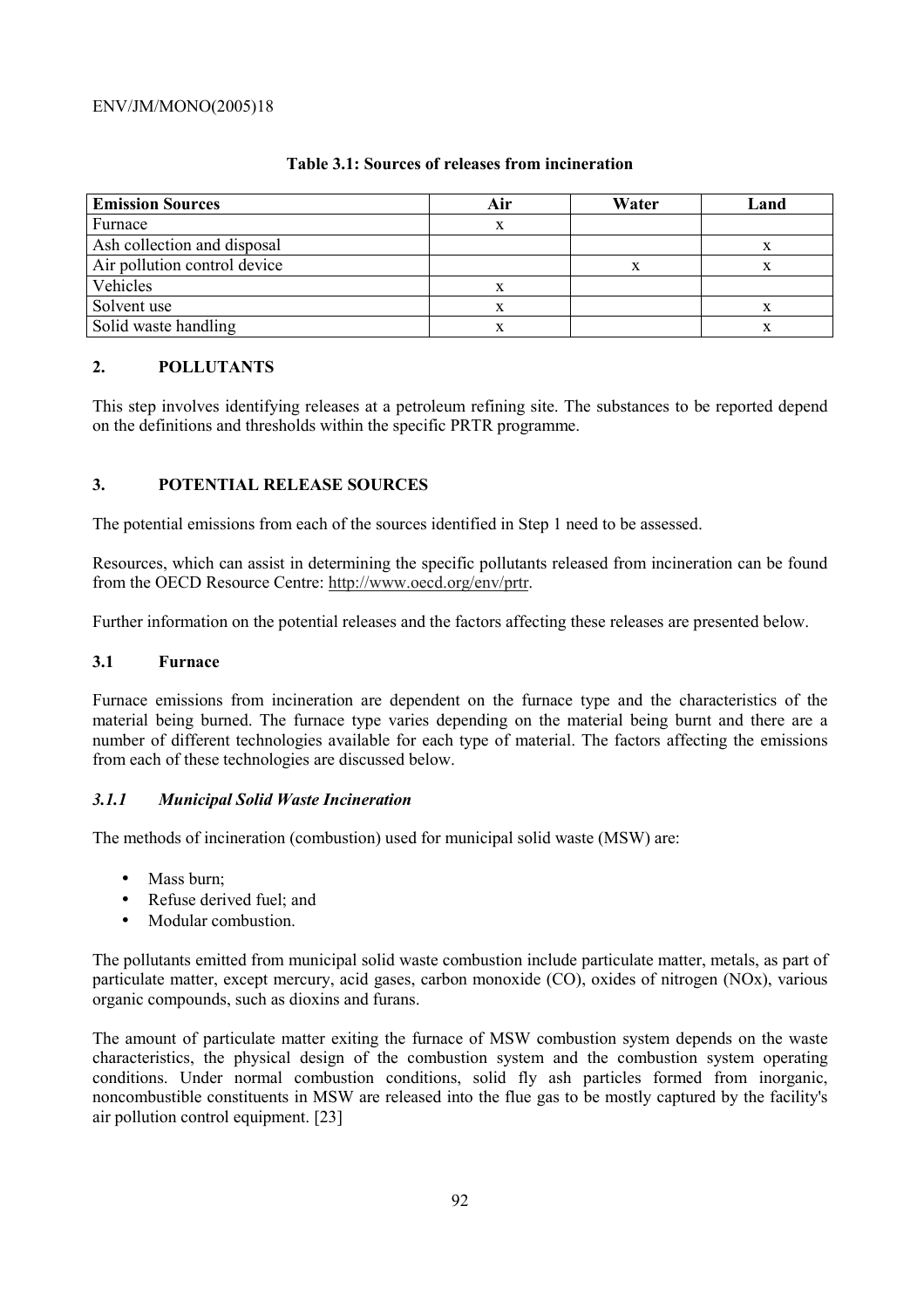**Table 3.1: Sources of releases from incineration**

| Emission Sources | Air | Water | Land |
|---|---|---|---|
| Furnace | x | | |
| Ash collection and disposal | | | x |
| Air pollution control device | | x | x |
| Vehicles | x | | |
| Solvent use | x | | x |
| Solid waste handling | x | | x |

## 2. POLLUTANTS

This step involves identifying releases at a petroleum refining site. The substances to be reported depend on the definitions and thresholds within the specific PRTR programme.

## 3. POTENTIAL RELEASE SOURCES

The potential emissions from each of the sources identified in Step 1 need to be assessed.

Resources, which can assist in determining the specific pollutants released from incineration can be found from the OECD Resource Centre: http://www.oecd.org/env/prtr.

Further information on the potential releases and the factors affecting these releases are presented below.

### 3.1 Furnace

Furnace emissions from incineration are dependent on the furnace type and the characteristics of the material being burned. The furnace type varies depending on the material being burnt and there are a number of different technologies available for each type of material. The factors affecting the emissions from each of these technologies are discussed below.

#### *3.1.1 Municipal Solid Waste Incineration*

The methods of incineration (combustion) used for municipal solid waste (MSW) are:

- Mass burn;
- Refuse derived fuel; and
- Modular combustion.

The pollutants emitted from municipal solid waste combustion include particulate matter, metals, as part of particulate matter, except mercury, acid gases, carbon monoxide (CO), oxides of nitrogen (NOx), various organic compounds, such as dioxins and furans.

The amount of particulate matter exiting the furnace of MSW combustion system depends on the waste characteristics, the physical design of the combustion system and the combustion system operating conditions. Under normal combustion conditions, solid fly ash particles formed from inorganic, noncombustible constituents in MSW are released into the flue gas to be mostly captured by the facility's air pollution control equipment. [23]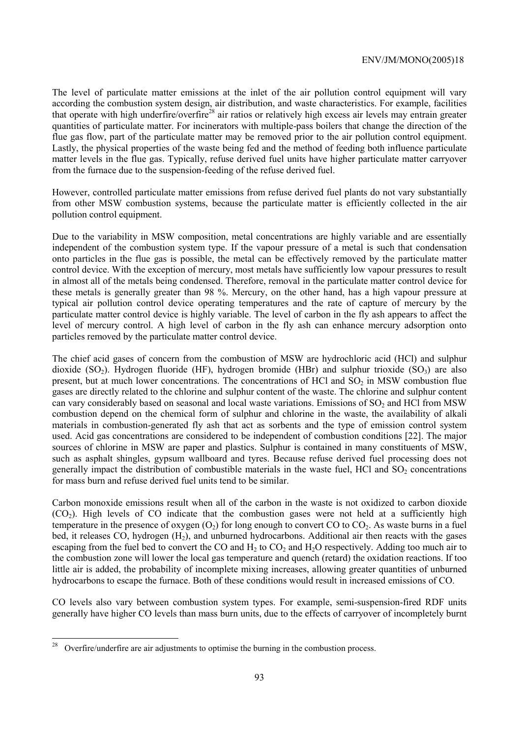The level of particulate matter emissions at the inlet of the air pollution control equipment will vary according the combustion system design, air distribution, and waste characteristics. For example, facilities that operate with high underfire/overfire[28] air ratios or relatively high excess air levels may entrain greater quantities of particulate matter. For incinerators with multiple-pass boilers that change the direction of the flue gas flow, part of the particulate matter may be removed prior to the air pollution control equipment. Lastly, the physical properties of the waste being fed and the method of feeding both influence particulate matter levels in the flue gas. Typically, refuse derived fuel units have higher particulate matter carryover from the furnace due to the suspension-feeding of the refuse derived fuel.

However, controlled particulate matter emissions from refuse derived fuel plants do not vary substantially from other MSW combustion systems, because the particulate matter is efficiently collected in the air pollution control equipment.

Due to the variability in MSW composition, metal concentrations are highly variable and are essentially independent of the combustion system type. If the vapour pressure of a metal is such that condensation onto particles in the flue gas is possible, the metal can be effectively removed by the particulate matter control device. With the exception of mercury, most metals have sufficiently low vapour pressures to result in almost all of the metals being condensed. Therefore, removal in the particulate matter control device for these metals is generally greater than 98 %. Mercury, on the other hand, has a high vapour pressure at typical air pollution control device operating temperatures and the rate of capture of mercury by the particulate matter control device is highly variable. The level of carbon in the fly ash appears to affect the level of mercury control. A high level of carbon in the fly ash can enhance mercury adsorption onto particles removed by the particulate matter control device.

The chief acid gases of concern from the combustion of MSW are hydrochloric acid (HCl) and sulphur dioxide ($SO_2$). Hydrogen fluoride (HF), hydrogen bromide (HBr) and sulphur trioxide ($SO_3$) are also present, but at much lower concentrations. The concentrations of HCl and $SO_2$ in MSW combustion flue gases are directly related to the chlorine and sulphur content of the waste. The chlorine and sulphur content can vary considerably based on seasonal and local waste variations. Emissions of $SO_2$ and HCl from MSW combustion depend on the chemical form of sulphur and chlorine in the waste, the availability of alkali materials in combustion-generated fly ash that act as sorbents and the type of emission control system used. Acid gas concentrations are considered to be independent of combustion conditions [22]. The major sources of chlorine in MSW are paper and plastics. Sulphur is contained in many constituents of MSW, such as asphalt shingles, gypsum wallboard and tyres. Because refuse derived fuel processing does not generally impact the distribution of combustible materials in the waste fuel, HCl and $SO_2$ concentrations for mass burn and refuse derived fuel units tend to be similar.

Carbon monoxide emissions result when all of the carbon in the waste is not oxidized to carbon dioxide ($CO_2$). High levels of CO indicate that the combustion gases were not held at a sufficiently high temperature in the presence of oxygen ($O_2$) for long enough to convert CO to $CO_2$. As waste burns in a fuel bed, it releases CO, hydrogen ($H_2$), and unburned hydrocarbons. Additional air then reacts with the gases escaping from the fuel bed to convert the CO and $H_2$ to $CO_2$ and $H_2O$ respectively. Adding too much air to the combustion zone will lower the local gas temperature and quench (retard) the oxidation reactions. If too little air is added, the probability of incomplete mixing increases, allowing greater quantities of unburned hydrocarbons to escape the furnace. Both of these conditions would result in increased emissions of CO.

CO levels also vary between combustion system types. For example, semi-suspension-fired RDF units generally have higher CO levels than mass burn units, due to the effects of carryover of incompletely burnt

---

[28] Overfire/underfire are air adjustments to optimise the burning in the combustion process.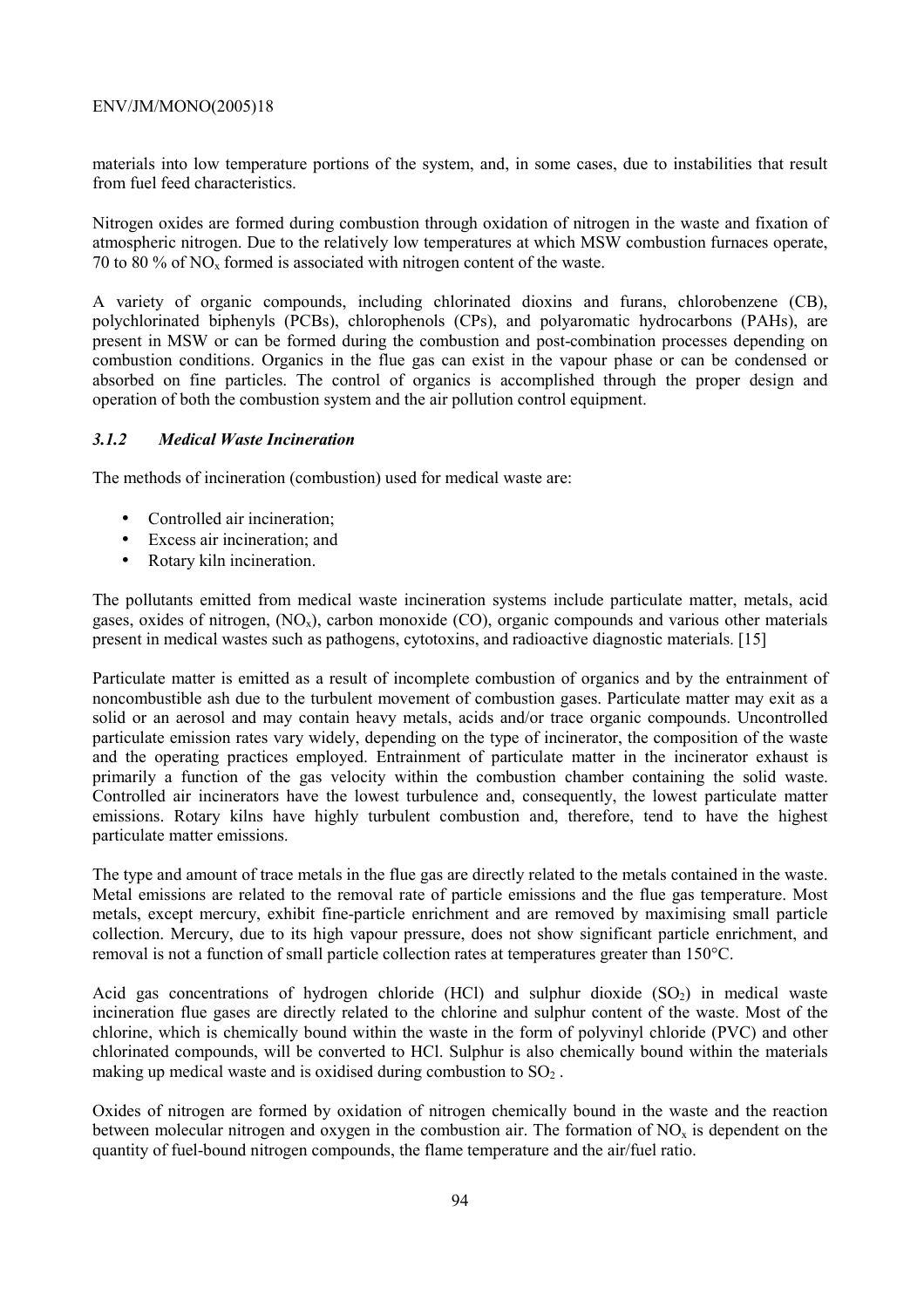materials into low temperature portions of the system, and, in some cases, due to instabilities that result from fuel feed characteristics.

Nitrogen oxides are formed during combustion through oxidation of nitrogen in the waste and fixation of atmospheric nitrogen. Due to the relatively low temperatures at which MSW combustion furnaces operate, 70 to 80 % of $NO_x$ formed is associated with nitrogen content of the waste.

A variety of organic compounds, including chlorinated dioxins and furans, chlorobenzene (CB), polychlorinated biphenyls (PCBs), chlorophenols (CPs), and polyaromatic hydrocarbons (PAHs), are present in MSW or can be formed during the combustion and post-combination processes depending on combustion conditions. Organics in the flue gas can exist in the vapour phase or can be condensed or absorbed on fine particles. The control of organics is accomplished through the proper design and operation of both the combustion system and the air pollution control equipment.

### *3.1.2 Medical Waste Incineration*

The methods of incineration (combustion) used for medical waste are:

- Controlled air incineration;
- Excess air incineration; and
- Rotary kiln incineration.

The pollutants emitted from medical waste incineration systems include particulate matter, metals, acid gases, oxides of nitrogen, ($NO_x$), carbon monoxide (CO), organic compounds and various other materials present in medical wastes such as pathogens, cytotoxins, and radioactive diagnostic materials. [15]

Particulate matter is emitted as a result of incomplete combustion of organics and by the entrainment of noncombustible ash due to the turbulent movement of combustion gases. Particulate matter may exit as a solid or an aerosol and may contain heavy metals, acids and/or trace organic compounds. Uncontrolled particulate emission rates vary widely, depending on the type of incinerator, the composition of the waste and the operating practices employed. Entrainment of particulate matter in the incinerator exhaust is primarily a function of the gas velocity within the combustion chamber containing the solid waste. Controlled air incinerators have the lowest turbulence and, consequently, the lowest particulate matter emissions. Rotary kilns have highly turbulent combustion and, therefore, tend to have the highest particulate matter emissions.

The type and amount of trace metals in the flue gas are directly related to the metals contained in the waste. Metal emissions are related to the removal rate of particle emissions and the flue gas temperature. Most metals, except mercury, exhibit fine-particle enrichment and are removed by maximising small particle collection. Mercury, due to its high vapour pressure, does not show significant particle enrichment, and removal is not a function of small particle collection rates at temperatures greater than 150°C.

Acid gas concentrations of hydrogen chloride (HCl) and sulphur dioxide ($SO_2$) in medical waste incineration flue gases are directly related to the chlorine and sulphur content of the waste. Most of the chlorine, which is chemically bound within the waste in the form of polyvinyl chloride (PVC) and other chlorinated compounds, will be converted to HCl. Sulphur is also chemically bound within the materials making up medical waste and is oxidised during combustion to $SO_2$ .

Oxides of nitrogen are formed by oxidation of nitrogen chemically bound in the waste and the reaction between molecular nitrogen and oxygen in the combustion air. The formation of $NO_x$ is dependent on the quantity of fuel-bound nitrogen compounds, the flame temperature and the air/fuel ratio.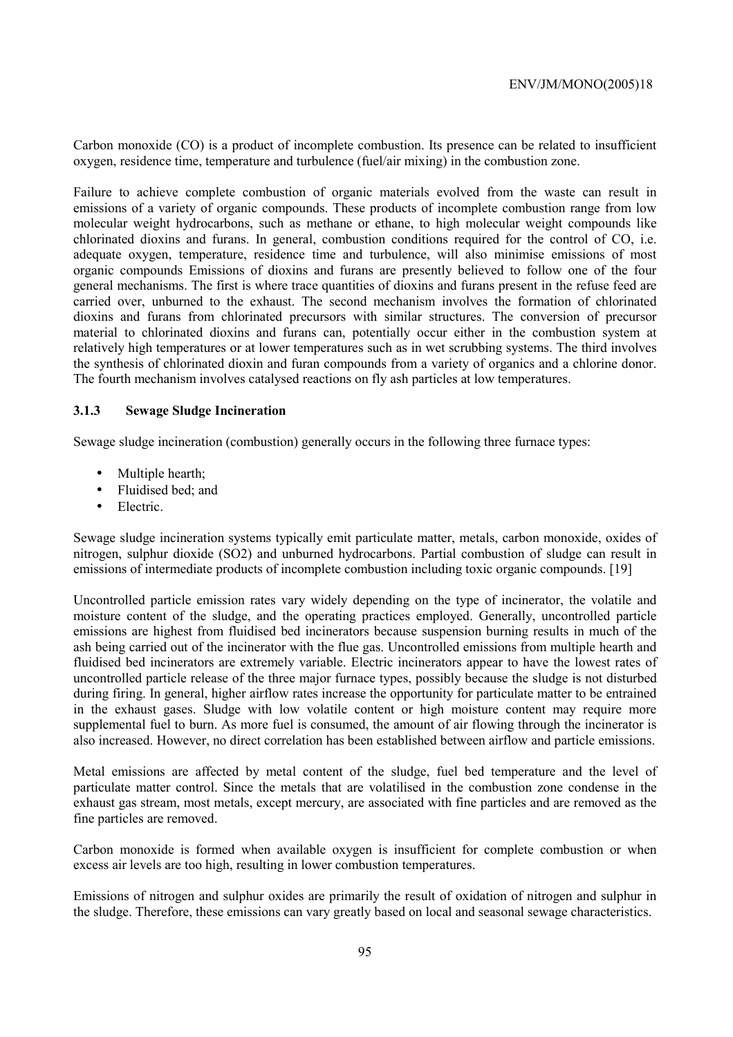Carbon monoxide (CO) is a product of incomplete combustion. Its presence can be related to insufficient oxygen, residence time, temperature and turbulence (fuel/air mixing) in the combustion zone.

Failure to achieve complete combustion of organic materials evolved from the waste can result in emissions of a variety of organic compounds. These products of incomplete combustion range from low molecular weight hydrocarbons, such as methane or ethane, to high molecular weight compounds like chlorinated dioxins and furans. In general, combustion conditions required for the control of CO, i.e. adequate oxygen, temperature, residence time and turbulence, will also minimise emissions of most organic compounds Emissions of dioxins and furans are presently believed to follow one of the four general mechanisms. The first is where trace quantities of dioxins and furans present in the refuse feed are carried over, unburned to the exhaust. The second mechanism involves the formation of chlorinated dioxins and furans from chlorinated precursors with similar structures. The conversion of precursor material to chlorinated dioxins and furans can, potentially occur either in the combustion system at relatively high temperatures or at lower temperatures such as in wet scrubbing systems. The third involves the synthesis of chlorinated dioxin and furan compounds from a variety of organics and a chlorine donor. The fourth mechanism involves catalysed reactions on fly ash particles at low temperatures.

### 3.1.3 Sewage Sludge Incineration

Sewage sludge incineration (combustion) generally occurs in the following three furnace types:

- Multiple hearth;
- Fluidised bed; and
- Electric.

Sewage sludge incineration systems typically emit particulate matter, metals, carbon monoxide, oxides of nitrogen, sulphur dioxide ($SO_2$) and unburned hydrocarbons. Partial combustion of sludge can result in emissions of intermediate products of incomplete combustion including toxic organic compounds. [19]

Uncontrolled particle emission rates vary widely depending on the type of incinerator, the volatile and moisture content of the sludge, and the operating practices employed. Generally, uncontrolled particle emissions are highest from fluidised bed incinerators because suspension burning results in much of the ash being carried out of the incinerator with the flue gas. Uncontrolled emissions from multiple hearth and fluidised bed incinerators are extremely variable. Electric incinerators appear to have the lowest rates of uncontrolled particle release of the three major furnace types, possibly because the sludge is not disturbed during firing. In general, higher airflow rates increase the opportunity for particulate matter to be entrained in the exhaust gases. Sludge with low volatile content or high moisture content may require more supplemental fuel to burn. As more fuel is consumed, the amount of air flowing through the incinerator is also increased. However, no direct correlation has been established between airflow and particle emissions.

Metal emissions are affected by metal content of the sludge, fuel bed temperature and the level of particulate matter control. Since the metals that are volatilised in the combustion zone condense in the exhaust gas stream, most metals, except mercury, are associated with fine particles and are removed as the fine particles are removed.

Carbon monoxide is formed when available oxygen is insufficient for complete combustion or when excess air levels are too high, resulting in lower combustion temperatures.

Emissions of nitrogen and sulphur oxides are primarily the result of oxidation of nitrogen and sulphur in the sludge. Therefore, these emissions can vary greatly based on local and seasonal sewage characteristics.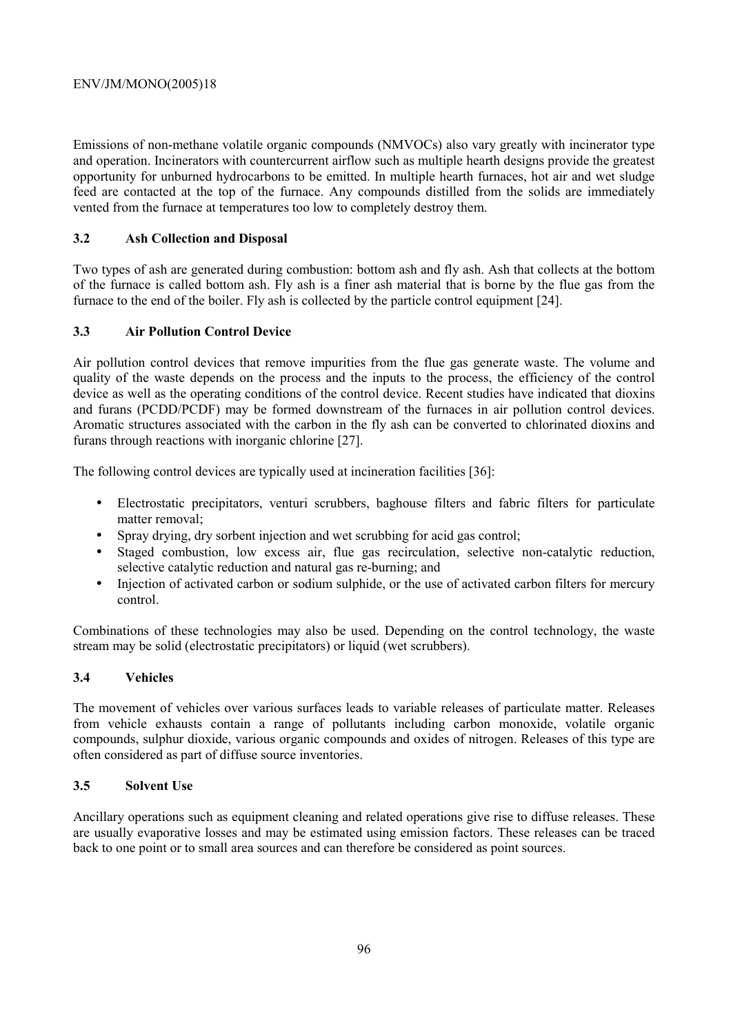Emissions of non-methane volatile organic compounds (NMVOCs) also vary greatly with incinerator type and operation. Incinerators with countercurrent airflow such as multiple hearth designs provide the greatest opportunity for unburned hydrocarbons to be emitted. In multiple hearth furnaces, hot air and wet sludge feed are contacted at the top of the furnace. Any compounds distilled from the solids are immediately vented from the furnace at temperatures too low to completely destroy them.

### 3.2 Ash Collection and Disposal

Two types of ash are generated during combustion: bottom ash and fly ash. Ash that collects at the bottom of the furnace is called bottom ash. Fly ash is a finer ash material that is borne by the flue gas from the furnace to the end of the boiler. Fly ash is collected by the particle control equipment [24].

### 3.3 Air Pollution Control Device

Air pollution control devices that remove impurities from the flue gas generate waste. The volume and quality of the waste depends on the process and the inputs to the process, the efficiency of the control device as well as the operating conditions of the control device. Recent studies have indicated that dioxins and furans (PCDD/PCDF) may be formed downstream of the furnaces in air pollution control devices. Aromatic structures associated with the carbon in the fly ash can be converted to chlorinated dioxins and furans through reactions with inorganic chlorine [27].

The following control devices are typically used at incineration facilities [36]:

- Electrostatic precipitators, venturi scrubbers, baghouse filters and fabric filters for particulate matter removal;
- Spray drying, dry sorbent injection and wet scrubbing for acid gas control;
- Staged combustion, low excess air, flue gas recirculation, selective non-catalytic reduction, selective catalytic reduction and natural gas re-burning; and
- Injection of activated carbon or sodium sulphide, or the use of activated carbon filters for mercury control.

Combinations of these technologies may also be used. Depending on the control technology, the waste stream may be solid (electrostatic precipitators) or liquid (wet scrubbers).

### 3.4 Vehicles

The movement of vehicles over various surfaces leads to variable releases of particulate matter. Releases from vehicle exhausts contain a range of pollutants including carbon monoxide, volatile organic compounds, sulphur dioxide, various organic compounds and oxides of nitrogen. Releases of this type are often considered as part of diffuse source inventories.

### 3.5 Solvent Use

Ancillary operations such as equipment cleaning and related operations give rise to diffuse releases. These are usually evaporative losses and may be estimated using emission factors. These releases can be traced back to one point or to small area sources and can therefore be considered as point sources.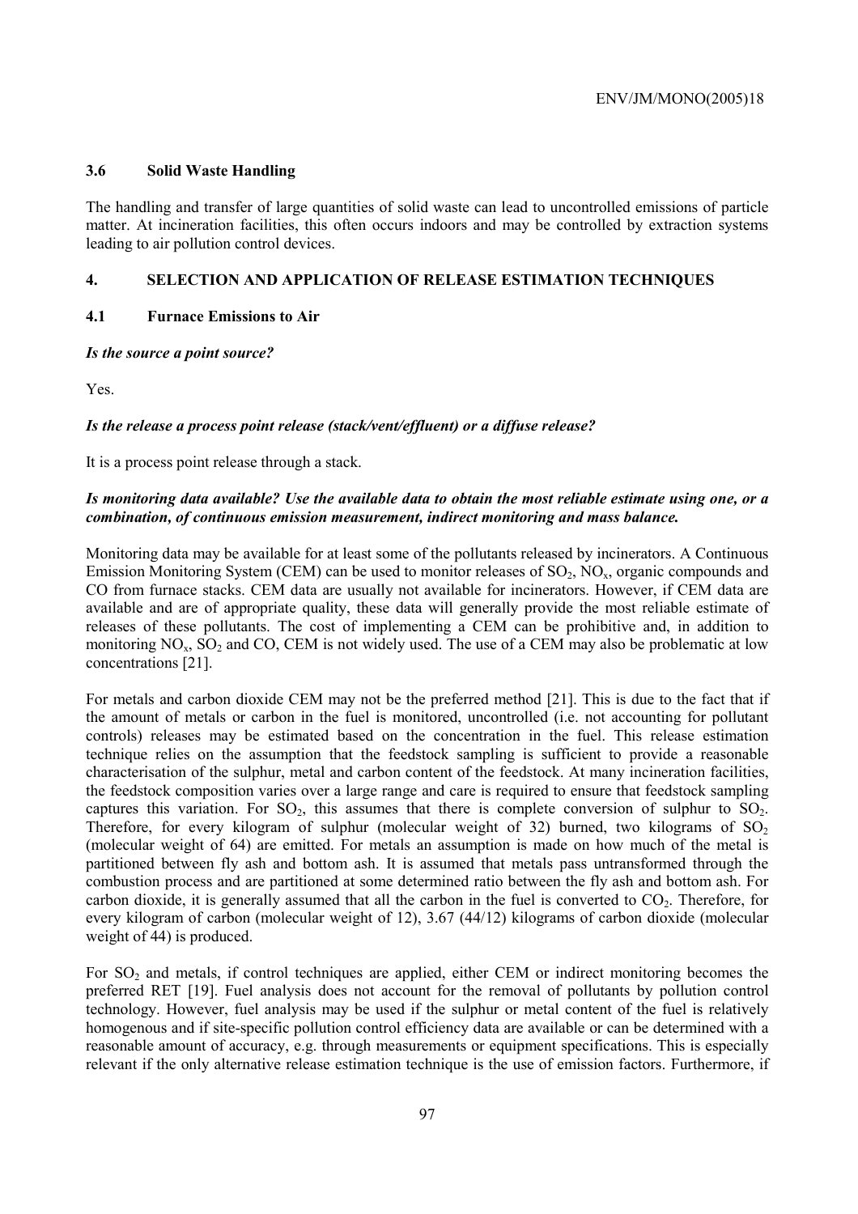### 3.6 Solid Waste Handling

The handling and transfer of large quantities of solid waste can lead to uncontrolled emissions of particle matter. At incineration facilities, this often occurs indoors and may be controlled by extraction systems leading to air pollution control devices.

## 4. SELECTION AND APPLICATION OF RELEASE ESTIMATION TECHNIQUES

### 4.1 Furnace Emissions to Air

***Is the source a point source?***

Yes.

***Is the release a process point release (stack/vent/effluent) or a diffuse release?***

It is a process point release through a stack.

***Is monitoring data available? Use the available data to obtain the most reliable estimate using one, or a combination, of continuous emission measurement, indirect monitoring and mass balance.***

Monitoring data may be available for at least some of the pollutants released by incinerators. A Continuous Emission Monitoring System (CEM) can be used to monitor releases of $SO_2$, $NO_x$, organic compounds and CO from furnace stacks. CEM data are usually not available for incinerators. However, if CEM data are available and are of appropriate quality, these data will generally provide the most reliable estimate of releases of these pollutants. The cost of implementing a CEM can be prohibitive and, in addition to monitoring $NO_x$, $SO_2$ and CO, CEM is not widely used. The use of a CEM may also be problematic at low concentrations [21].

For metals and carbon dioxide CEM may not be the preferred method [21]. This is due to the fact that if the amount of metals or carbon in the fuel is monitored, uncontrolled (i.e. not accounting for pollutant controls) releases may be estimated based on the concentration in the fuel. This release estimation technique relies on the assumption that the feedstock sampling is sufficient to provide a reasonable characterisation of the sulphur, metal and carbon content of the feedstock. At many incineration facilities, the feedstock composition varies over a large range and care is required to ensure that feedstock sampling captures this variation. For $SO_2$, this assumes that there is complete conversion of sulphur to $SO_2$. Therefore, for every kilogram of sulphur (molecular weight of 32) burned, two kilograms of $SO_2$ (molecular weight of 64) are emitted. For metals an assumption is made on how much of the metal is partitioned between fly ash and bottom ash. It is assumed that metals pass untransformed through the combustion process and are partitioned at some determined ratio between the fly ash and bottom ash. For carbon dioxide, it is generally assumed that all the carbon in the fuel is converted to $CO_2$. Therefore, for every kilogram of carbon (molecular weight of 12), 3.67 (44/12) kilograms of carbon dioxide (molecular weight of 44) is produced.

For $SO_2$ and metals, if control techniques are applied, either CEM or indirect monitoring becomes the preferred RET [19]. Fuel analysis does not account for the removal of pollutants by pollution control technology. However, fuel analysis may be used if the sulphur or metal content of the fuel is relatively homogenous and if site-specific pollution control efficiency data are available or can be determined with a reasonable amount of accuracy, e.g. through measurements or equipment specifications. This is especially relevant if the only alternative release estimation technique is the use of emission factors. Furthermore, if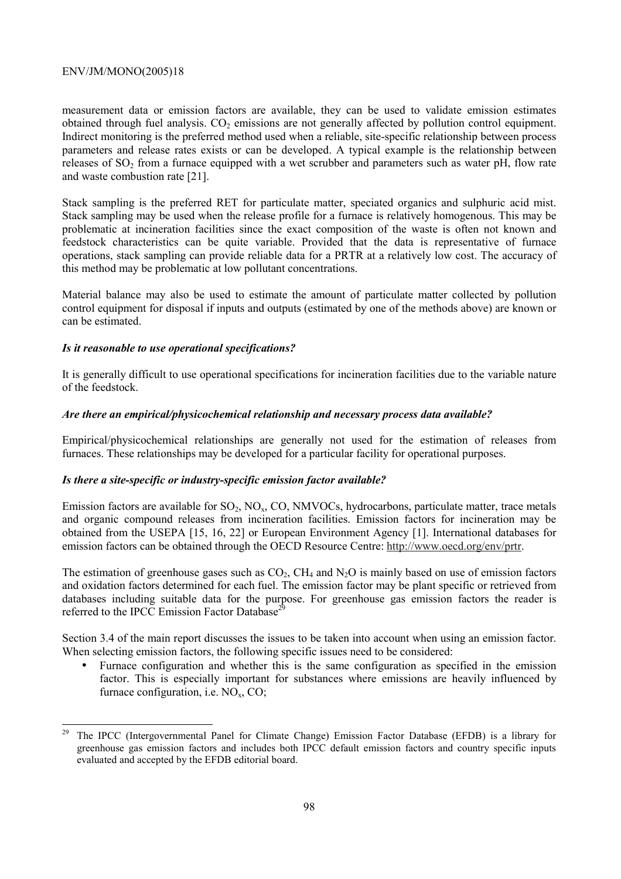measurement data or emission factors are available, they can be used to validate emission estimates obtained through fuel analysis. $CO_2$ emissions are not generally affected by pollution control equipment. Indirect monitoring is the preferred method used when a reliable, site-specific relationship between process parameters and release rates exists or can be developed. A typical example is the relationship between releases of $SO_2$ from a furnace equipped with a wet scrubber and parameters such as water pH, flow rate and waste combustion rate [21].

Stack sampling is the preferred RET for particulate matter, speciated organics and sulphuric acid mist. Stack sampling may be used when the release profile for a furnace is relatively homogenous. This may be problematic at incineration facilities since the exact composition of the waste is often not known and feedstock characteristics can be quite variable. Provided that the data is representative of furnace operations, stack sampling can provide reliable data for a PRTR at a relatively low cost. The accuracy of this method may be problematic at low pollutant concentrations.

Material balance may also be used to estimate the amount of particulate matter collected by pollution control equipment for disposal if inputs and outputs (estimated by one of the methods above) are known or can be estimated.

***Is it reasonable to use operational specifications?***

It is generally difficult to use operational specifications for incineration facilities due to the variable nature of the feedstock.

***Are there an empirical/physicochemical relationship and necessary process data available?***

Empirical/physicochemical relationships are generally not used for the estimation of releases from furnaces. These relationships may be developed for a particular facility for operational purposes.

***Is there a site-specific or industry-specific emission factor available?***

Emission factors are available for $SO_2$, $NO_x$, CO, NMVOCs, hydrocarbons, particulate matter, trace metals and organic compound releases from incineration facilities. Emission factors for incineration may be obtained from the USEPA [15, 16, 22] or European Environment Agency [1]. International databases for emission factors can be obtained through the OECD Resource Centre: http://www.oecd.org/env/prtr.

The estimation of greenhouse gases such as $CO_2$, $CH_4$ and $N_2O$ is mainly based on use of emission factors and oxidation factors determined for each fuel. The emission factor may be plant specific or retrieved from databases including suitable data for the purpose. For greenhouse gas emission factors the reader is referred to the IPCC Emission Factor Database[29]

Section 3.4 of the main report discusses the issues to be taken into account when using an emission factor. When selecting emission factors, the following specific issues need to be considered:

- Furnace configuration and whether this is the same configuration as specified in the emission factor. This is especially important for substances where emissions are heavily influenced by furnace configuration, i.e. $NO_x$, CO;

[29] The IPCC (Intergovernmental Panel for Climate Change) Emission Factor Database (EFDB) is a library for greenhouse gas emission factors and includes both IPCC default emission factors and country specific inputs evaluated and accepted by the EFDB editorial board.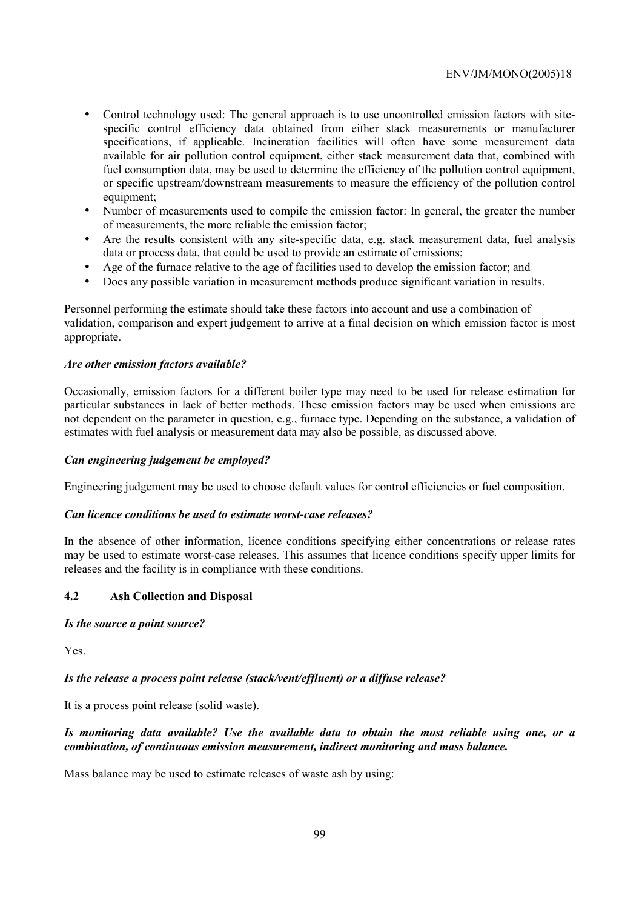- Control technology used: The general approach is to use uncontrolled emission factors with site-specific control efficiency data obtained from either stack measurements or manufacturer specifications, if applicable. Incineration facilities will often have some measurement data available for air pollution control equipment, either stack measurement data that, combined with fuel consumption data, may be used to determine the efficiency of the pollution control equipment, or specific upstream/downstream measurements to measure the efficiency of the pollution control equipment;
- Number of measurements used to compile the emission factor: In general, the greater the number of measurements, the more reliable the emission factor;
- Are the results consistent with any site-specific data, e.g. stack measurement data, fuel analysis data or process data, that could be used to provide an estimate of emissions;
- Age of the furnace relative to the age of facilities used to develop the emission factor; and
- Does any possible variation in measurement methods produce significant variation in results.

Personnel performing the estimate should take these factors into account and use a combination of validation, comparison and expert judgement to arrive at a final decision on which emission factor is most appropriate.

***Are other emission factors available?***

Occasionally, emission factors for a different boiler type may need to be used for release estimation for particular substances in lack of better methods. These emission factors may be used when emissions are not dependent on the parameter in question, e.g., furnace type. Depending on the substance, a validation of estimates with fuel analysis or measurement data may also be possible, as discussed above.

***Can engineering judgement be employed?***

Engineering judgement may be used to choose default values for control efficiencies or fuel composition.

***Can licence conditions be used to estimate worst-case releases?***

In the absence of other information, licence conditions specifying either concentrations or release rates may be used to estimate worst-case releases. This assumes that licence conditions specify upper limits for releases and the facility is in compliance with these conditions.

## 4.2 Ash Collection and Disposal

***Is the source a point source?***

Yes.

***Is the release a process point release (stack/vent/effluent) or a diffuse release?***

It is a process point release (solid waste).

***Is monitoring data available? Use the available data to obtain the most reliable using one, or a combination, of continuous emission measurement, indirect monitoring and mass balance.***

Mass balance may be used to estimate releases of waste ash by using: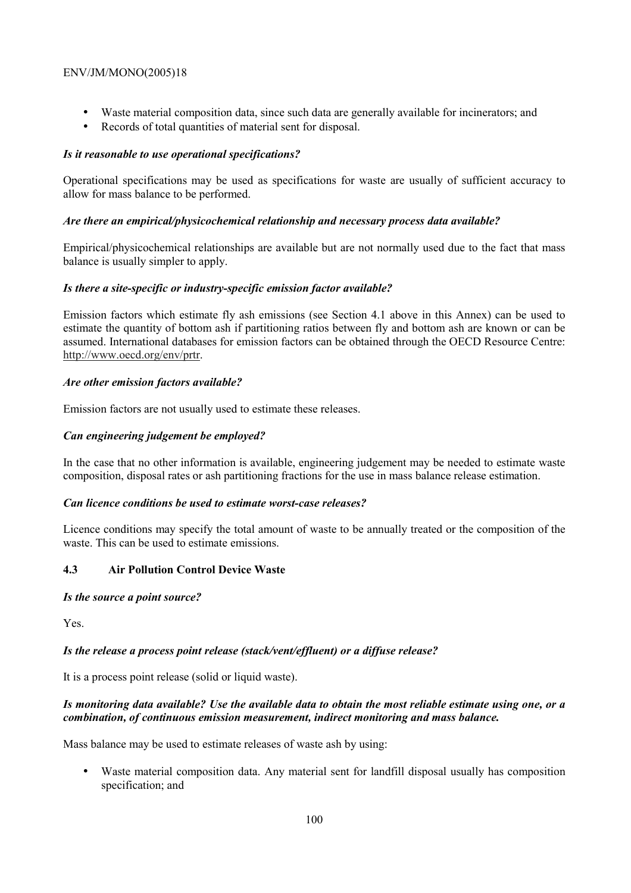- Waste material composition data, since such data are generally available for incinerators; and
- Records of total quantities of material sent for disposal.

***Is it reasonable to use operational specifications?***

Operational specifications may be used as specifications for waste are usually of sufficient accuracy to allow for mass balance to be performed.

***Are there an empirical/physicochemical relationship and necessary process data available?***

Empirical/physicochemical relationships are available but are not normally used due to the fact that mass balance is usually simpler to apply.

***Is there a site-specific or industry-specific emission factor available?***

Emission factors which estimate fly ash emissions (see Section 4.1 above in this Annex) can be used to estimate the quantity of bottom ash if partitioning ratios between fly and bottom ash are known or can be assumed. International databases for emission factors can be obtained through the OECD Resource Centre: http://www.oecd.org/env/prtr.

***Are other emission factors available?***

Emission factors are not usually used to estimate these releases.

***Can engineering judgement be employed?***

In the case that no other information is available, engineering judgement may be needed to estimate waste composition, disposal rates or ash partitioning fractions for the use in mass balance release estimation.

***Can licence conditions be used to estimate worst-case releases?***

Licence conditions may specify the total amount of waste to be annually treated or the composition of the waste. This can be used to estimate emissions.

### 4.3 Air Pollution Control Device Waste

***Is the source a point source?***

Yes.

***Is the release a process point release (stack/vent/effluent) or a diffuse release?***

It is a process point release (solid or liquid waste).

***Is monitoring data available? Use the available data to obtain the most reliable estimate using one, or a combination, of continuous emission measurement, indirect monitoring and mass balance.***

Mass balance may be used to estimate releases of waste ash by using:

- Waste material composition data. Any material sent for landfill disposal usually has composition specification; and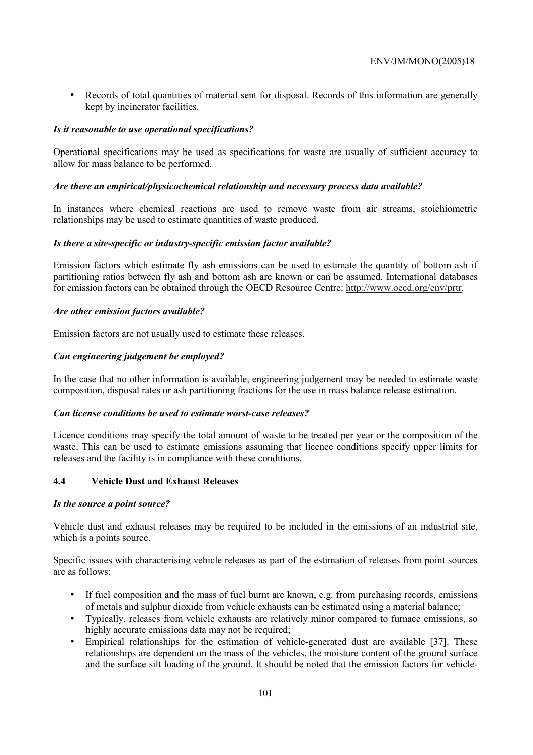- Records of total quantities of material sent for disposal. Records of this information are generally kept by incinerator facilities.

***Is it reasonable to use operational specifications?***

Operational specifications may be used as specifications for waste are usually of sufficient accuracy to allow for mass balance to be performed.

***Are there an empirical/physicochemical relationship and necessary process data available?***

In instances where chemical reactions are used to remove waste from air streams, stoichiometric relationships may be used to estimate quantities of waste produced.

***Is there a site-specific or industry-specific emission factor available?***

Emission factors which estimate fly ash emissions can be used to estimate the quantity of bottom ash if partitioning ratios between fly ash and bottom ash are known or can be assumed. International databases for emission factors can be obtained through the OECD Resource Centre: http://www.oecd.org/env/prtr.

***Are other emission factors available?***

Emission factors are not usually used to estimate these releases.

***Can engineering judgement be employed?***

In the case that no other information is available, engineering judgement may be needed to estimate waste composition, disposal rates or ash partitioning fractions for the use in mass balance release estimation.

***Can license conditions be used to estimate worst-case releases?***

Licence conditions may specify the total amount of waste to be treated per year or the composition of the waste. This can be used to estimate emissions assuming that licence conditions specify upper limits for releases and the facility is in compliance with these conditions.

### 4.4 Vehicle Dust and Exhaust Releases

***Is the source a point source?***

Vehicle dust and exhaust releases may be required to be included in the emissions of an industrial site, which is a points source.

Specific issues with characterising vehicle releases as part of the estimation of releases from point sources are as follows:

- If fuel composition and the mass of fuel burnt are known, e.g. from purchasing records, emissions of metals and sulphur dioxide from vehicle exhausts can be estimated using a material balance;
- Typically, releases from vehicle exhausts are relatively minor compared to furnace emissions, so highly accurate emissions data may not be required;
- Empirical relationships for the estimation of vehicle-generated dust are available [37]. These relationships are dependent on the mass of the vehicles, the moisture content of the ground surface and the surface silt loading of the ground. It should be noted that the emission factors for vehicle-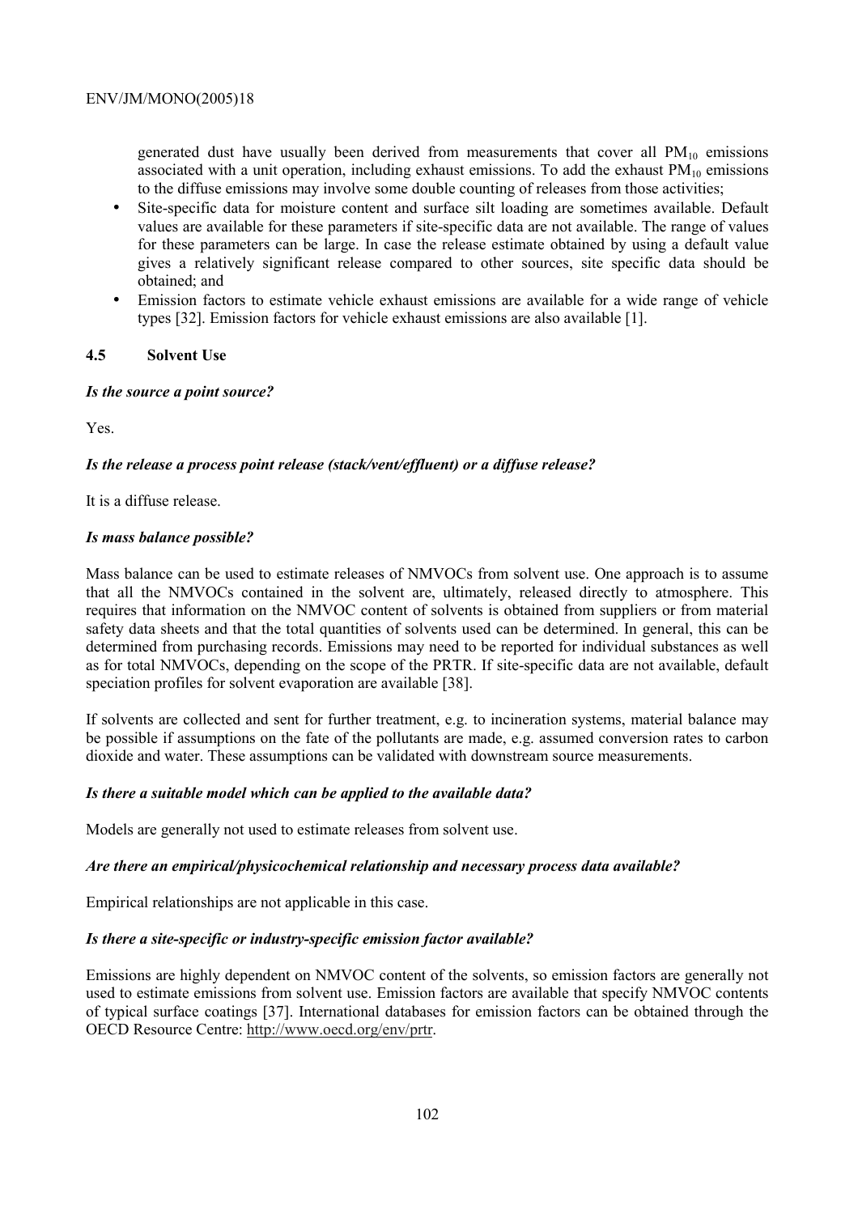generated dust have usually been derived from measurements that cover all $PM_{10}$ emissions associated with a unit operation, including exhaust emissions. To add the exhaust $PM_{10}$ emissions to the diffuse emissions may involve some double counting of releases from those activities;

- Site-specific data for moisture content and surface silt loading are sometimes available. Default values are available for these parameters if site-specific data are not available. The range of values for these parameters can be large. In case the release estimate obtained by using a default value gives a relatively significant release compared to other sources, site specific data should be obtained; and
- Emission factors to estimate vehicle exhaust emissions are available for a wide range of vehicle types [32]. Emission factors for vehicle exhaust emissions are also available [1].

### 4.5 Solvent Use

***Is the source a point source?***

Yes.

***Is the release a process point release (stack/vent/effluent) or a diffuse release?***

It is a diffuse release.

***Is mass balance possible?***

Mass balance can be used to estimate releases of NMVOCs from solvent use. One approach is to assume that all the NMVOCs contained in the solvent are, ultimately, released directly to atmosphere. This requires that information on the NMVOC content of solvents is obtained from suppliers or from material safety data sheets and that the total quantities of solvents used can be determined. In general, this can be determined from purchasing records. Emissions may need to be reported for individual substances as well as for total NMVOCs, depending on the scope of the PRTR. If site-specific data are not available, default speciation profiles for solvent evaporation are available [38].

If solvents are collected and sent for further treatment, e.g. to incineration systems, material balance may be possible if assumptions on the fate of the pollutants are made, e.g. assumed conversion rates to carbon dioxide and water. These assumptions can be validated with downstream source measurements.

***Is there a suitable model which can be applied to the available data?***

Models are generally not used to estimate releases from solvent use.

***Are there an empirical/physicochemical relationship and necessary process data available?***

Empirical relationships are not applicable in this case.

***Is there a site-specific or industry-specific emission factor available?***

Emissions are highly dependent on NMVOC content of the solvents, so emission factors are generally not used to estimate emissions from solvent use. Emission factors are available that specify NMVOC contents of typical surface coatings [37]. International databases for emission factors can be obtained through the OECD Resource Centre: http://www.oecd.org/env/prtr.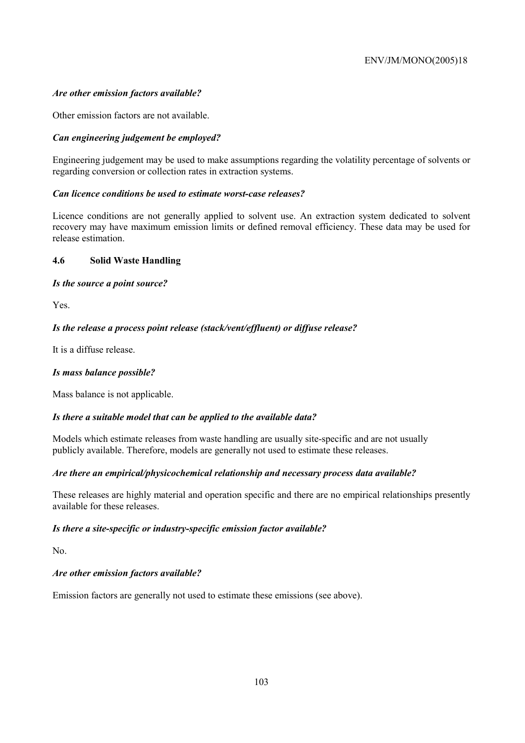***Are other emission factors available?***

Other emission factors are not available.

***Can engineering judgement be employed?***

Engineering judgement may be used to make assumptions regarding the volatility percentage of solvents or regarding conversion or collection rates in extraction systems.

***Can licence conditions be used to estimate worst-case releases?***

Licence conditions are not generally applied to solvent use. An extraction system dedicated to solvent recovery may have maximum emission limits or defined removal efficiency. These data may be used for release estimation.

### 4.6 Solid Waste Handling

***Is the source a point source?***

Yes.

***Is the release a process point release (stack/vent/effluent) or diffuse release?***

It is a diffuse release.

***Is mass balance possible?***

Mass balance is not applicable.

***Is there a suitable model that can be applied to the available data?***

Models which estimate releases from waste handling are usually site-specific and are not usually publicly available. Therefore, models are generally not used to estimate these releases.

***Are there an empirical/physicochemical relationship and necessary process data available?***

These releases are highly material and operation specific and there are no empirical relationships presently available for these releases.

***Is there a site-specific or industry-specific emission factor available?***

No.

***Are other emission factors available?***

Emission factors are generally not used to estimate these emissions (see above).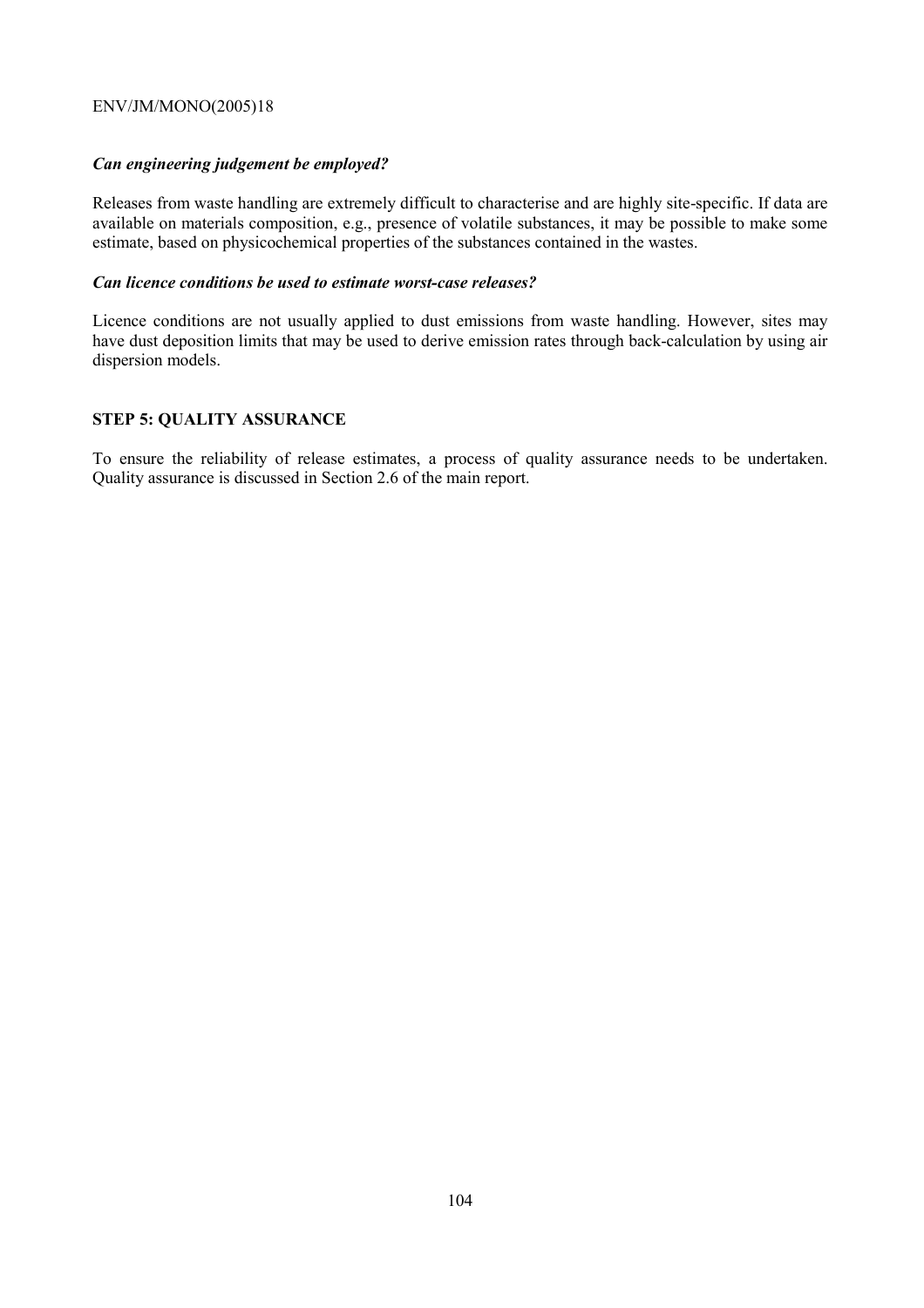***Can engineering judgement be employed?***

Releases from waste handling are extremely difficult to characterise and are highly site-specific. If data are available on materials composition, e.g., presence of volatile substances, it may be possible to make some estimate, based on physicochemical properties of the substances contained in the wastes.

***Can licence conditions be used to estimate worst-case releases?***

Licence conditions are not usually applied to dust emissions from waste handling. However, sites may have dust deposition limits that may be used to derive emission rates through back-calculation by using air dispersion models.

**STEP 5: QUALITY ASSURANCE**

To ensure the reliability of release estimates, a process of quality assurance needs to be undertaken. Quality assurance is discussed in Section 2.6 of the main report.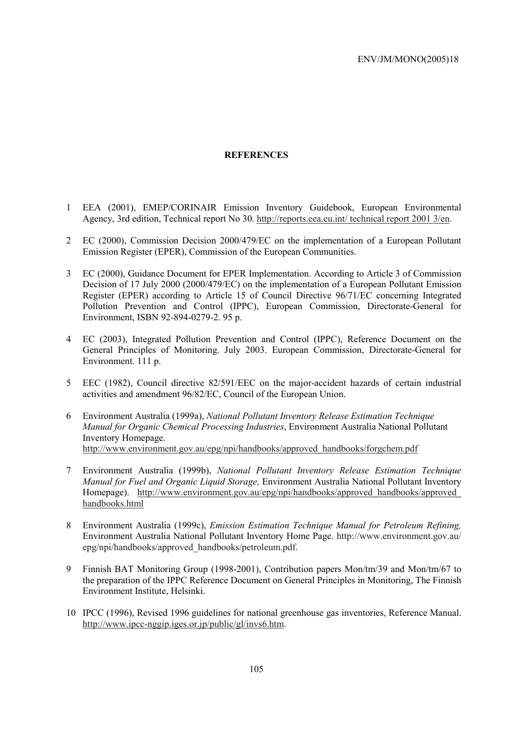# REFERENCES

1 EEA (2001), EMEP/CORINAIR Emission Inventory Guidebook, European Environmental Agency, 3rd edition, Technical report No 30. http://reports.eea.eu.int/ technical report 2001 3/en.

2 EC (2000), Commission Decision 2000/479/EC on the implementation of a European Pollutant Emission Register (EPER), Commission of the European Communities.

3 EC (2000), Guidance Document for EPER Implementation. According to Article 3 of Commission Decision of 17 July 2000 (2000/479/EC) on the implementation of a European Pollutant Emission Register (EPER) according to Article 15 of Council Directive 96/71/EC concerning Integrated Pollution Prevention and Control (IPPC), European Commission, Directorate-General for Environment, ISBN 92-894-0279-2. 95 p.

4 EC (2003), Integrated Pollution Prevention and Control (IPPC), Reference Document on the General Principles of Monitoring. July 2003. European Commission, Directorate-General for Environment. 111 p.

5 EEC (1982), Council directive 82/591/EEC on the major-accident hazards of certain industrial activities and amendment 96/82/EC, Council of the European Union.

6 Environment Australia (1999a), *National Pollutant Inventory Release Estimation Technique Manual for Organic Chemical Processing Industries*, Environment Australia National Pollutant Inventory Homepage. http://www.environment.gov.au/epg/npi/handbooks/approved_handbooks/forgchem.pdf

7 Environment Australia (1999b), *National Pollutant Inventory Release Estimation Technique Manual for Fuel and Organic Liquid Storage,* Environment Australia National Pollutant Inventory Homepage). http://www.environment.gov.au/epg/npi/handbooks/approved_handbooks/approved_handbooks.html

8 Environment Australia (1999c), *Emission Estimation Technique Manual for Petroleum Refining,* Environment Australia National Pollutant Inventory Home Page. http://www.environment.gov.au/epg/npi/handbooks/approved_handbooks/petroleum.pdf.

9 Finnish BAT Monitoring Group (1998-2001), Contribution papers Mon/tm/39 and Mon/tm/67 to the preparation of the IPPC Reference Document on General Principles in Monitoring, The Finnish Environment Institute, Helsinki.

10 IPCC (1996), Revised 1996 guidelines for national greenhouse gas inventories, Reference Manual. http://www.ipcc-nggip.iges.or.jp/public/gl/invs6.htm.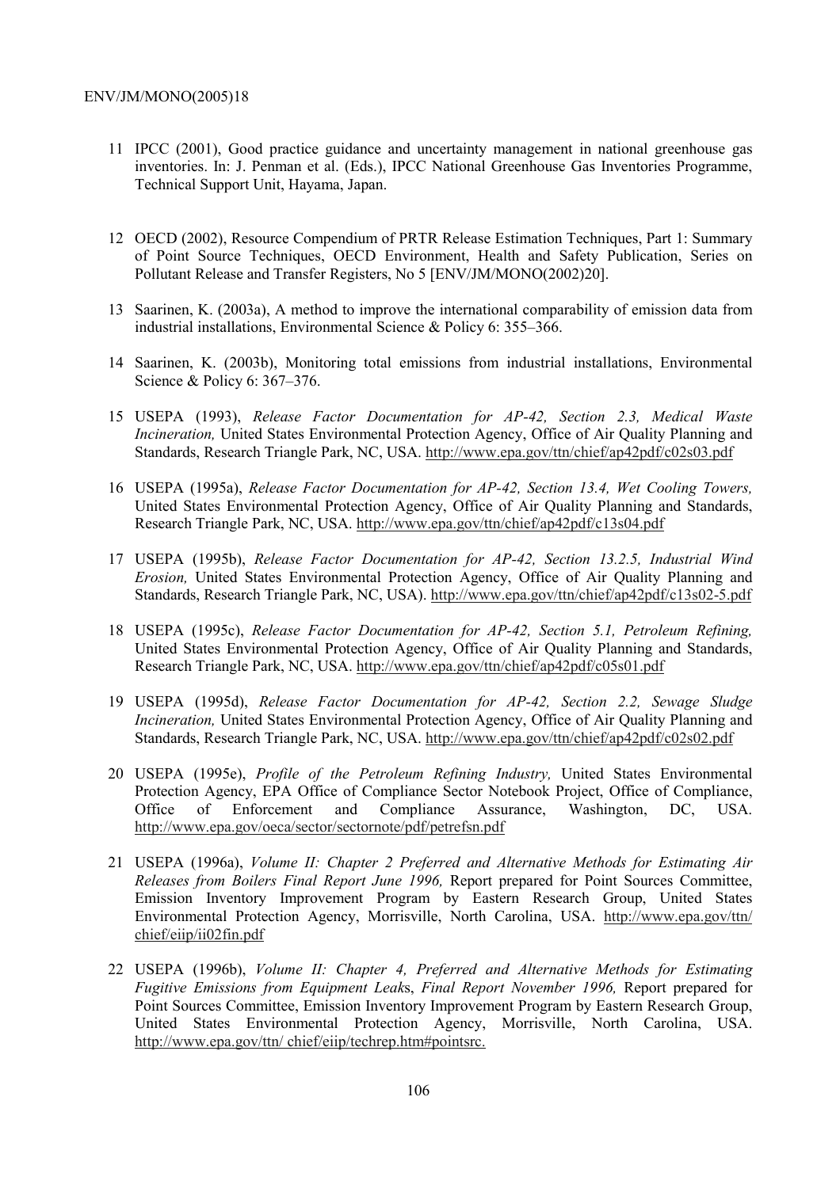11 IPCC (2001), Good practice guidance and uncertainty management in national greenhouse gas inventories. In: J. Penman et al. (Eds.), IPCC National Greenhouse Gas Inventories Programme, Technical Support Unit, Hayama, Japan.

12 OECD (2002), Resource Compendium of PRTR Release Estimation Techniques, Part 1: Summary of Point Source Techniques, OECD Environment, Health and Safety Publication, Series on Pollutant Release and Transfer Registers, No 5 [ENV/JM/MONO(2002)20].

13 Saarinen, K. (2003a), A method to improve the international comparability of emission data from industrial installations, Environmental Science & Policy 6: 355–366.

14 Saarinen, K. (2003b), Monitoring total emissions from industrial installations, Environmental Science & Policy 6: 367–376.

15 USEPA (1993), *Release Factor Documentation for AP-42, Section 2.3, Medical Waste Incineration,* United States Environmental Protection Agency, Office of Air Quality Planning and Standards, Research Triangle Park, NC, USA. http://www.epa.gov/ttn/chief/ap42pdf/c02s03.pdf

16 USEPA (1995a), *Release Factor Documentation for AP-42, Section 13.4, Wet Cooling Towers,* United States Environmental Protection Agency, Office of Air Quality Planning and Standards, Research Triangle Park, NC, USA. http://www.epa.gov/ttn/chief/ap42pdf/c13s04.pdf

17 USEPA (1995b), *Release Factor Documentation for AP-42, Section 13.2.5, Industrial Wind Erosion,* United States Environmental Protection Agency, Office of Air Quality Planning and Standards, Research Triangle Park, NC, USA). http://www.epa.gov/ttn/chief/ap42pdf/c13s02-5.pdf

18 USEPA (1995c), *Release Factor Documentation for AP-42, Section 5.1, Petroleum Refining,* United States Environmental Protection Agency, Office of Air Quality Planning and Standards, Research Triangle Park, NC, USA. http://www.epa.gov/ttn/chief/ap42pdf/c05s01.pdf

19 USEPA (1995d), *Release Factor Documentation for AP-42, Section 2.2, Sewage Sludge Incineration,* United States Environmental Protection Agency, Office of Air Quality Planning and Standards, Research Triangle Park, NC, USA. http://www.epa.gov/ttn/chief/ap42pdf/c02s02.pdf

20 USEPA (1995e), *Profile of the Petroleum Refining Industry,* United States Environmental Protection Agency, EPA Office of Compliance Sector Notebook Project, Office of Compliance, Office of Enforcement and Compliance Assurance, Washington, DC, USA. http://www.epa.gov/oeca/sector/sectornote/pdf/petrefsn.pdf

21 USEPA (1996a), *Volume II: Chapter 2 Preferred and Alternative Methods for Estimating Air Releases from Boilers Final Report June 1996,* Report prepared for Point Sources Committee, Emission Inventory Improvement Program by Eastern Research Group, United States Environmental Protection Agency, Morrisville, North Carolina, USA. http://www.epa.gov/ttn/chief/eiip/ii02fin.pdf

22 USEPA (1996b), *Volume II: Chapter 4, Preferred and Alternative Methods for Estimating Fugitive Emissions from Equipment Leaks, Final Report November 1996,* Report prepared for Point Sources Committee, Emission Inventory Improvement Program by Eastern Research Group, United States Environmental Protection Agency, Morrisville, North Carolina, USA. http://www.epa.gov/ttn/ chief/eiip/techrep.htm#pointsrc.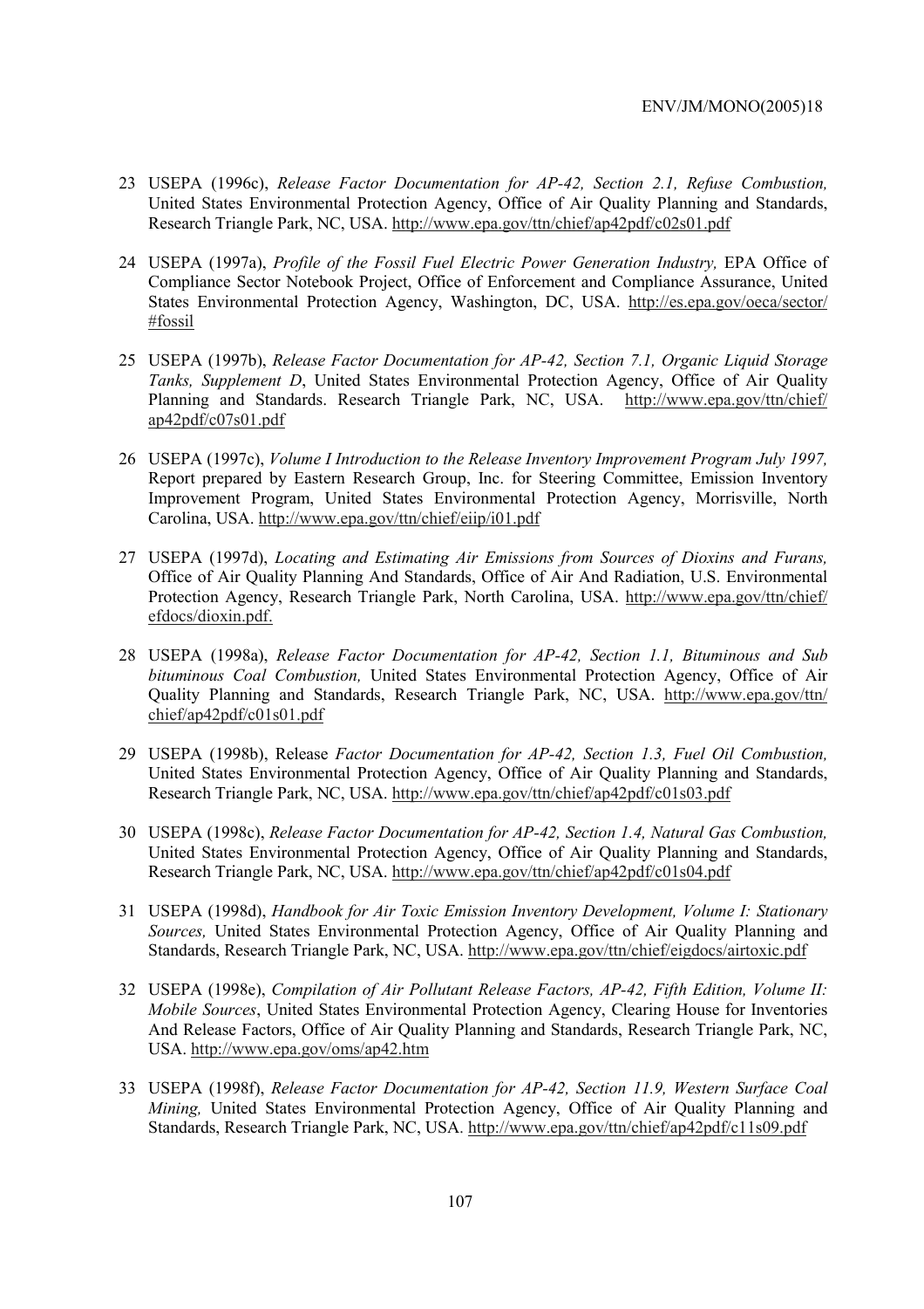23 USEPA (1996c), *Release Factor Documentation for AP-42, Section 2.1, Refuse Combustion,* United States Environmental Protection Agency, Office of Air Quality Planning and Standards, Research Triangle Park, NC, USA. http://www.epa.gov/ttn/chief/ap42pdf/c02s01.pdf

24 USEPA (1997a), *Profile of the Fossil Fuel Electric Power Generation Industry,* EPA Office of Compliance Sector Notebook Project, Office of Enforcement and Compliance Assurance, United States Environmental Protection Agency, Washington, DC, USA. http://es.epa.gov/oeca/sector/#fossil

25 USEPA (1997b), *Release Factor Documentation for AP-42, Section 7.1, Organic Liquid Storage Tanks, Supplement D*, United States Environmental Protection Agency, Office of Air Quality Planning and Standards. Research Triangle Park, NC, USA. http://www.epa.gov/ttn/chief/ap42pdf/c07s01.pdf

26 USEPA (1997c), *Volume I Introduction to the Release Inventory Improvement Program July 1997,* Report prepared by Eastern Research Group, Inc. for Steering Committee, Emission Inventory Improvement Program, United States Environmental Protection Agency, Morrisville, North Carolina, USA. http://www.epa.gov/ttn/chief/eiip/i01.pdf

27 USEPA (1997d), *Locating and Estimating Air Emissions from Sources of Dioxins and Furans,* Office of Air Quality Planning And Standards, Office of Air And Radiation, U.S. Environmental Protection Agency, Research Triangle Park, North Carolina, USA. http://www.epa.gov/ttn/chief/efdocs/dioxin.pdf.

28 USEPA (1998a), *Release Factor Documentation for AP-42, Section 1.1, Bituminous and Sub bituminous Coal Combustion,* United States Environmental Protection Agency, Office of Air Quality Planning and Standards, Research Triangle Park, NC, USA. http://www.epa.gov/ttn/chief/ap42pdf/c01s01.pdf

29 USEPA (1998b), Release *Factor Documentation for AP-42, Section 1.3, Fuel Oil Combustion,* United States Environmental Protection Agency, Office of Air Quality Planning and Standards, Research Triangle Park, NC, USA. http://www.epa.gov/ttn/chief/ap42pdf/c01s03.pdf

30 USEPA (1998c), *Release Factor Documentation for AP-42, Section 1.4, Natural Gas Combustion,* United States Environmental Protection Agency, Office of Air Quality Planning and Standards, Research Triangle Park, NC, USA. http://www.epa.gov/ttn/chief/ap42pdf/c01s04.pdf

31 USEPA (1998d), *Handbook for Air Toxic Emission Inventory Development, Volume I: Stationary Sources,* United States Environmental Protection Agency, Office of Air Quality Planning and Standards, Research Triangle Park, NC, USA. http://www.epa.gov/ttn/chief/eigdocs/airtoxic.pdf

32 USEPA (1998e), *Compilation of Air Pollutant Release Factors, AP-42, Fifth Edition, Volume II: Mobile Sources*, United States Environmental Protection Agency, Clearing House for Inventories And Release Factors, Office of Air Quality Planning and Standards, Research Triangle Park, NC, USA. http://www.epa.gov/oms/ap42.htm

33 USEPA (1998f), *Release Factor Documentation for AP-42, Section 11.9, Western Surface Coal Mining,* United States Environmental Protection Agency, Office of Air Quality Planning and Standards, Research Triangle Park, NC, USA. http://www.epa.gov/ttn/chief/ap42pdf/c11s09.pdf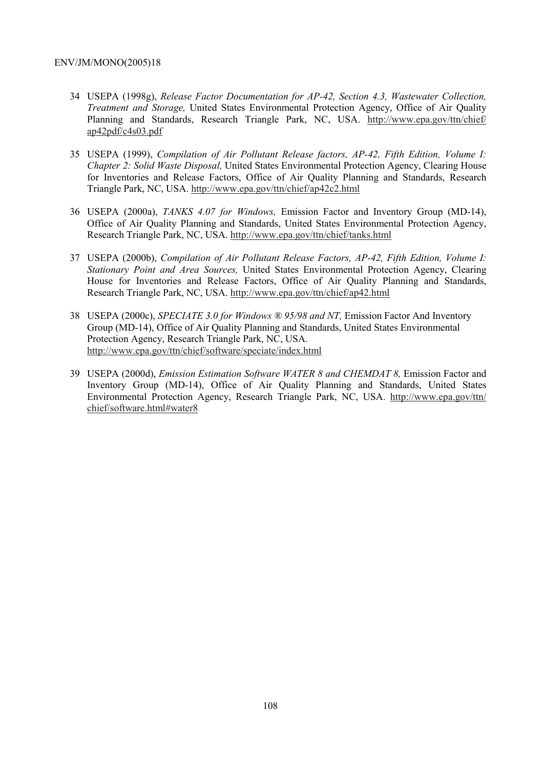34 USEPA (1998g), *Release Factor Documentation for AP-42, Section 4.3, Wastewater Collection, Treatment and Storage,* United States Environmental Protection Agency, Office of Air Quality Planning and Standards, Research Triangle Park, NC, USA. http://www.epa.gov/ttn/chief/ap42pdf/c4s03.pdf

35 USEPA (1999), *Compilation of Air Pollutant Release factors, AP-42, Fifth Edition, Volume I: Chapter 2: Solid Waste Disposal,* United States Environmental Protection Agency, Clearing House for Inventories and Release Factors, Office of Air Quality Planning and Standards, Research Triangle Park, NC, USA. http://www.epa.gov/ttn/chief/ap42c2.html

36 USEPA (2000a), *TANKS 4.07 for Windows,* Emission Factor and Inventory Group (MD-14), Office of Air Quality Planning and Standards, United States Environmental Protection Agency, Research Triangle Park, NC, USA. http://www.epa.gov/ttn/chief/tanks.html

37 USEPA (2000b), *Compilation of Air Pollutant Release Factors, AP-42, Fifth Edition, Volume I: Stationary Point and Area Sources,* United States Environmental Protection Agency, Clearing House for Inventories and Release Factors, Office of Air Quality Planning and Standards, Research Triangle Park, NC, USA. http://www.epa.gov/ttn/chief/ap42.html

38 USEPA (2000c), *SPECIATE 3.0 for Windows ® 95/98 and NT,* Emission Factor And Inventory Group (MD-14), Office of Air Quality Planning and Standards, United States Environmental Protection Agency, Research Triangle Park, NC, USA. http://www.epa.gov/ttn/chief/software/speciate/index.html

39 USEPA (2000d), *Emission Estimation Software WATER 8 and CHEMDAT 8,* Emission Factor and Inventory Group (MD-14), Office of Air Quality Planning and Standards, United States Environmental Protection Agency, Research Triangle Park, NC, USA. http://www.epa.gov/ttn/chief/software.html#water8